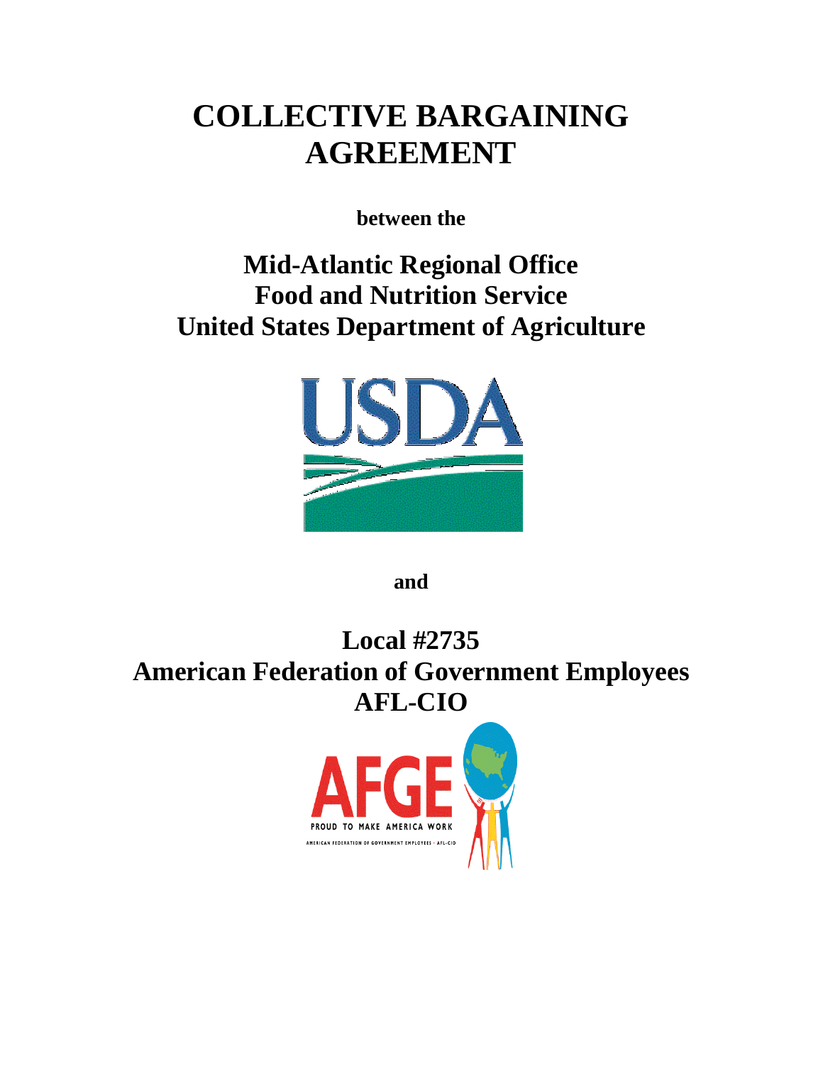# COLLECTIVE BARGAINING AGREEMENT

**between the**

## Mid-Atlantic Regional Office
## Food and Nutrition Service
## United States Department of Agriculture

**and**

## Local #2735
## American Federation of Government Employees
## AFL-CIO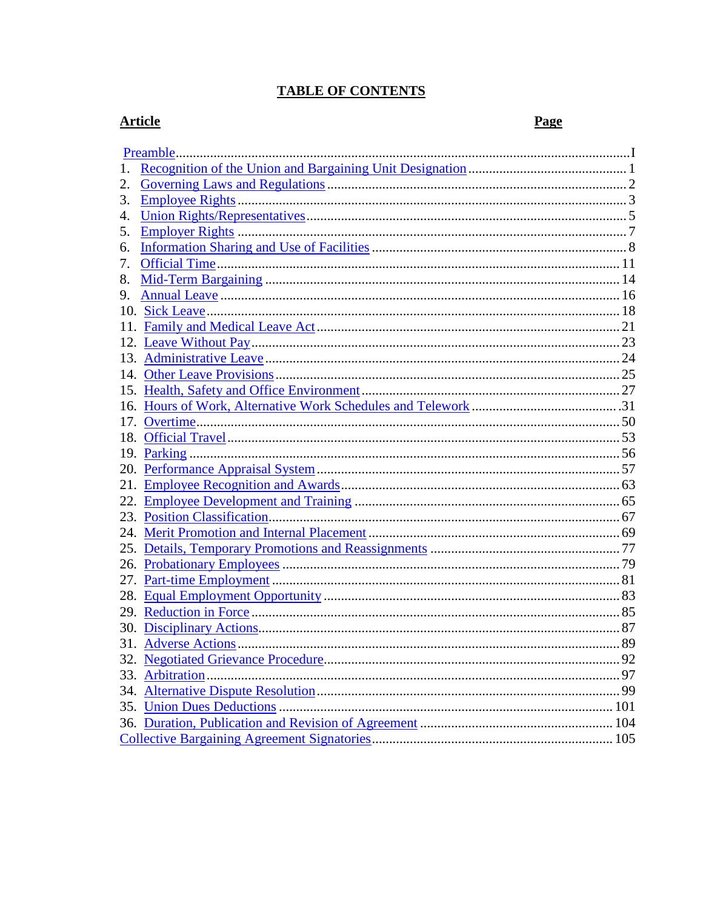# TABLE OF CONTENTS

| Article | Page |
|---|---|
| Preamble | I |
| 1. Recognition of the Union and Bargaining Unit Designation | 1 |
| 2. Governing Laws and Regulations | 2 |
| 3. Employee Rights | 3 |
| 4. Union Rights/Representatives | 5 |
| 5. Employer Rights | 7 |
| 6. Information Sharing and Use of Facilities | 8 |
| 7. Official Time | 11 |
| 8. Mid-Term Bargaining | 14 |
| 9. Annual Leave | 16 |
| 10. Sick Leave | 18 |
| 11. Family and Medical Leave Act | 21 |
| 12. Leave Without Pay | 23 |
| 13. Administrative Leave | 24 |
| 14. Other Leave Provisions | 25 |
| 15. Health, Safety and Office Environment | 27 |
| 16. Hours of Work, Alternative Work Schedules and Telework | 31 |
| 17. Overtime | 50 |
| 18. Official Travel | 53 |
| 19. Parking | 56 |
| 20. Performance Appraisal System | 57 |
| 21. Employee Recognition and Awards | 63 |
| 22. Employee Development and Training | 65 |
| 23. Position Classification | 67 |
| 24. Merit Promotion and Internal Placement | 69 |
| 25. Details, Temporary Promotions and Reassignments | 77 |
| 26. Probationary Employees | 79 |
| 27. Part-time Employment | 81 |
| 28. Equal Employment Opportunity | 83 |
| 29. Reduction in Force | 85 |
| 30. Disciplinary Actions | 87 |
| 31. Adverse Actions | 89 |
| 32. Negotiated Grievance Procedure | 92 |
| 33. Arbitration | 97 |
| 34. Alternative Dispute Resolution | 99 |
| 35. Union Dues Deductions | 101 |
| 36. Duration, Publication and Revision of Agreement | 104 |
| Collective Bargaining Agreement Signatories | 105 |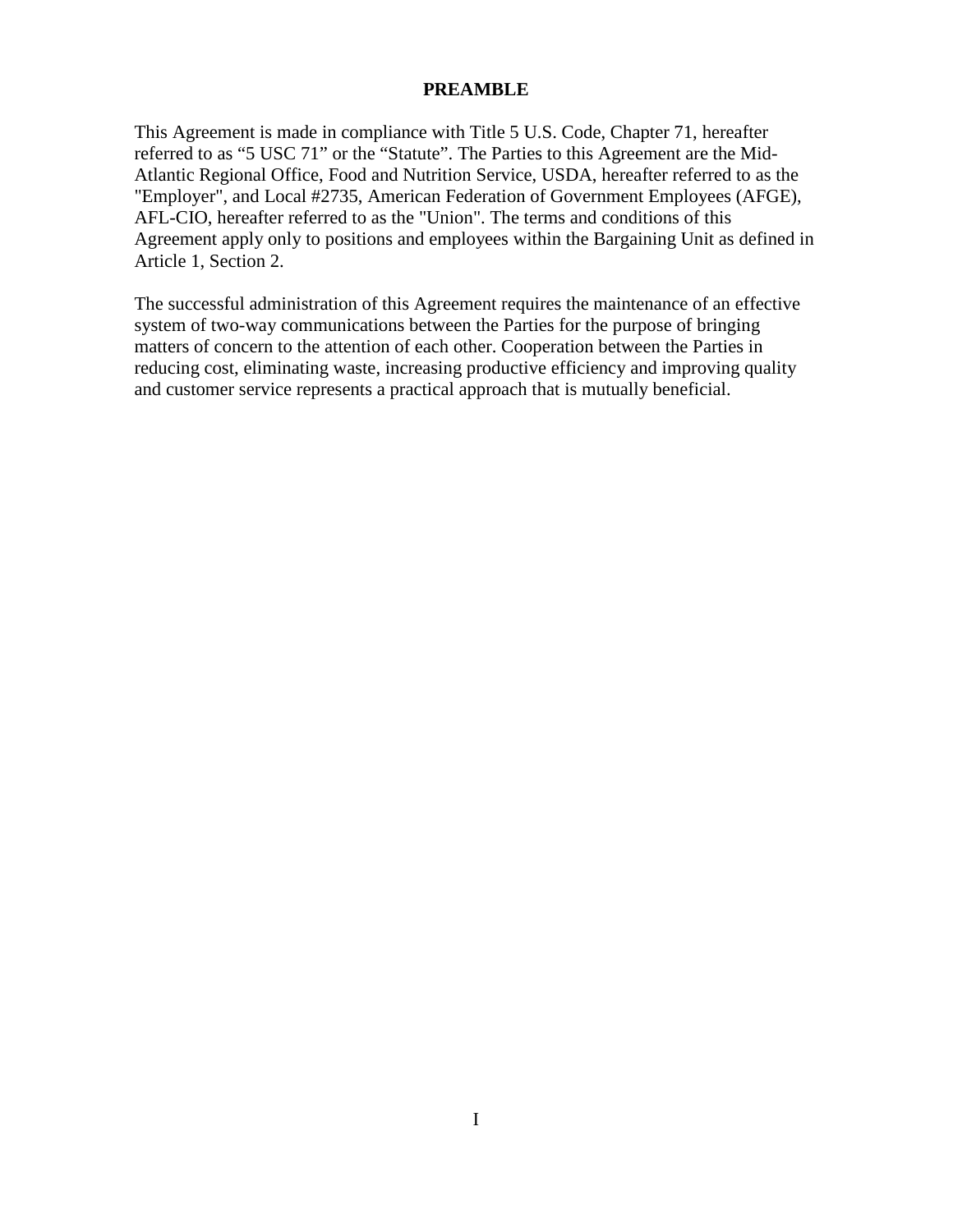# PREAMBLE

This Agreement is made in compliance with Title 5 U.S. Code, Chapter 71, hereafter referred to as "5 USC 71" or the "Statute". The Parties to this Agreement are the Mid-Atlantic Regional Office, Food and Nutrition Service, USDA, hereafter referred to as the "Employer", and Local #2735, American Federation of Government Employees (AFGE), AFL-CIO, hereafter referred to as the "Union". The terms and conditions of this Agreement apply only to positions and employees within the Bargaining Unit as defined in Article 1, Section 2.

The successful administration of this Agreement requires the maintenance of an effective system of two-way communications between the Parties for the purpose of bringing matters of concern to the attention of each other. Cooperation between the Parties in reducing cost, eliminating waste, increasing productive efficiency and improving quality and customer service represents a practical approach that is mutually beneficial.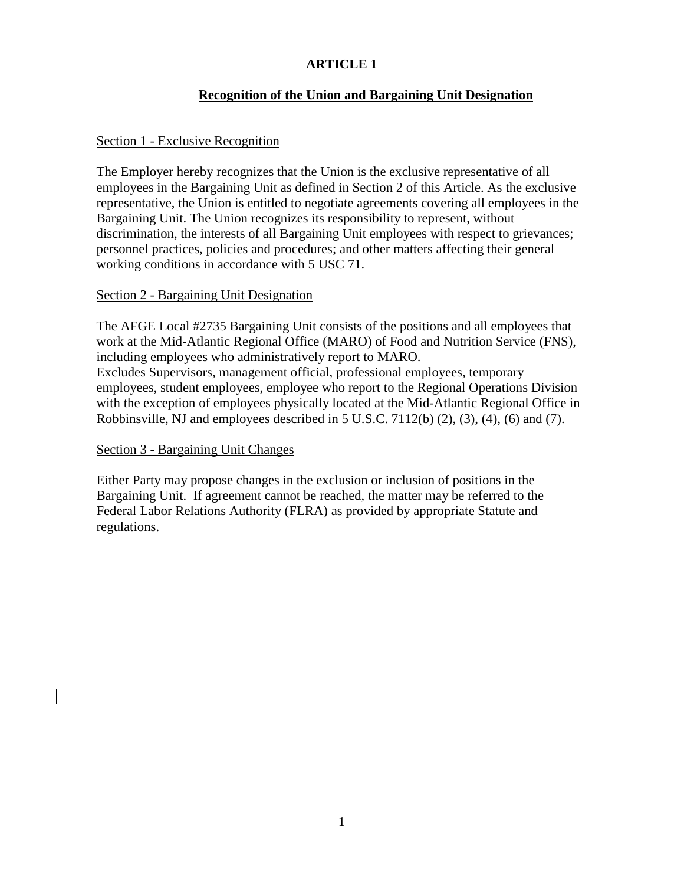# ARTICLE 1

## Recognition of the Union and Bargaining Unit Designation

Section 1 - Exclusive Recognition

The Employer hereby recognizes that the Union is the exclusive representative of all employees in the Bargaining Unit as defined in Section 2 of this Article. As the exclusive representative, the Union is entitled to negotiate agreements covering all employees in the Bargaining Unit. The Union recognizes its responsibility to represent, without discrimination, the interests of all Bargaining Unit employees with respect to grievances; personnel practices, policies and procedures; and other matters affecting their general working conditions in accordance with 5 USC 71.

Section 2 - Bargaining Unit Designation

The AFGE Local #2735 Bargaining Unit consists of the positions and all employees that work at the Mid-Atlantic Regional Office (MARO) of Food and Nutrition Service (FNS), including employees who administratively report to MARO.
Excludes Supervisors, management official, professional employees, temporary employees, student employees, employee who report to the Regional Operations Division with the exception of employees physically located at the Mid-Atlantic Regional Office in Robbinsville, NJ and employees described in 5 U.S.C. 7112(b) (2), (3), (4), (6) and (7).

Section 3 - Bargaining Unit Changes

Either Party may propose changes in the exclusion or inclusion of positions in the Bargaining Unit. If agreement cannot be reached, the matter may be referred to the Federal Labor Relations Authority (FLRA) as provided by appropriate Statute and regulations.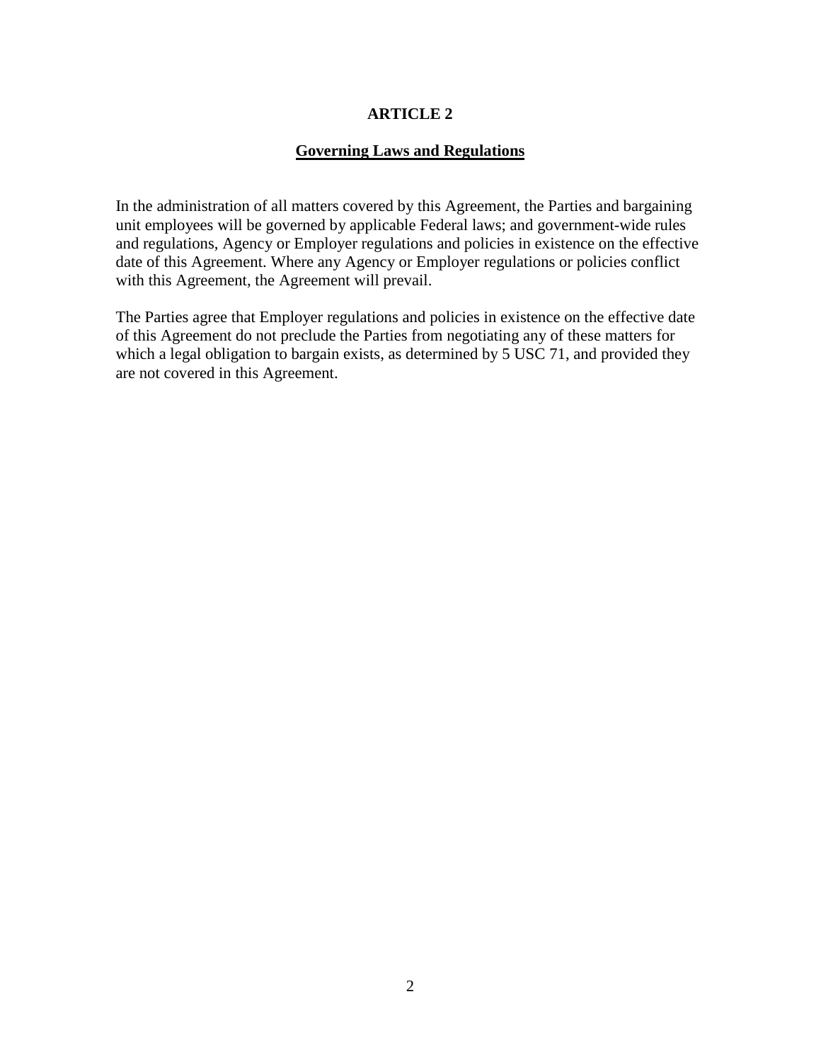# ARTICLE 2

## Governing Laws and Regulations

In the administration of all matters covered by this Agreement, the Parties and bargaining unit employees will be governed by applicable Federal laws; and government-wide rules and regulations, Agency or Employer regulations and policies in existence on the effective date of this Agreement. Where any Agency or Employer regulations or policies conflict with this Agreement, the Agreement will prevail.

The Parties agree that Employer regulations and policies in existence on the effective date of this Agreement do not preclude the Parties from negotiating any of these matters for which a legal obligation to bargain exists, as determined by 5 USC 71, and provided they are not covered in this Agreement.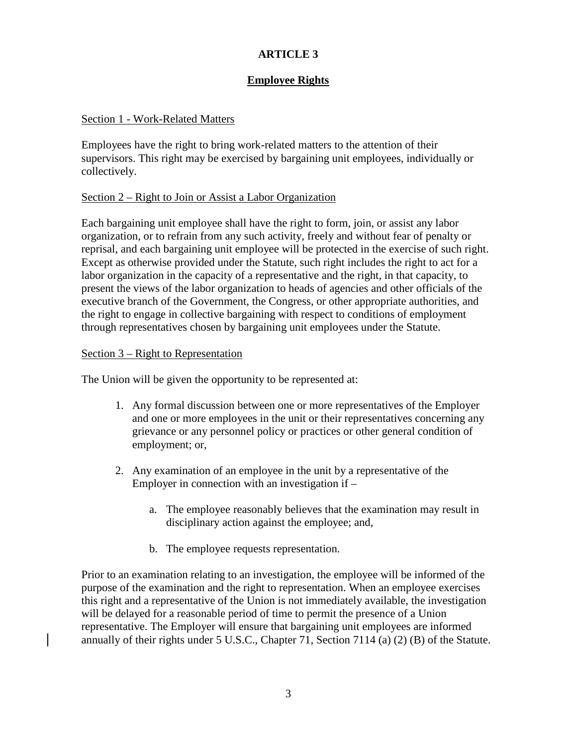# ARTICLE 3

## Employee Rights

### Section 1 - Work-Related Matters

Employees have the right to bring work-related matters to the attention of their supervisors. This right may be exercised by bargaining unit employees, individually or collectively.

### Section 2 – Right to Join or Assist a Labor Organization

Each bargaining unit employee shall have the right to form, join, or assist any labor organization, or to refrain from any such activity, freely and without fear of penalty or reprisal, and each bargaining unit employee will be protected in the exercise of such right. Except as otherwise provided under the Statute, such right includes the right to act for a labor organization in the capacity of a representative and the right, in that capacity, to present the views of the labor organization to heads of agencies and other officials of the executive branch of the Government, the Congress, or other appropriate authorities, and the right to engage in collective bargaining with respect to conditions of employment through representatives chosen by bargaining unit employees under the Statute.

### Section 3 – Right to Representation

The Union will be given the opportunity to be represented at:

1. Any formal discussion between one or more representatives of the Employer and one or more employees in the unit or their representatives concerning any grievance or any personnel policy or practices or other general condition of employment; or,

2. Any examination of an employee in the unit by a representative of the Employer in connection with an investigation if –

    a. The employee reasonably believes that the examination may result in disciplinary action against the employee; and,

    b. The employee requests representation.

Prior to an examination relating to an investigation, the employee will be informed of the purpose of the examination and the right to representation. When an employee exercises this right and a representative of the Union is not immediately available, the investigation will be delayed for a reasonable period of time to permit the presence of a Union representative. The Employer will ensure that bargaining unit employees are informed annually of their rights under 5 U.S.C., Chapter 71, Section 7114 (a) (2) (B) of the Statute.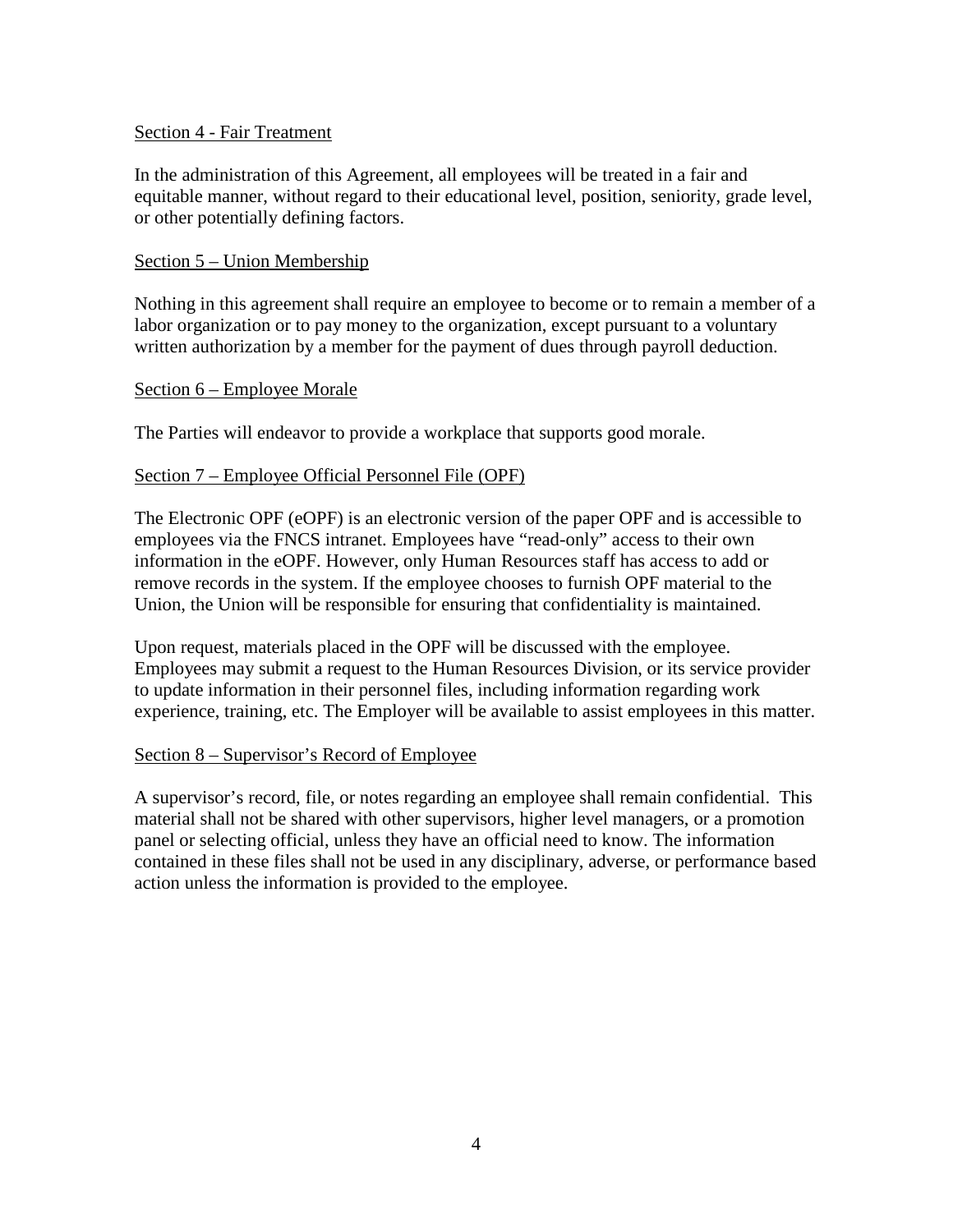Section 4 - Fair Treatment

In the administration of this Agreement, all employees will be treated in a fair and equitable manner, without regard to their educational level, position, seniority, grade level, or other potentially defining factors.

Section 5 – Union Membership

Nothing in this agreement shall require an employee to become or to remain a member of a labor organization or to pay money to the organization, except pursuant to a voluntary written authorization by a member for the payment of dues through payroll deduction.

Section 6 – Employee Morale

The Parties will endeavor to provide a workplace that supports good morale.

Section 7 – Employee Official Personnel File (OPF)

The Electronic OPF (eOPF) is an electronic version of the paper OPF and is accessible to employees via the FNCS intranet. Employees have "read-only" access to their own information in the eOPF. However, only Human Resources staff has access to add or remove records in the system. If the employee chooses to furnish OPF material to the Union, the Union will be responsible for ensuring that confidentiality is maintained.

Upon request, materials placed in the OPF will be discussed with the employee. Employees may submit a request to the Human Resources Division, or its service provider to update information in their personnel files, including information regarding work experience, training, etc. The Employer will be available to assist employees in this matter.

Section 8 – Supervisor's Record of Employee

A supervisor's record, file, or notes regarding an employee shall remain confidential. This material shall not be shared with other supervisors, higher level managers, or a promotion panel or selecting official, unless they have an official need to know. The information contained in these files shall not be used in any disciplinary, adverse, or performance based action unless the information is provided to the employee.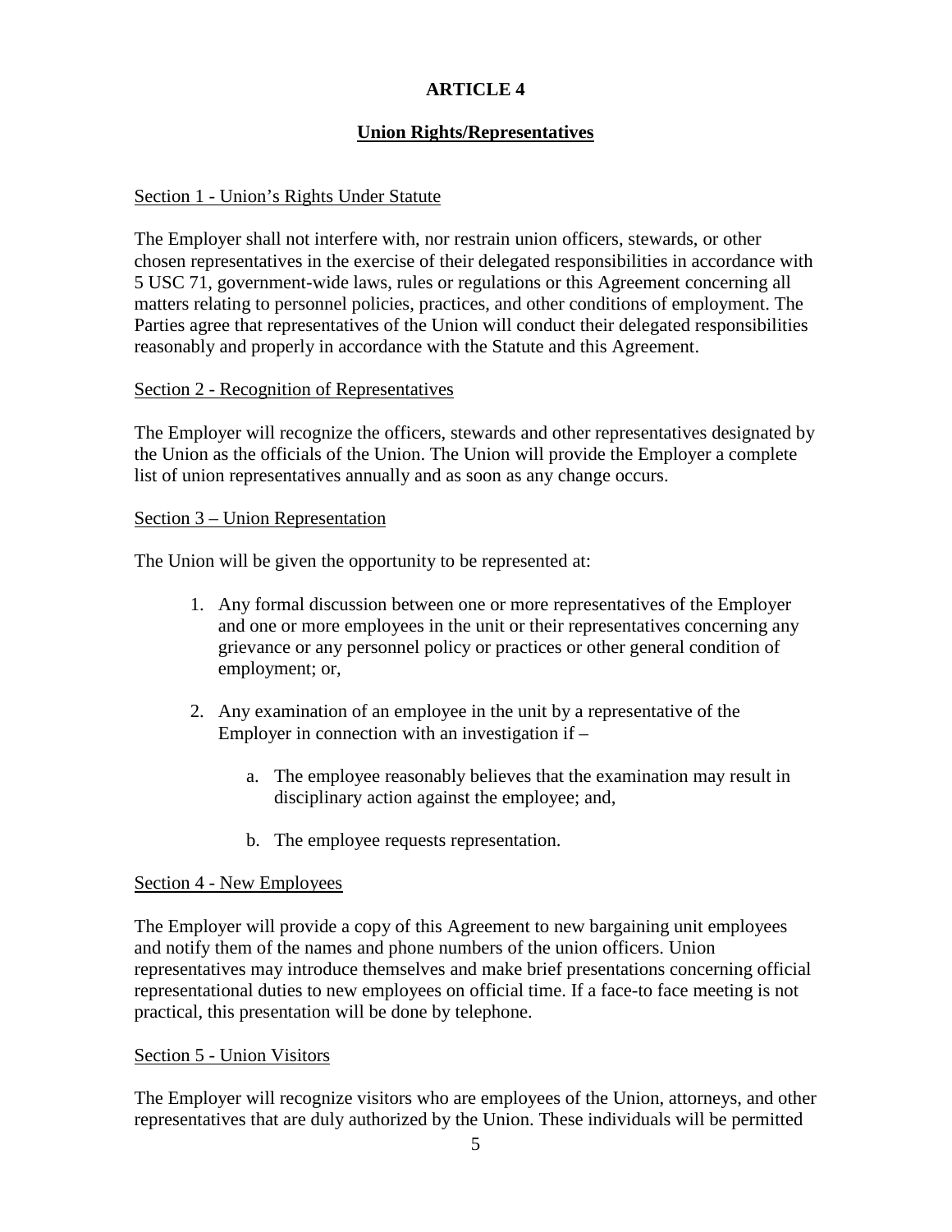## ARTICLE 4

### Union Rights/Representatives

Section 1 - Union's Rights Under Statute

The Employer shall not interfere with, nor restrain union officers, stewards, or other chosen representatives in the exercise of their delegated responsibilities in accordance with 5 USC 71, government-wide laws, rules or regulations or this Agreement concerning all matters relating to personnel policies, practices, and other conditions of employment. The Parties agree that representatives of the Union will conduct their delegated responsibilities reasonably and properly in accordance with the Statute and this Agreement.

Section 2 - Recognition of Representatives

The Employer will recognize the officers, stewards and other representatives designated by the Union as the officials of the Union. The Union will provide the Employer a complete list of union representatives annually and as soon as any change occurs.

Section 3 – Union Representation

The Union will be given the opportunity to be represented at:

1. Any formal discussion between one or more representatives of the Employer and one or more employees in the unit or their representatives concerning any grievance or any personnel policy or practices or other general condition of employment; or,

2. Any examination of an employee in the unit by a representative of the Employer in connection with an investigation if –

    a. The employee reasonably believes that the examination may result in disciplinary action against the employee; and,

    b. The employee requests representation.

Section 4 - New Employees

The Employer will provide a copy of this Agreement to new bargaining unit employees and notify them of the names and phone numbers of the union officers. Union representatives may introduce themselves and make brief presentations concerning official representational duties to new employees on official time. If a face-to face meeting is not practical, this presentation will be done by telephone.

Section 5 - Union Visitors

The Employer will recognize visitors who are employees of the Union, attorneys, and other representatives that are duly authorized by the Union. These individuals will be permitted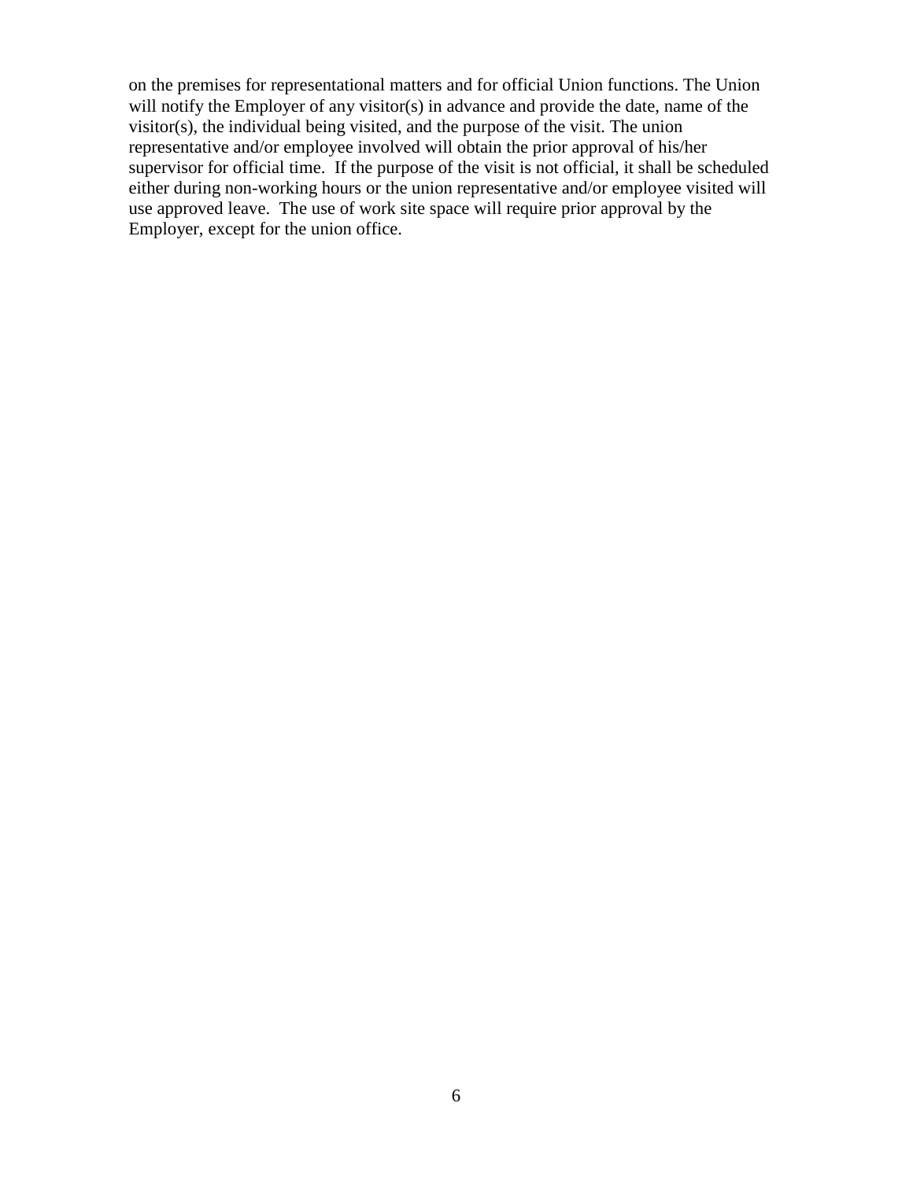on the premises for representational matters and for official Union functions. The Union will notify the Employer of any visitor(s) in advance and provide the date, name of the visitor(s), the individual being visited, and the purpose of the visit. The union representative and/or employee involved will obtain the prior approval of his/her supervisor for official time. If the purpose of the visit is not official, it shall be scheduled either during non-working hours or the union representative and/or employee visited will use approved leave. The use of work site space will require prior approval by the Employer, except for the union office.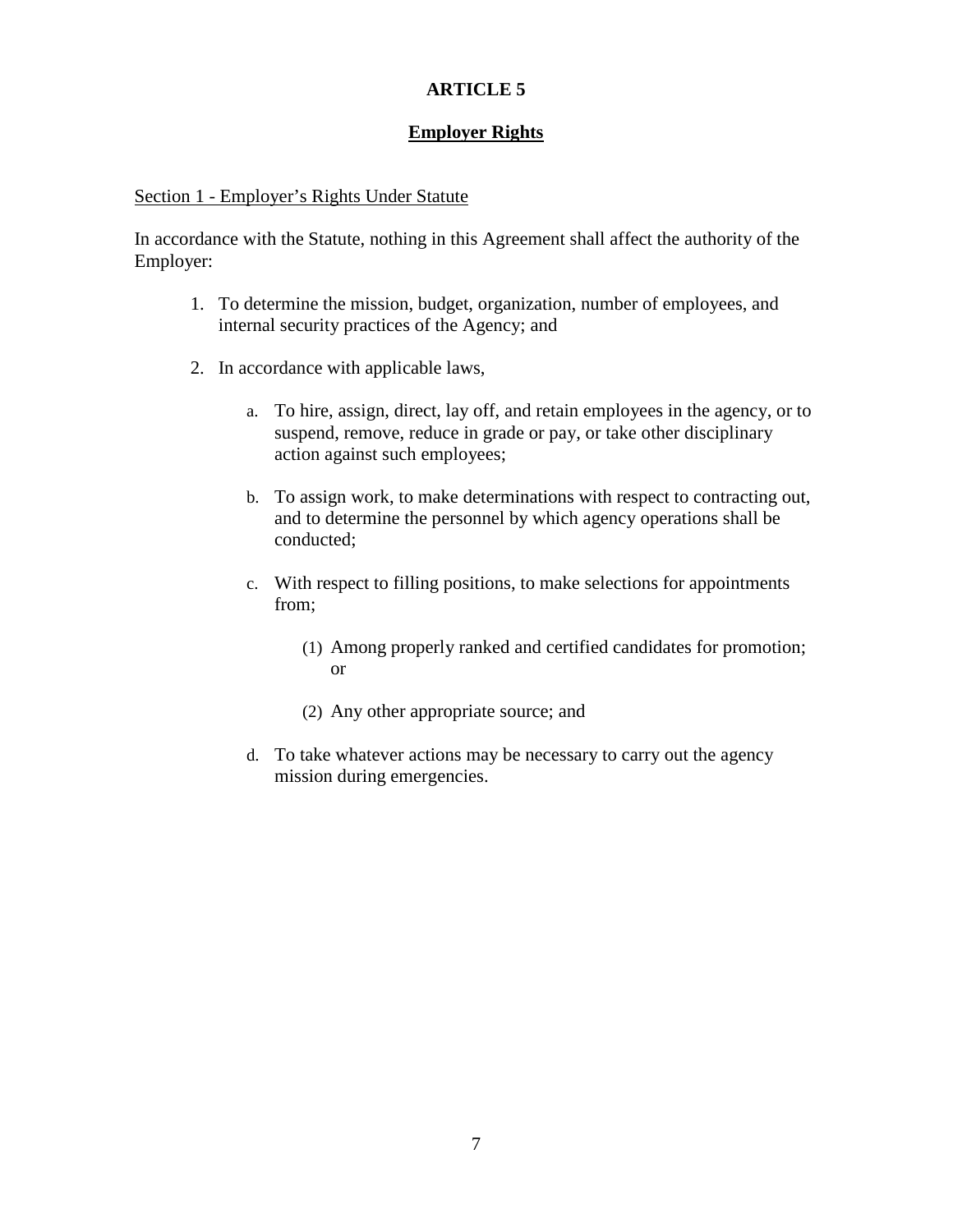# ARTICLE 5

## Employer Rights

Section 1 - Employer's Rights Under Statute

In accordance with the Statute, nothing in this Agreement shall affect the authority of the Employer:

1. To determine the mission, budget, organization, number of employees, and internal security practices of the Agency; and

2. In accordance with applicable laws,

   a. To hire, assign, direct, lay off, and retain employees in the agency, or to suspend, remove, reduce in grade or pay, or take other disciplinary action against such employees;

   b. To assign work, to make determinations with respect to contracting out, and to determine the personnel by which agency operations shall be conducted;

   c. With respect to filling positions, to make selections for appointments from;

      (1) Among properly ranked and certified candidates for promotion; or

      (2) Any other appropriate source; and

   d. To take whatever actions may be necessary to carry out the agency mission during emergencies.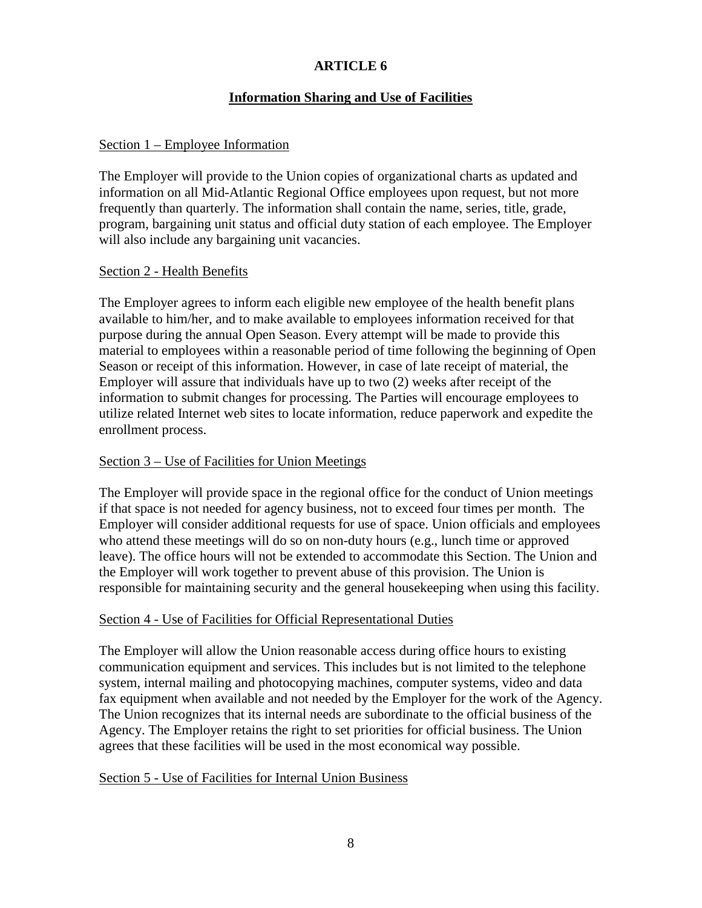# ARTICLE 6

## Information Sharing and Use of Facilities

Section 1 – Employee Information

The Employer will provide to the Union copies of organizational charts as updated and information on all Mid-Atlantic Regional Office employees upon request, but not more frequently than quarterly. The information shall contain the name, series, title, grade, program, bargaining unit status and official duty station of each employee. The Employer will also include any bargaining unit vacancies.

Section 2 - Health Benefits

The Employer agrees to inform each eligible new employee of the health benefit plans available to him/her, and to make available to employees information received for that purpose during the annual Open Season. Every attempt will be made to provide this material to employees within a reasonable period of time following the beginning of Open Season or receipt of this information. However, in case of late receipt of material, the Employer will assure that individuals have up to two (2) weeks after receipt of the information to submit changes for processing. The Parties will encourage employees to utilize related Internet web sites to locate information, reduce paperwork and expedite the enrollment process.

Section 3 – Use of Facilities for Union Meetings

The Employer will provide space in the regional office for the conduct of Union meetings if that space is not needed for agency business, not to exceed four times per month. The Employer will consider additional requests for use of space. Union officials and employees who attend these meetings will do so on non-duty hours (e.g., lunch time or approved leave). The office hours will not be extended to accommodate this Section. The Union and the Employer will work together to prevent abuse of this provision. The Union is responsible for maintaining security and the general housekeeping when using this facility.

Section 4 - Use of Facilities for Official Representational Duties

The Employer will allow the Union reasonable access during office hours to existing communication equipment and services. This includes but is not limited to the telephone system, internal mailing and photocopying machines, computer systems, video and data fax equipment when available and not needed by the Employer for the work of the Agency. The Union recognizes that its internal needs are subordinate to the official business of the Agency. The Employer retains the right to set priorities for official business. The Union agrees that these facilities will be used in the most economical way possible.

Section 5 - Use of Facilities for Internal Union Business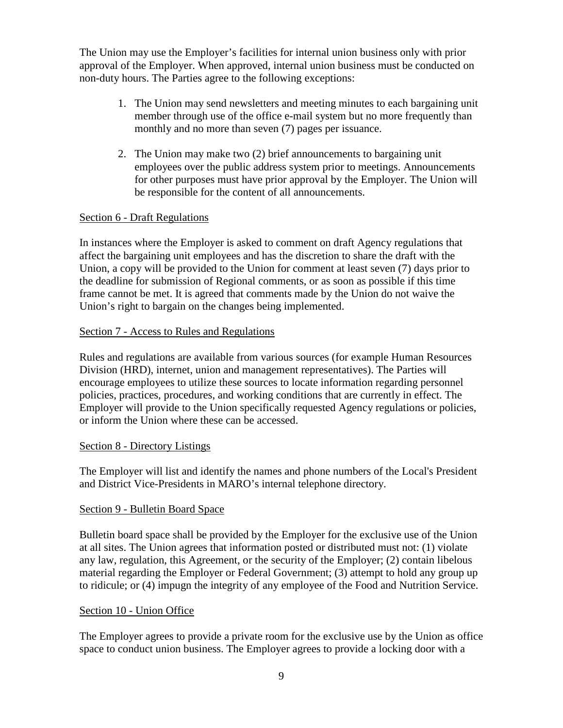The Union may use the Employer's facilities for internal union business only with prior approval of the Employer. When approved, internal union business must be conducted on non-duty hours. The Parties agree to the following exceptions:

1. The Union may send newsletters and meeting minutes to each bargaining unit member through use of the office e-mail system but no more frequently than monthly and no more than seven (7) pages per issuance.

2. The Union may make two (2) brief announcements to bargaining unit employees over the public address system prior to meetings. Announcements for other purposes must have prior approval by the Employer. The Union will be responsible for the content of all announcements.

Section 6 - Draft Regulations

In instances where the Employer is asked to comment on draft Agency regulations that affect the bargaining unit employees and has the discretion to share the draft with the Union, a copy will be provided to the Union for comment at least seven (7) days prior to the deadline for submission of Regional comments, or as soon as possible if this time frame cannot be met. It is agreed that comments made by the Union do not waive the Union's right to bargain on the changes being implemented.

Section 7 - Access to Rules and Regulations

Rules and regulations are available from various sources (for example Human Resources Division (HRD), internet, union and management representatives). The Parties will encourage employees to utilize these sources to locate information regarding personnel policies, practices, procedures, and working conditions that are currently in effect. The Employer will provide to the Union specifically requested Agency regulations or policies, or inform the Union where these can be accessed.

Section 8 - Directory Listings

The Employer will list and identify the names and phone numbers of the Local's President and District Vice-Presidents in MARO's internal telephone directory.

Section 9 - Bulletin Board Space

Bulletin board space shall be provided by the Employer for the exclusive use of the Union at all sites. The Union agrees that information posted or distributed must not: (1) violate any law, regulation, this Agreement, or the security of the Employer; (2) contain libelous material regarding the Employer or Federal Government; (3) attempt to hold any group up to ridicule; or (4) impugn the integrity of any employee of the Food and Nutrition Service.

Section 10 - Union Office

The Employer agrees to provide a private room for the exclusive use by the Union as office space to conduct union business. The Employer agrees to provide a locking door with a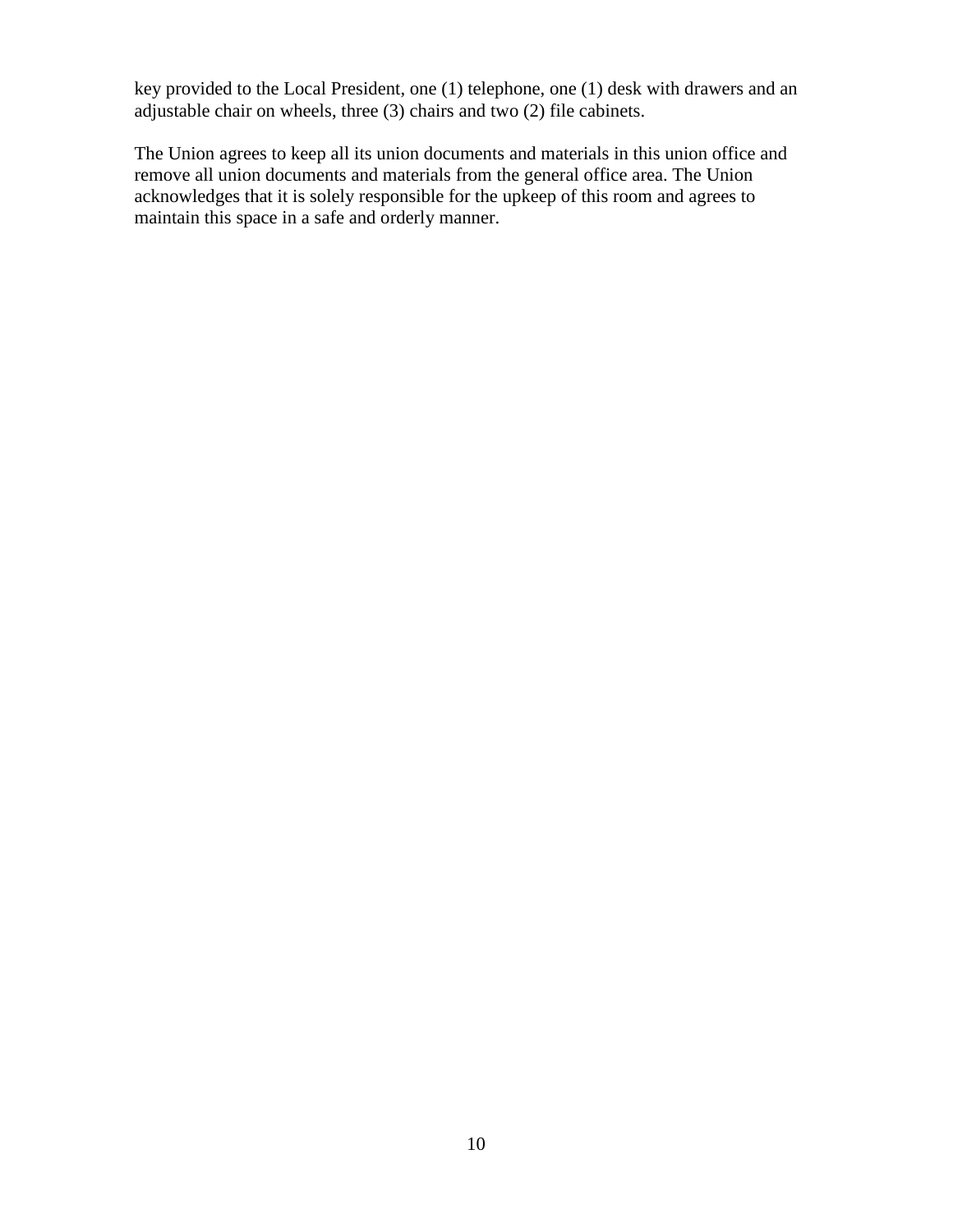key provided to the Local President, one (1) telephone, one (1) desk with drawers and an adjustable chair on wheels, three (3) chairs and two (2) file cabinets.

The Union agrees to keep all its union documents and materials in this union office and remove all union documents and materials from the general office area. The Union acknowledges that it is solely responsible for the upkeep of this room and agrees to maintain this space in a safe and orderly manner.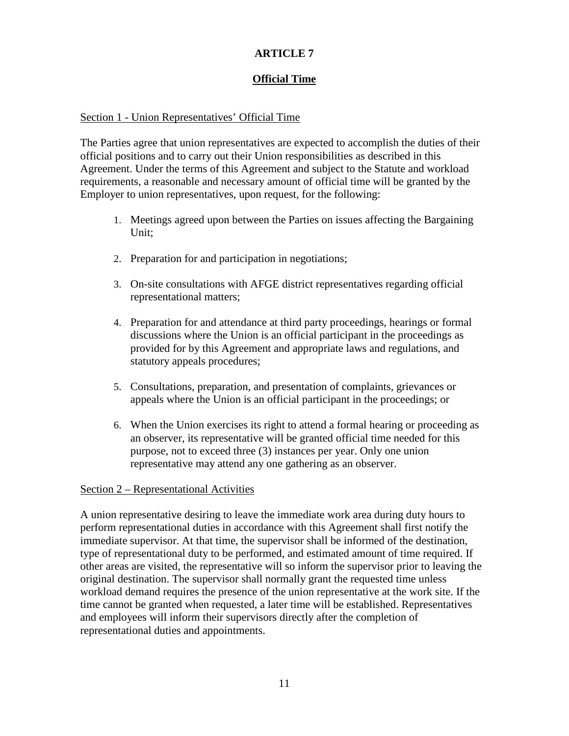# ARTICLE 7

## Official Time

Section 1 - Union Representatives' Official Time

The Parties agree that union representatives are expected to accomplish the duties of their official positions and to carry out their Union responsibilities as described in this Agreement. Under the terms of this Agreement and subject to the Statute and workload requirements, a reasonable and necessary amount of official time will be granted by the Employer to union representatives, upon request, for the following:

1. Meetings agreed upon between the Parties on issues affecting the Bargaining Unit;

2. Preparation for and participation in negotiations;

3. On-site consultations with AFGE district representatives regarding official representational matters;

4. Preparation for and attendance at third party proceedings, hearings or formal discussions where the Union is an official participant in the proceedings as provided for by this Agreement and appropriate laws and regulations, and statutory appeals procedures;

5. Consultations, preparation, and presentation of complaints, grievances or appeals where the Union is an official participant in the proceedings; or

6. When the Union exercises its right to attend a formal hearing or proceeding as an observer, its representative will be granted official time needed for this purpose, not to exceed three (3) instances per year. Only one union representative may attend any one gathering as an observer.

Section 2 – Representational Activities

A union representative desiring to leave the immediate work area during duty hours to perform representational duties in accordance with this Agreement shall first notify the immediate supervisor. At that time, the supervisor shall be informed of the destination, type of representational duty to be performed, and estimated amount of time required. If other areas are visited, the representative will so inform the supervisor prior to leaving the original destination. The supervisor shall normally grant the requested time unless workload demand requires the presence of the union representative at the work site. If the time cannot be granted when requested, a later time will be established. Representatives and employees will inform their supervisors directly after the completion of representational duties and appointments.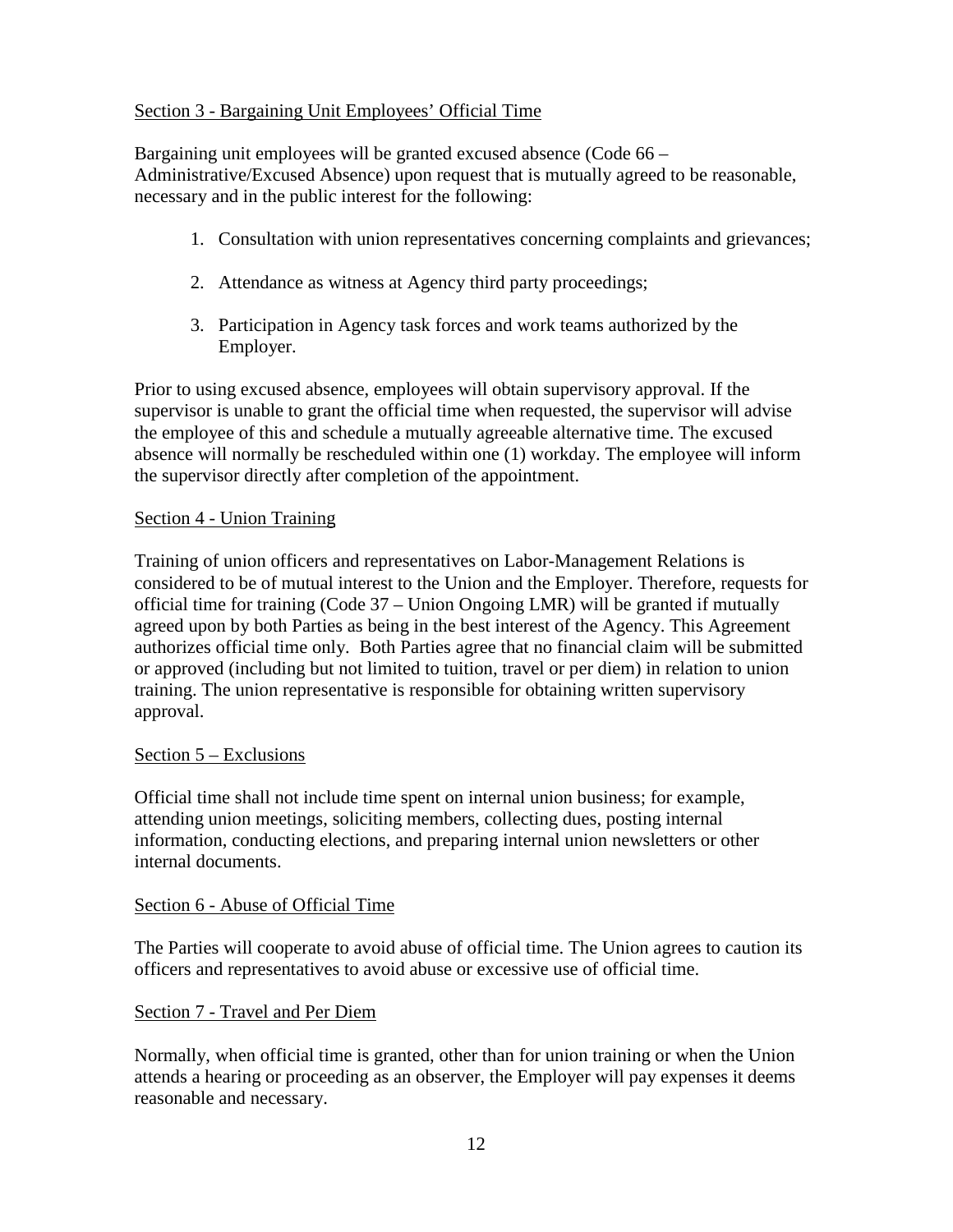Section 3 - Bargaining Unit Employees' Official Time

Bargaining unit employees will be granted excused absence (Code 66 – Administrative/Excused Absence) upon request that is mutually agreed to be reasonable, necessary and in the public interest for the following:

1. Consultation with union representatives concerning complaints and grievances;

2. Attendance as witness at Agency third party proceedings;

3. Participation in Agency task forces and work teams authorized by the Employer.

Prior to using excused absence, employees will obtain supervisory approval. If the supervisor is unable to grant the official time when requested, the supervisor will advise the employee of this and schedule a mutually agreeable alternative time. The excused absence will normally be rescheduled within one (1) workday. The employee will inform the supervisor directly after completion of the appointment.

Section 4 - Union Training

Training of union officers and representatives on Labor-Management Relations is considered to be of mutual interest to the Union and the Employer. Therefore, requests for official time for training (Code 37 – Union Ongoing LMR) will be granted if mutually agreed upon by both Parties as being in the best interest of the Agency. This Agreement authorizes official time only. Both Parties agree that no financial claim will be submitted or approved (including but not limited to tuition, travel or per diem) in relation to union training. The union representative is responsible for obtaining written supervisory approval.

Section 5 – Exclusions

Official time shall not include time spent on internal union business; for example, attending union meetings, soliciting members, collecting dues, posting internal information, conducting elections, and preparing internal union newsletters or other internal documents.

Section 6 - Abuse of Official Time

The Parties will cooperate to avoid abuse of official time. The Union agrees to caution its officers and representatives to avoid abuse or excessive use of official time.

Section 7 - Travel and Per Diem

Normally, when official time is granted, other than for union training or when the Union attends a hearing or proceeding as an observer, the Employer will pay expenses it deems reasonable and necessary.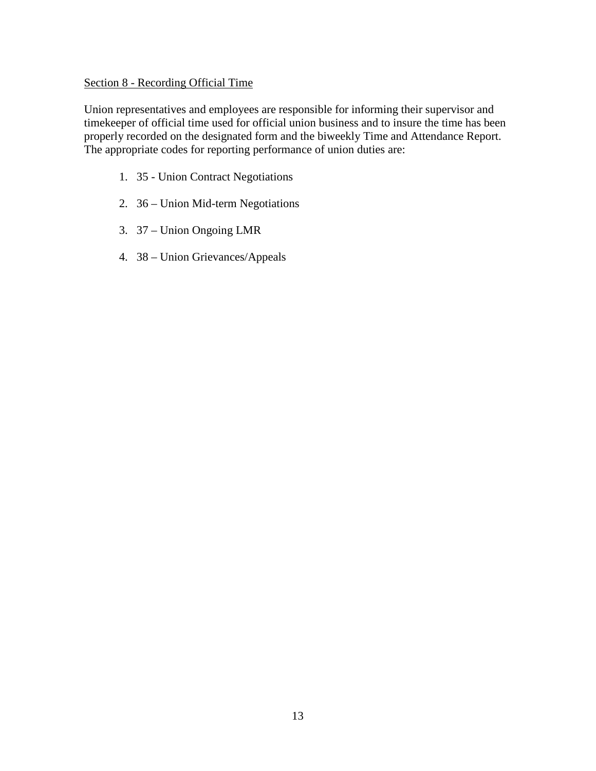Section 8 - Recording Official Time

Union representatives and employees are responsible for informing their supervisor and timekeeper of official time used for official union business and to insure the time has been properly recorded on the designated form and the biweekly Time and Attendance Report. The appropriate codes for reporting performance of union duties are:

1. 35 - Union Contract Negotiations
2. 36 – Union Mid-term Negotiations
3. 37 – Union Ongoing LMR
4. 38 – Union Grievances/Appeals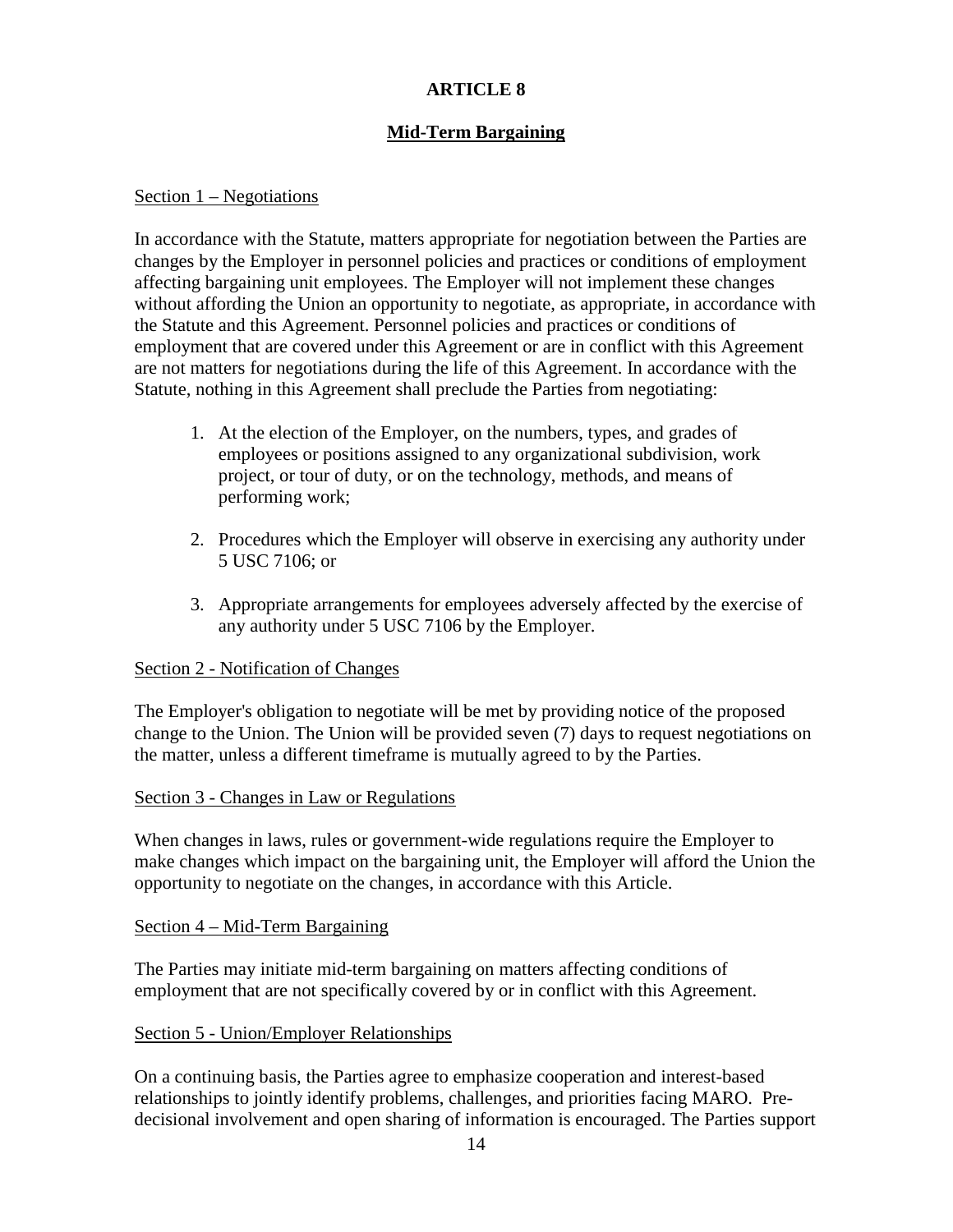# ARTICLE 8

## Mid-Term Bargaining

Section 1 – Negotiations

In accordance with the Statute, matters appropriate for negotiation between the Parties are changes by the Employer in personnel policies and practices or conditions of employment affecting bargaining unit employees. The Employer will not implement these changes without affording the Union an opportunity to negotiate, as appropriate, in accordance with the Statute and this Agreement. Personnel policies and practices or conditions of employment that are covered under this Agreement or are in conflict with this Agreement are not matters for negotiations during the life of this Agreement. In accordance with the Statute, nothing in this Agreement shall preclude the Parties from negotiating:

1. At the election of the Employer, on the numbers, types, and grades of employees or positions assigned to any organizational subdivision, work project, or tour of duty, or on the technology, methods, and means of performing work;

2. Procedures which the Employer will observe in exercising any authority under 5 USC 7106; or

3. Appropriate arrangements for employees adversely affected by the exercise of any authority under 5 USC 7106 by the Employer.

Section 2 - Notification of Changes

The Employer's obligation to negotiate will be met by providing notice of the proposed change to the Union. The Union will be provided seven (7) days to request negotiations on the matter, unless a different timeframe is mutually agreed to by the Parties.

Section 3 - Changes in Law or Regulations

When changes in laws, rules or government-wide regulations require the Employer to make changes which impact on the bargaining unit, the Employer will afford the Union the opportunity to negotiate on the changes, in accordance with this Article.

Section 4 – Mid-Term Bargaining

The Parties may initiate mid-term bargaining on matters affecting conditions of employment that are not specifically covered by or in conflict with this Agreement.

Section 5 - Union/Employer Relationships

On a continuing basis, the Parties agree to emphasize cooperation and interest-based relationships to jointly identify problems, challenges, and priorities facing MARO. Pre-decisional involvement and open sharing of information is encouraged. The Parties support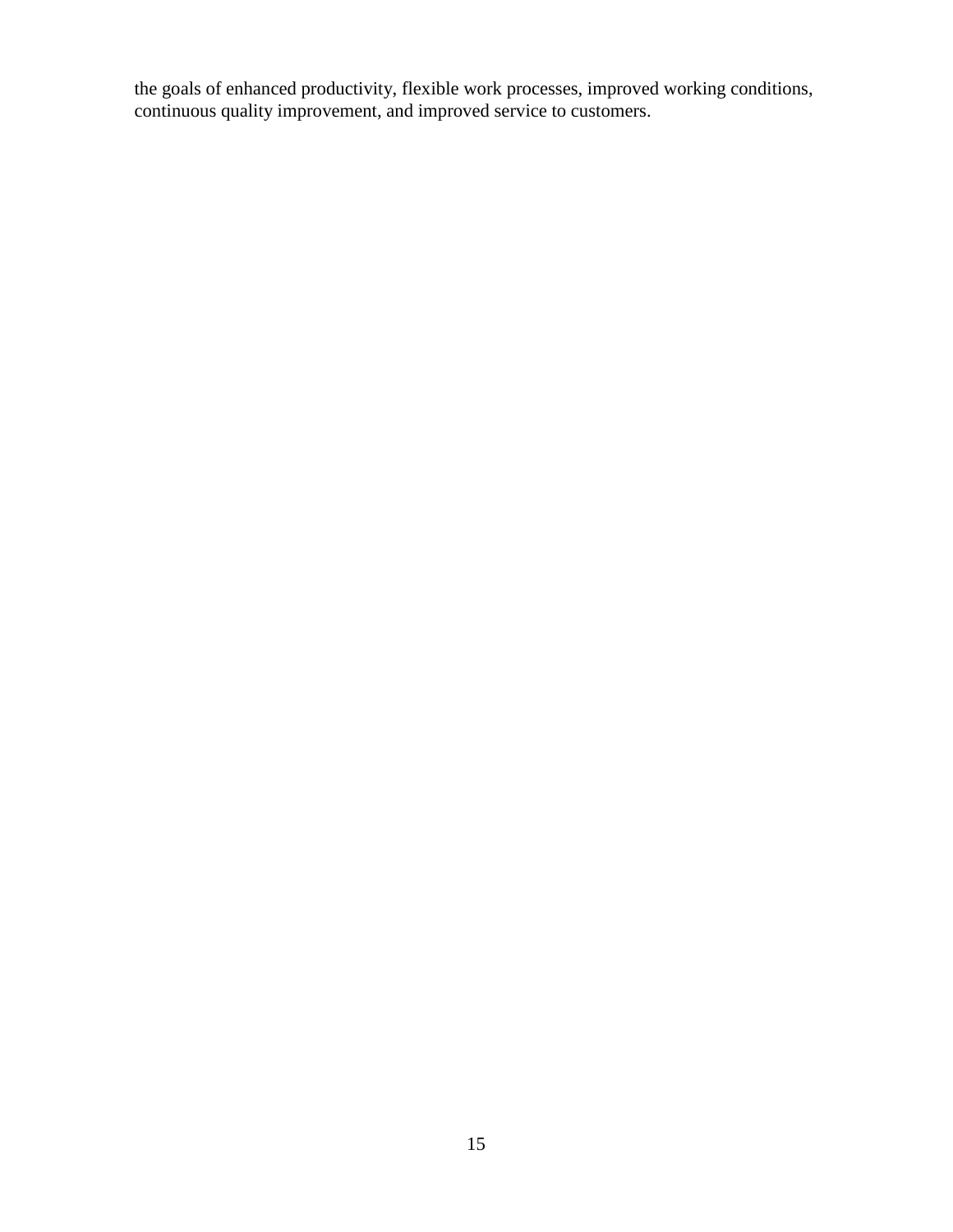the goals of enhanced productivity, flexible work processes, improved working conditions, continuous quality improvement, and improved service to customers.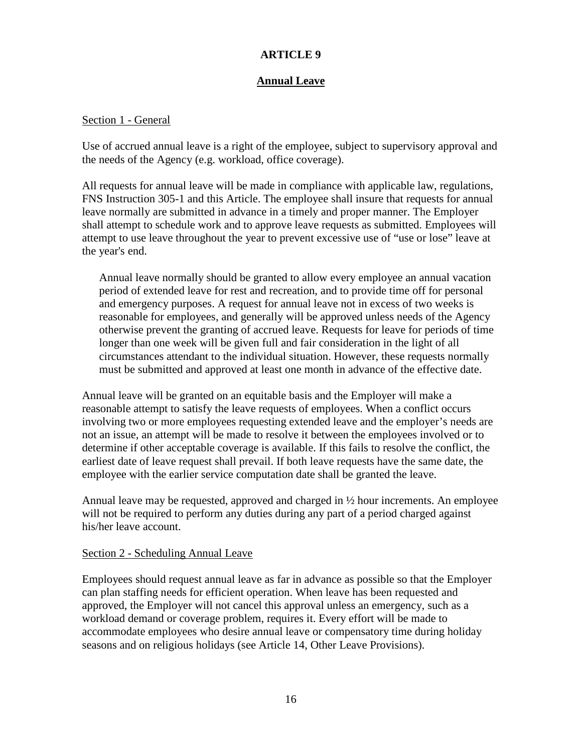# ARTICLE 9

## Annual Leave

Section 1 - General

Use of accrued annual leave is a right of the employee, subject to supervisory approval and the needs of the Agency (e.g. workload, office coverage).

All requests for annual leave will be made in compliance with applicable law, regulations, FNS Instruction 305-1 and this Article. The employee shall insure that requests for annual leave normally are submitted in advance in a timely and proper manner. The Employer shall attempt to schedule work and to approve leave requests as submitted. Employees will attempt to use leave throughout the year to prevent excessive use of “use or lose” leave at the year's end.

> Annual leave normally should be granted to allow every employee an annual vacation period of extended leave for rest and recreation, and to provide time off for personal and emergency purposes. A request for annual leave not in excess of two weeks is reasonable for employees, and generally will be approved unless needs of the Agency otherwise prevent the granting of accrued leave. Requests for leave for periods of time longer than one week will be given full and fair consideration in the light of all circumstances attendant to the individual situation. However, these requests normally must be submitted and approved at least one month in advance of the effective date.

Annual leave will be granted on an equitable basis and the Employer will make a reasonable attempt to satisfy the leave requests of employees. When a conflict occurs involving two or more employees requesting extended leave and the employer’s needs are not an issue, an attempt will be made to resolve it between the employees involved or to determine if other acceptable coverage is available. If this fails to resolve the conflict, the earliest date of leave request shall prevail. If both leave requests have the same date, the employee with the earlier service computation date shall be granted the leave.

Annual leave may be requested, approved and charged in ½ hour increments. An employee will not be required to perform any duties during any part of a period charged against his/her leave account.

Section 2 - Scheduling Annual Leave

Employees should request annual leave as far in advance as possible so that the Employer can plan staffing needs for efficient operation. When leave has been requested and approved, the Employer will not cancel this approval unless an emergency, such as a workload demand or coverage problem, requires it. Every effort will be made to accommodate employees who desire annual leave or compensatory time during holiday seasons and on religious holidays (see Article 14, Other Leave Provisions).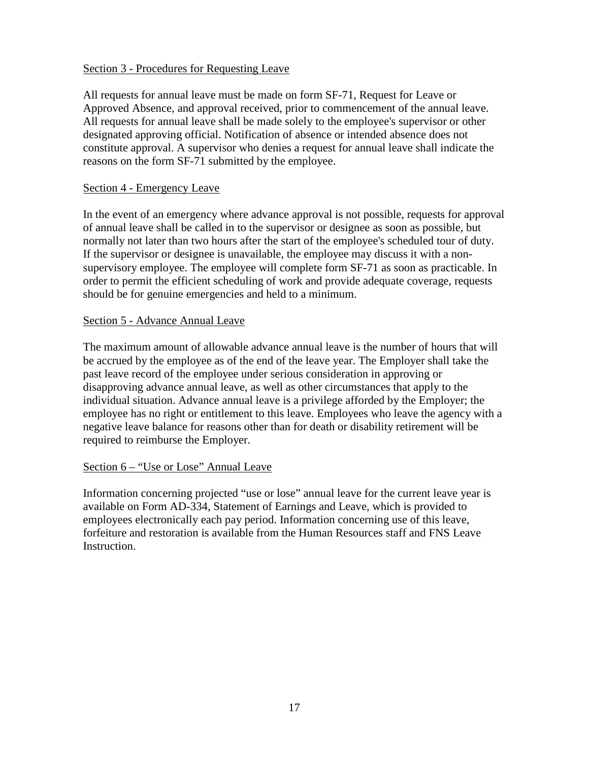Section 3 - Procedures for Requesting Leave

All requests for annual leave must be made on form SF-71, Request for Leave or Approved Absence, and approval received, prior to commencement of the annual leave. All requests for annual leave shall be made solely to the employee's supervisor or other designated approving official. Notification of absence or intended absence does not constitute approval. A supervisor who denies a request for annual leave shall indicate the reasons on the form SF-71 submitted by the employee.

Section 4 - Emergency Leave

In the event of an emergency where advance approval is not possible, requests for approval of annual leave shall be called in to the supervisor or designee as soon as possible, but normally not later than two hours after the start of the employee's scheduled tour of duty. If the supervisor or designee is unavailable, the employee may discuss it with a non-supervisory employee. The employee will complete form SF-71 as soon as practicable. In order to permit the efficient scheduling of work and provide adequate coverage, requests should be for genuine emergencies and held to a minimum.

Section 5 - Advance Annual Leave

The maximum amount of allowable advance annual leave is the number of hours that will be accrued by the employee as of the end of the leave year. The Employer shall take the past leave record of the employee under serious consideration in approving or disapproving advance annual leave, as well as other circumstances that apply to the individual situation. Advance annual leave is a privilege afforded by the Employer; the employee has no right or entitlement to this leave. Employees who leave the agency with a negative leave balance for reasons other than for death or disability retirement will be required to reimburse the Employer.

Section 6 – "Use or Lose" Annual Leave

Information concerning projected "use or lose" annual leave for the current leave year is available on Form AD-334, Statement of Earnings and Leave, which is provided to employees electronically each pay period. Information concerning use of this leave, forfeiture and restoration is available from the Human Resources staff and FNS Leave Instruction.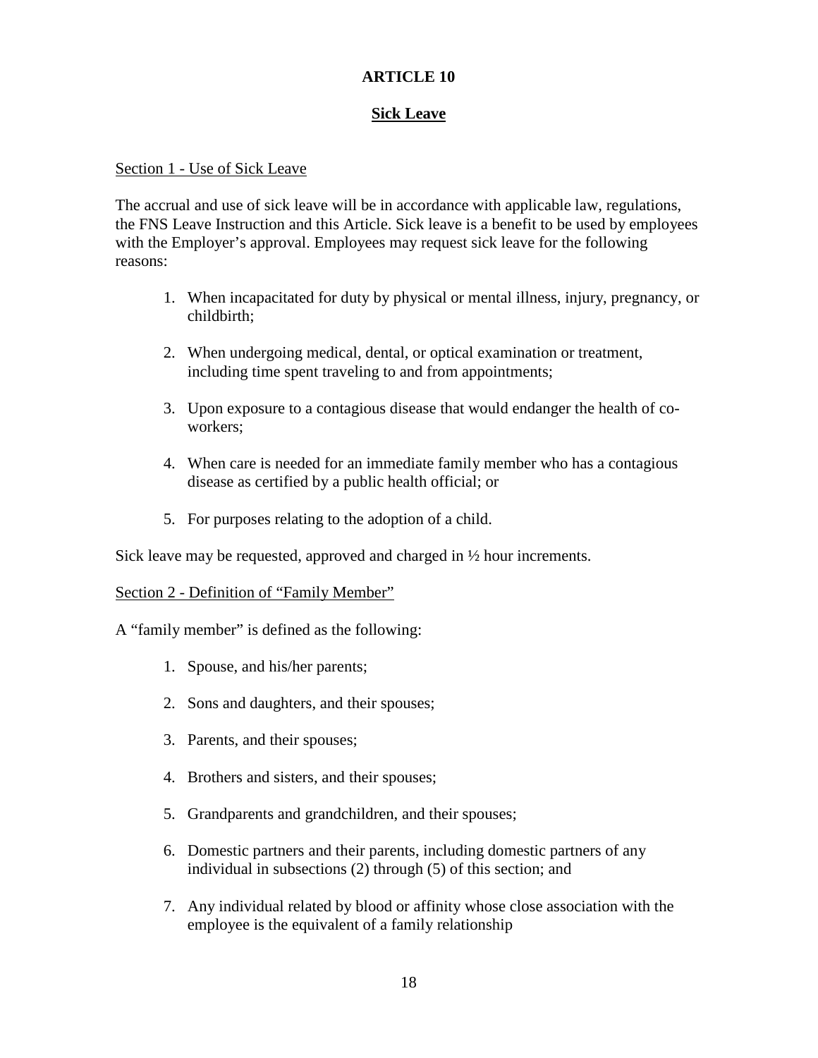# ARTICLE 10

## Sick Leave

Section 1 - Use of Sick Leave

The accrual and use of sick leave will be in accordance with applicable law, regulations, the FNS Leave Instruction and this Article. Sick leave is a benefit to be used by employees with the Employer's approval. Employees may request sick leave for the following reasons:

1. When incapacitated for duty by physical or mental illness, injury, pregnancy, or childbirth;
2. When undergoing medical, dental, or optical examination or treatment, including time spent traveling to and from appointments;
3. Upon exposure to a contagious disease that would endanger the health of co-workers;
4. When care is needed for an immediate family member who has a contagious disease as certified by a public health official; or
5. For purposes relating to the adoption of a child.

Sick leave may be requested, approved and charged in ½ hour increments.

Section 2 - Definition of "Family Member"

A "family member" is defined as the following:

1. Spouse, and his/her parents;
2. Sons and daughters, and their spouses;
3. Parents, and their spouses;
4. Brothers and sisters, and their spouses;
5. Grandparents and grandchildren, and their spouses;
6. Domestic partners and their parents, including domestic partners of any individual in subsections (2) through (5) of this section; and
7. Any individual related by blood or affinity whose close association with the employee is the equivalent of a family relationship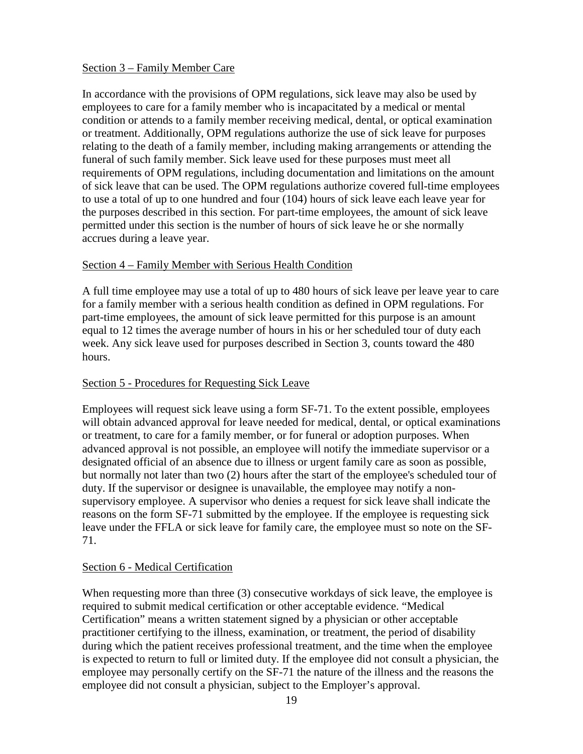Section 3 – Family Member Care

In accordance with the provisions of OPM regulations, sick leave may also be used by employees to care for a family member who is incapacitated by a medical or mental condition or attends to a family member receiving medical, dental, or optical examination or treatment. Additionally, OPM regulations authorize the use of sick leave for purposes relating to the death of a family member, including making arrangements or attending the funeral of such family member. Sick leave used for these purposes must meet all requirements of OPM regulations, including documentation and limitations on the amount of sick leave that can be used. The OPM regulations authorize covered full-time employees to use a total of up to one hundred and four (104) hours of sick leave each leave year for the purposes described in this section. For part-time employees, the amount of sick leave permitted under this section is the number of hours of sick leave he or she normally accrues during a leave year.

Section 4 – Family Member with Serious Health Condition

A full time employee may use a total of up to 480 hours of sick leave per leave year to care for a family member with a serious health condition as defined in OPM regulations. For part-time employees, the amount of sick leave permitted for this purpose is an amount equal to 12 times the average number of hours in his or her scheduled tour of duty each week. Any sick leave used for purposes described in Section 3, counts toward the 480 hours.

Section 5 - Procedures for Requesting Sick Leave

Employees will request sick leave using a form SF-71. To the extent possible, employees will obtain advanced approval for leave needed for medical, dental, or optical examinations or treatment, to care for a family member, or for funeral or adoption purposes. When advanced approval is not possible, an employee will notify the immediate supervisor or a designated official of an absence due to illness or urgent family care as soon as possible, but normally not later than two (2) hours after the start of the employee's scheduled tour of duty. If the supervisor or designee is unavailable, the employee may notify a non-supervisory employee. A supervisor who denies a request for sick leave shall indicate the reasons on the form SF-71 submitted by the employee. If the employee is requesting sick leave under the FFLA or sick leave for family care, the employee must so note on the SF-71.

Section 6 - Medical Certification

When requesting more than three (3) consecutive workdays of sick leave, the employee is required to submit medical certification or other acceptable evidence. "Medical Certification" means a written statement signed by a physician or other acceptable practitioner certifying to the illness, examination, or treatment, the period of disability during which the patient receives professional treatment, and the time when the employee is expected to return to full or limited duty. If the employee did not consult a physician, the employee may personally certify on the SF-71 the nature of the illness and the reasons the employee did not consult a physician, subject to the Employer's approval.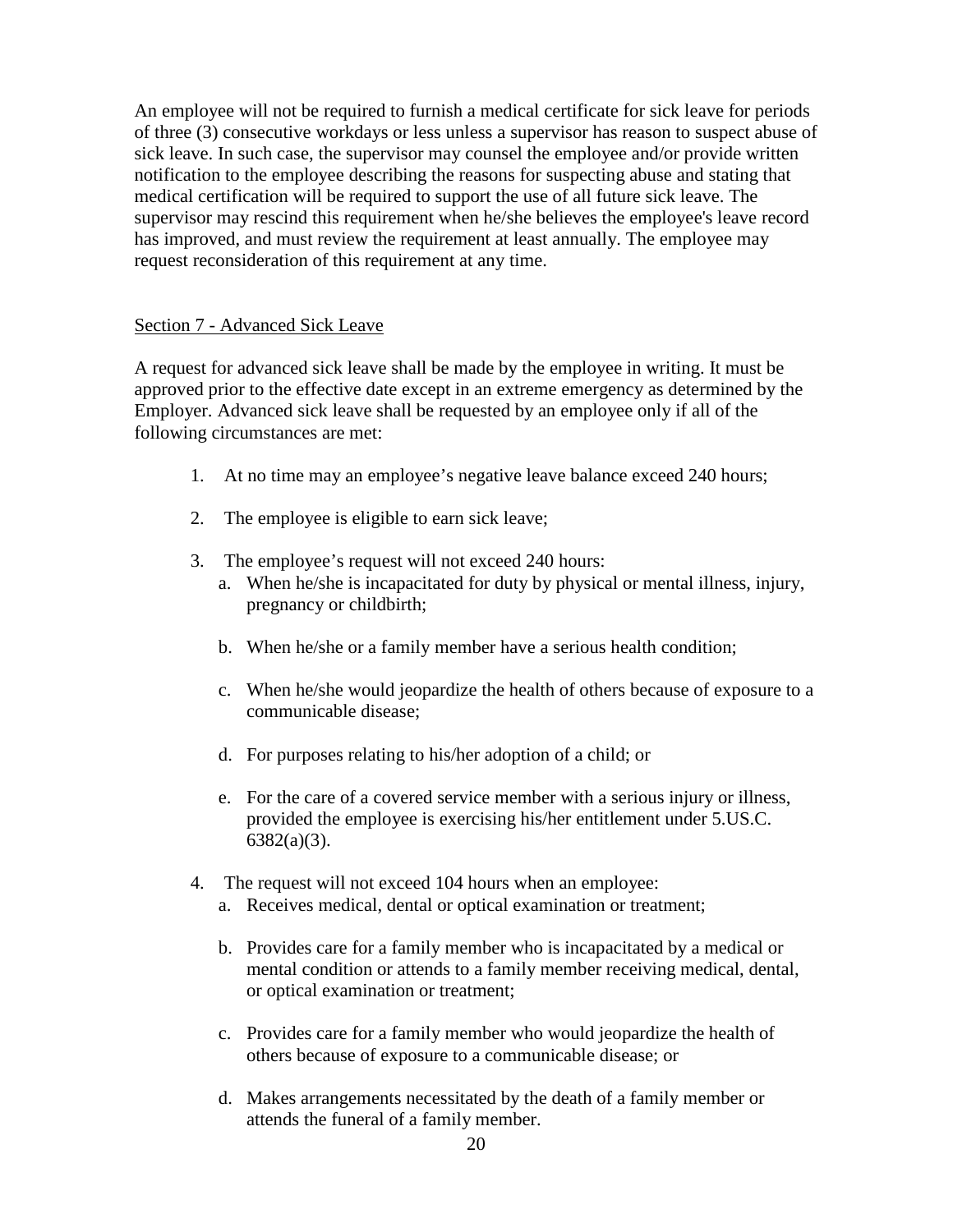An employee will not be required to furnish a medical certificate for sick leave for periods of three (3) consecutive workdays or less unless a supervisor has reason to suspect abuse of sick leave. In such case, the supervisor may counsel the employee and/or provide written notification to the employee describing the reasons for suspecting abuse and stating that medical certification will be required to support the use of all future sick leave. The supervisor may rescind this requirement when he/she believes the employee's leave record has improved, and must review the requirement at least annually. The employee may request reconsideration of this requirement at any time.

## Section 7 - Advanced Sick Leave

A request for advanced sick leave shall be made by the employee in writing. It must be approved prior to the effective date except in an extreme emergency as determined by the Employer. Advanced sick leave shall be requested by an employee only if all of the following circumstances are met:

1. At no time may an employee's negative leave balance exceed 240 hours;
2. The employee is eligible to earn sick leave;
3. The employee's request will not exceed 240 hours:
   a. When he/she is incapacitated for duty by physical or mental illness, injury, pregnancy or childbirth;
   b. When he/she or a family member have a serious health condition;
   c. When he/she would jeopardize the health of others because of exposure to a communicable disease;
   d. For purposes relating to his/her adoption of a child; or
   e. For the care of a covered service member with a serious injury or illness, provided the employee is exercising his/her entitlement under 5.US.C. 6382(a)(3).
4. The request will not exceed 104 hours when an employee:
   a. Receives medical, dental or optical examination or treatment;
   b. Provides care for a family member who is incapacitated by a medical or mental condition or attends to a family member receiving medical, dental, or optical examination or treatment;
   c. Provides care for a family member who would jeopardize the health of others because of exposure to a communicable disease; or
   d. Makes arrangements necessitated by the death of a family member or attends the funeral of a family member.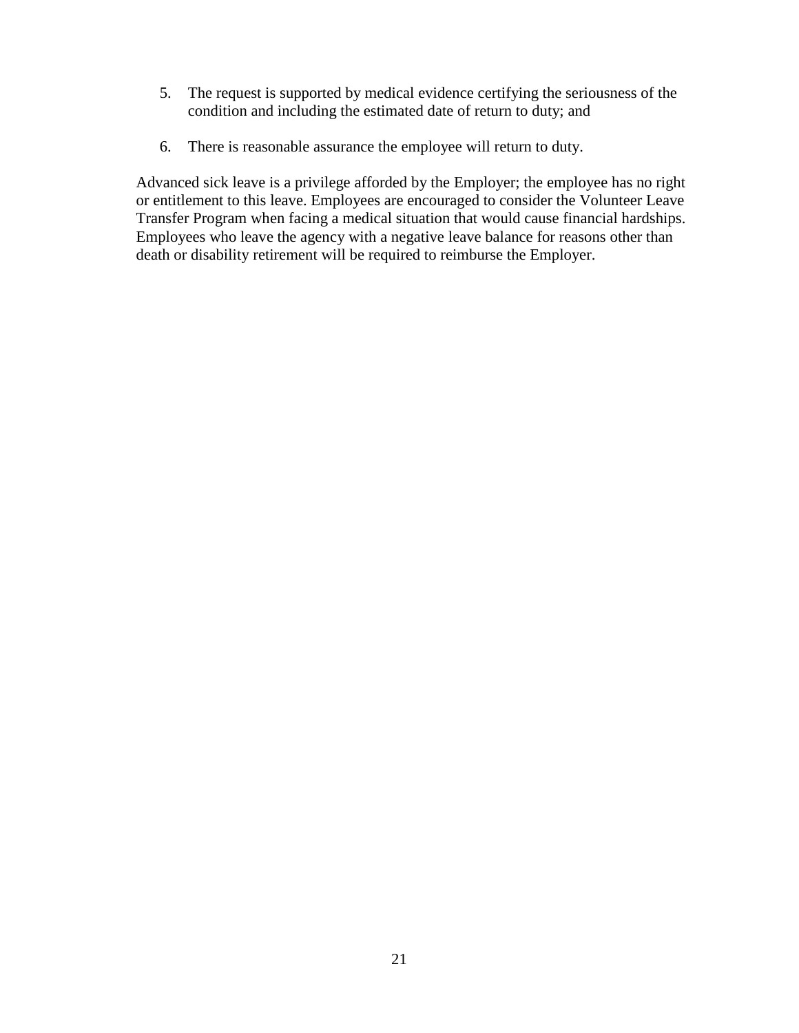5. The request is supported by medical evidence certifying the seriousness of the condition and including the estimated date of return to duty; and

6. There is reasonable assurance the employee will return to duty.

Advanced sick leave is a privilege afforded by the Employer; the employee has no right or entitlement to this leave. Employees are encouraged to consider the Volunteer Leave Transfer Program when facing a medical situation that would cause financial hardships. Employees who leave the agency with a negative leave balance for reasons other than death or disability retirement will be required to reimburse the Employer.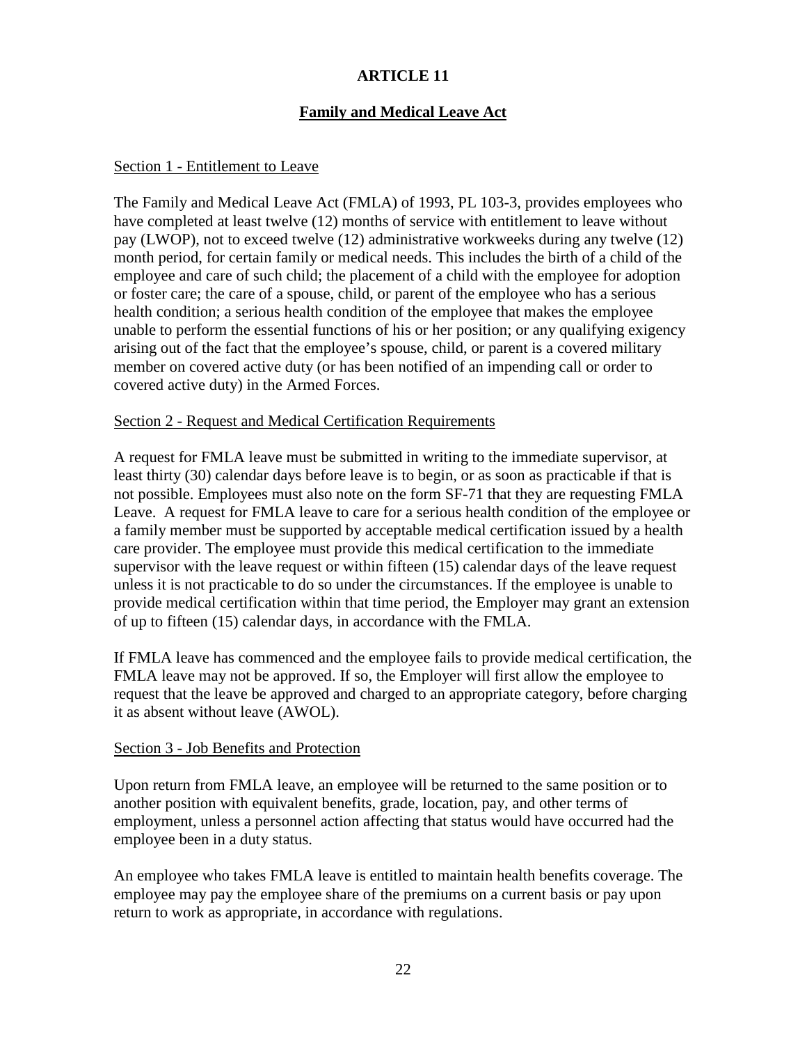# ARTICLE 11

## Family and Medical Leave Act

### Section 1 - Entitlement to Leave

The Family and Medical Leave Act (FMLA) of 1993, PL 103-3, provides employees who have completed at least twelve (12) months of service with entitlement to leave without pay (LWOP), not to exceed twelve (12) administrative workweeks during any twelve (12) month period, for certain family or medical needs. This includes the birth of a child of the employee and care of such child; the placement of a child with the employee for adoption or foster care; the care of a spouse, child, or parent of the employee who has a serious health condition; a serious health condition of the employee that makes the employee unable to perform the essential functions of his or her position; or any qualifying exigency arising out of the fact that the employee's spouse, child, or parent is a covered military member on covered active duty (or has been notified of an impending call or order to covered active duty) in the Armed Forces.

### Section 2 - Request and Medical Certification Requirements

A request for FMLA leave must be submitted in writing to the immediate supervisor, at least thirty (30) calendar days before leave is to begin, or as soon as practicable if that is not possible. Employees must also note on the form SF-71 that they are requesting FMLA Leave. A request for FMLA leave to care for a serious health condition of the employee or a family member must be supported by acceptable medical certification issued by a health care provider. The employee must provide this medical certification to the immediate supervisor with the leave request or within fifteen (15) calendar days of the leave request unless it is not practicable to do so under the circumstances. If the employee is unable to provide medical certification within that time period, the Employer may grant an extension of up to fifteen (15) calendar days, in accordance with the FMLA.

If FMLA leave has commenced and the employee fails to provide medical certification, the FMLA leave may not be approved. If so, the Employer will first allow the employee to request that the leave be approved and charged to an appropriate category, before charging it as absent without leave (AWOL).

### Section 3 - Job Benefits and Protection

Upon return from FMLA leave, an employee will be returned to the same position or to another position with equivalent benefits, grade, location, pay, and other terms of employment, unless a personnel action affecting that status would have occurred had the employee been in a duty status.

An employee who takes FMLA leave is entitled to maintain health benefits coverage. The employee may pay the employee share of the premiums on a current basis or pay upon return to work as appropriate, in accordance with regulations.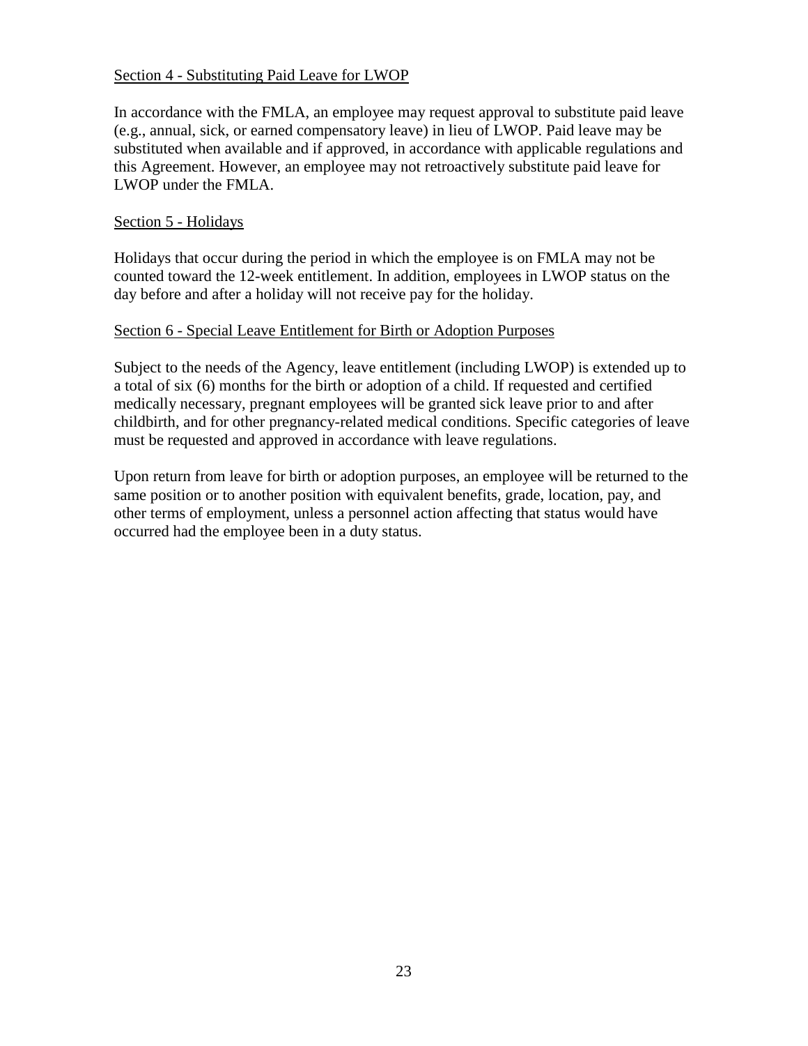Section 4 - Substituting Paid Leave for LWOP

In accordance with the FMLA, an employee may request approval to substitute paid leave (e.g., annual, sick, or earned compensatory leave) in lieu of LWOP. Paid leave may be substituted when available and if approved, in accordance with applicable regulations and this Agreement. However, an employee may not retroactively substitute paid leave for LWOP under the FMLA.

Section 5 - Holidays

Holidays that occur during the period in which the employee is on FMLA may not be counted toward the 12-week entitlement. In addition, employees in LWOP status on the day before and after a holiday will not receive pay for the holiday.

Section 6 - Special Leave Entitlement for Birth or Adoption Purposes

Subject to the needs of the Agency, leave entitlement (including LWOP) is extended up to a total of six (6) months for the birth or adoption of a child. If requested and certified medically necessary, pregnant employees will be granted sick leave prior to and after childbirth, and for other pregnancy-related medical conditions. Specific categories of leave must be requested and approved in accordance with leave regulations.

Upon return from leave for birth or adoption purposes, an employee will be returned to the same position or to another position with equivalent benefits, grade, location, pay, and other terms of employment, unless a personnel action affecting that status would have occurred had the employee been in a duty status.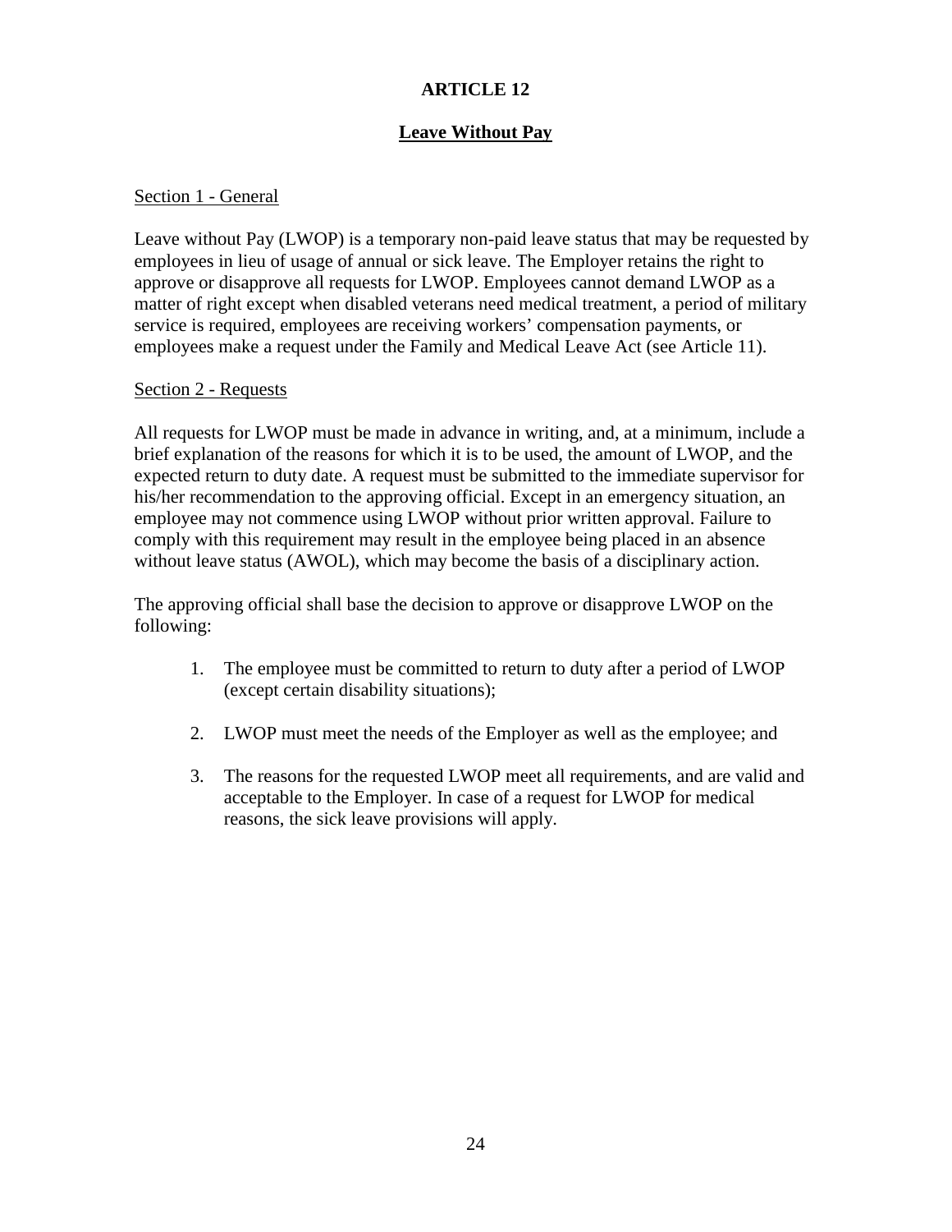# ARTICLE 12

## Leave Without Pay

### Section 1 - General

Leave without Pay (LWOP) is a temporary non-paid leave status that may be requested by employees in lieu of usage of annual or sick leave. The Employer retains the right to approve or disapprove all requests for LWOP. Employees cannot demand LWOP as a matter of right except when disabled veterans need medical treatment, a period of military service is required, employees are receiving workers' compensation payments, or employees make a request under the Family and Medical Leave Act (see Article 11).

### Section 2 - Requests

All requests for LWOP must be made in advance in writing, and, at a minimum, include a brief explanation of the reasons for which it is to be used, the amount of LWOP, and the expected return to duty date. A request must be submitted to the immediate supervisor for his/her recommendation to the approving official. Except in an emergency situation, an employee may not commence using LWOP without prior written approval. Failure to comply with this requirement may result in the employee being placed in an absence without leave status (AWOL), which may become the basis of a disciplinary action.

The approving official shall base the decision to approve or disapprove LWOP on the following:

1. The employee must be committed to return to duty after a period of LWOP (except certain disability situations);

2. LWOP must meet the needs of the Employer as well as the employee; and

3. The reasons for the requested LWOP meet all requirements, and are valid and acceptable to the Employer. In case of a request for LWOP for medical reasons, the sick leave provisions will apply.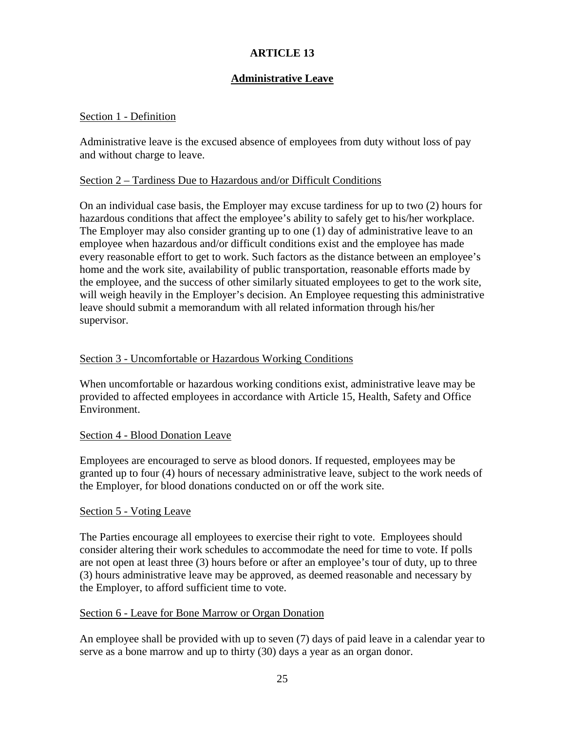# ARTICLE 13

## Administrative Leave

### Section 1 - Definition

Administrative leave is the excused absence of employees from duty without loss of pay and without charge to leave.

### Section 2 – Tardiness Due to Hazardous and/or Difficult Conditions

On an individual case basis, the Employer may excuse tardiness for up to two (2) hours for hazardous conditions that affect the employee's ability to safely get to his/her workplace. The Employer may also consider granting up to one (1) day of administrative leave to an employee when hazardous and/or difficult conditions exist and the employee has made every reasonable effort to get to work. Such factors as the distance between an employee's home and the work site, availability of public transportation, reasonable efforts made by the employee, and the success of other similarly situated employees to get to the work site, will weigh heavily in the Employer's decision. An Employee requesting this administrative leave should submit a memorandum with all related information through his/her supervisor.

### Section 3 - Uncomfortable or Hazardous Working Conditions

When uncomfortable or hazardous working conditions exist, administrative leave may be provided to affected employees in accordance with Article 15, Health, Safety and Office Environment.

### Section 4 - Blood Donation Leave

Employees are encouraged to serve as blood donors. If requested, employees may be granted up to four (4) hours of necessary administrative leave, subject to the work needs of the Employer, for blood donations conducted on or off the work site.

### Section 5 - Voting Leave

The Parties encourage all employees to exercise their right to vote. Employees should consider altering their work schedules to accommodate the need for time to vote. If polls are not open at least three (3) hours before or after an employee's tour of duty, up to three (3) hours administrative leave may be approved, as deemed reasonable and necessary by the Employer, to afford sufficient time to vote.

### Section 6 - Leave for Bone Marrow or Organ Donation

An employee shall be provided with up to seven (7) days of paid leave in a calendar year to serve as a bone marrow and up to thirty (30) days a year as an organ donor.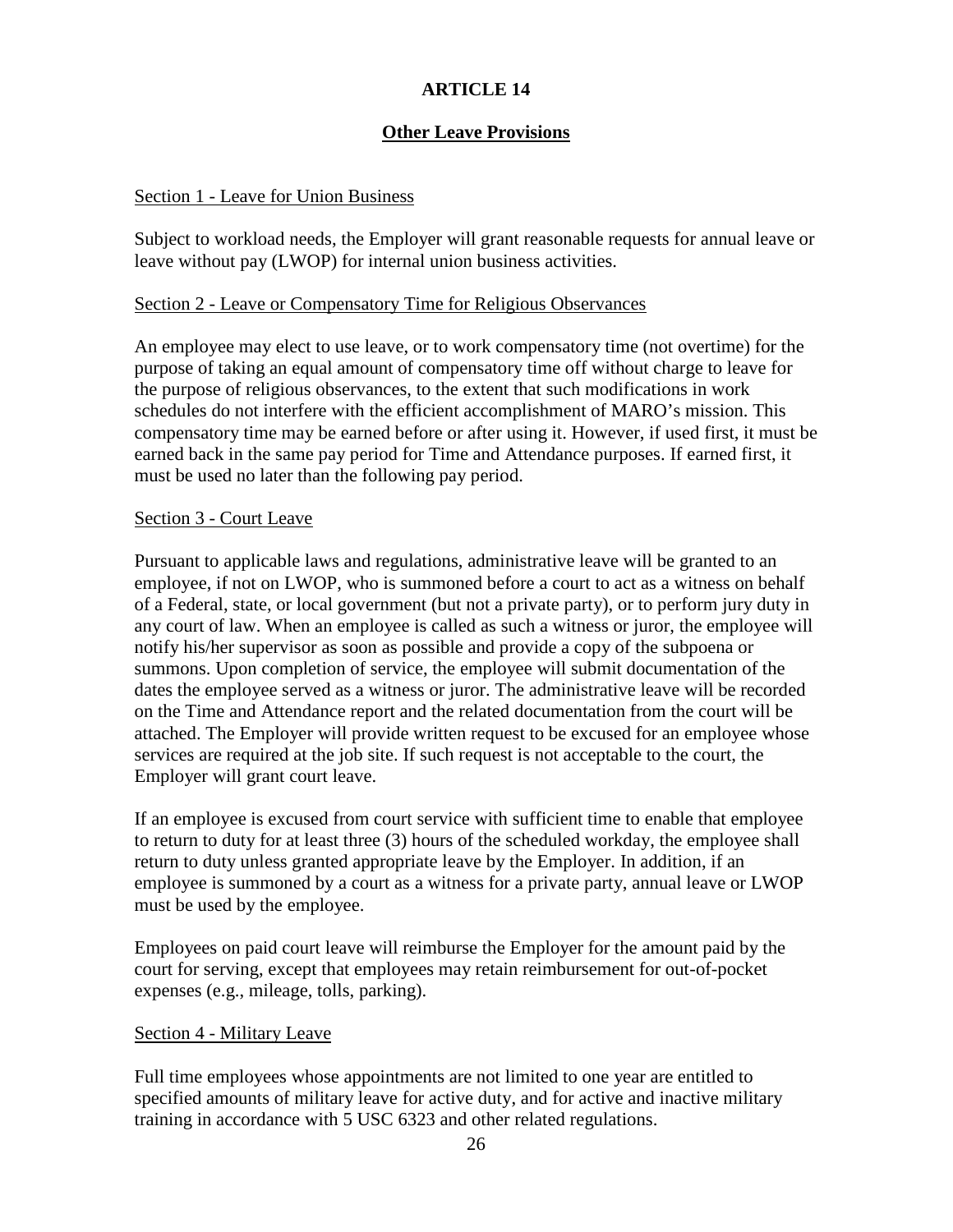# ARTICLE 14

## Other Leave Provisions

### Section 1 - Leave for Union Business

Subject to workload needs, the Employer will grant reasonable requests for annual leave or leave without pay (LWOP) for internal union business activities.

### Section 2 - Leave or Compensatory Time for Religious Observances

An employee may elect to use leave, or to work compensatory time (not overtime) for the purpose of taking an equal amount of compensatory time off without charge to leave for the purpose of religious observances, to the extent that such modifications in work schedules do not interfere with the efficient accomplishment of MARO's mission. This compensatory time may be earned before or after using it. However, if used first, it must be earned back in the same pay period for Time and Attendance purposes. If earned first, it must be used no later than the following pay period.

### Section 3 - Court Leave

Pursuant to applicable laws and regulations, administrative leave will be granted to an employee, if not on LWOP, who is summoned before a court to act as a witness on behalf of a Federal, state, or local government (but not a private party), or to perform jury duty in any court of law. When an employee is called as such a witness or juror, the employee will notify his/her supervisor as soon as possible and provide a copy of the subpoena or summons. Upon completion of service, the employee will submit documentation of the dates the employee served as a witness or juror. The administrative leave will be recorded on the Time and Attendance report and the related documentation from the court will be attached. The Employer will provide written request to be excused for an employee whose services are required at the job site. If such request is not acceptable to the court, the Employer will grant court leave.

If an employee is excused from court service with sufficient time to enable that employee to return to duty for at least three (3) hours of the scheduled workday, the employee shall return to duty unless granted appropriate leave by the Employer. In addition, if an employee is summoned by a court as a witness for a private party, annual leave or LWOP must be used by the employee.

Employees on paid court leave will reimburse the Employer for the amount paid by the court for serving, except that employees may retain reimbursement for out-of-pocket expenses (e.g., mileage, tolls, parking).

### Section 4 - Military Leave

Full time employees whose appointments are not limited to one year are entitled to specified amounts of military leave for active duty, and for active and inactive military training in accordance with 5 USC 6323 and other related regulations.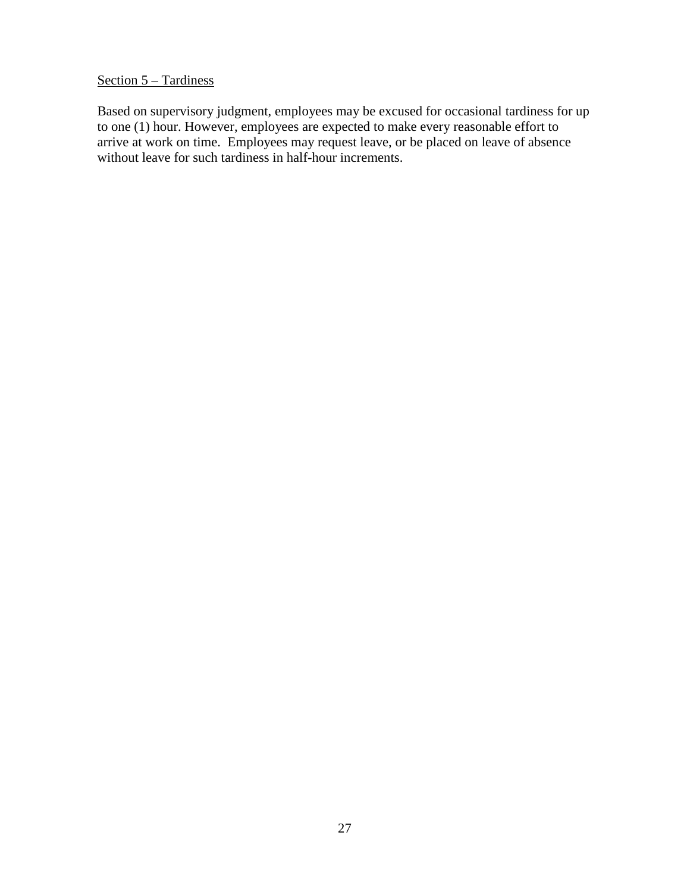<u>Section 5 – Tardiness</u>

Based on supervisory judgment, employees may be excused for occasional tardiness for up to one (1) hour. However, employees are expected to make every reasonable effort to arrive at work on time. Employees may request leave, or be placed on leave of absence without leave for such tardiness in half-hour increments.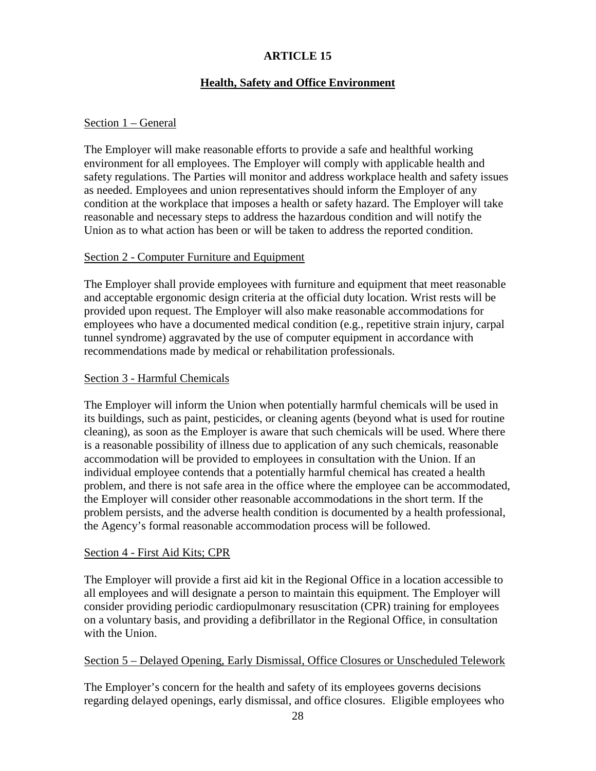# ARTICLE 15

## Health, Safety and Office Environment

### Section 1 – General

The Employer will make reasonable efforts to provide a safe and healthful working environment for all employees. The Employer will comply with applicable health and safety regulations. The Parties will monitor and address workplace health and safety issues as needed. Employees and union representatives should inform the Employer of any condition at the workplace that imposes a health or safety hazard. The Employer will take reasonable and necessary steps to address the hazardous condition and will notify the Union as to what action has been or will be taken to address the reported condition.

### Section 2 - Computer Furniture and Equipment

The Employer shall provide employees with furniture and equipment that meet reasonable and acceptable ergonomic design criteria at the official duty location. Wrist rests will be provided upon request. The Employer will also make reasonable accommodations for employees who have a documented medical condition (e.g., repetitive strain injury, carpal tunnel syndrome) aggravated by the use of computer equipment in accordance with recommendations made by medical or rehabilitation professionals.

### Section 3 - Harmful Chemicals

The Employer will inform the Union when potentially harmful chemicals will be used in its buildings, such as paint, pesticides, or cleaning agents (beyond what is used for routine cleaning), as soon as the Employer is aware that such chemicals will be used. Where there is a reasonable possibility of illness due to application of any such chemicals, reasonable accommodation will be provided to employees in consultation with the Union. If an individual employee contends that a potentially harmful chemical has created a health problem, and there is not safe area in the office where the employee can be accommodated, the Employer will consider other reasonable accommodations in the short term. If the problem persists, and the adverse health condition is documented by a health professional, the Agency's formal reasonable accommodation process will be followed.

### Section 4 - First Aid Kits; CPR

The Employer will provide a first aid kit in the Regional Office in a location accessible to all employees and will designate a person to maintain this equipment. The Employer will consider providing periodic cardiopulmonary resuscitation (CPR) training for employees on a voluntary basis, and providing a defibrillator in the Regional Office, in consultation with the Union.

### Section 5 – Delayed Opening, Early Dismissal, Office Closures or Unscheduled Telework

The Employer's concern for the health and safety of its employees governs decisions regarding delayed openings, early dismissal, and office closures. Eligible employees who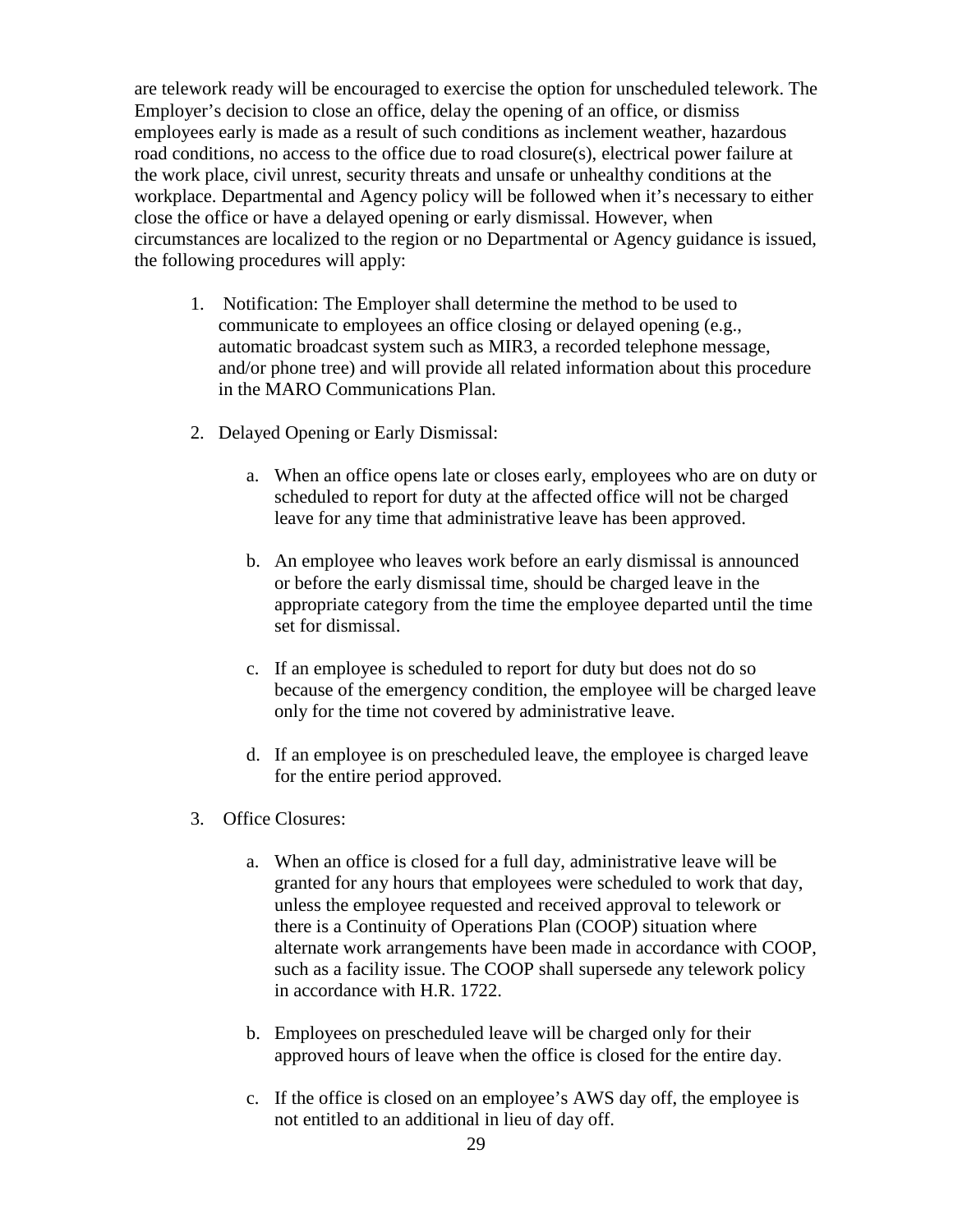are telework ready will be encouraged to exercise the option for unscheduled telework. The Employer's decision to close an office, delay the opening of an office, or dismiss employees early is made as a result of such conditions as inclement weather, hazardous road conditions, no access to the office due to road closure(s), electrical power failure at the work place, civil unrest, security threats and unsafe or unhealthy conditions at the workplace. Departmental and Agency policy will be followed when it's necessary to either close the office or have a delayed opening or early dismissal. However, when circumstances are localized to the region or no Departmental or Agency guidance is issued, the following procedures will apply:

1. Notification: The Employer shall determine the method to be used to communicate to employees an office closing or delayed opening (e.g., automatic broadcast system such as MIR3, a recorded telephone message, and/or phone tree) and will provide all related information about this procedure in the MARO Communications Plan.

2. Delayed Opening or Early Dismissal:

   a. When an office opens late or closes early, employees who are on duty or scheduled to report for duty at the affected office will not be charged leave for any time that administrative leave has been approved.

   b. An employee who leaves work before an early dismissal is announced or before the early dismissal time, should be charged leave in the appropriate category from the time the employee departed until the time set for dismissal.

   c. If an employee is scheduled to report for duty but does not do so because of the emergency condition, the employee will be charged leave only for the time not covered by administrative leave.

   d. If an employee is on prescheduled leave, the employee is charged leave for the entire period approved.

3. Office Closures:

   a. When an office is closed for a full day, administrative leave will be granted for any hours that employees were scheduled to work that day, unless the employee requested and received approval to telework or there is a Continuity of Operations Plan (COOP) situation where alternate work arrangements have been made in accordance with COOP, such as a facility issue. The COOP shall supersede any telework policy in accordance with H.R. 1722.

   b. Employees on prescheduled leave will be charged only for their approved hours of leave when the office is closed for the entire day.

   c. If the office is closed on an employee's AWS day off, the employee is not entitled to an additional in lieu of day off.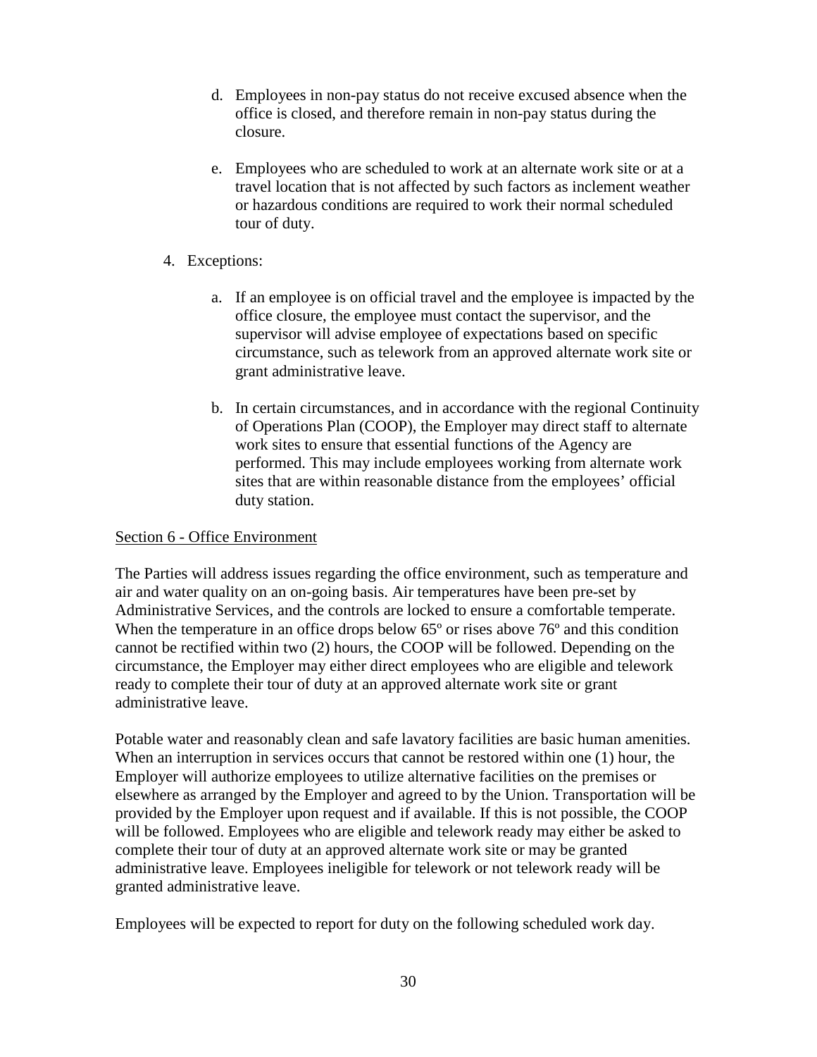d. Employees in non-pay status do not receive excused absence when the office is closed, and therefore remain in non-pay status during the closure.

e. Employees who are scheduled to work at an alternate work site or at a travel location that is not affected by such factors as inclement weather or hazardous conditions are required to work their normal scheduled tour of duty.

4. Exceptions:

   a. If an employee is on official travel and the employee is impacted by the office closure, the employee must contact the supervisor, and the supervisor will advise employee of expectations based on specific circumstance, such as telework from an approved alternate work site or grant administrative leave.

   b. In certain circumstances, and in accordance with the regional Continuity of Operations Plan (COOP), the Employer may direct staff to alternate work sites to ensure that essential functions of the Agency are performed. This may include employees working from alternate work sites that are within reasonable distance from the employees' official duty station.

Section 6 - Office Environment

The Parties will address issues regarding the office environment, such as temperature and air and water quality on an on-going basis. Air temperatures have been pre-set by Administrative Services, and the controls are locked to ensure a comfortable temperate. When the temperature in an office drops below 65º or rises above 76º and this condition cannot be rectified within two (2) hours, the COOP will be followed. Depending on the circumstance, the Employer may either direct employees who are eligible and telework ready to complete their tour of duty at an approved alternate work site or grant administrative leave.

Potable water and reasonably clean and safe lavatory facilities are basic human amenities. When an interruption in services occurs that cannot be restored within one (1) hour, the Employer will authorize employees to utilize alternative facilities on the premises or elsewhere as arranged by the Employer and agreed to by the Union. Transportation will be provided by the Employer upon request and if available. If this is not possible, the COOP will be followed. Employees who are eligible and telework ready may either be asked to complete their tour of duty at an approved alternate work site or may be granted administrative leave. Employees ineligible for telework or not telework ready will be granted administrative leave.

Employees will be expected to report for duty on the following scheduled work day.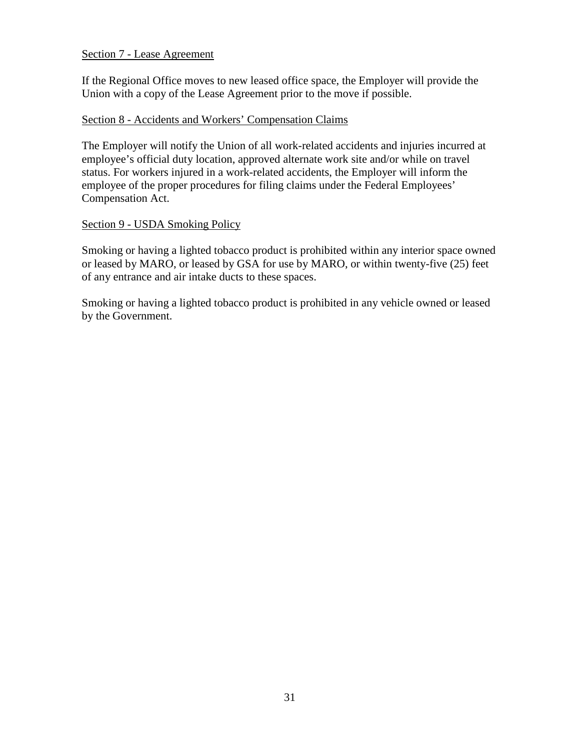Section 7 - Lease Agreement

If the Regional Office moves to new leased office space, the Employer will provide the Union with a copy of the Lease Agreement prior to the move if possible.

Section 8 - Accidents and Workers' Compensation Claims

The Employer will notify the Union of all work-related accidents and injuries incurred at employee's official duty location, approved alternate work site and/or while on travel status. For workers injured in a work-related accidents, the Employer will inform the employee of the proper procedures for filing claims under the Federal Employees' Compensation Act.

Section 9 - USDA Smoking Policy

Smoking or having a lighted tobacco product is prohibited within any interior space owned or leased by MARO, or leased by GSA for use by MARO, or within twenty-five (25) feet of any entrance and air intake ducts to these spaces.

Smoking or having a lighted tobacco product is prohibited in any vehicle owned or leased by the Government.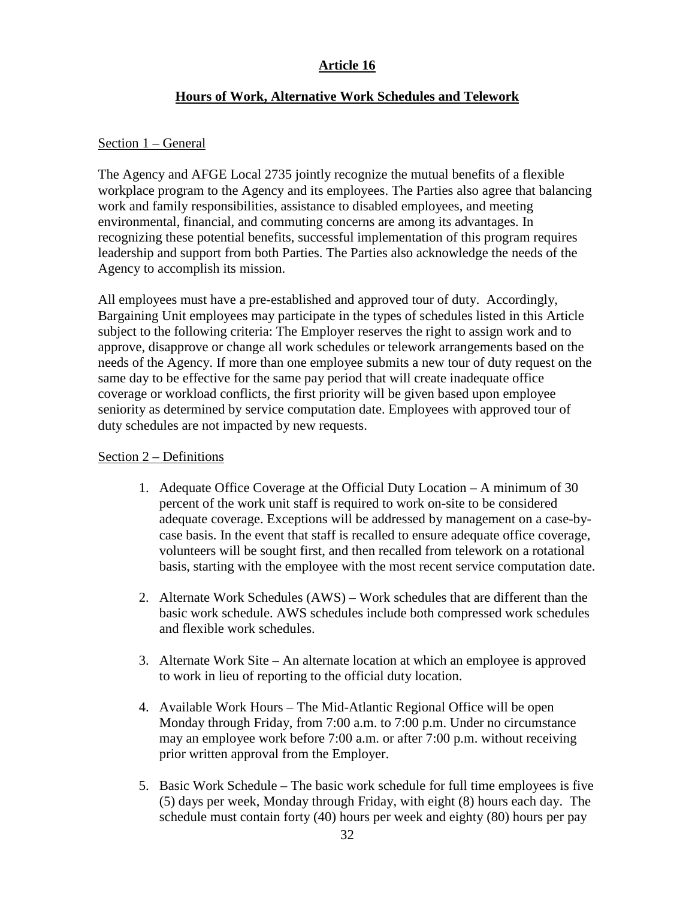# Article 16

## Hours of Work, Alternative Work Schedules and Telework

Section 1 – General

The Agency and AFGE Local 2735 jointly recognize the mutual benefits of a flexible workplace program to the Agency and its employees. The Parties also agree that balancing work and family responsibilities, assistance to disabled employees, and meeting environmental, financial, and commuting concerns are among its advantages. In recognizing these potential benefits, successful implementation of this program requires leadership and support from both Parties. The Parties also acknowledge the needs of the Agency to accomplish its mission.

All employees must have a pre-established and approved tour of duty. Accordingly, Bargaining Unit employees may participate in the types of schedules listed in this Article subject to the following criteria: The Employer reserves the right to assign work and to approve, disapprove or change all work schedules or telework arrangements based on the needs of the Agency. If more than one employee submits a new tour of duty request on the same day to be effective for the same pay period that will create inadequate office coverage or workload conflicts, the first priority will be given based upon employee seniority as determined by service computation date. Employees with approved tour of duty schedules are not impacted by new requests.

Section 2 – Definitions

1. Adequate Office Coverage at the Official Duty Location – A minimum of 30 percent of the work unit staff is required to work on-site to be considered adequate coverage. Exceptions will be addressed by management on a case-by-case basis. In the event that staff is recalled to ensure adequate office coverage, volunteers will be sought first, and then recalled from telework on a rotational basis, starting with the employee with the most recent service computation date.

2. Alternate Work Schedules (AWS) – Work schedules that are different than the basic work schedule. AWS schedules include both compressed work schedules and flexible work schedules.

3. Alternate Work Site – An alternate location at which an employee is approved to work in lieu of reporting to the official duty location.

4. Available Work Hours – The Mid-Atlantic Regional Office will be open Monday through Friday, from 7:00 a.m. to 7:00 p.m. Under no circumstance may an employee work before 7:00 a.m. or after 7:00 p.m. without receiving prior written approval from the Employer.

5. Basic Work Schedule – The basic work schedule for full time employees is five (5) days per week, Monday through Friday, with eight (8) hours each day. The schedule must contain forty (40) hours per week and eighty (80) hours per pay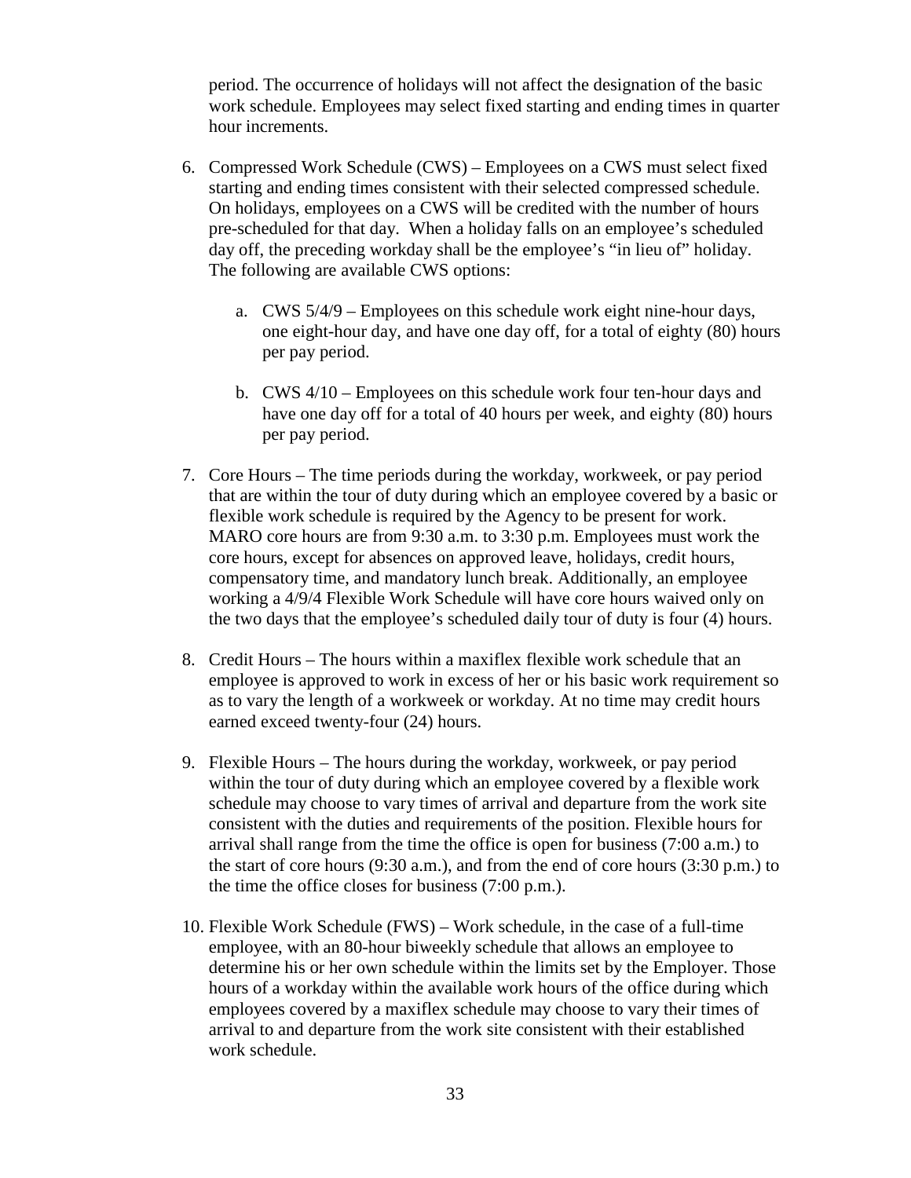period. The occurrence of holidays will not affect the designation of the basic work schedule. Employees may select fixed starting and ending times in quarter hour increments.

6. Compressed Work Schedule (CWS) – Employees on a CWS must select fixed starting and ending times consistent with their selected compressed schedule. On holidays, employees on a CWS will be credited with the number of hours pre-scheduled for that day. When a holiday falls on an employee's scheduled day off, the preceding workday shall be the employee's "in lieu of" holiday. The following are available CWS options:

   a. CWS 5/4/9 – Employees on this schedule work eight nine-hour days, one eight-hour day, and have one day off, for a total of eighty (80) hours per pay period.

   b. CWS 4/10 – Employees on this schedule work four ten-hour days and have one day off for a total of 40 hours per week, and eighty (80) hours per pay period.

7. Core Hours – The time periods during the workday, workweek, or pay period that are within the tour of duty during which an employee covered by a basic or flexible work schedule is required by the Agency to be present for work. MARO core hours are from 9:30 a.m. to 3:30 p.m. Employees must work the core hours, except for absences on approved leave, holidays, credit hours, compensatory time, and mandatory lunch break. Additionally, an employee working a 4/9/4 Flexible Work Schedule will have core hours waived only on the two days that the employee's scheduled daily tour of duty is four (4) hours.

8. Credit Hours – The hours within a maxiflex flexible work schedule that an employee is approved to work in excess of her or his basic work requirement so as to vary the length of a workweek or workday. At no time may credit hours earned exceed twenty-four (24) hours.

9. Flexible Hours – The hours during the workday, workweek, or pay period within the tour of duty during which an employee covered by a flexible work schedule may choose to vary times of arrival and departure from the work site consistent with the duties and requirements of the position. Flexible hours for arrival shall range from the time the office is open for business (7:00 a.m.) to the start of core hours (9:30 a.m.), and from the end of core hours (3:30 p.m.) to the time the office closes for business (7:00 p.m.).

10. Flexible Work Schedule (FWS) – Work schedule, in the case of a full-time employee, with an 80-hour biweekly schedule that allows an employee to determine his or her own schedule within the limits set by the Employer. Those hours of a workday within the available work hours of the office during which employees covered by a maxiflex schedule may choose to vary their times of arrival to and departure from the work site consistent with their established work schedule.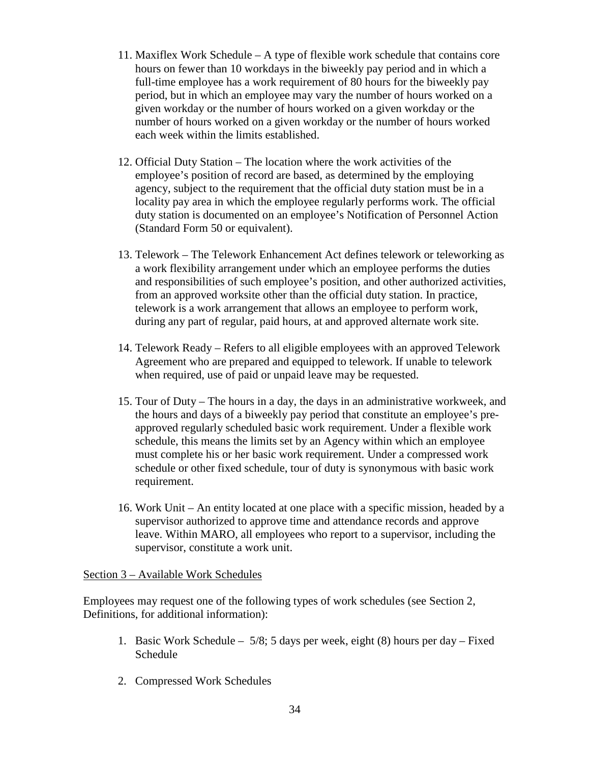11. Maxiflex Work Schedule – A type of flexible work schedule that contains core hours on fewer than 10 workdays in the biweekly pay period and in which a full-time employee has a work requirement of 80 hours for the biweekly pay period, but in which an employee may vary the number of hours worked on a given workday or the number of hours worked on a given workday or the number of hours worked on a given workday or the number of hours worked each week within the limits established.

12. Official Duty Station – The location where the work activities of the employee's position of record are based, as determined by the employing agency, subject to the requirement that the official duty station must be in a locality pay area in which the employee regularly performs work. The official duty station is documented on an employee's Notification of Personnel Action (Standard Form 50 or equivalent).

13. Telework – The Telework Enhancement Act defines telework or teleworking as a work flexibility arrangement under which an employee performs the duties and responsibilities of such employee's position, and other authorized activities, from an approved worksite other than the official duty station. In practice, telework is a work arrangement that allows an employee to perform work, during any part of regular, paid hours, at and approved alternate work site.

14. Telework Ready – Refers to all eligible employees with an approved Telework Agreement who are prepared and equipped to telework. If unable to telework when required, use of paid or unpaid leave may be requested.

15. Tour of Duty – The hours in a day, the days in an administrative workweek, and the hours and days of a biweekly pay period that constitute an employee's pre-approved regularly scheduled basic work requirement. Under a flexible work schedule, this means the limits set by an Agency within which an employee must complete his or her basic work requirement. Under a compressed work schedule or other fixed schedule, tour of duty is synonymous with basic work requirement.

16. Work Unit – An entity located at one place with a specific mission, headed by a supervisor authorized to approve time and attendance records and approve leave. Within MARO, all employees who report to a supervisor, including the supervisor, constitute a work unit.

## Section 3 – Available Work Schedules

Employees may request one of the following types of work schedules (see Section 2, Definitions, for additional information):

1. Basic Work Schedule – 5/8; 5 days per week, eight (8) hours per day – Fixed Schedule

2. Compressed Work Schedules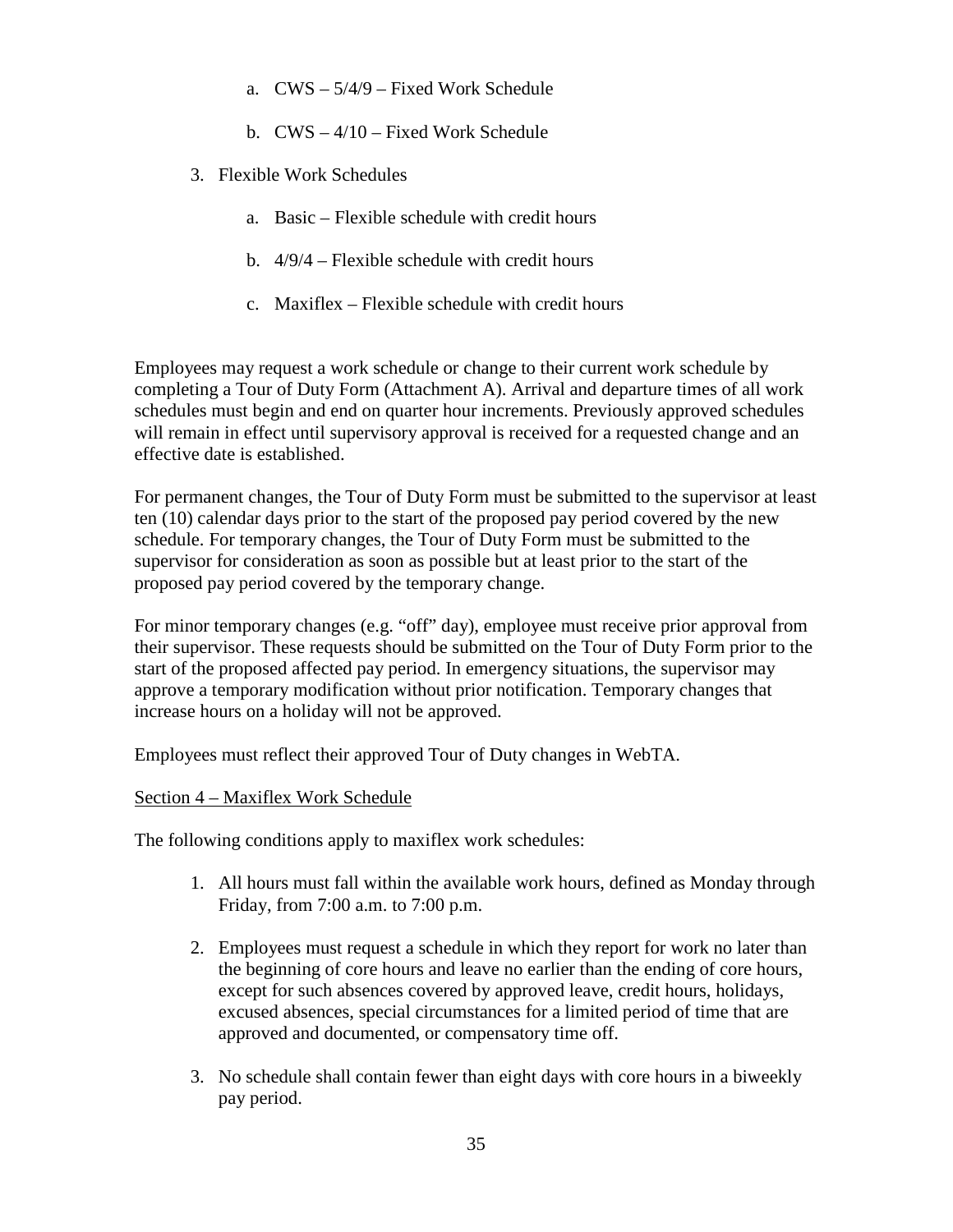a. CWS – 5/4/9 – Fixed Work Schedule

  b. CWS – 4/10 – Fixed Work Schedule

3. Flexible Work Schedules

   a. Basic – Flexible schedule with credit hours

   b. 4/9/4 – Flexible schedule with credit hours

   c. Maxiflex – Flexible schedule with credit hours

Employees may request a work schedule or change to their current work schedule by completing a Tour of Duty Form (Attachment A). Arrival and departure times of all work schedules must begin and end on quarter hour increments. Previously approved schedules will remain in effect until supervisory approval is received for a requested change and an effective date is established.

For permanent changes, the Tour of Duty Form must be submitted to the supervisor at least ten (10) calendar days prior to the start of the proposed pay period covered by the new schedule. For temporary changes, the Tour of Duty Form must be submitted to the supervisor for consideration as soon as possible but at least prior to the start of the proposed pay period covered by the temporary change.

For minor temporary changes (e.g. "off" day), employee must receive prior approval from their supervisor. These requests should be submitted on the Tour of Duty Form prior to the start of the proposed affected pay period. In emergency situations, the supervisor may approve a temporary modification without prior notification. Temporary changes that increase hours on a holiday will not be approved.

Employees must reflect their approved Tour of Duty changes in WebTA.

Section 4 – Maxiflex Work Schedule

The following conditions apply to maxiflex work schedules:

1. All hours must fall within the available work hours, defined as Monday through Friday, from 7:00 a.m. to 7:00 p.m.

2. Employees must request a schedule in which they report for work no later than the beginning of core hours and leave no earlier than the ending of core hours, except for such absences covered by approved leave, credit hours, holidays, excused absences, special circumstances for a limited period of time that are approved and documented, or compensatory time off.

3. No schedule shall contain fewer than eight days with core hours in a biweekly pay period.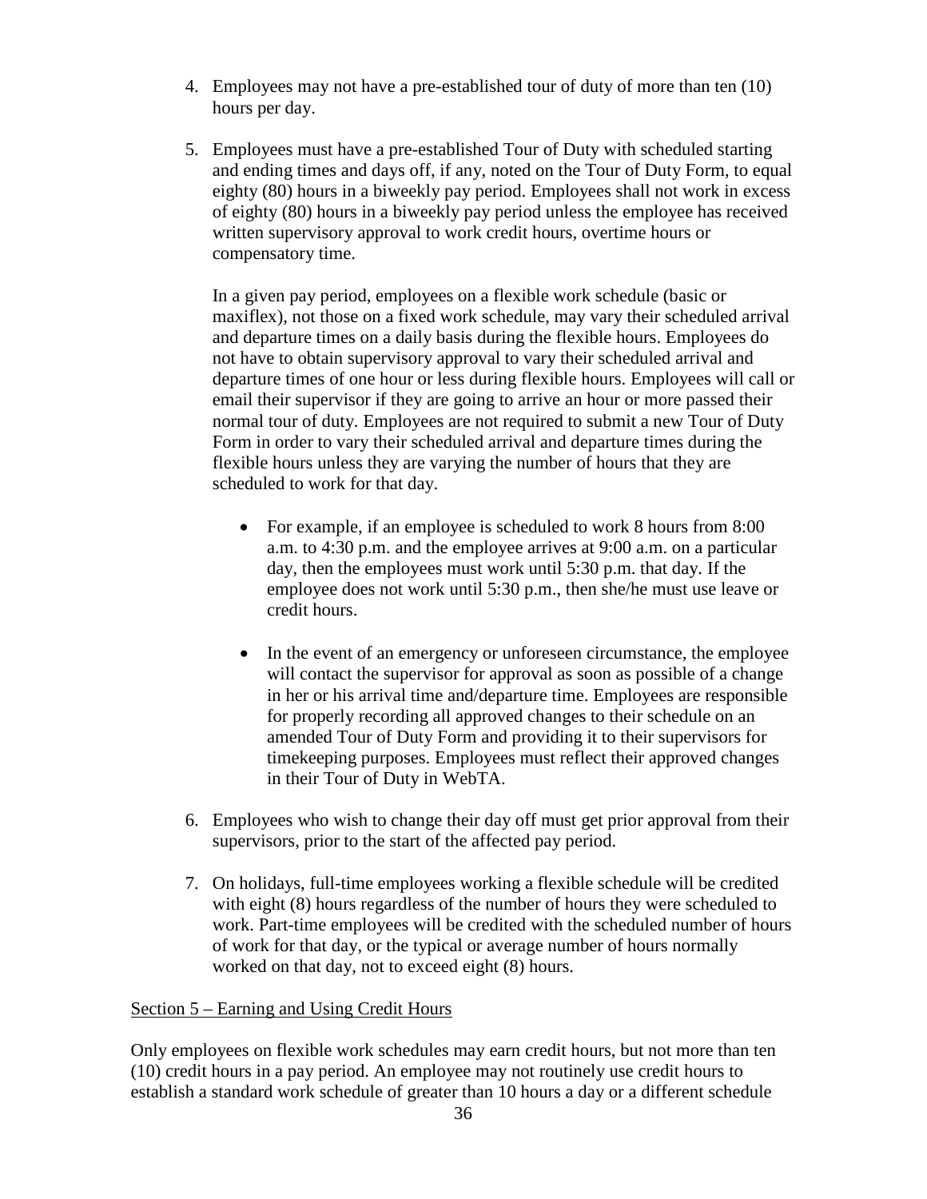4. Employees may not have a pre-established tour of duty of more than ten (10) hours per day.

5. Employees must have a pre-established Tour of Duty with scheduled starting and ending times and days off, if any, noted on the Tour of Duty Form, to equal eighty (80) hours in a biweekly pay period. Employees shall not work in excess of eighty (80) hours in a biweekly pay period unless the employee has received written supervisory approval to work credit hours, overtime hours or compensatory time.

   In a given pay period, employees on a flexible work schedule (basic or maxiflex), not those on a fixed work schedule, may vary their scheduled arrival and departure times on a daily basis during the flexible hours. Employees do not have to obtain supervisory approval to vary their scheduled arrival and departure times of one hour or less during flexible hours. Employees will call or email their supervisor if they are going to arrive an hour or more passed their normal tour of duty. Employees are not required to submit a new Tour of Duty Form in order to vary their scheduled arrival and departure times during the flexible hours unless they are varying the number of hours that they are scheduled to work for that day.

   - For example, if an employee is scheduled to work 8 hours from 8:00 a.m. to 4:30 p.m. and the employee arrives at 9:00 a.m. on a particular day, then the employees must work until 5:30 p.m. that day. If the employee does not work until 5:30 p.m., then she/he must use leave or credit hours.

   - In the event of an emergency or unforeseen circumstance, the employee will contact the supervisor for approval as soon as possible of a change in her or his arrival time and/departure time. Employees are responsible for properly recording all approved changes to their schedule on an amended Tour of Duty Form and providing it to their supervisors for timekeeping purposes. Employees must reflect their approved changes in their Tour of Duty in WebTA.

6. Employees who wish to change their day off must get prior approval from their supervisors, prior to the start of the affected pay period.

7. On holidays, full-time employees working a flexible schedule will be credited with eight (8) hours regardless of the number of hours they were scheduled to work. Part-time employees will be credited with the scheduled number of hours of work for that day, or the typical or average number of hours normally worked on that day, not to exceed eight (8) hours.

<u>Section 5 – Earning and Using Credit Hours</u>

Only employees on flexible work schedules may earn credit hours, but not more than ten (10) credit hours in a pay period. An employee may not routinely use credit hours to establish a standard work schedule of greater than 10 hours a day or a different schedule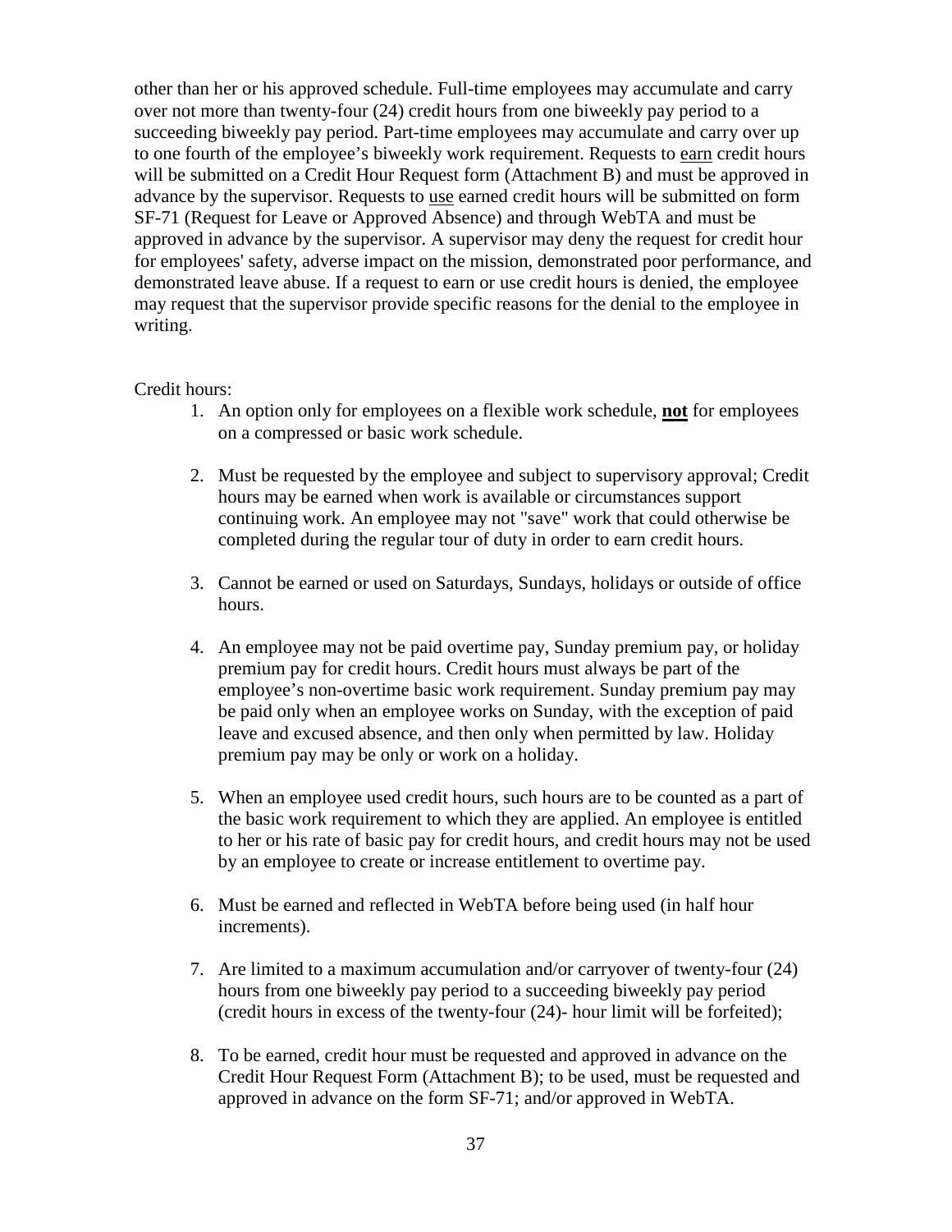other than her or his approved schedule. Full-time employees may accumulate and carry over not more than twenty-four (24) credit hours from one biweekly pay period to a succeeding biweekly pay period. Part-time employees may accumulate and carry over up to one fourth of the employee's biweekly work requirement. Requests to <u>earn</u> credit hours will be submitted on a Credit Hour Request form (Attachment B) and must be approved in advance by the supervisor. Requests to <u>use</u> earned credit hours will be submitted on form SF-71 (Request for Leave or Approved Absence) and through WebTA and must be approved in advance by the supervisor. A supervisor may deny the request for credit hour for employees' safety, adverse impact on the mission, demonstrated poor performance, and demonstrated leave abuse. If a request to earn or use credit hours is denied, the employee may request that the supervisor provide specific reasons for the denial to the employee in writing.

Credit hours:

1. An option only for employees on a flexible work schedule, <u>**not**</u> for employees on a compressed or basic work schedule.

2. Must be requested by the employee and subject to supervisory approval; Credit hours may be earned when work is available or circumstances support continuing work. An employee may not "save" work that could otherwise be completed during the regular tour of duty in order to earn credit hours.

3. Cannot be earned or used on Saturdays, Sundays, holidays or outside of office hours.

4. An employee may not be paid overtime pay, Sunday premium pay, or holiday premium pay for credit hours. Credit hours must always be part of the employee's non-overtime basic work requirement. Sunday premium pay may be paid only when an employee works on Sunday, with the exception of paid leave and excused absence, and then only when permitted by law. Holiday premium pay may be only or work on a holiday.

5. When an employee used credit hours, such hours are to be counted as a part of the basic work requirement to which they are applied. An employee is entitled to her or his rate of basic pay for credit hours, and credit hours may not be used by an employee to create or increase entitlement to overtime pay.

6. Must be earned and reflected in WebTA before being used (in half hour increments).

7. Are limited to a maximum accumulation and/or carryover of twenty-four (24) hours from one biweekly pay period to a succeeding biweekly pay period (credit hours in excess of the twenty-four (24)- hour limit will be forfeited);

8. To be earned, credit hour must be requested and approved in advance on the Credit Hour Request Form (Attachment B); to be used, must be requested and approved in advance on the form SF-71; and/or approved in WebTA.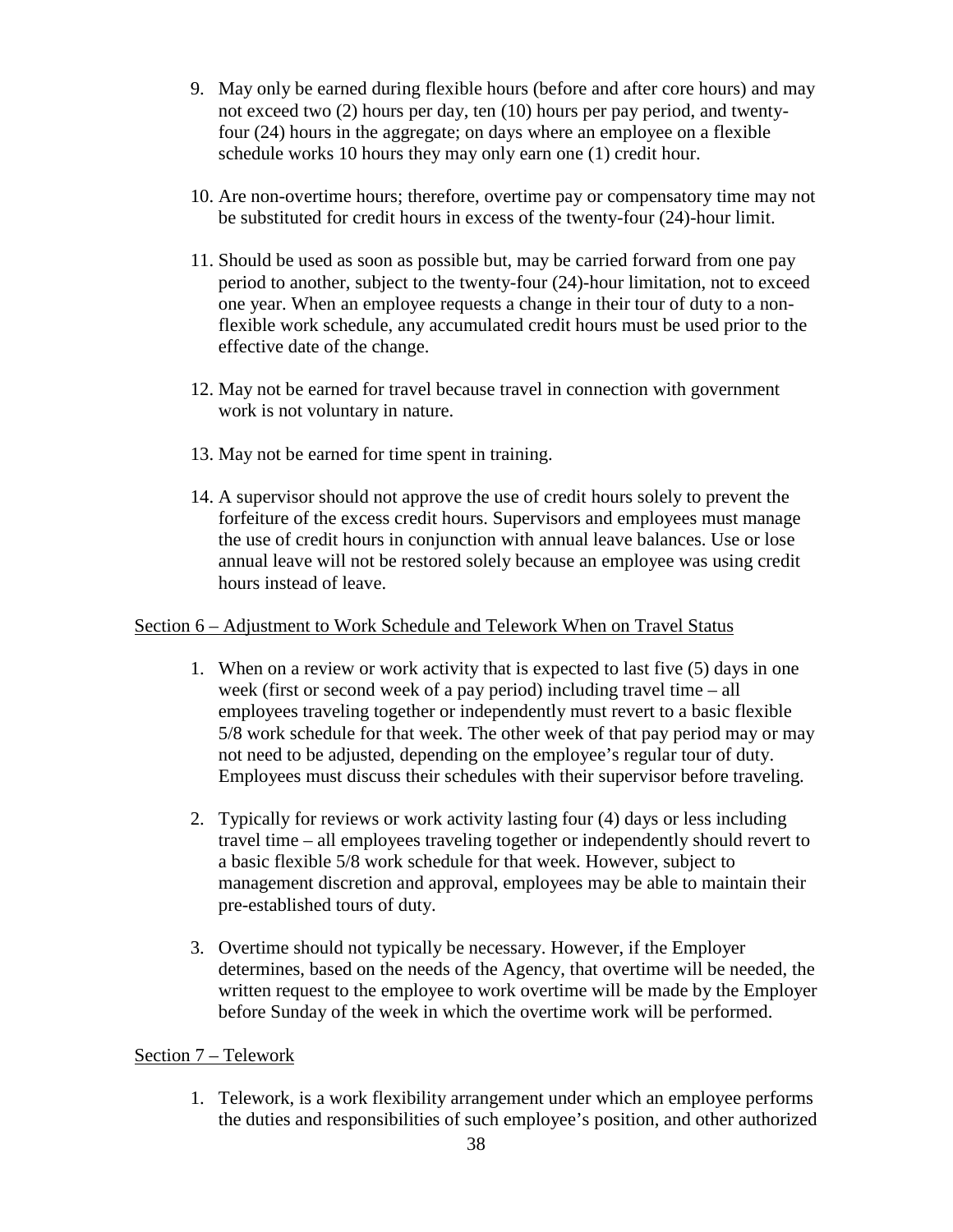9. May only be earned during flexible hours (before and after core hours) and may not exceed two (2) hours per day, ten (10) hours per pay period, and twenty-four (24) hours in the aggregate; on days where an employee on a flexible schedule works 10 hours they may only earn one (1) credit hour.

10. Are non-overtime hours; therefore, overtime pay or compensatory time may not be substituted for credit hours in excess of the twenty-four (24)-hour limit.

11. Should be used as soon as possible but, may be carried forward from one pay period to another, subject to the twenty-four (24)-hour limitation, not to exceed one year. When an employee requests a change in their tour of duty to a non-flexible work schedule, any accumulated credit hours must be used prior to the effective date of the change.

12. May not be earned for travel because travel in connection with government work is not voluntary in nature.

13. May not be earned for time spent in training.

14. A supervisor should not approve the use of credit hours solely to prevent the forfeiture of the excess credit hours. Supervisors and employees must manage the use of credit hours in conjunction with annual leave balances. Use or lose annual leave will not be restored solely because an employee was using credit hours instead of leave.

<u>Section 6 – Adjustment to Work Schedule and Telework When on Travel Status</u>

1. When on a review or work activity that is expected to last five (5) days in one week (first or second week of a pay period) including travel time – all employees traveling together or independently must revert to a basic flexible 5/8 work schedule for that week. The other week of that pay period may or may not need to be adjusted, depending on the employee's regular tour of duty. Employees must discuss their schedules with their supervisor before traveling.

2. Typically for reviews or work activity lasting four (4) days or less including travel time – all employees traveling together or independently should revert to a basic flexible 5/8 work schedule for that week. However, subject to management discretion and approval, employees may be able to maintain their pre-established tours of duty.

3. Overtime should not typically be necessary. However, if the Employer determines, based on the needs of the Agency, that overtime will be needed, the written request to the employee to work overtime will be made by the Employer before Sunday of the week in which the overtime work will be performed.

<u>Section 7 – Telework</u>

1. Telework, is a work flexibility arrangement under which an employee performs the duties and responsibilities of such employee's position, and other authorized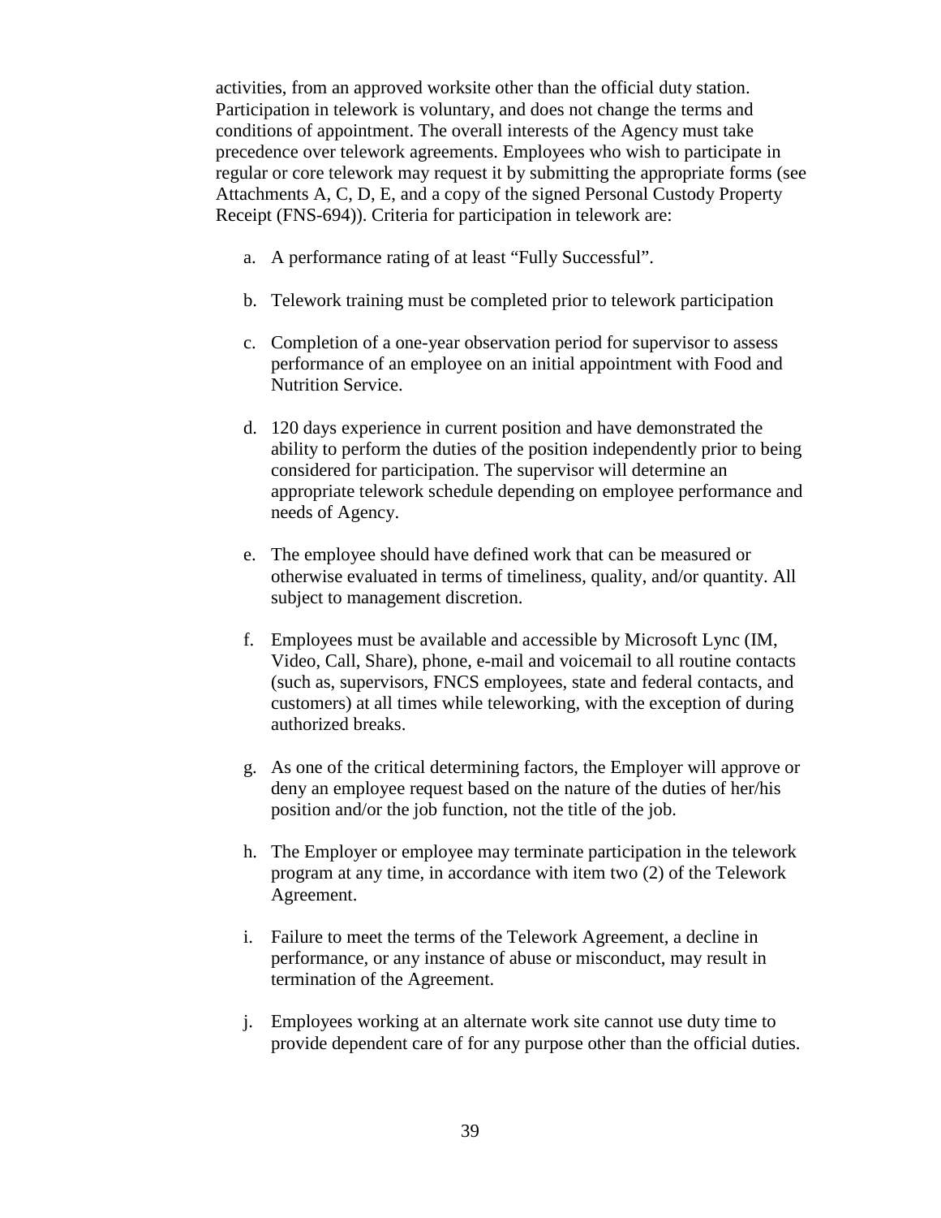activities, from an approved worksite other than the official duty station. Participation in telework is voluntary, and does not change the terms and conditions of appointment. The overall interests of the Agency must take precedence over telework agreements. Employees who wish to participate in regular or core telework may request it by submitting the appropriate forms (see Attachments A, C, D, E, and a copy of the signed Personal Custody Property Receipt (FNS-694)). Criteria for participation in telework are:

a. A performance rating of at least “Fully Successful”.

b. Telework training must be completed prior to telework participation

c. Completion of a one-year observation period for supervisor to assess performance of an employee on an initial appointment with Food and Nutrition Service.

d. 120 days experience in current position and have demonstrated the ability to perform the duties of the position independently prior to being considered for participation. The supervisor will determine an appropriate telework schedule depending on employee performance and needs of Agency.

e. The employee should have defined work that can be measured or otherwise evaluated in terms of timeliness, quality, and/or quantity. All subject to management discretion.

f. Employees must be available and accessible by Microsoft Lync (IM, Video, Call, Share), phone, e-mail and voicemail to all routine contacts (such as, supervisors, FNCS employees, state and federal contacts, and customers) at all times while teleworking, with the exception of during authorized breaks.

g. As one of the critical determining factors, the Employer will approve or deny an employee request based on the nature of the duties of her/his position and/or the job function, not the title of the job.

h. The Employer or employee may terminate participation in the telework program at any time, in accordance with item two (2) of the Telework Agreement.

i. Failure to meet the terms of the Telework Agreement, a decline in performance, or any instance of abuse or misconduct, may result in termination of the Agreement.

j. Employees working at an alternate work site cannot use duty time to provide dependent care of for any purpose other than the official duties.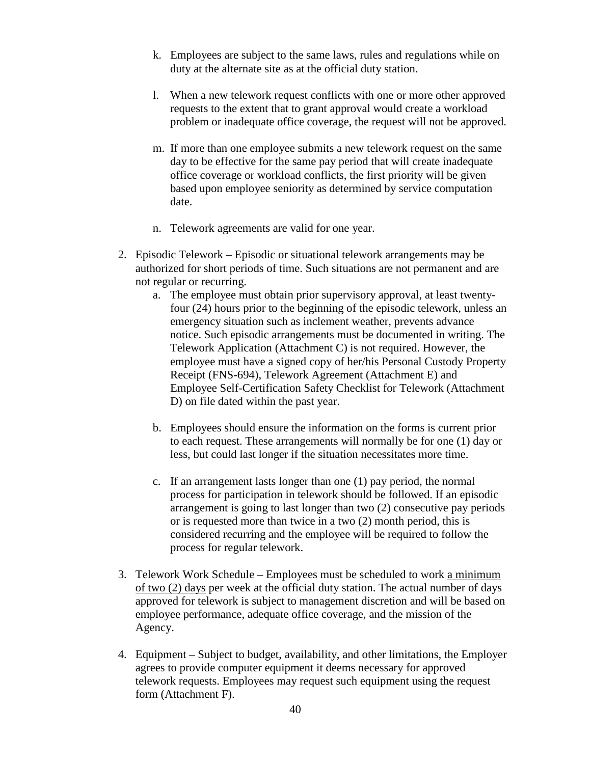k. Employees are subject to the same laws, rules and regulations while on duty at the alternate site as at the official duty station.

l. When a new telework request conflicts with one or more other approved requests to the extent that to grant approval would create a workload problem or inadequate office coverage, the request will not be approved.

m. If more than one employee submits a new telework request on the same day to be effective for the same pay period that will create inadequate office coverage or workload conflicts, the first priority will be given based upon employee seniority as determined by service computation date.

n. Telework agreements are valid for one year.

2. Episodic Telework – Episodic or situational telework arrangements may be authorized for short periods of time. Such situations are not permanent and are not regular or recurring.
   a. The employee must obtain prior supervisory approval, at least twenty-four (24) hours prior to the beginning of the episodic telework, unless an emergency situation such as inclement weather, prevents advance notice. Such episodic arrangements must be documented in writing. The Telework Application (Attachment C) is not required. However, the employee must have a signed copy of her/his Personal Custody Property Receipt (FNS-694), Telework Agreement (Attachment E) and Employee Self-Certification Safety Checklist for Telework (Attachment D) on file dated within the past year.

   b. Employees should ensure the information on the forms is current prior to each request. These arrangements will normally be for one (1) day or less, but could last longer if the situation necessitates more time.

   c. If an arrangement lasts longer than one (1) pay period, the normal process for participation in telework should be followed. If an episodic arrangement is going to last longer than two (2) consecutive pay periods or is requested more than twice in a two (2) month period, this is considered recurring and the employee will be required to follow the process for regular telework.

3. Telework Work Schedule – Employees must be scheduled to work <u>a minimum of two (2) days</u> per week at the official duty station. The actual number of days approved for telework is subject to management discretion and will be based on employee performance, adequate office coverage, and the mission of the Agency.

4. Equipment – Subject to budget, availability, and other limitations, the Employer agrees to provide computer equipment it deems necessary for approved telework requests. Employees may request such equipment using the request form (Attachment F).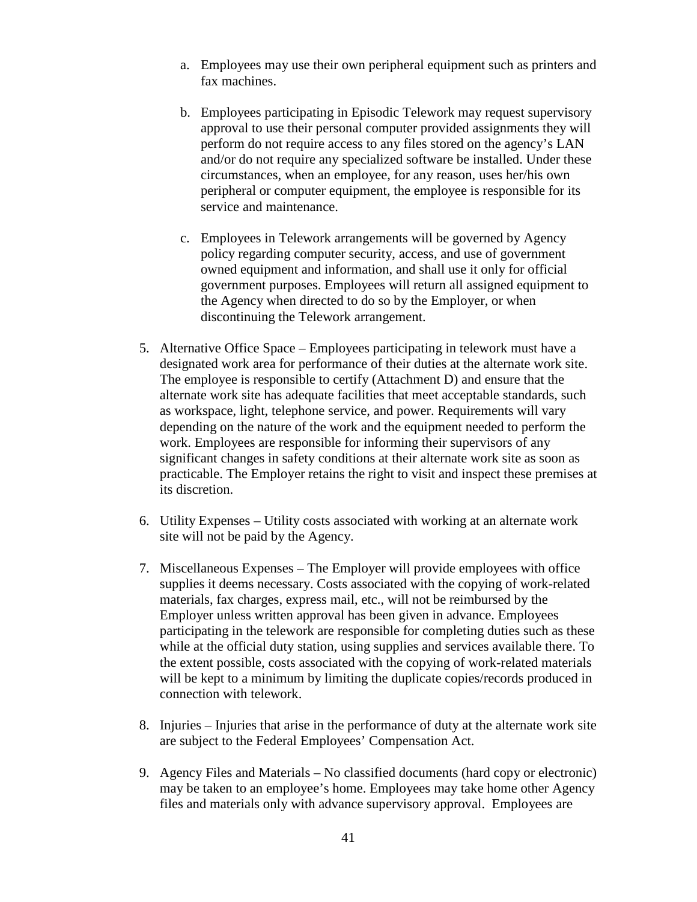a. Employees may use their own peripheral equipment such as printers and fax machines.

   b. Employees participating in Episodic Telework may request supervisory approval to use their personal computer provided assignments they will perform do not require access to any files stored on the agency's LAN and/or do not require any specialized software be installed. Under these circumstances, when an employee, for any reason, uses her/his own peripheral or computer equipment, the employee is responsible for its service and maintenance.

   c. Employees in Telework arrangements will be governed by Agency policy regarding computer security, access, and use of government owned equipment and information, and shall use it only for official government purposes. Employees will return all assigned equipment to the Agency when directed to do so by the Employer, or when discontinuing the Telework arrangement.

5. Alternative Office Space – Employees participating in telework must have a designated work area for performance of their duties at the alternate work site. The employee is responsible to certify (Attachment D) and ensure that the alternate work site has adequate facilities that meet acceptable standards, such as workspace, light, telephone service, and power. Requirements will vary depending on the nature of the work and the equipment needed to perform the work. Employees are responsible for informing their supervisors of any significant changes in safety conditions at their alternate work site as soon as practicable. The Employer retains the right to visit and inspect these premises at its discretion.

6. Utility Expenses – Utility costs associated with working at an alternate work site will not be paid by the Agency.

7. Miscellaneous Expenses – The Employer will provide employees with office supplies it deems necessary. Costs associated with the copying of work-related materials, fax charges, express mail, etc., will not be reimbursed by the Employer unless written approval has been given in advance. Employees participating in the telework are responsible for completing duties such as these while at the official duty station, using supplies and services available there. To the extent possible, costs associated with the copying of work-related materials will be kept to a minimum by limiting the duplicate copies/records produced in connection with telework.

8. Injuries – Injuries that arise in the performance of duty at the alternate work site are subject to the Federal Employees' Compensation Act.

9. Agency Files and Materials – No classified documents (hard copy or electronic) may be taken to an employee's home. Employees may take home other Agency files and materials only with advance supervisory approval. Employees are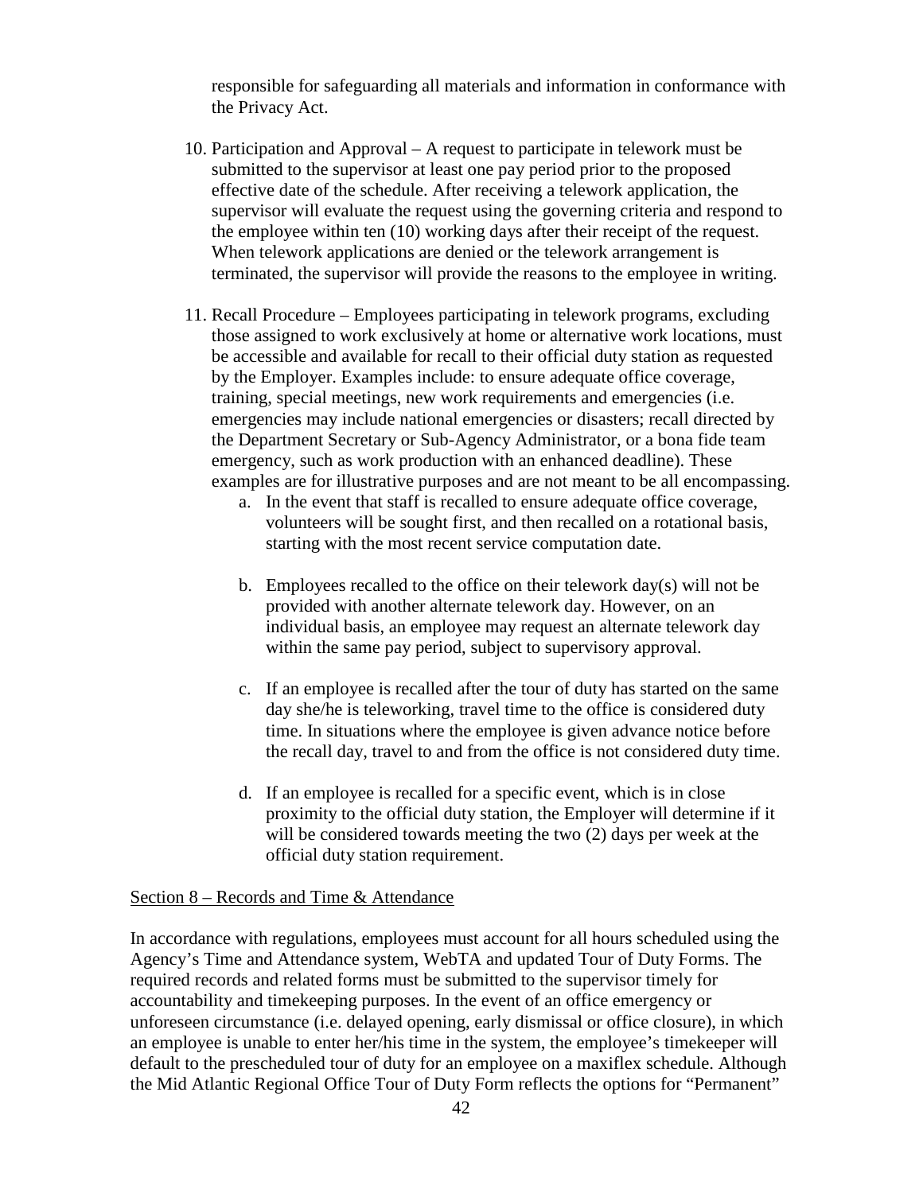responsible for safeguarding all materials and information in conformance with the Privacy Act.

10. Participation and Approval – A request to participate in telework must be submitted to the supervisor at least one pay period prior to the proposed effective date of the schedule. After receiving a telework application, the supervisor will evaluate the request using the governing criteria and respond to the employee within ten (10) working days after their receipt of the request. When telework applications are denied or the telework arrangement is terminated, the supervisor will provide the reasons to the employee in writing.

11. Recall Procedure – Employees participating in telework programs, excluding those assigned to work exclusively at home or alternative work locations, must be accessible and available for recall to their official duty station as requested by the Employer. Examples include: to ensure adequate office coverage, training, special meetings, new work requirements and emergencies (i.e. emergencies may include national emergencies or disasters; recall directed by the Department Secretary or Sub-Agency Administrator, or a bona fide team emergency, such as work production with an enhanced deadline). These examples are for illustrative purposes and are not meant to be all encompassing.

    a. In the event that staff is recalled to ensure adequate office coverage, volunteers will be sought first, and then recalled on a rotational basis, starting with the most recent service computation date.

    b. Employees recalled to the office on their telework day(s) will not be provided with another alternate telework day. However, on an individual basis, an employee may request an alternate telework day within the same pay period, subject to supervisory approval.

    c. If an employee is recalled after the tour of duty has started on the same day she/he is teleworking, travel time to the office is considered duty time. In situations where the employee is given advance notice before the recall day, travel to and from the office is not considered duty time.

    d. If an employee is recalled for a specific event, which is in close proximity to the official duty station, the Employer will determine if it will be considered towards meeting the two (2) days per week at the official duty station requirement.

Section 8 – Records and Time & Attendance

In accordance with regulations, employees must account for all hours scheduled using the Agency's Time and Attendance system, WebTA and updated Tour of Duty Forms. The required records and related forms must be submitted to the supervisor timely for accountability and timekeeping purposes. In the event of an office emergency or unforeseen circumstance (i.e. delayed opening, early dismissal or office closure), in which an employee is unable to enter her/his time in the system, the employee's timekeeper will default to the prescheduled tour of duty for an employee on a maxiflex schedule. Although the Mid Atlantic Regional Office Tour of Duty Form reflects the options for "Permanent"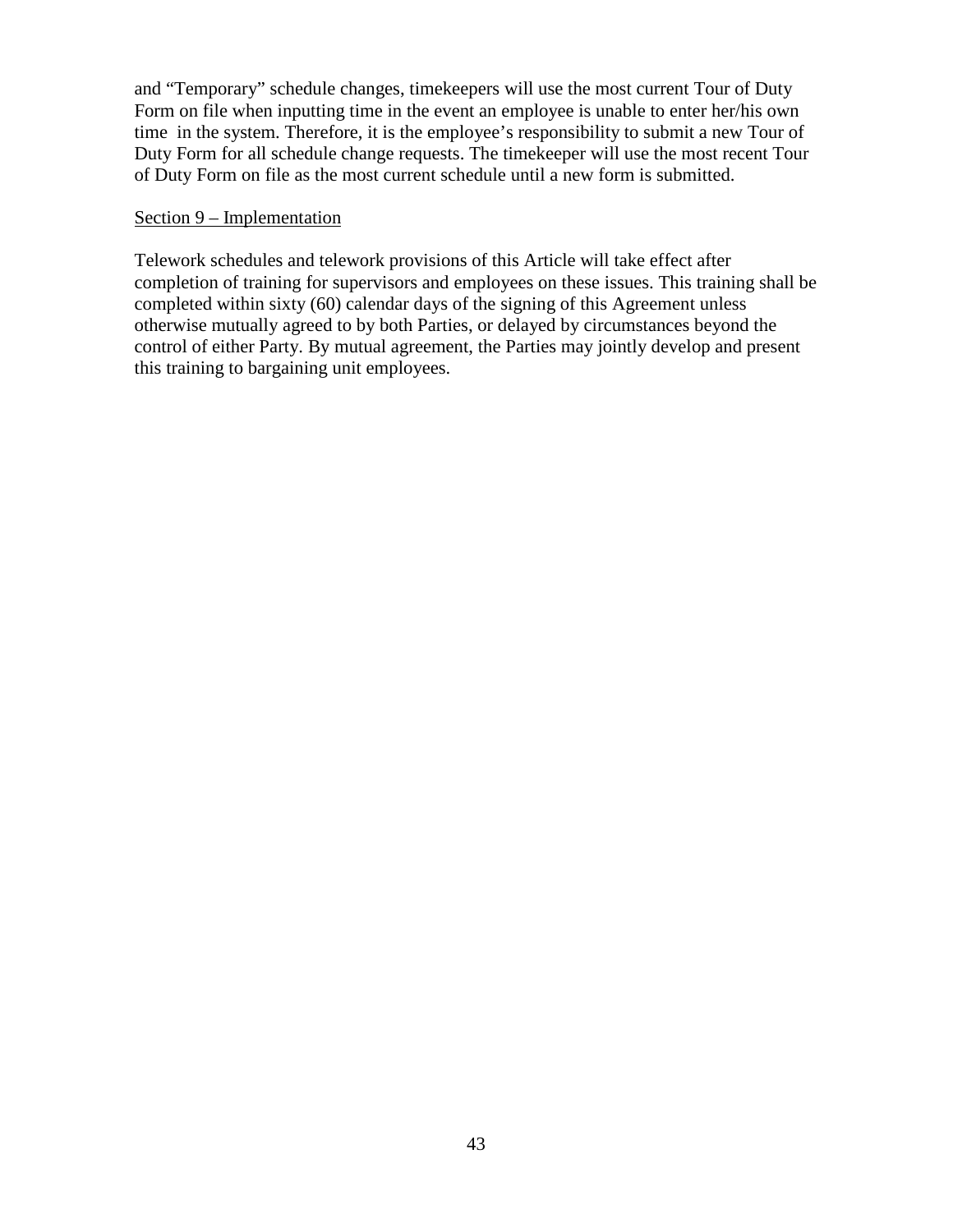and “Temporary” schedule changes, timekeepers will use the most current Tour of Duty Form on file when inputting time in the event an employee is unable to enter her/his own time in the system. Therefore, it is the employee’s responsibility to submit a new Tour of Duty Form for all schedule change requests. The timekeeper will use the most recent Tour of Duty Form on file as the most current schedule until a new form is submitted.

<u>Section 9 – Implementation</u>

Telework schedules and telework provisions of this Article will take effect after completion of training for supervisors and employees on these issues. This training shall be completed within sixty (60) calendar days of the signing of this Agreement unless otherwise mutually agreed to by both Parties, or delayed by circumstances beyond the control of either Party. By mutual agreement, the Parties may jointly develop and present this training to bargaining unit employees.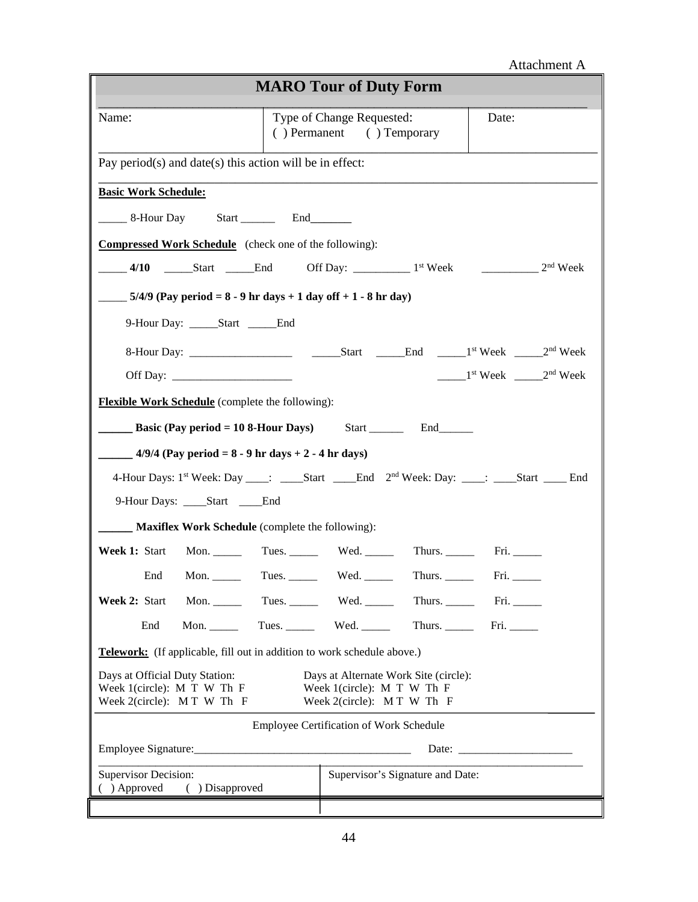Attachment A

# MARO Tour of Duty Form

| Name: | Type of Change Requested: ( ) Permanent ( ) Temporary | Date: |
|---|---|---|

Pay period(s) and date(s) this action will be in effect:

**Basic Work Schedule:**

_____ 8-Hour Day Start ______ End_______

**Compressed Work Schedule** (check one of the following):

_____ **4/10** _____Start _____End Off Day: __________ 1st Week __________ 2nd Week

_____ **5/4/9 (Pay period = 8 - 9 hr days + 1 day off + 1 - 8 hr day)**

9-Hour Day: _____Start _____End

8-Hour Day: __________________ _____Start _____End _____1st Week _____2nd Week

Off Day: _____________________ _____1st Week _____2nd Week

**Flexible Work Schedule** (complete the following):

______ **Basic (Pay period = 10 8-Hour Days)** Start ______ End______

______ **4/9/4 (Pay period = 8 - 9 hr days + 2 - 4 hr days)**

4-Hour Days: 1st Week: Day ____: ____Start ____End 2nd Week: Day: ____: ____Start ____ End

9-Hour Days: ____Start ____End

______ **Maxiflex Work Schedule** (complete the following):

| | | Mon. | Tues. | Wed. | Thurs. | Fri. |
|---|---|---|---|---|---|---|
| **Week 1:** | Start | _____ | _____ | _____ | _____ | _____ |
| | End | _____ | _____ | _____ | _____ | _____ |
| **Week 2:** | Start | _____ | _____ | _____ | _____ | _____ |
| | End | _____ | _____ | _____ | _____ | _____ |

**Telework:** (If applicable, fill out in addition to work schedule above.)

| Days at Official Duty Station: | Days at Alternate Work Site (circle): |
|---|---|
| Week 1(circle): M T W Th F | Week 1(circle): M T W Th F |
| Week 2(circle): M T W Th F | Week 2(circle): M T W Th F |

Employee Certification of Work Schedule

Employee Signature:_____________________________________ Date: ____________________

| Supervisor Decision: ( ) Approved ( ) Disapproved | Supervisor's Signature and Date: |
|---|---|
| | |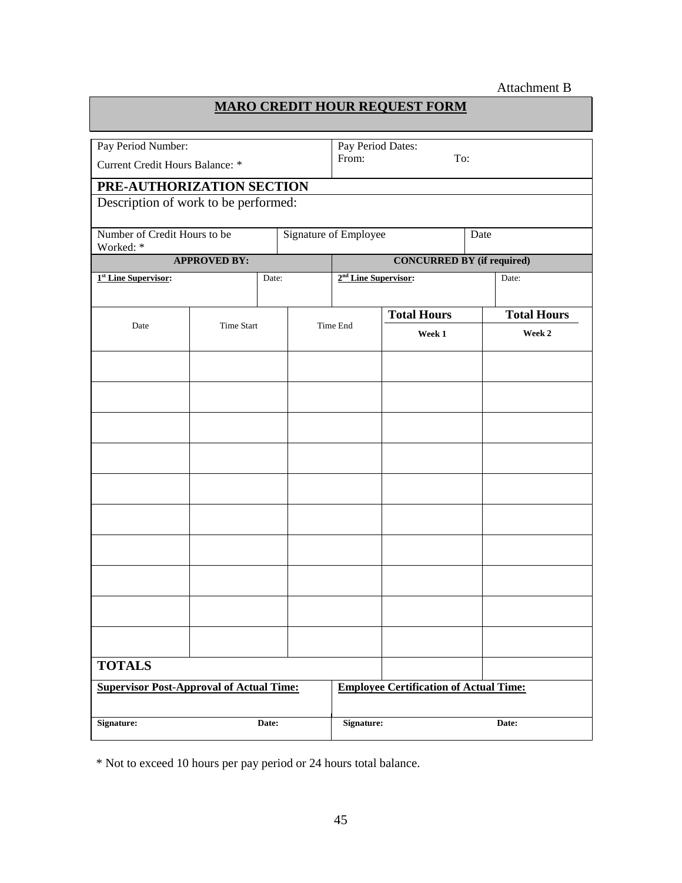Attachment B

# MARO CREDIT HOUR REQUEST FORM

| Pay Period Number:<br>Current Credit Hours Balance: * | Pay Period Dates:<br>From: To: |
|---|---|

## PRE-AUTHORIZATION SECTION

Description of work to be performed:

| Number of Credit Hours to be Worked: * | Signature of Employee | Date |
|---|---|---|

| **APPROVED BY:** | | **CONCURRED BY (if required)** | |
|---|---|---|---|
| **1st Line Supervisor:** | Date: | **2nd Line Supervisor:** | Date: |

| Date | Time Start | Time End | **Total Hours**<br>**Week 1** | **Total Hours**<br>**Week 2** |
|---|---|---|---|---|
| | | | | |
| | | | | |
| | | | | |
| | | | | |
| | | | | |
| | | | | |
| | | | | |
| | | | | |
| | | | | |
| | | | | |
| **TOTALS** | | | | |

| **Supervisor Post-Approval of Actual Time:** | | **Employee Certification of Actual Time:** | |
|---|---|---|---|
| **Signature:** | **Date:** | **Signature:** | **Date:** |

* Not to exceed 10 hours per pay period or 24 hours total balance.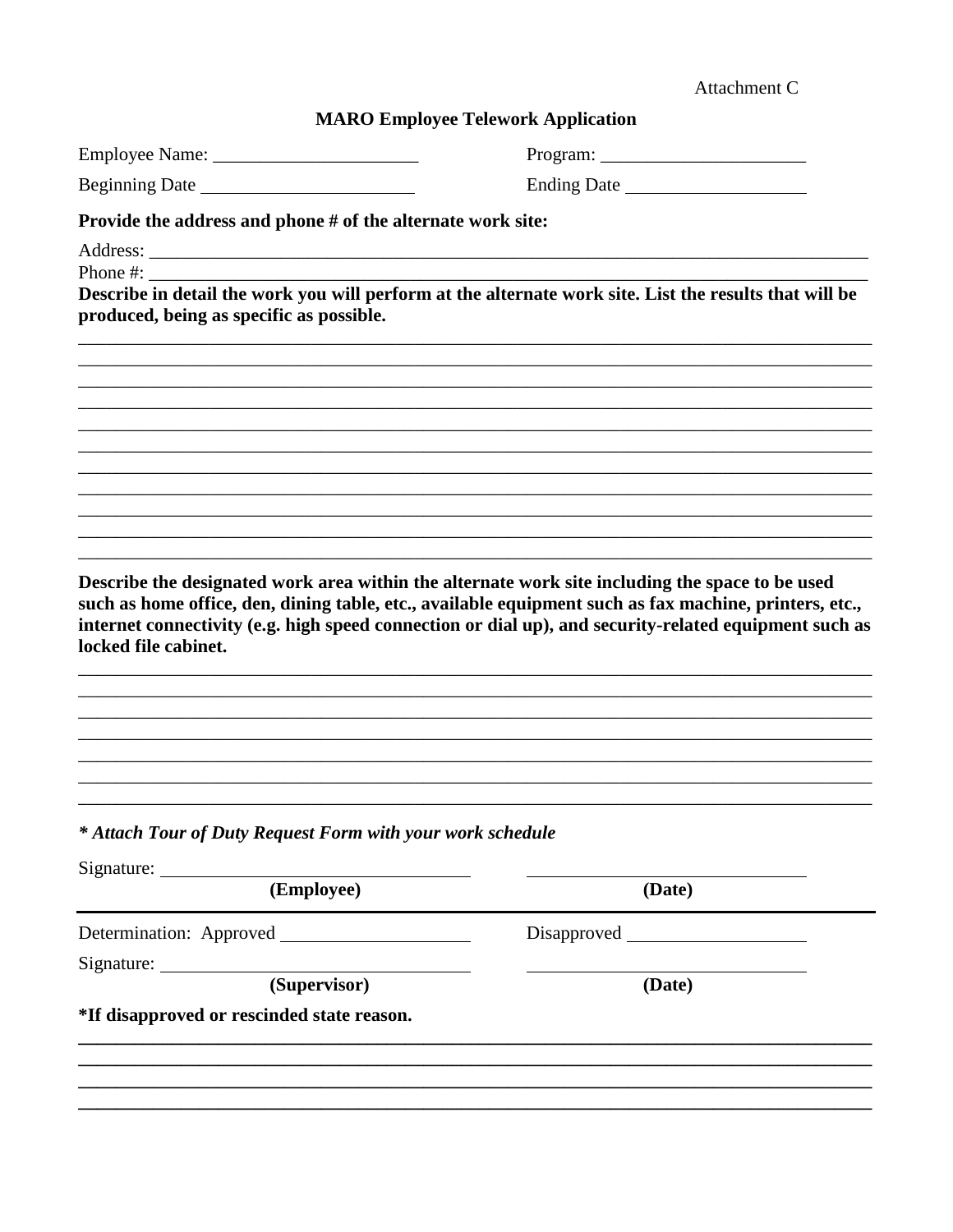Attachment C

**MARO Employee Telework Application**

Employee Name: ______________________ Program: ______________________

Beginning Date ______________________ Ending Date ____________________

**Provide the address and phone # of the alternate work site:**

Address: ________________________________________________________________________________

Phone #: ________________________________________________________________________________

**Describe in detail the work you will perform at the alternate work site. List the results that will be produced, being as specific as possible.**

________________________________________________________________________________________
________________________________________________________________________________________
________________________________________________________________________________________
________________________________________________________________________________________
________________________________________________________________________________________
________________________________________________________________________________________
________________________________________________________________________________________
________________________________________________________________________________________
________________________________________________________________________________________
________________________________________________________________________________________
________________________________________________________________________________________

**Describe the designated work area within the alternate work site including the space to be used such as home office, den, dining table, etc., available equipment such as fax machine, printers, etc., internet connectivity (e.g. high speed connection or dial up), and security-related equipment such as locked file cabinet.**

________________________________________________________________________________________
________________________________________________________________________________________
________________________________________________________________________________________
________________________________________________________________________________________
________________________________________________________________________________________
________________________________________________________________________________________
________________________________________________________________________________________

***\* Attach Tour of Duty Request Form with your work schedule***

Signature: ________________________________ ________________________________
**(Employee)** **(Date)**

---

Determination: Approved ____________________ Disapproved ____________________

Signature: ________________________________ ________________________________
**(Supervisor)** **(Date)**

**\*If disapproved or rescinded state reason.**

________________________________________________________________________________________
________________________________________________________________________________________
________________________________________________________________________________________
________________________________________________________________________________________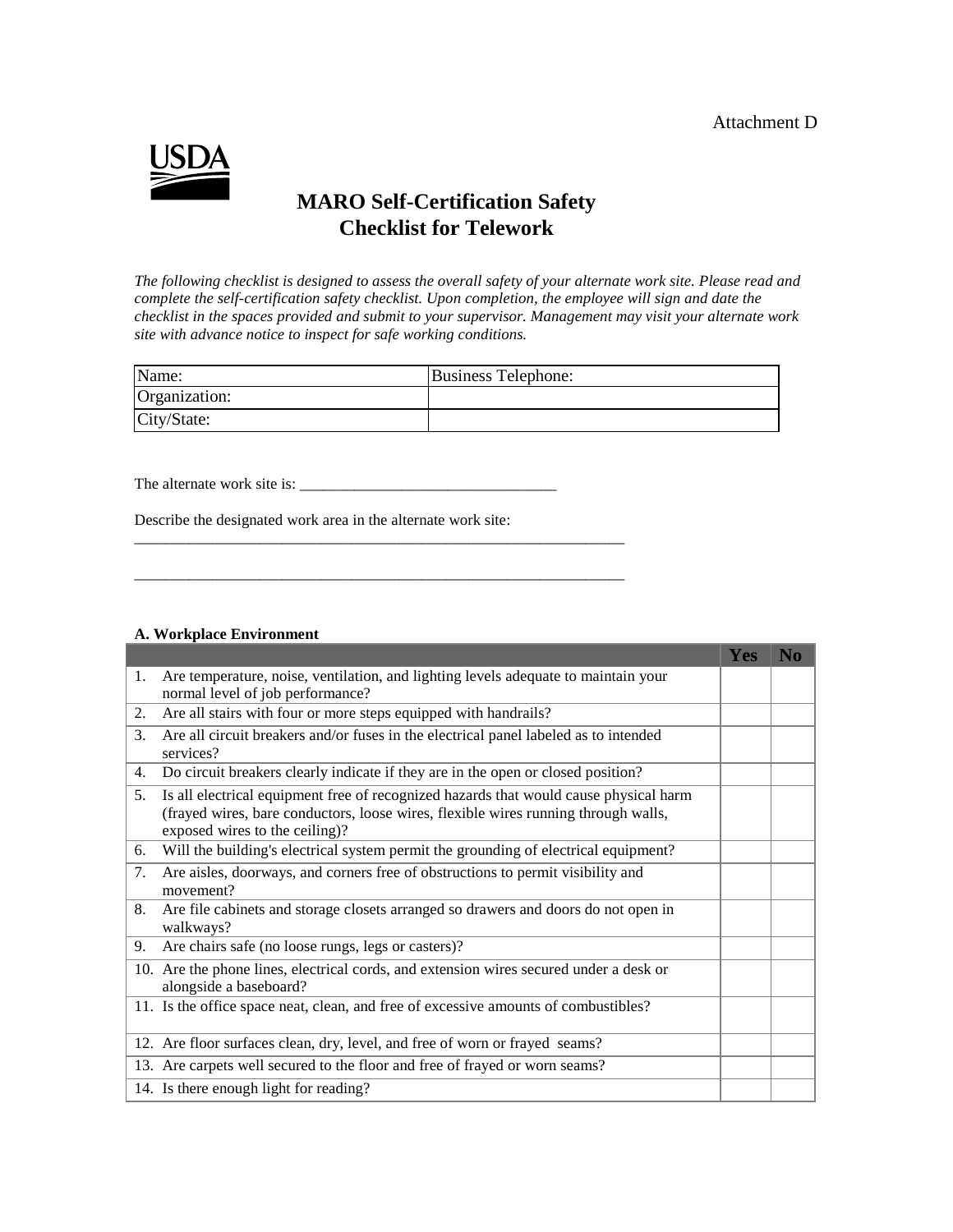Attachment D

USDA

# MARO Self-Certification Safety Checklist for Telework

*The following checklist is designed to assess the overall safety of your alternate work site. Please read and complete the self-certification safety checklist. Upon completion, the employee will sign and date the checklist in the spaces provided and submit to your supervisor. Management may visit your alternate work site with advance notice to inspect for safe working conditions.*

| Name: | Business Telephone: |
|---|---|
| Organization: | |
| City/State: | |

The alternate work site is: _________________________________

Describe the designated work area in the alternate work site:
_________________________________________________________________

_________________________________________________________________

**A. Workplace Environment**

| | Yes | No |
|---|---|---|
| 1. Are temperature, noise, ventilation, and lighting levels adequate to maintain your normal level of job performance? | | |
| 2. Are all stairs with four or more steps equipped with handrails? | | |
| 3. Are all circuit breakers and/or fuses in the electrical panel labeled as to intended services? | | |
| 4. Do circuit breakers clearly indicate if they are in the open or closed position? | | |
| 5. Is all electrical equipment free of recognized hazards that would cause physical harm (frayed wires, bare conductors, loose wires, flexible wires running through walls, exposed wires to the ceiling)? | | |
| 6. Will the building's electrical system permit the grounding of electrical equipment? | | |
| 7. Are aisles, doorways, and corners free of obstructions to permit visibility and movement? | | |
| 8. Are file cabinets and storage closets arranged so drawers and doors do not open in walkways? | | |
| 9. Are chairs safe (no loose rungs, legs or casters)? | | |
| 10. Are the phone lines, electrical cords, and extension wires secured under a desk or alongside a baseboard? | | |
| 11. Is the office space neat, clean, and free of excessive amounts of combustibles? | | |
| 12. Are floor surfaces clean, dry, level, and free of worn or frayed seams? | | |
| 13. Are carpets well secured to the floor and free of frayed or worn seams? | | |
| 14. Is there enough light for reading? | | |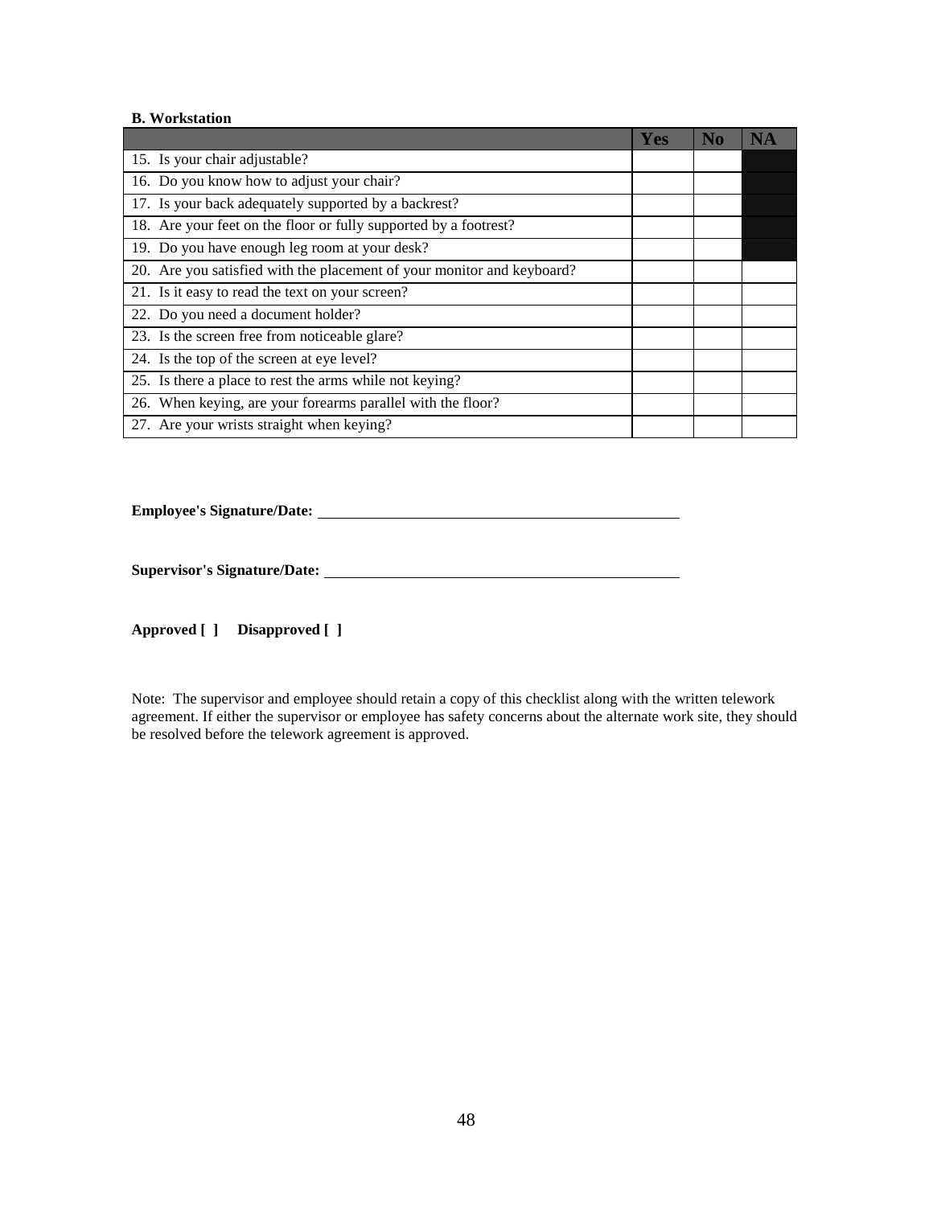**B. Workstation**

| | Yes | No | NA |
|---|---|---|---|
| 15. Is your chair adjustable? | | | |
| 16. Do you know how to adjust your chair? | | | |
| 17. Is your back adequately supported by a backrest? | | | |
| 18. Are your feet on the floor or fully supported by a footrest? | | | |
| 19. Do you have enough leg room at your desk? | | | |
| 20. Are you satisfied with the placement of your monitor and keyboard? | | | |
| 21. Is it easy to read the text on your screen? | | | |
| 22. Do you need a document holder? | | | |
| 23. Is the screen free from noticeable glare? | | | |
| 24. Is the top of the screen at eye level? | | | |
| 25. Is there a place to rest the arms while not keying? | | | |
| 26. When keying, are your forearms parallel with the floor? | | | |
| 27. Are your wrists straight when keying? | | | |

**Employee's Signature/Date:** ________________________________

**Supervisor's Signature/Date:** ________________________________

**Approved [ ]     Disapproved [ ]**

Note: The supervisor and employee should retain a copy of this checklist along with the written telework agreement. If either the supervisor or employee has safety concerns about the alternate work site, they should be resolved before the telework agreement is approved.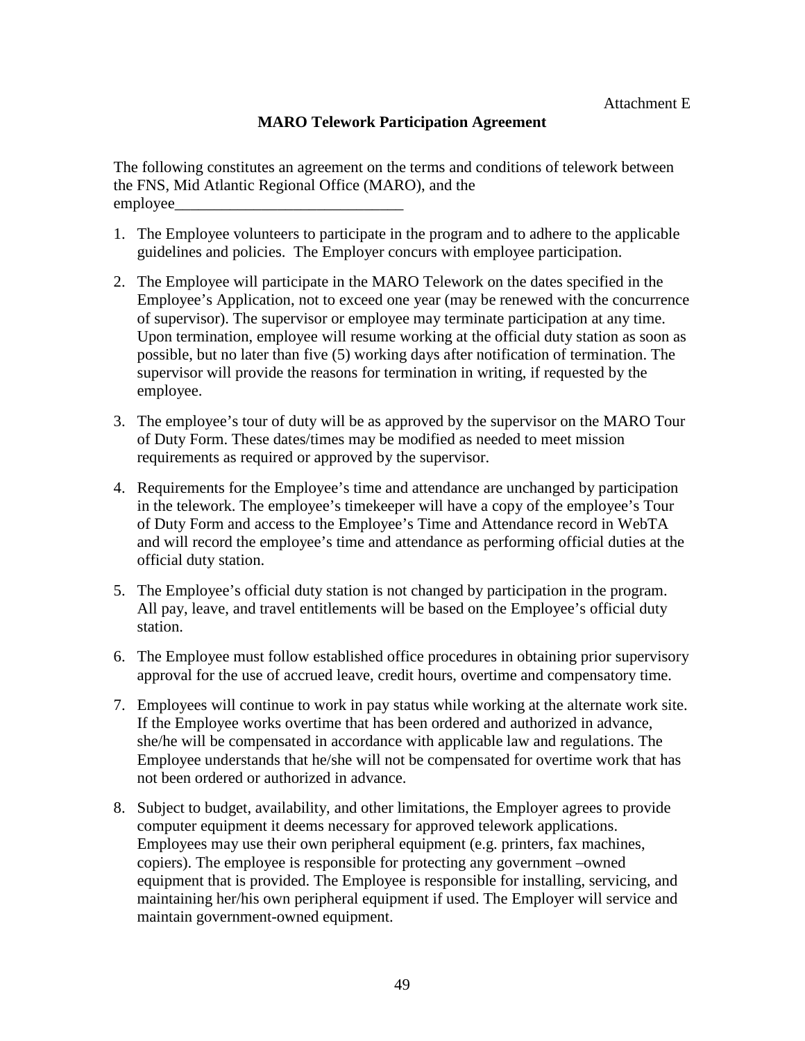Attachment E

# MARO Telework Participation Agreement

The following constitutes an agreement on the terms and conditions of telework between the FNS, Mid Atlantic Regional Office (MARO), and the employee_____________________________

1. The Employee volunteers to participate in the program and to adhere to the applicable guidelines and policies. The Employer concurs with employee participation.
2. The Employee will participate in the MARO Telework on the dates specified in the Employee's Application, not to exceed one year (may be renewed with the concurrence of supervisor). The supervisor or employee may terminate participation at any time. Upon termination, employee will resume working at the official duty station as soon as possible, but no later than five (5) working days after notification of termination. The supervisor will provide the reasons for termination in writing, if requested by the employee.
3. The employee's tour of duty will be as approved by the supervisor on the MARO Tour of Duty Form. These dates/times may be modified as needed to meet mission requirements as required or approved by the supervisor.
4. Requirements for the Employee's time and attendance are unchanged by participation in the telework. The employee's timekeeper will have a copy of the employee's Tour of Duty Form and access to the Employee's Time and Attendance record in WebTA and will record the employee's time and attendance as performing official duties at the official duty station.
5. The Employee's official duty station is not changed by participation in the program. All pay, leave, and travel entitlements will be based on the Employee's official duty station.
6. The Employee must follow established office procedures in obtaining prior supervisory approval for the use of accrued leave, credit hours, overtime and compensatory time.
7. Employees will continue to work in pay status while working at the alternate work site. If the Employee works overtime that has been ordered and authorized in advance, she/he will be compensated in accordance with applicable law and regulations. The Employee understands that he/she will not be compensated for overtime work that has not been ordered or authorized in advance.
8. Subject to budget, availability, and other limitations, the Employer agrees to provide computer equipment it deems necessary for approved telework applications. Employees may use their own peripheral equipment (e.g. printers, fax machines, copiers). The employee is responsible for protecting any government –owned equipment that is provided. The Employee is responsible for installing, servicing, and maintaining her/his own peripheral equipment if used. The Employer will service and maintain government-owned equipment.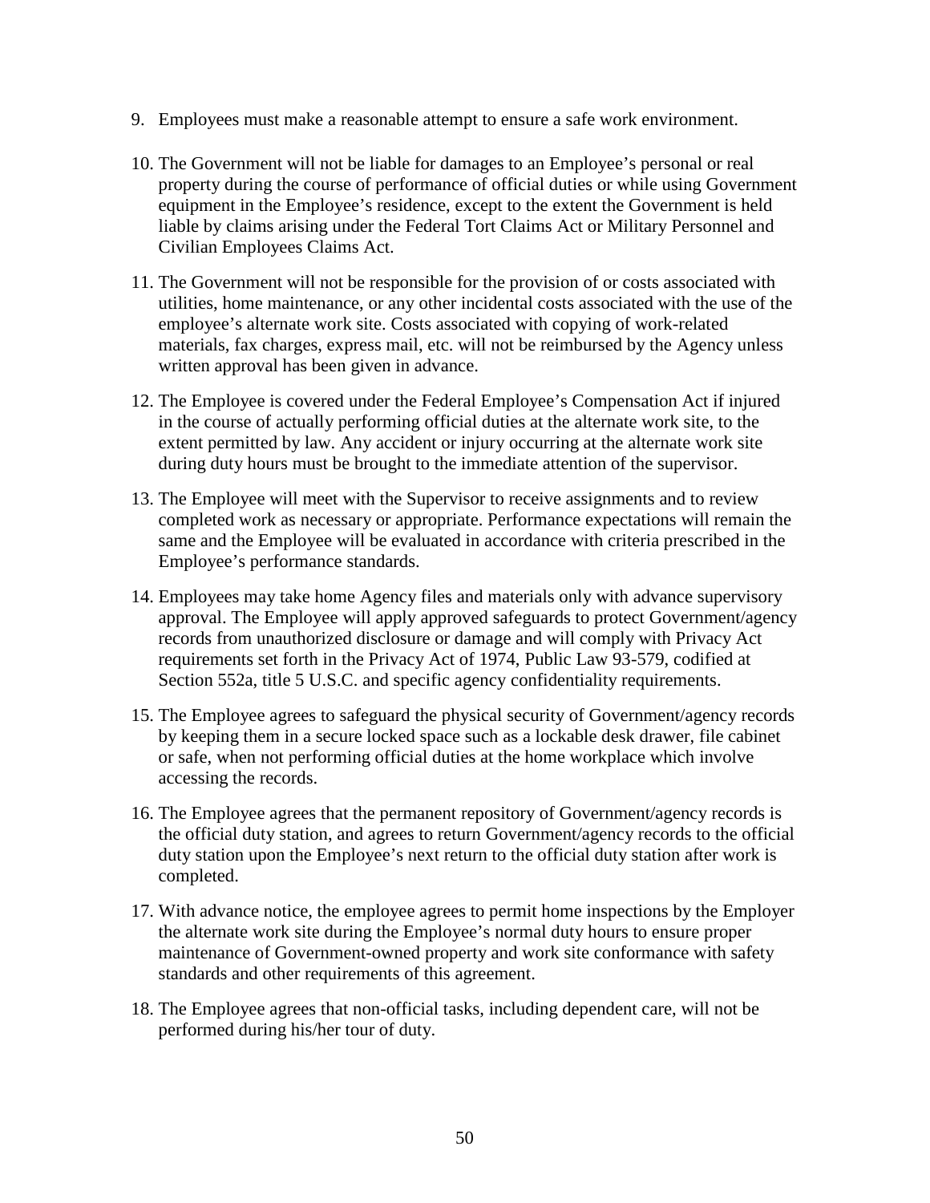9. Employees must make a reasonable attempt to ensure a safe work environment.

10. The Government will not be liable for damages to an Employee's personal or real property during the course of performance of official duties or while using Government equipment in the Employee's residence, except to the extent the Government is held liable by claims arising under the Federal Tort Claims Act or Military Personnel and Civilian Employees Claims Act.

11. The Government will not be responsible for the provision of or costs associated with utilities, home maintenance, or any other incidental costs associated with the use of the employee's alternate work site. Costs associated with copying of work-related materials, fax charges, express mail, etc. will not be reimbursed by the Agency unless written approval has been given in advance.

12. The Employee is covered under the Federal Employee's Compensation Act if injured in the course of actually performing official duties at the alternate work site, to the extent permitted by law. Any accident or injury occurring at the alternate work site during duty hours must be brought to the immediate attention of the supervisor.

13. The Employee will meet with the Supervisor to receive assignments and to review completed work as necessary or appropriate. Performance expectations will remain the same and the Employee will be evaluated in accordance with criteria prescribed in the Employee's performance standards.

14. Employees may take home Agency files and materials only with advance supervisory approval. The Employee will apply approved safeguards to protect Government/agency records from unauthorized disclosure or damage and will comply with Privacy Act requirements set forth in the Privacy Act of 1974, Public Law 93-579, codified at Section 552a, title 5 U.S.C. and specific agency confidentiality requirements.

15. The Employee agrees to safeguard the physical security of Government/agency records by keeping them in a secure locked space such as a lockable desk drawer, file cabinet or safe, when not performing official duties at the home workplace which involve accessing the records.

16. The Employee agrees that the permanent repository of Government/agency records is the official duty station, and agrees to return Government/agency records to the official duty station upon the Employee's next return to the official duty station after work is completed.

17. With advance notice, the employee agrees to permit home inspections by the Employer the alternate work site during the Employee's normal duty hours to ensure proper maintenance of Government-owned property and work site conformance with safety standards and other requirements of this agreement.

18. The Employee agrees that non-official tasks, including dependent care, will not be performed during his/her tour of duty.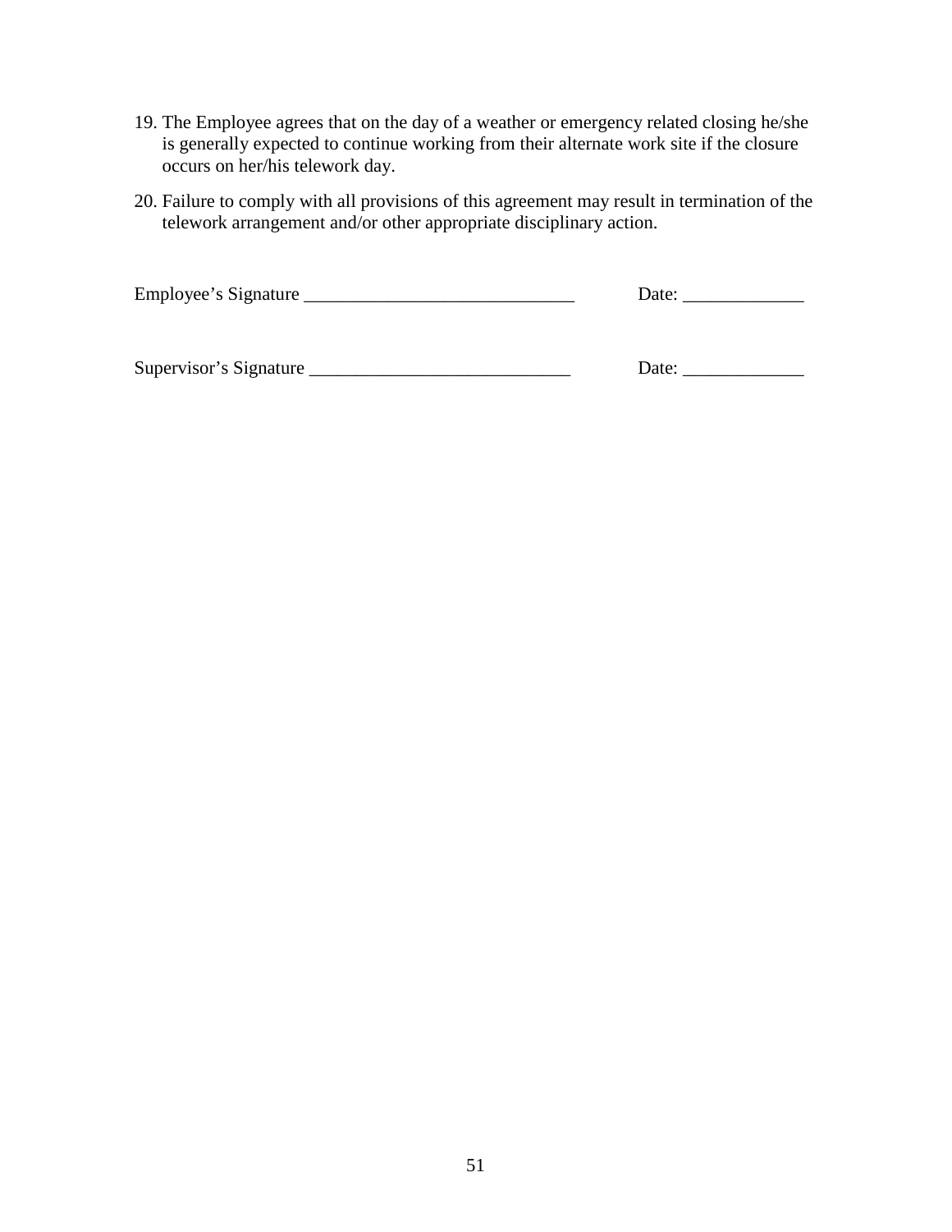19. The Employee agrees that on the day of a weather or emergency related closing he/she is generally expected to continue working from their alternate work site if the closure occurs on her/his telework day.

20. Failure to comply with all provisions of this agreement may result in termination of the telework arrangement and/or other appropriate disciplinary action.

Employee’s Signature _____________________________ Date: _____________

Supervisor’s Signature ____________________________ Date: _____________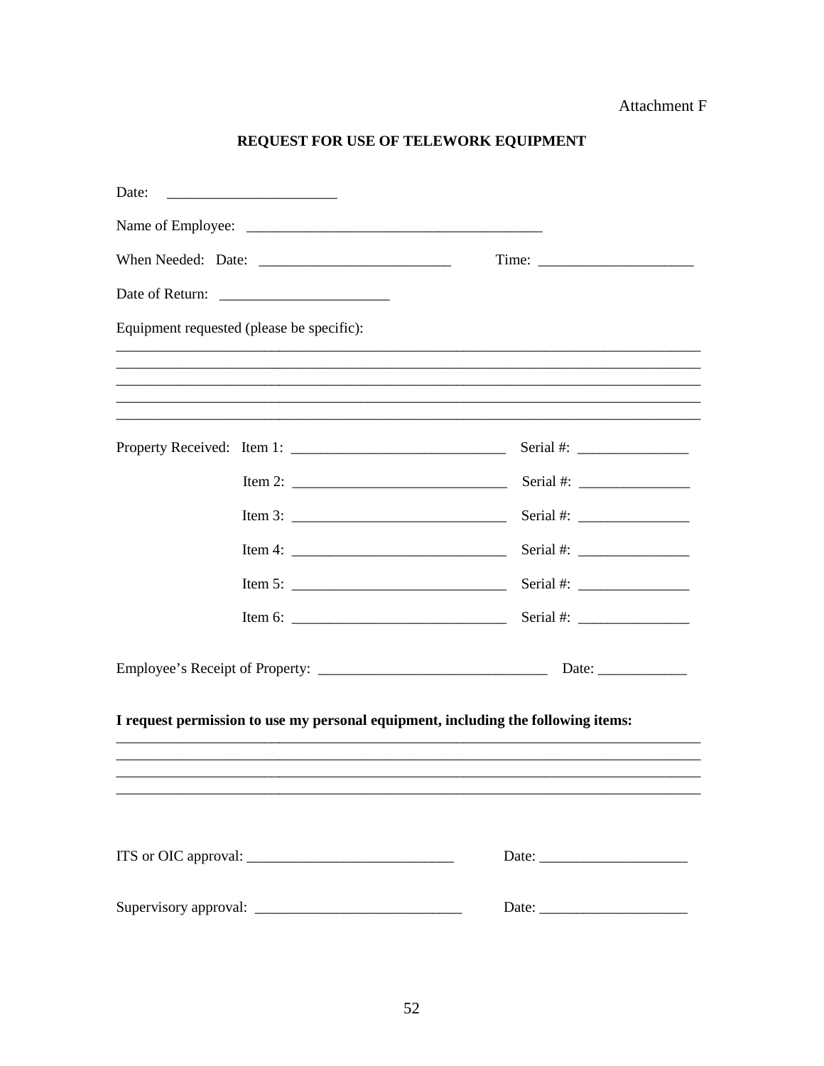Attachment F

## REQUEST FOR USE OF TELEWORK EQUIPMENT

Date: ______________________

Name of Employee: ______________________________________

When Needed: Date: _________________________ Time: ____________________

Date of Return: ______________________

Equipment requested (please be specific):

_____________________________________________________________________________
_____________________________________________________________________________
_____________________________________________________________________________
_____________________________________________________________________________
_____________________________________________________________________________

Property Received: Item 1: ____________________________ Serial #: ______________

Item 2: ____________________________ Serial #: ______________

Item 3: ____________________________ Serial #: ______________

Item 4: ____________________________ Serial #: ______________

Item 5: ____________________________ Serial #: ______________

Item 6: ____________________________ Serial #: ______________

Employee's Receipt of Property: ______________________________ Date: ___________

**I request permission to use my personal equipment, including the following items:**

_____________________________________________________________________________
_____________________________________________________________________________
_____________________________________________________________________________
_____________________________________________________________________________

ITS or OIC approval: ___________________________ Date: ___________________

Supervisory approval: ___________________________ Date: ___________________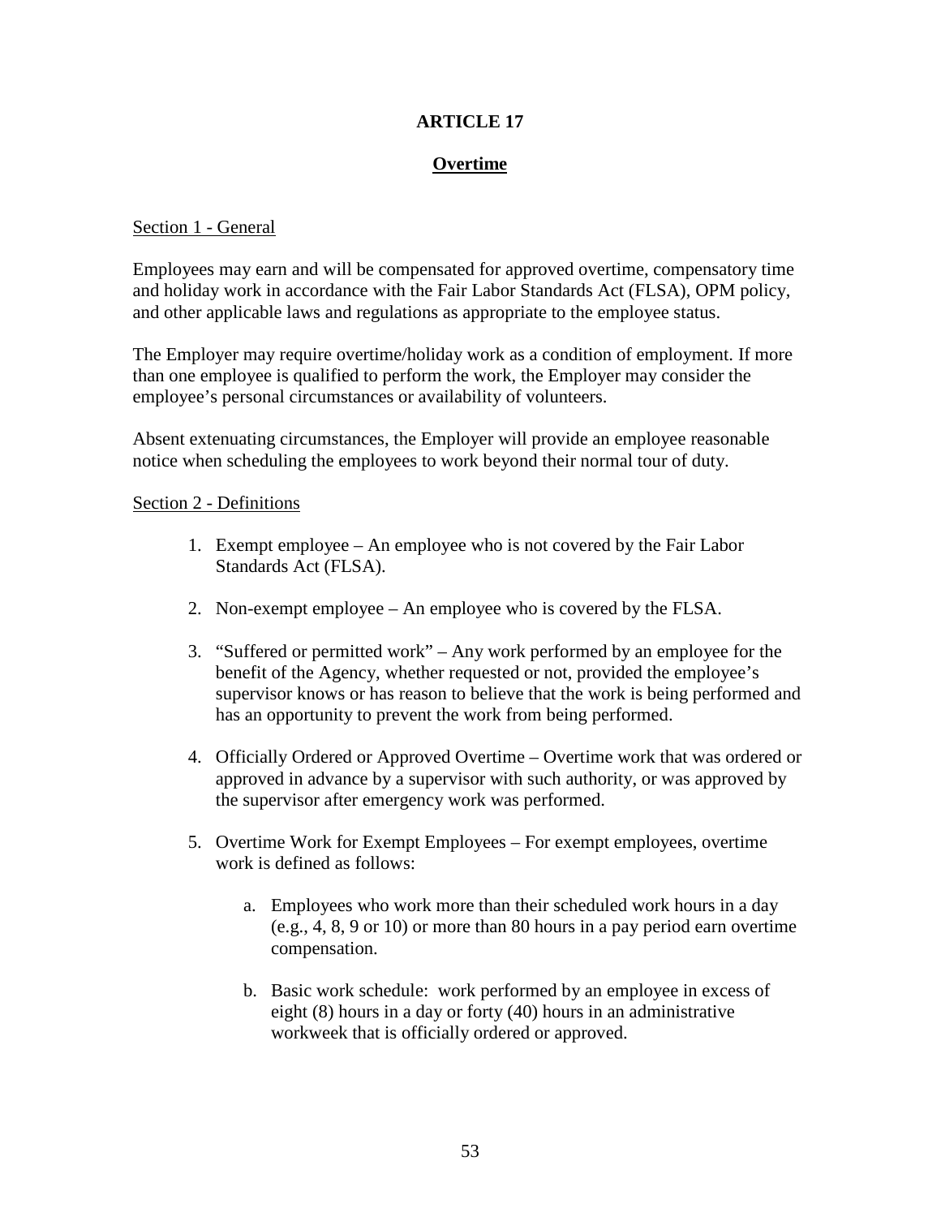# ARTICLE 17

## Overtime

Section 1 - General

Employees may earn and will be compensated for approved overtime, compensatory time and holiday work in accordance with the Fair Labor Standards Act (FLSA), OPM policy, and other applicable laws and regulations as appropriate to the employee status.

The Employer may require overtime/holiday work as a condition of employment. If more than one employee is qualified to perform the work, the Employer may consider the employee's personal circumstances or availability of volunteers.

Absent extenuating circumstances, the Employer will provide an employee reasonable notice when scheduling the employees to work beyond their normal tour of duty.

Section 2 - Definitions

1. Exempt employee – An employee who is not covered by the Fair Labor Standards Act (FLSA).

2. Non-exempt employee – An employee who is covered by the FLSA.

3. "Suffered or permitted work" – Any work performed by an employee for the benefit of the Agency, whether requested or not, provided the employee's supervisor knows or has reason to believe that the work is being performed and has an opportunity to prevent the work from being performed.

4. Officially Ordered or Approved Overtime – Overtime work that was ordered or approved in advance by a supervisor with such authority, or was approved by the supervisor after emergency work was performed.

5. Overtime Work for Exempt Employees – For exempt employees, overtime work is defined as follows:

    a. Employees who work more than their scheduled work hours in a day (e.g., 4, 8, 9 or 10) or more than 80 hours in a pay period earn overtime compensation.

    b. Basic work schedule: work performed by an employee in excess of eight (8) hours in a day or forty (40) hours in an administrative workweek that is officially ordered or approved.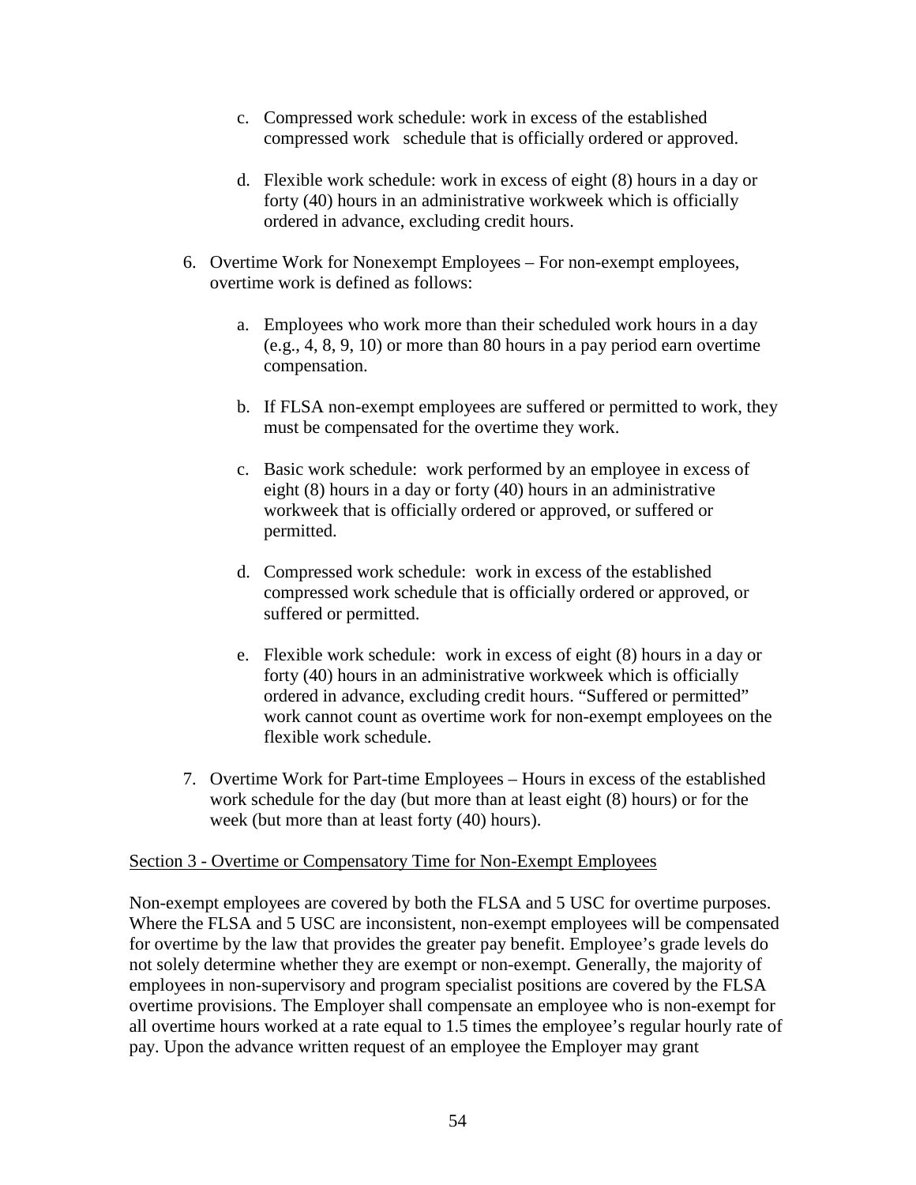c. Compressed work schedule: work in excess of the established compressed work schedule that is officially ordered or approved.

d. Flexible work schedule: work in excess of eight (8) hours in a day or forty (40) hours in an administrative workweek which is officially ordered in advance, excluding credit hours.

6. Overtime Work for Nonexempt Employees – For non-exempt employees, overtime work is defined as follows:

   a. Employees who work more than their scheduled work hours in a day (e.g., 4, 8, 9, 10) or more than 80 hours in a pay period earn overtime compensation.

   b. If FLSA non-exempt employees are suffered or permitted to work, they must be compensated for the overtime they work.

   c. Basic work schedule: work performed by an employee in excess of eight (8) hours in a day or forty (40) hours in an administrative workweek that is officially ordered or approved, or suffered or permitted.

   d. Compressed work schedule: work in excess of the established compressed work schedule that is officially ordered or approved, or suffered or permitted.

   e. Flexible work schedule: work in excess of eight (8) hours in a day or forty (40) hours in an administrative workweek which is officially ordered in advance, excluding credit hours. “Suffered or permitted” work cannot count as overtime work for non-exempt employees on the flexible work schedule.

7. Overtime Work for Part-time Employees – Hours in excess of the established work schedule for the day (but more than at least eight (8) hours) or for the week (but more than at least forty (40) hours).

Section 3 - Overtime or Compensatory Time for Non-Exempt Employees

Non-exempt employees are covered by both the FLSA and 5 USC for overtime purposes. Where the FLSA and 5 USC are inconsistent, non-exempt employees will be compensated for overtime by the law that provides the greater pay benefit. Employee’s grade levels do not solely determine whether they are exempt or non-exempt. Generally, the majority of employees in non-supervisory and program specialist positions are covered by the FLSA overtime provisions. The Employer shall compensate an employee who is non-exempt for all overtime hours worked at a rate equal to 1.5 times the employee’s regular hourly rate of pay. Upon the advance written request of an employee the Employer may grant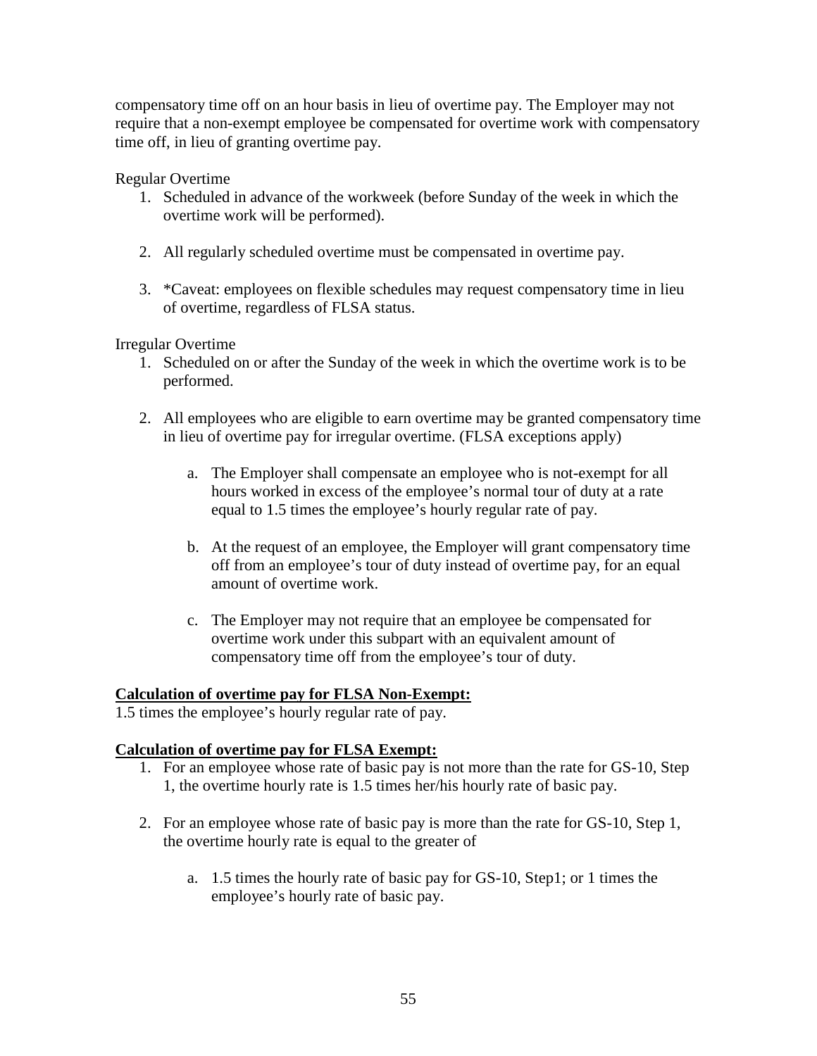compensatory time off on an hour basis in lieu of overtime pay. The Employer may not require that a non-exempt employee be compensated for overtime work with compensatory time off, in lieu of granting overtime pay.

Regular Overtime

1. Scheduled in advance of the workweek (before Sunday of the week in which the overtime work will be performed).

2. All regularly scheduled overtime must be compensated in overtime pay.

3. *Caveat: employees on flexible schedules may request compensatory time in lieu of overtime, regardless of FLSA status.

Irregular Overtime

1. Scheduled on or after the Sunday of the week in which the overtime work is to be performed.

2. All employees who are eligible to earn overtime may be granted compensatory time in lieu of overtime pay for irregular overtime. (FLSA exceptions apply)

   a. The Employer shall compensate an employee who is not-exempt for all hours worked in excess of the employee's normal tour of duty at a rate equal to 1.5 times the employee's hourly regular rate of pay.

   b. At the request of an employee, the Employer will grant compensatory time off from an employee's tour of duty instead of overtime pay, for an equal amount of overtime work.

   c. The Employer may not require that an employee be compensated for overtime work under this subpart with an equivalent amount of compensatory time off from the employee's tour of duty.

**Calculation of overtime pay for FLSA Non-Exempt:**

1.5 times the employee's hourly regular rate of pay.

**Calculation of overtime pay for FLSA Exempt:**

1. For an employee whose rate of basic pay is not more than the rate for GS-10, Step 1, the overtime hourly rate is 1.5 times her/his hourly rate of basic pay.

2. For an employee whose rate of basic pay is more than the rate for GS-10, Step 1, the overtime hourly rate is equal to the greater of

   a. 1.5 times the hourly rate of basic pay for GS-10, Step1; or 1 times the employee's hourly rate of basic pay.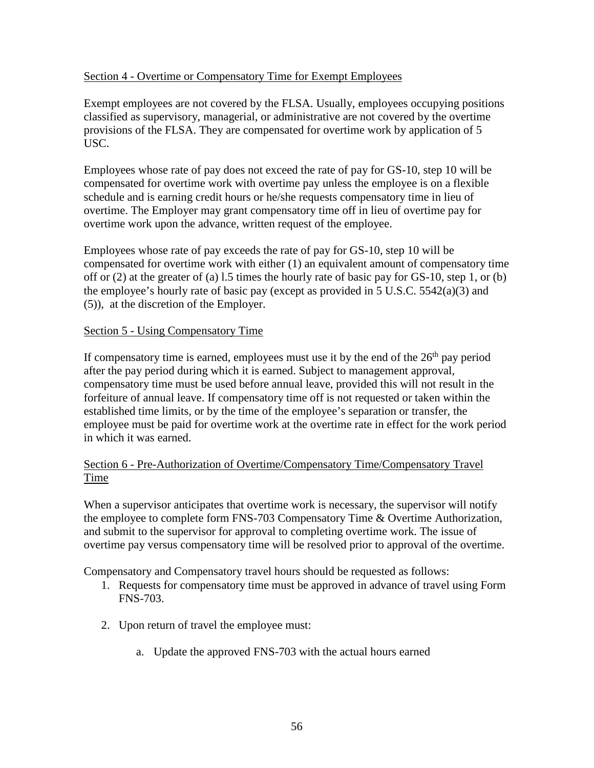Section 4 - Overtime or Compensatory Time for Exempt Employees

Exempt employees are not covered by the FLSA. Usually, employees occupying positions classified as supervisory, managerial, or administrative are not covered by the overtime provisions of the FLSA. They are compensated for overtime work by application of 5 USC.

Employees whose rate of pay does not exceed the rate of pay for GS-10, step 10 will be compensated for overtime work with overtime pay unless the employee is on a flexible schedule and is earning credit hours or he/she requests compensatory time in lieu of overtime. The Employer may grant compensatory time off in lieu of overtime pay for overtime work upon the advance, written request of the employee.

Employees whose rate of pay exceeds the rate of pay for GS-10, step 10 will be compensated for overtime work with either (1) an equivalent amount of compensatory time off or (2) at the greater of (a) l.5 times the hourly rate of basic pay for GS-10, step 1, or (b) the employee's hourly rate of basic pay (except as provided in 5 U.S.C. 5542(a)(3) and (5)), at the discretion of the Employer.

Section 5 - Using Compensatory Time

If compensatory time is earned, employees must use it by the end of the 26th pay period after the pay period during which it is earned. Subject to management approval, compensatory time must be used before annual leave, provided this will not result in the forfeiture of annual leave. If compensatory time off is not requested or taken within the established time limits, or by the time of the employee's separation or transfer, the employee must be paid for overtime work at the overtime rate in effect for the work period in which it was earned.

Section 6 - Pre-Authorization of Overtime/Compensatory Time/Compensatory Travel Time

When a supervisor anticipates that overtime work is necessary, the supervisor will notify the employee to complete form FNS-703 Compensatory Time & Overtime Authorization, and submit to the supervisor for approval to completing overtime work. The issue of overtime pay versus compensatory time will be resolved prior to approval of the overtime.

Compensatory and Compensatory travel hours should be requested as follows:

1. Requests for compensatory time must be approved in advance of travel using Form FNS-703.

2. Upon return of travel the employee must:

    a. Update the approved FNS-703 with the actual hours earned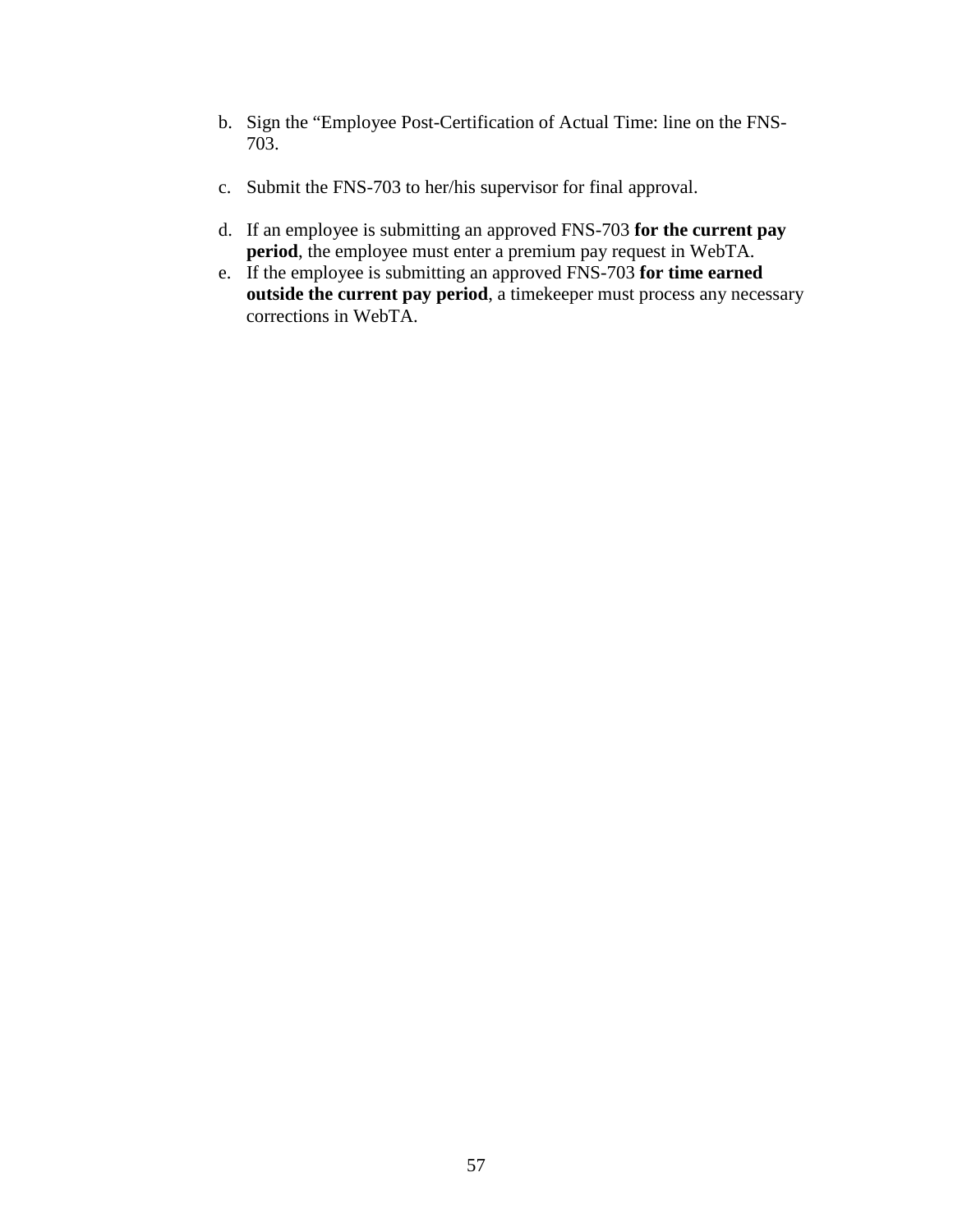b. Sign the “Employee Post-Certification of Actual Time: line on the FNS-703.

c. Submit the FNS-703 to her/his supervisor for final approval.

d. If an employee is submitting an approved FNS-703 **for the current pay period**, the employee must enter a premium pay request in WebTA.

e. If the employee is submitting an approved FNS-703 **for time earned outside the current pay period**, a timekeeper must process any necessary corrections in WebTA.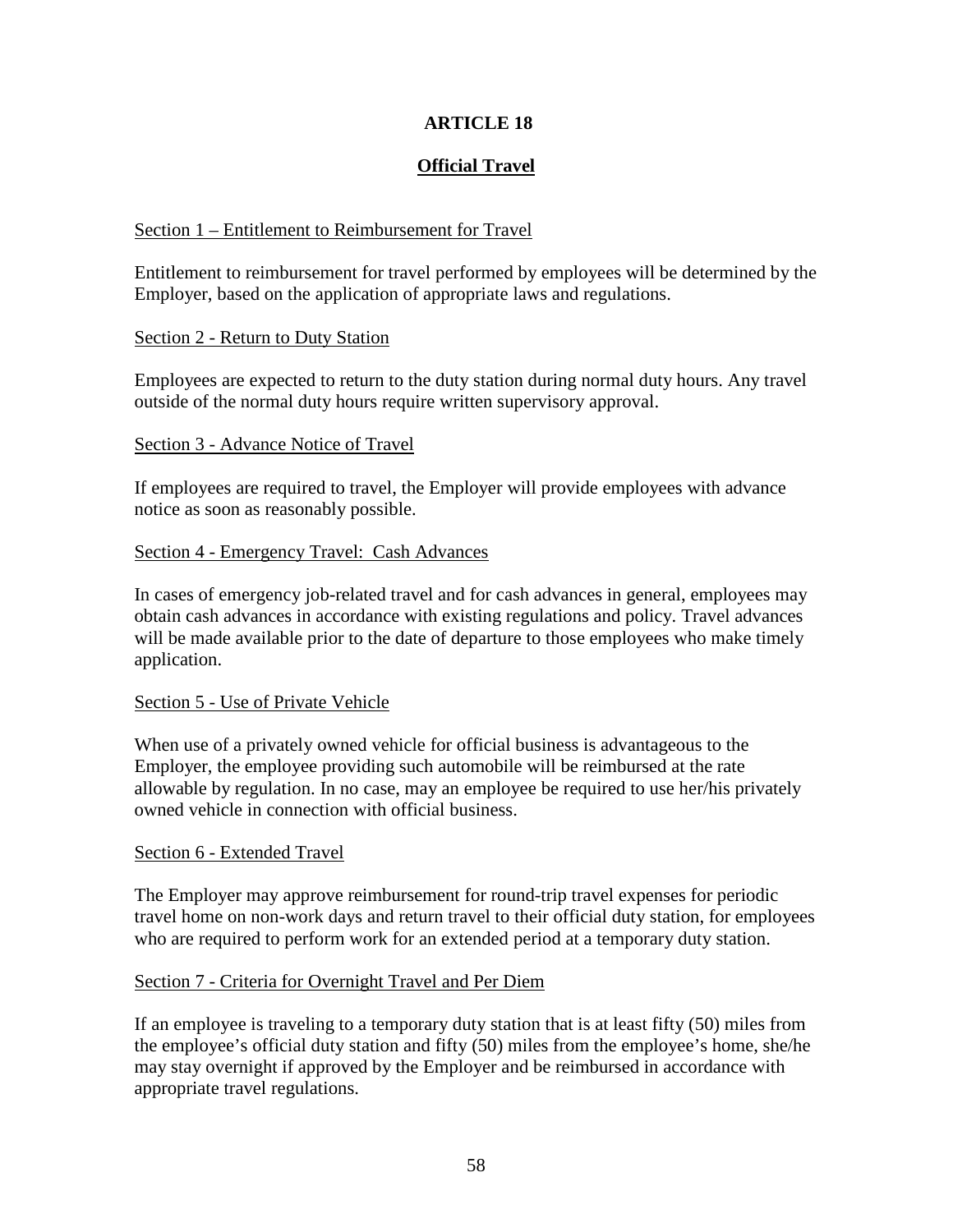# ARTICLE 18

## Official Travel

Section 1 – Entitlement to Reimbursement for Travel

Entitlement to reimbursement for travel performed by employees will be determined by the Employer, based on the application of appropriate laws and regulations.

Section 2 - Return to Duty Station

Employees are expected to return to the duty station during normal duty hours. Any travel outside of the normal duty hours require written supervisory approval.

Section 3 - Advance Notice of Travel

If employees are required to travel, the Employer will provide employees with advance notice as soon as reasonably possible.

Section 4 - Emergency Travel: Cash Advances

In cases of emergency job-related travel and for cash advances in general, employees may obtain cash advances in accordance with existing regulations and policy. Travel advances will be made available prior to the date of departure to those employees who make timely application.

Section 5 - Use of Private Vehicle

When use of a privately owned vehicle for official business is advantageous to the Employer, the employee providing such automobile will be reimbursed at the rate allowable by regulation. In no case, may an employee be required to use her/his privately owned vehicle in connection with official business.

Section 6 - Extended Travel

The Employer may approve reimbursement for round-trip travel expenses for periodic travel home on non-work days and return travel to their official duty station, for employees who are required to perform work for an extended period at a temporary duty station.

Section 7 - Criteria for Overnight Travel and Per Diem

If an employee is traveling to a temporary duty station that is at least fifty (50) miles from the employee's official duty station and fifty (50) miles from the employee's home, she/he may stay overnight if approved by the Employer and be reimbursed in accordance with appropriate travel regulations.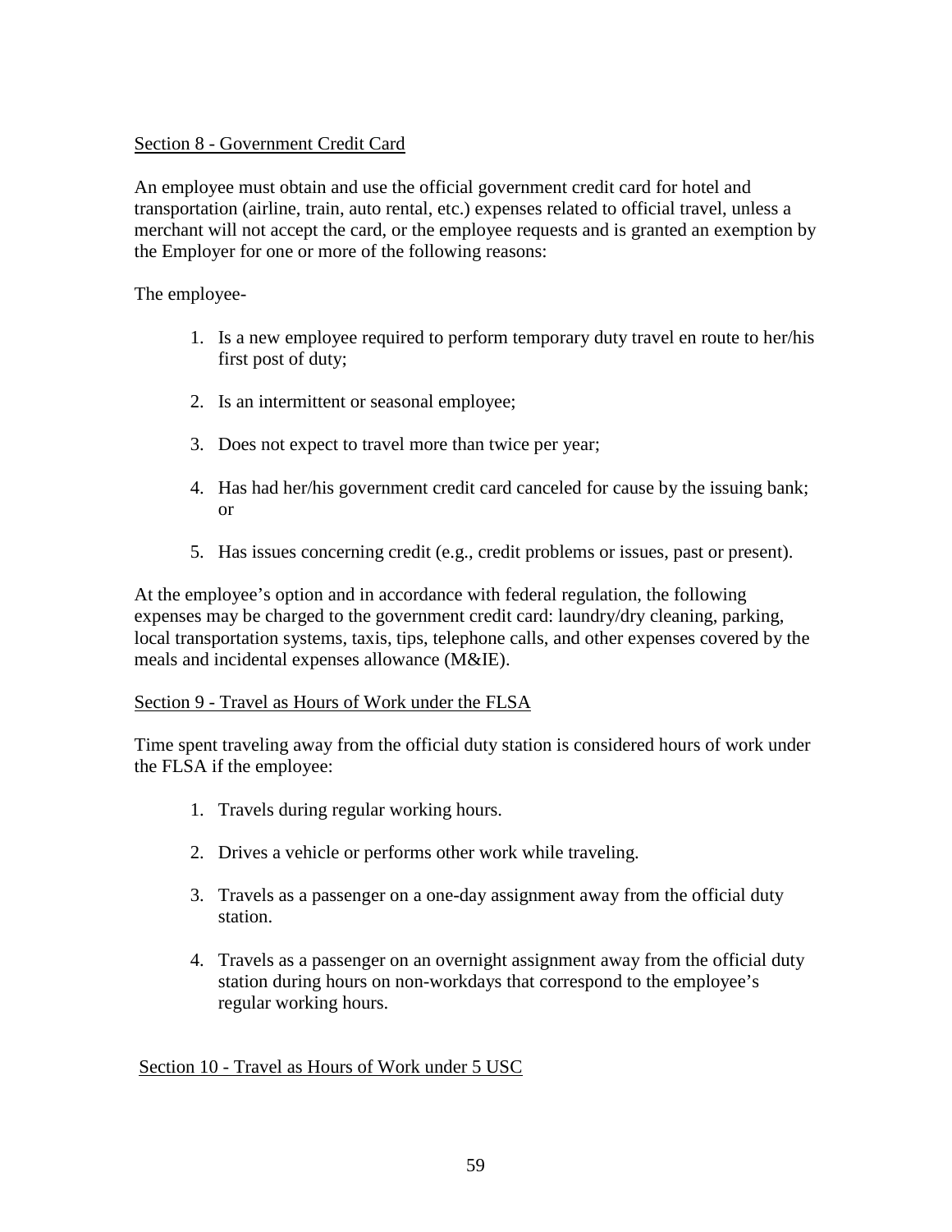## Section 8 - Government Credit Card

An employee must obtain and use the official government credit card for hotel and transportation (airline, train, auto rental, etc.) expenses related to official travel, unless a merchant will not accept the card, or the employee requests and is granted an exemption by the Employer for one or more of the following reasons:

The employee-

1. Is a new employee required to perform temporary duty travel en route to her/his first post of duty;
2. Is an intermittent or seasonal employee;
3. Does not expect to travel more than twice per year;
4. Has had her/his government credit card canceled for cause by the issuing bank; or
5. Has issues concerning credit (e.g., credit problems or issues, past or present).

At the employee's option and in accordance with federal regulation, the following expenses may be charged to the government credit card: laundry/dry cleaning, parking, local transportation systems, taxis, tips, telephone calls, and other expenses covered by the meals and incidental expenses allowance (M&IE).

## Section 9 - Travel as Hours of Work under the FLSA

Time spent traveling away from the official duty station is considered hours of work under the FLSA if the employee:

1. Travels during regular working hours.
2. Drives a vehicle or performs other work while traveling.
3. Travels as a passenger on a one-day assignment away from the official duty station.
4. Travels as a passenger on an overnight assignment away from the official duty station during hours on non-workdays that correspond to the employee's regular working hours.

## Section 10 - Travel as Hours of Work under 5 USC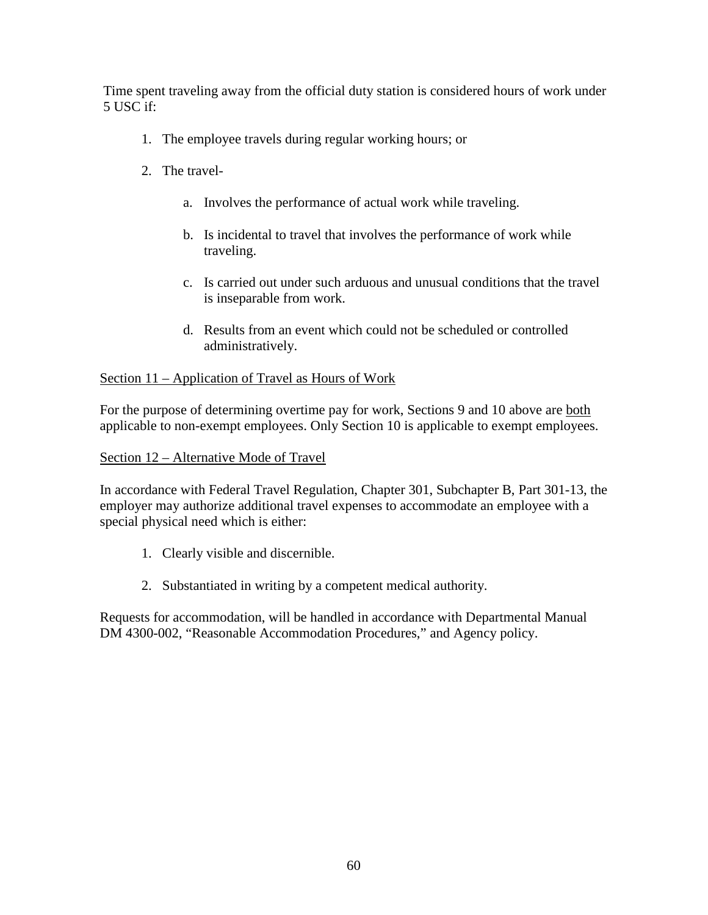Time spent traveling away from the official duty station is considered hours of work under 5 USC if:

1. The employee travels during regular working hours; or

2. The travel-

    a. Involves the performance of actual work while traveling.

    b. Is incidental to travel that involves the performance of work while traveling.

    c. Is carried out under such arduous and unusual conditions that the travel is inseparable from work.

    d. Results from an event which could not be scheduled or controlled administratively.

<u>Section 11 – Application of Travel as Hours of Work</u>

For the purpose of determining overtime pay for work, Sections 9 and 10 above are <u>both</u> applicable to non-exempt employees. Only Section 10 is applicable to exempt employees.

<u>Section 12 – Alternative Mode of Travel</u>

In accordance with Federal Travel Regulation, Chapter 301, Subchapter B, Part 301-13, the employer may authorize additional travel expenses to accommodate an employee with a special physical need which is either:

1. Clearly visible and discernible.

2. Substantiated in writing by a competent medical authority.

Requests for accommodation, will be handled in accordance with Departmental Manual DM 4300-002, “Reasonable Accommodation Procedures,” and Agency policy.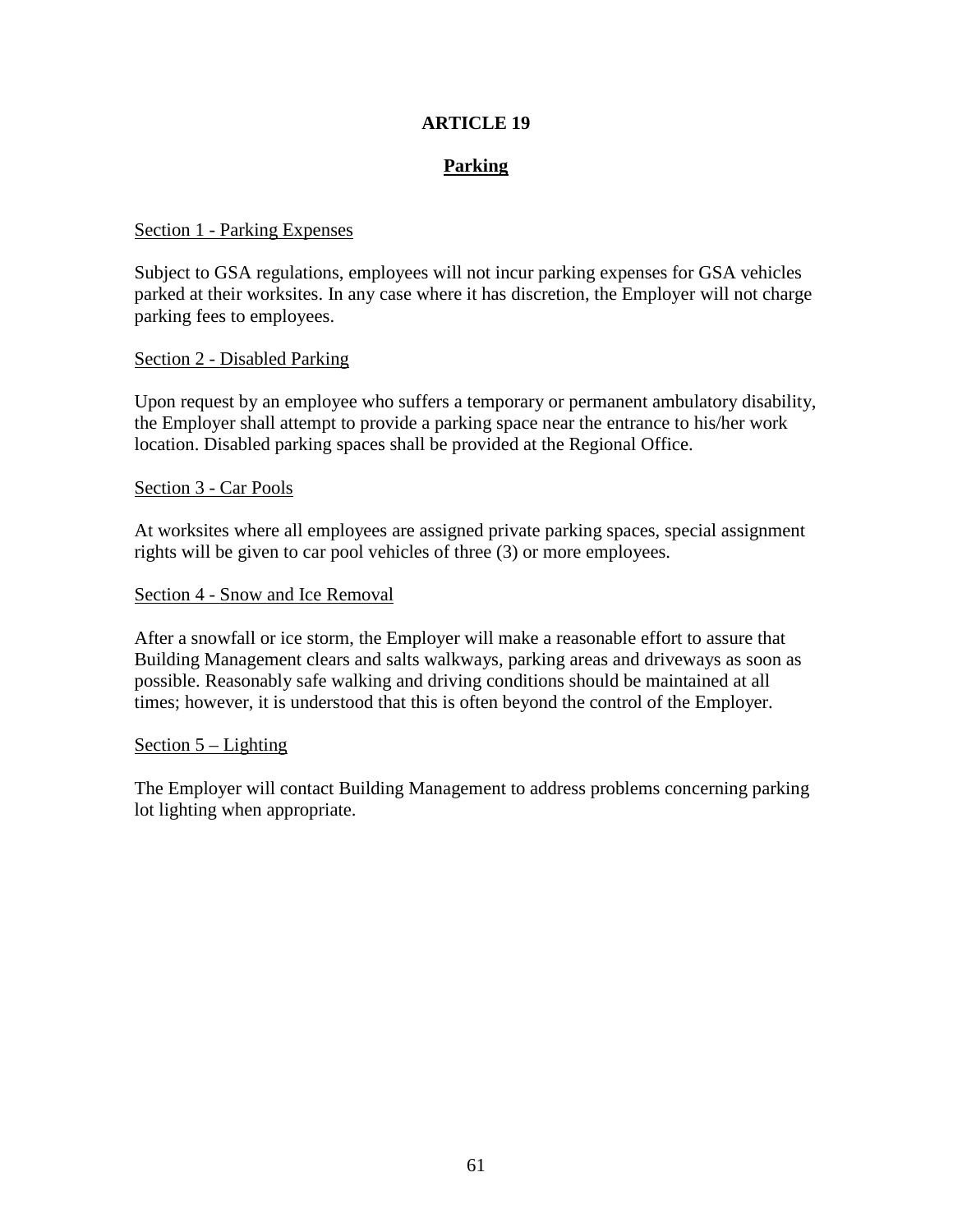# ARTICLE 19

## Parking

Section 1 - Parking Expenses

Subject to GSA regulations, employees will not incur parking expenses for GSA vehicles parked at their worksites. In any case where it has discretion, the Employer will not charge parking fees to employees.

Section 2 - Disabled Parking

Upon request by an employee who suffers a temporary or permanent ambulatory disability, the Employer shall attempt to provide a parking space near the entrance to his/her work location. Disabled parking spaces shall be provided at the Regional Office.

Section 3 - Car Pools

At worksites where all employees are assigned private parking spaces, special assignment rights will be given to car pool vehicles of three (3) or more employees.

Section 4 - Snow and Ice Removal

After a snowfall or ice storm, the Employer will make a reasonable effort to assure that Building Management clears and salts walkways, parking areas and driveways as soon as possible. Reasonably safe walking and driving conditions should be maintained at all times; however, it is understood that this is often beyond the control of the Employer.

Section 5 – Lighting

The Employer will contact Building Management to address problems concerning parking lot lighting when appropriate.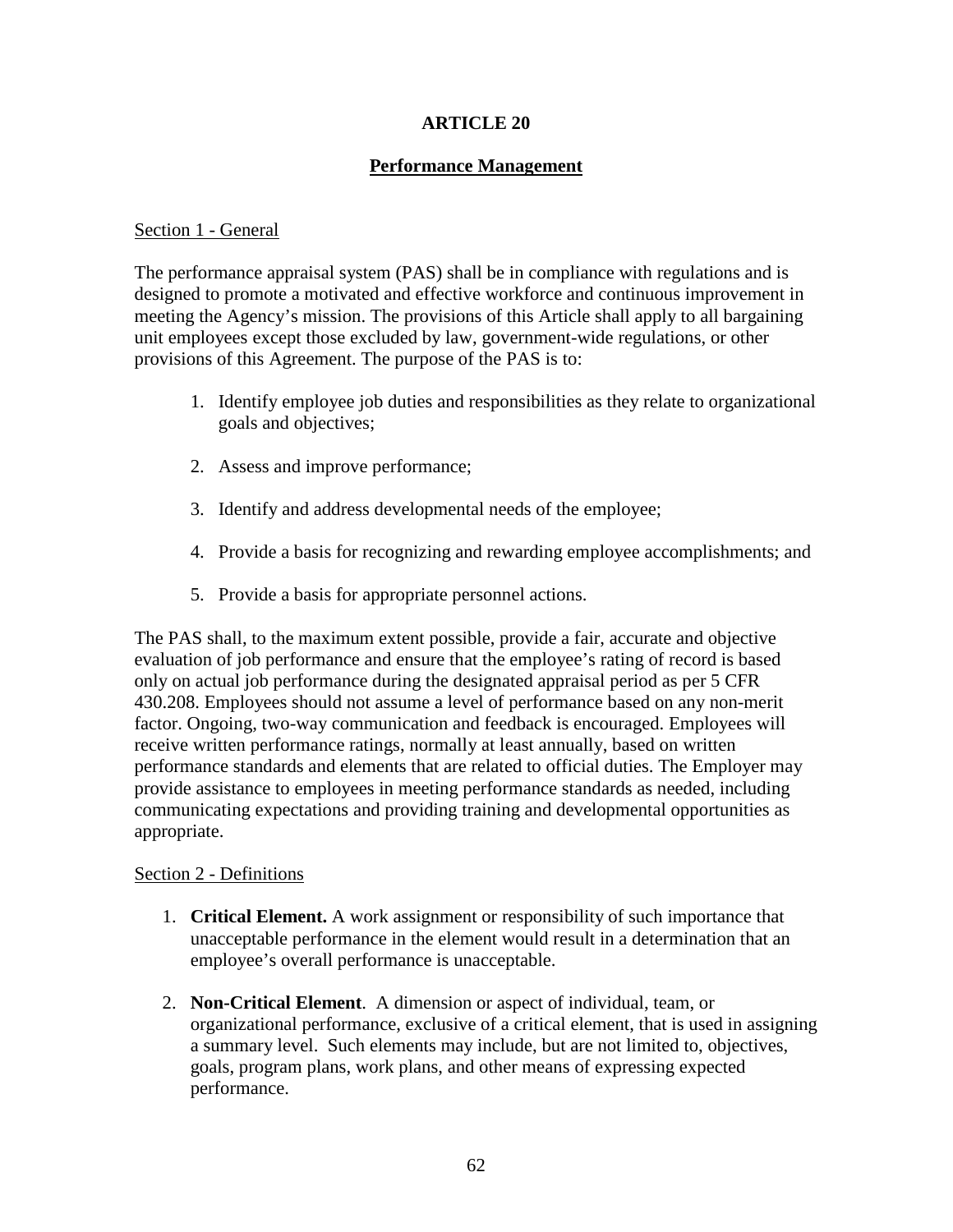# ARTICLE 20

## Performance Management

### Section 1 - General

The performance appraisal system (PAS) shall be in compliance with regulations and is designed to promote a motivated and effective workforce and continuous improvement in meeting the Agency's mission. The provisions of this Article shall apply to all bargaining unit employees except those excluded by law, government-wide regulations, or other provisions of this Agreement. The purpose of the PAS is to:

1. Identify employee job duties and responsibilities as they relate to organizational goals and objectives;

2. Assess and improve performance;

3. Identify and address developmental needs of the employee;

4. Provide a basis for recognizing and rewarding employee accomplishments; and

5. Provide a basis for appropriate personnel actions.

The PAS shall, to the maximum extent possible, provide a fair, accurate and objective evaluation of job performance and ensure that the employee's rating of record is based only on actual job performance during the designated appraisal period as per 5 CFR 430.208. Employees should not assume a level of performance based on any non-merit factor. Ongoing, two-way communication and feedback is encouraged. Employees will receive written performance ratings, normally at least annually, based on written performance standards and elements that are related to official duties. The Employer may provide assistance to employees in meeting performance standards as needed, including communicating expectations and providing training and developmental opportunities as appropriate.

### Section 2 - Definitions

1. **Critical Element.** A work assignment or responsibility of such importance that unacceptable performance in the element would result in a determination that an employee's overall performance is unacceptable.

2. **Non-Critical Element**. A dimension or aspect of individual, team, or organizational performance, exclusive of a critical element, that is used in assigning a summary level. Such elements may include, but are not limited to, objectives, goals, program plans, work plans, and other means of expressing expected performance.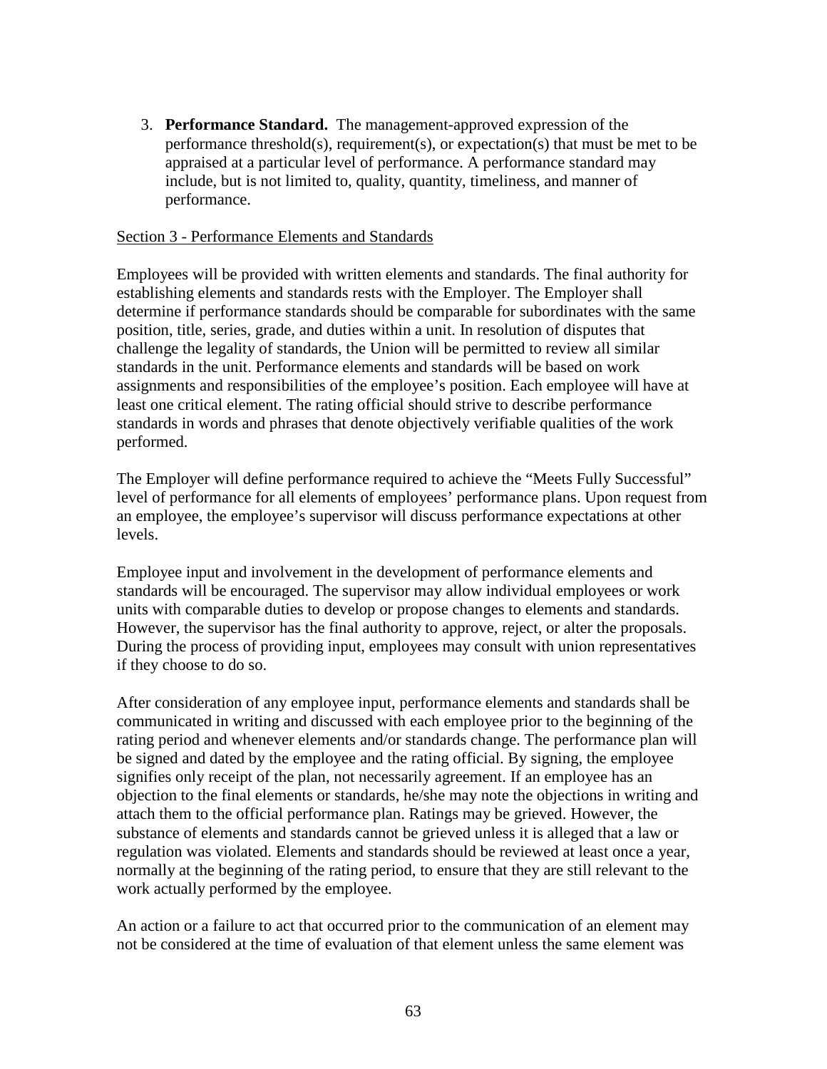3. **Performance Standard.** The management-approved expression of the performance threshold(s), requirement(s), or expectation(s) that must be met to be appraised at a particular level of performance. A performance standard may include, but is not limited to, quality, quantity, timeliness, and manner of performance.

Section 3 - Performance Elements and Standards

Employees will be provided with written elements and standards. The final authority for establishing elements and standards rests with the Employer. The Employer shall determine if performance standards should be comparable for subordinates with the same position, title, series, grade, and duties within a unit. In resolution of disputes that challenge the legality of standards, the Union will be permitted to review all similar standards in the unit. Performance elements and standards will be based on work assignments and responsibilities of the employee's position. Each employee will have at least one critical element. The rating official should strive to describe performance standards in words and phrases that denote objectively verifiable qualities of the work performed.

The Employer will define performance required to achieve the "Meets Fully Successful" level of performance for all elements of employees' performance plans. Upon request from an employee, the employee's supervisor will discuss performance expectations at other levels.

Employee input and involvement in the development of performance elements and standards will be encouraged. The supervisor may allow individual employees or work units with comparable duties to develop or propose changes to elements and standards. However, the supervisor has the final authority to approve, reject, or alter the proposals. During the process of providing input, employees may consult with union representatives if they choose to do so.

After consideration of any employee input, performance elements and standards shall be communicated in writing and discussed with each employee prior to the beginning of the rating period and whenever elements and/or standards change. The performance plan will be signed and dated by the employee and the rating official. By signing, the employee signifies only receipt of the plan, not necessarily agreement. If an employee has an objection to the final elements or standards, he/she may note the objections in writing and attach them to the official performance plan. Ratings may be grieved. However, the substance of elements and standards cannot be grieved unless it is alleged that a law or regulation was violated. Elements and standards should be reviewed at least once a year, normally at the beginning of the rating period, to ensure that they are still relevant to the work actually performed by the employee.

An action or a failure to act that occurred prior to the communication of an element may not be considered at the time of evaluation of that element unless the same element was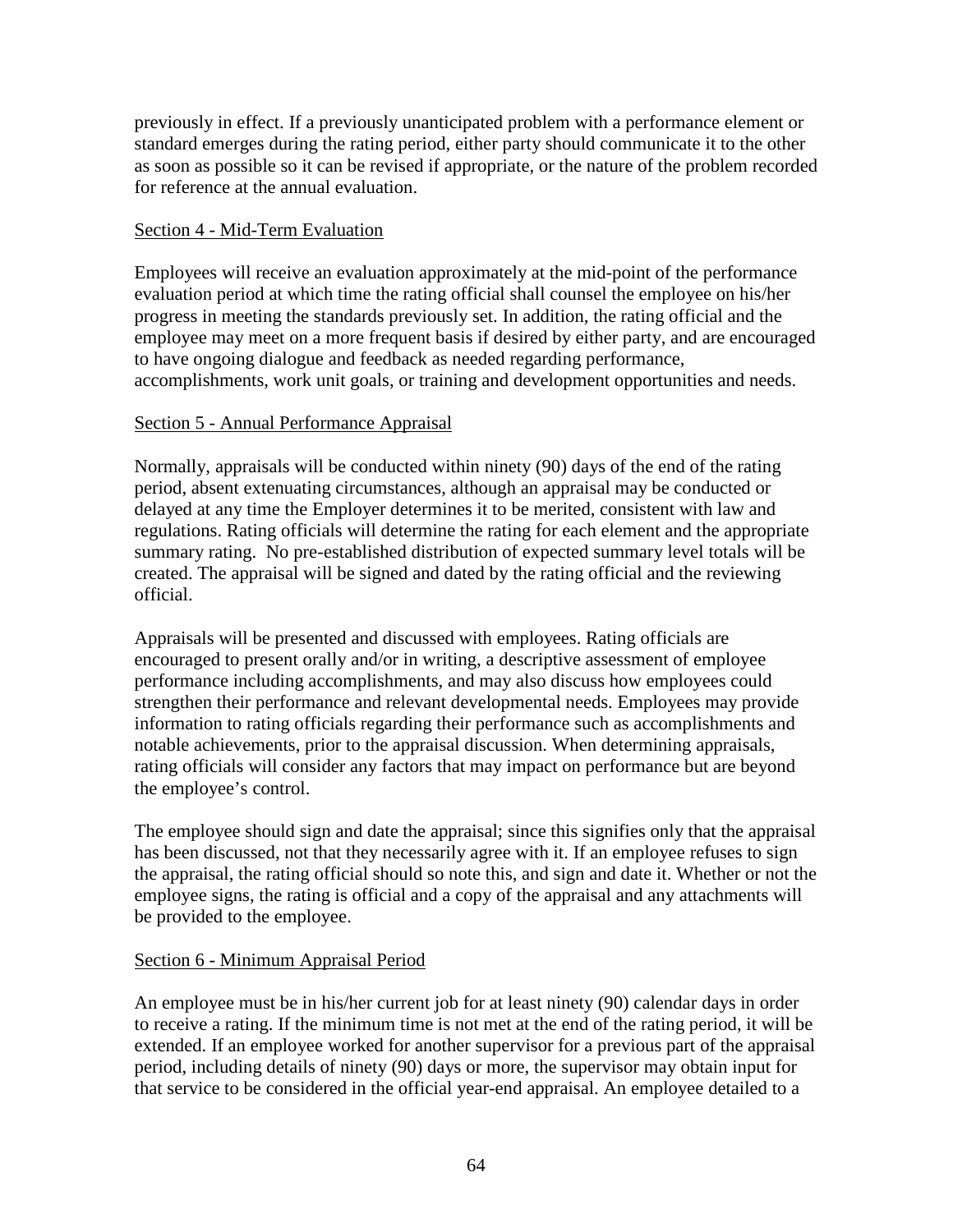previously in effect. If a previously unanticipated problem with a performance element or standard emerges during the rating period, either party should communicate it to the other as soon as possible so it can be revised if appropriate, or the nature of the problem recorded for reference at the annual evaluation.

Section 4 - Mid-Term Evaluation

Employees will receive an evaluation approximately at the mid-point of the performance evaluation period at which time the rating official shall counsel the employee on his/her progress in meeting the standards previously set. In addition, the rating official and the employee may meet on a more frequent basis if desired by either party, and are encouraged to have ongoing dialogue and feedback as needed regarding performance, accomplishments, work unit goals, or training and development opportunities and needs.

Section 5 - Annual Performance Appraisal

Normally, appraisals will be conducted within ninety (90) days of the end of the rating period, absent extenuating circumstances, although an appraisal may be conducted or delayed at any time the Employer determines it to be merited, consistent with law and regulations. Rating officials will determine the rating for each element and the appropriate summary rating. No pre-established distribution of expected summary level totals will be created. The appraisal will be signed and dated by the rating official and the reviewing official.

Appraisals will be presented and discussed with employees. Rating officials are encouraged to present orally and/or in writing, a descriptive assessment of employee performance including accomplishments, and may also discuss how employees could strengthen their performance and relevant developmental needs. Employees may provide information to rating officials regarding their performance such as accomplishments and notable achievements, prior to the appraisal discussion. When determining appraisals, rating officials will consider any factors that may impact on performance but are beyond the employee's control.

The employee should sign and date the appraisal; since this signifies only that the appraisal has been discussed, not that they necessarily agree with it. If an employee refuses to sign the appraisal, the rating official should so note this, and sign and date it. Whether or not the employee signs, the rating is official and a copy of the appraisal and any attachments will be provided to the employee.

Section 6 - Minimum Appraisal Period

An employee must be in his/her current job for at least ninety (90) calendar days in order to receive a rating. If the minimum time is not met at the end of the rating period, it will be extended. If an employee worked for another supervisor for a previous part of the appraisal period, including details of ninety (90) days or more, the supervisor may obtain input for that service to be considered in the official year-end appraisal. An employee detailed to a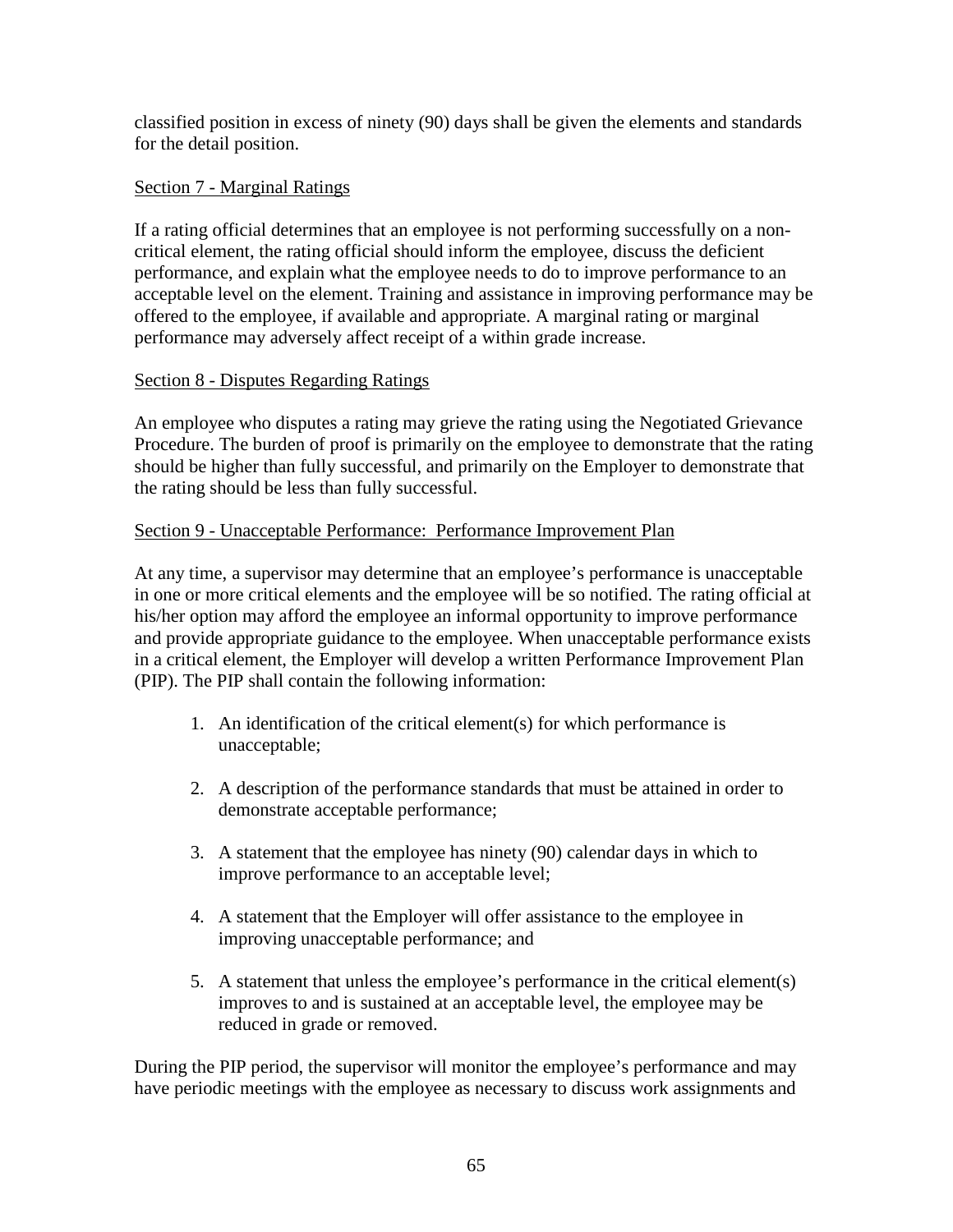classified position in excess of ninety (90) days shall be given the elements and standards for the detail position.

### Section 7 - Marginal Ratings

If a rating official determines that an employee is not performing successfully on a non-critical element, the rating official should inform the employee, discuss the deficient performance, and explain what the employee needs to do to improve performance to an acceptable level on the element. Training and assistance in improving performance may be offered to the employee, if available and appropriate. A marginal rating or marginal performance may adversely affect receipt of a within grade increase.

### Section 8 - Disputes Regarding Ratings

An employee who disputes a rating may grieve the rating using the Negotiated Grievance Procedure. The burden of proof is primarily on the employee to demonstrate that the rating should be higher than fully successful, and primarily on the Employer to demonstrate that the rating should be less than fully successful.

### Section 9 - Unacceptable Performance: Performance Improvement Plan

At any time, a supervisor may determine that an employee's performance is unacceptable in one or more critical elements and the employee will be so notified. The rating official at his/her option may afford the employee an informal opportunity to improve performance and provide appropriate guidance to the employee. When unacceptable performance exists in a critical element, the Employer will develop a written Performance Improvement Plan (PIP). The PIP shall contain the following information:

1. An identification of the critical element(s) for which performance is unacceptable;
2. A description of the performance standards that must be attained in order to demonstrate acceptable performance;
3. A statement that the employee has ninety (90) calendar days in which to improve performance to an acceptable level;
4. A statement that the Employer will offer assistance to the employee in improving unacceptable performance; and
5. A statement that unless the employee's performance in the critical element(s) improves to and is sustained at an acceptable level, the employee may be reduced in grade or removed.

During the PIP period, the supervisor will monitor the employee's performance and may have periodic meetings with the employee as necessary to discuss work assignments and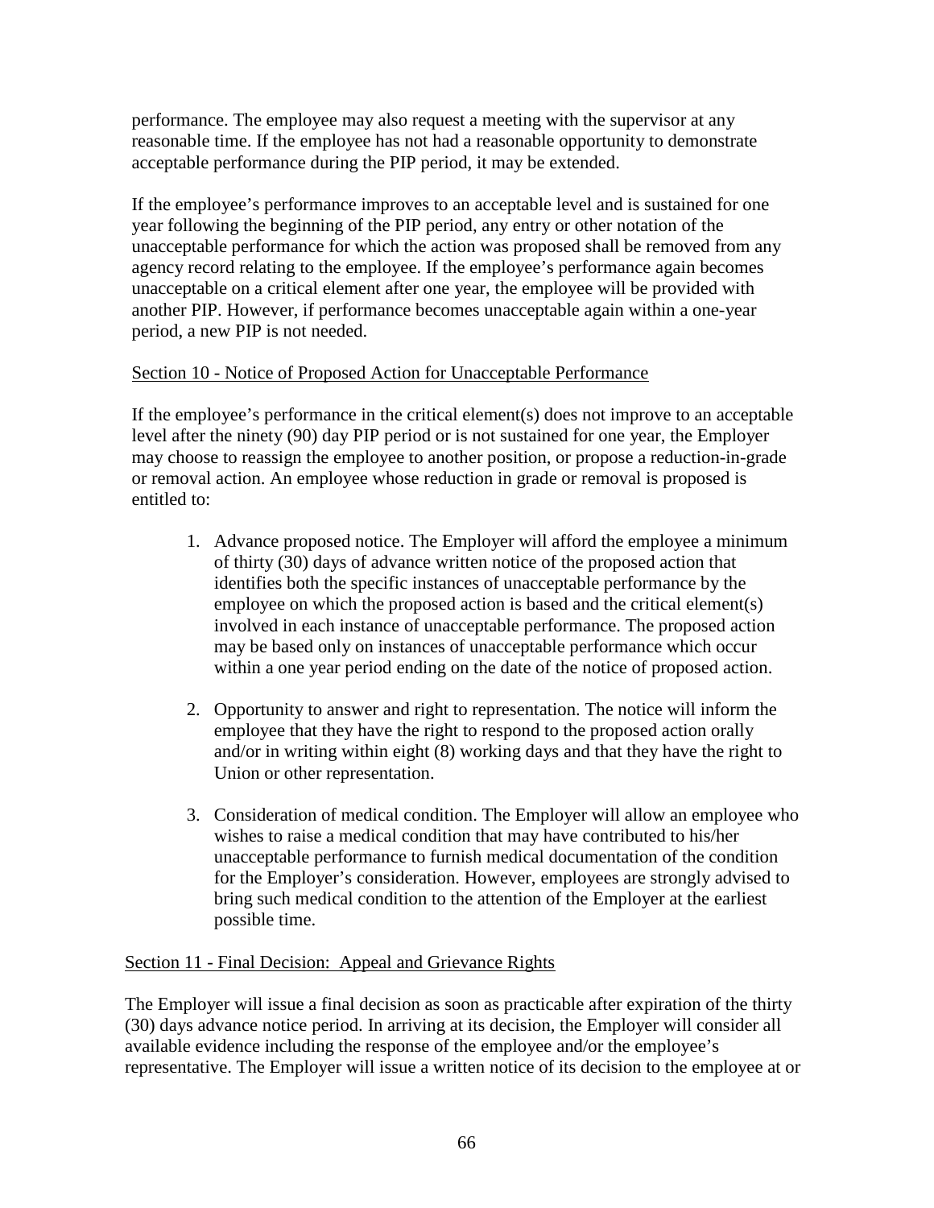performance. The employee may also request a meeting with the supervisor at any reasonable time. If the employee has not had a reasonable opportunity to demonstrate acceptable performance during the PIP period, it may be extended.

If the employee's performance improves to an acceptable level and is sustained for one year following the beginning of the PIP period, any entry or other notation of the unacceptable performance for which the action was proposed shall be removed from any agency record relating to the employee. If the employee's performance again becomes unacceptable on a critical element after one year, the employee will be provided with another PIP. However, if performance becomes unacceptable again within a one-year period, a new PIP is not needed.

Section 10 - Notice of Proposed Action for Unacceptable Performance

If the employee's performance in the critical element(s) does not improve to an acceptable level after the ninety (90) day PIP period or is not sustained for one year, the Employer may choose to reassign the employee to another position, or propose a reduction-in-grade or removal action. An employee whose reduction in grade or removal is proposed is entitled to:

1. Advance proposed notice. The Employer will afford the employee a minimum of thirty (30) days of advance written notice of the proposed action that identifies both the specific instances of unacceptable performance by the employee on which the proposed action is based and the critical element(s) involved in each instance of unacceptable performance. The proposed action may be based only on instances of unacceptable performance which occur within a one year period ending on the date of the notice of proposed action.

2. Opportunity to answer and right to representation. The notice will inform the employee that they have the right to respond to the proposed action orally and/or in writing within eight (8) working days and that they have the right to Union or other representation.

3. Consideration of medical condition. The Employer will allow an employee who wishes to raise a medical condition that may have contributed to his/her unacceptable performance to furnish medical documentation of the condition for the Employer's consideration. However, employees are strongly advised to bring such medical condition to the attention of the Employer at the earliest possible time.

Section 11 - Final Decision: Appeal and Grievance Rights

The Employer will issue a final decision as soon as practicable after expiration of the thirty (30) days advance notice period. In arriving at its decision, the Employer will consider all available evidence including the response of the employee and/or the employee's representative. The Employer will issue a written notice of its decision to the employee at or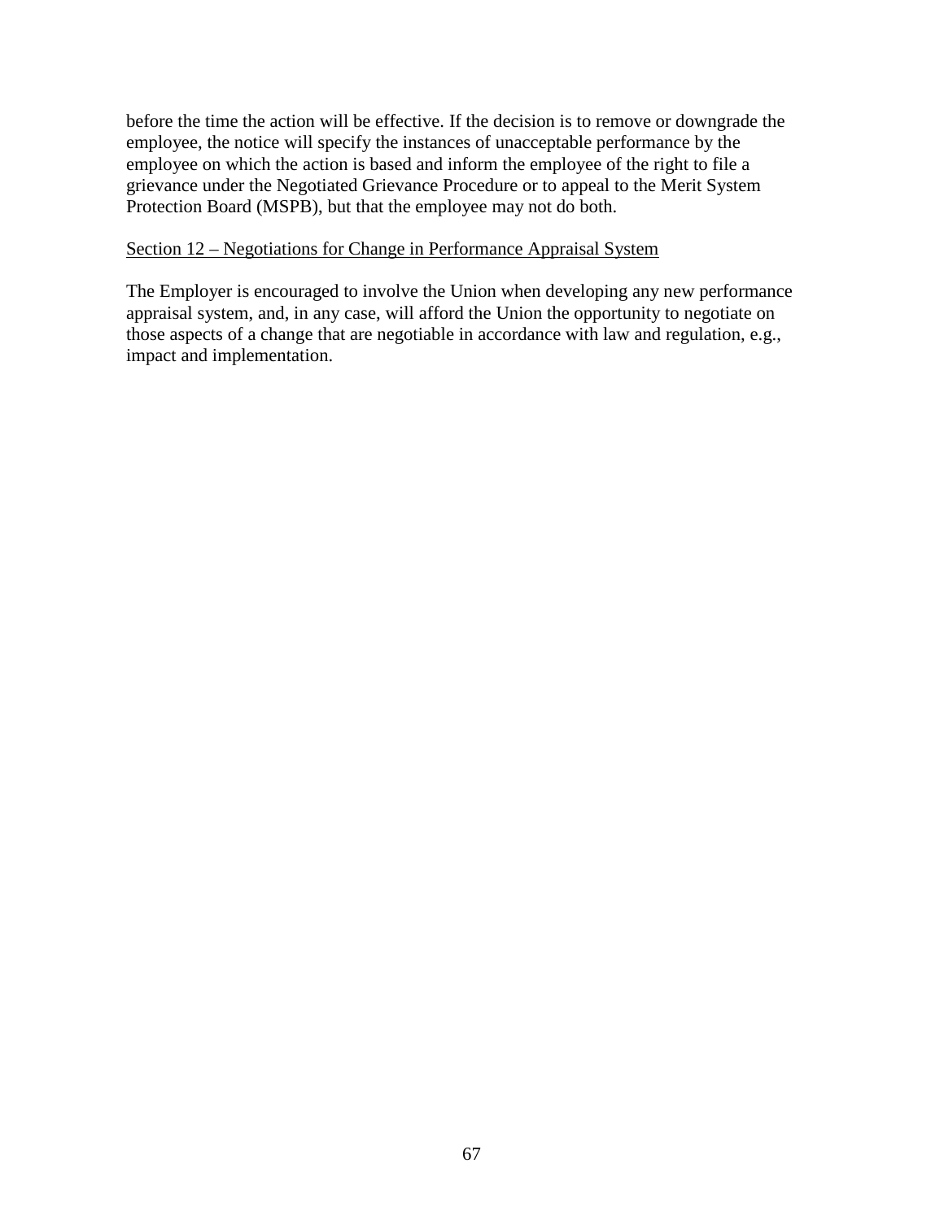before the time the action will be effective. If the decision is to remove or downgrade the employee, the notice will specify the instances of unacceptable performance by the employee on which the action is based and inform the employee of the right to file a grievance under the Negotiated Grievance Procedure or to appeal to the Merit System Protection Board (MSPB), but that the employee may not do both.

<u>Section 12 – Negotiations for Change in Performance Appraisal System</u>

The Employer is encouraged to involve the Union when developing any new performance appraisal system, and, in any case, will afford the Union the opportunity to negotiate on those aspects of a change that are negotiable in accordance with law and regulation, e.g., impact and implementation.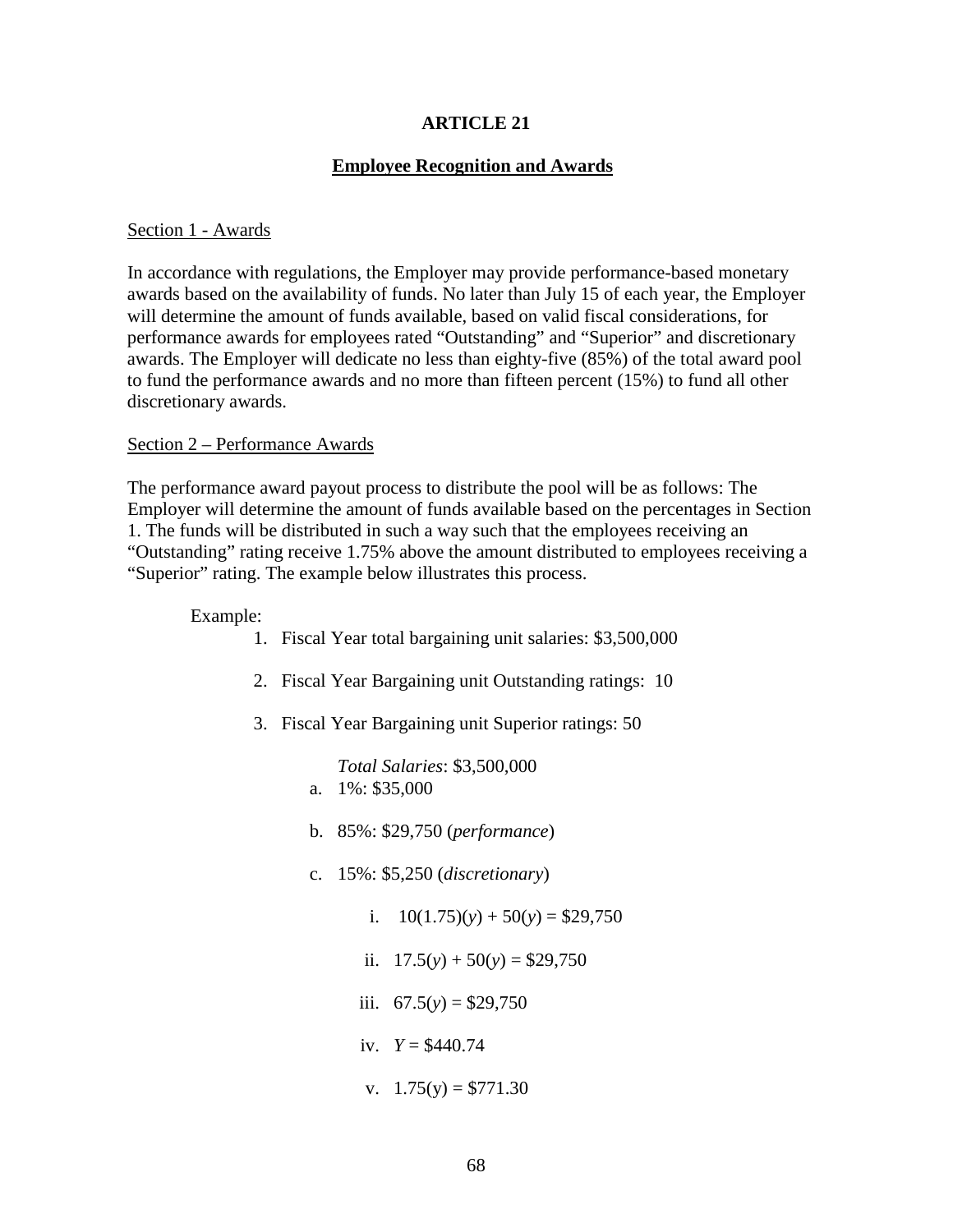# ARTICLE 21

## Employee Recognition and Awards

Section 1 - Awards

In accordance with regulations, the Employer may provide performance-based monetary awards based on the availability of funds. No later than July 15 of each year, the Employer will determine the amount of funds available, based on valid fiscal considerations, for performance awards for employees rated “Outstanding” and “Superior” and discretionary awards. The Employer will dedicate no less than eighty-five (85%) of the total award pool to fund the performance awards and no more than fifteen percent (15%) to fund all other discretionary awards.

Section 2 – Performance Awards

The performance award payout process to distribute the pool will be as follows: The Employer will determine the amount of funds available based on the percentages in Section 1. The funds will be distributed in such a way such that the employees receiving an “Outstanding” rating receive 1.75% above the amount distributed to employees receiving a “Superior” rating. The example below illustrates this process.

Example:

1. Fiscal Year total bargaining unit salaries: $3,500,000
2. Fiscal Year Bargaining unit Outstanding ratings: 10
3. Fiscal Year Bargaining unit Superior ratings: 50

   *Total Salaries*: $3,500,000

   a. 1%: $35,000
   b. 85%: $29,750 (*performance*)
   c. 15%: $5,250 (*discretionary*)
      i. $10(1.75)(y) + 50(y) =$ $29,750
      ii. $17.5(y) + 50(y) =$ $29,750
      iii. $67.5(y) =$ $29,750
      iv. $Y =$ $440.74
      v. $1.75(y) =$ $771.30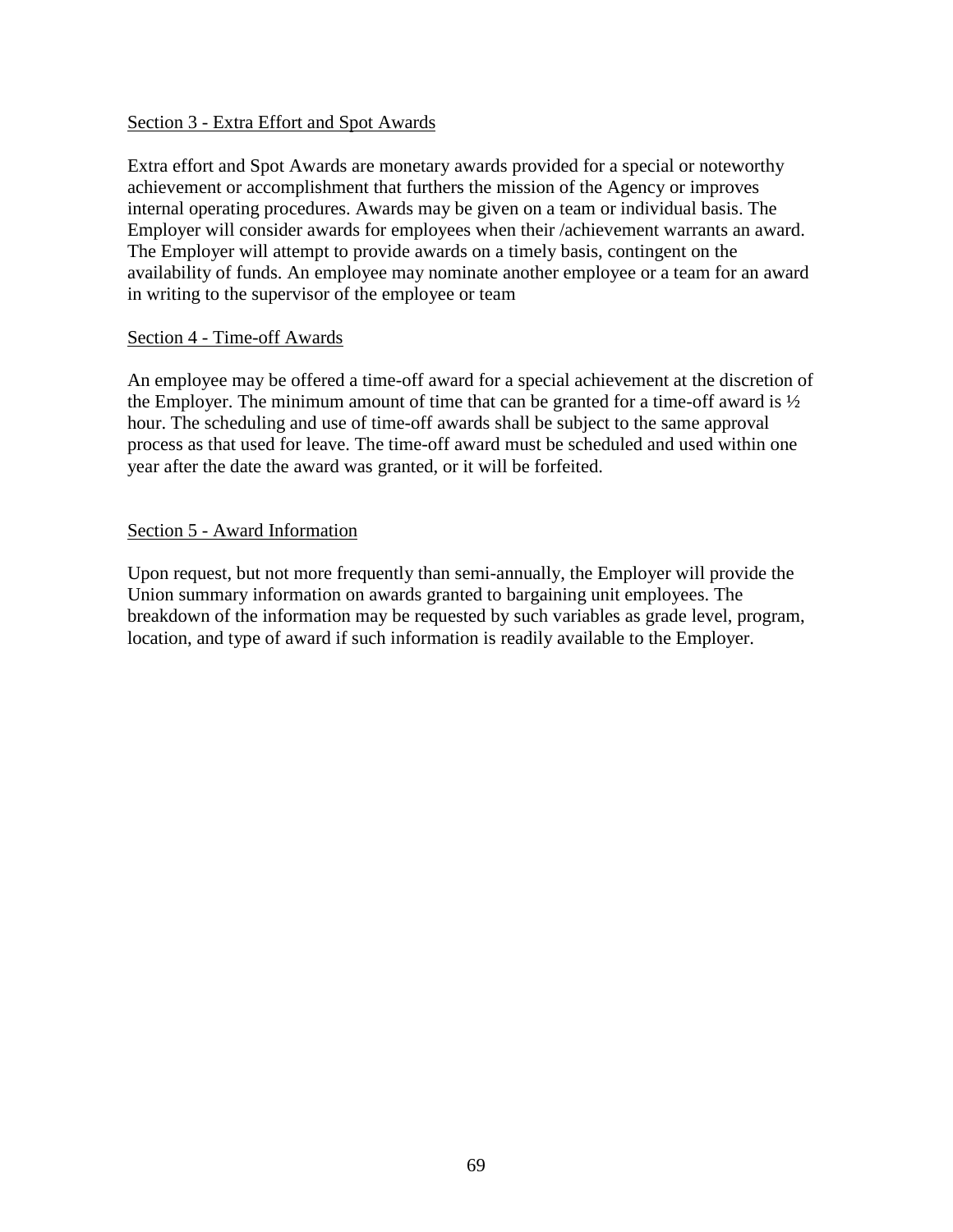Section 3 - Extra Effort and Spot Awards

Extra effort and Spot Awards are monetary awards provided for a special or noteworthy achievement or accomplishment that furthers the mission of the Agency or improves internal operating procedures. Awards may be given on a team or individual basis. The Employer will consider awards for employees when their /achievement warrants an award. The Employer will attempt to provide awards on a timely basis, contingent on the availability of funds. An employee may nominate another employee or a team for an award in writing to the supervisor of the employee or team

Section 4 - Time-off Awards

An employee may be offered a time-off award for a special achievement at the discretion of the Employer. The minimum amount of time that can be granted for a time-off award is ½ hour. The scheduling and use of time-off awards shall be subject to the same approval process as that used for leave. The time-off award must be scheduled and used within one year after the date the award was granted, or it will be forfeited.

Section 5 - Award Information

Upon request, but not more frequently than semi-annually, the Employer will provide the Union summary information on awards granted to bargaining unit employees. The breakdown of the information may be requested by such variables as grade level, program, location, and type of award if such information is readily available to the Employer.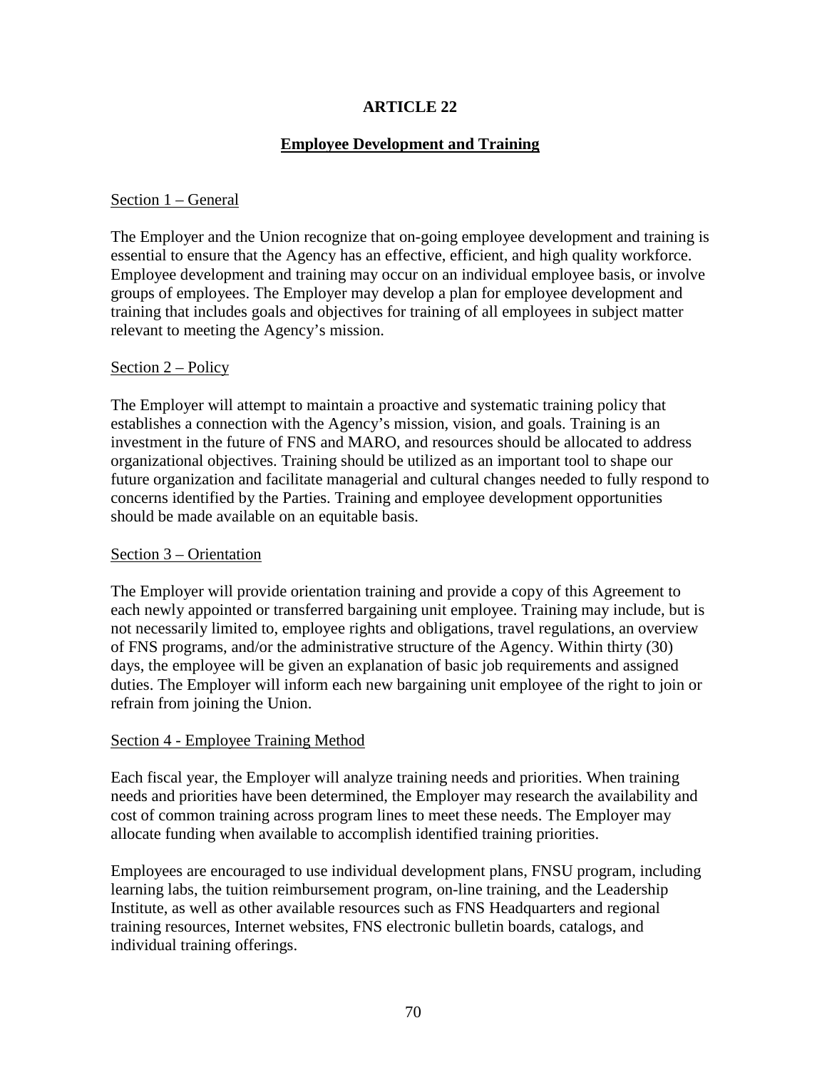# ARTICLE 22

## Employee Development and Training

### Section 1 – General

The Employer and the Union recognize that on-going employee development and training is essential to ensure that the Agency has an effective, efficient, and high quality workforce. Employee development and training may occur on an individual employee basis, or involve groups of employees. The Employer may develop a plan for employee development and training that includes goals and objectives for training of all employees in subject matter relevant to meeting the Agency's mission.

### Section 2 – Policy

The Employer will attempt to maintain a proactive and systematic training policy that establishes a connection with the Agency's mission, vision, and goals. Training is an investment in the future of FNS and MARO, and resources should be allocated to address organizational objectives. Training should be utilized as an important tool to shape our future organization and facilitate managerial and cultural changes needed to fully respond to concerns identified by the Parties. Training and employee development opportunities should be made available on an equitable basis.

### Section 3 – Orientation

The Employer will provide orientation training and provide a copy of this Agreement to each newly appointed or transferred bargaining unit employee. Training may include, but is not necessarily limited to, employee rights and obligations, travel regulations, an overview of FNS programs, and/or the administrative structure of the Agency. Within thirty (30) days, the employee will be given an explanation of basic job requirements and assigned duties. The Employer will inform each new bargaining unit employee of the right to join or refrain from joining the Union.

### Section 4 - Employee Training Method

Each fiscal year, the Employer will analyze training needs and priorities. When training needs and priorities have been determined, the Employer may research the availability and cost of common training across program lines to meet these needs. The Employer may allocate funding when available to accomplish identified training priorities.

Employees are encouraged to use individual development plans, FNSU program, including learning labs, the tuition reimbursement program, on-line training, and the Leadership Institute, as well as other available resources such as FNS Headquarters and regional training resources, Internet websites, FNS electronic bulletin boards, catalogs, and individual training offerings.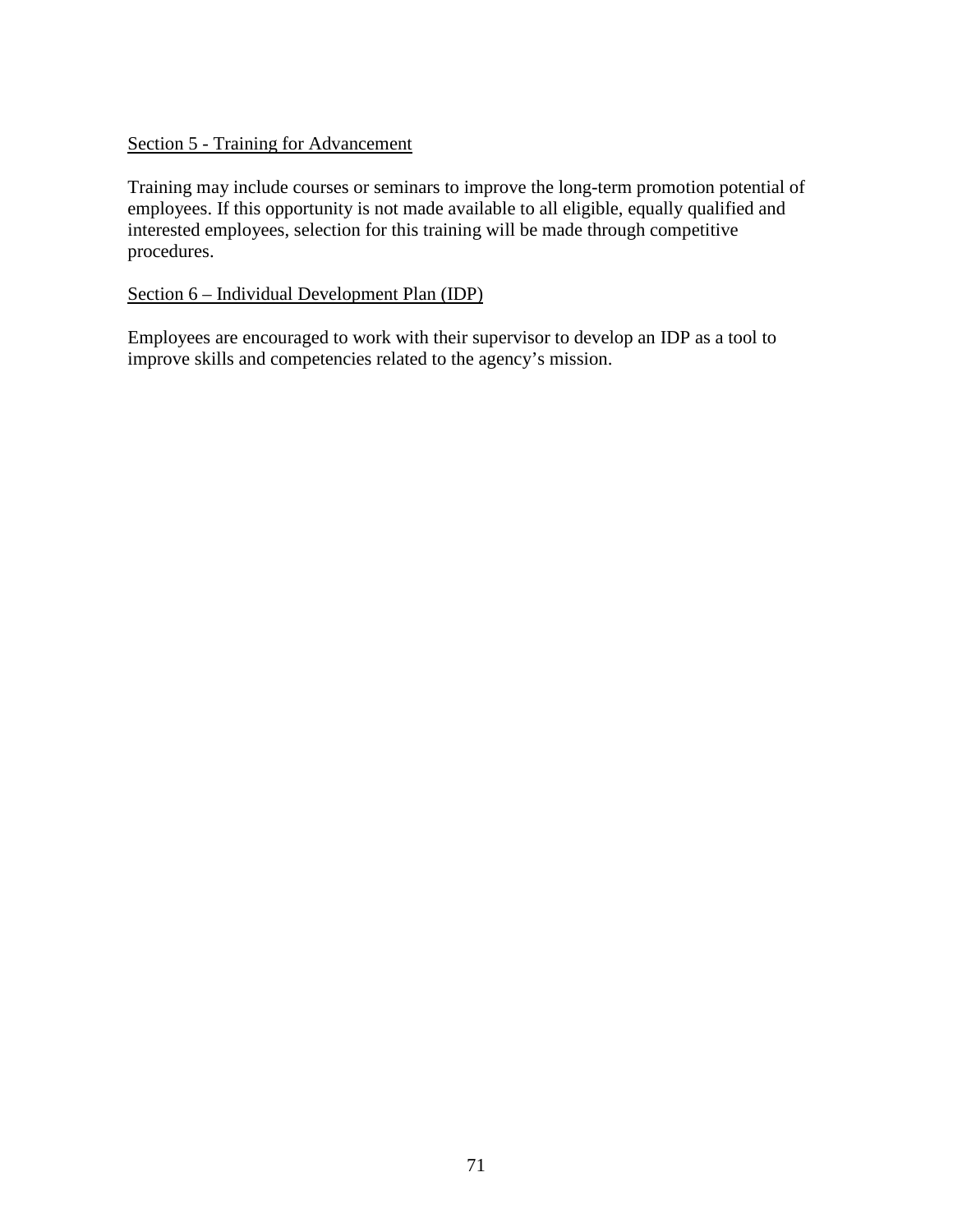Section 5 - Training for Advancement

Training may include courses or seminars to improve the long-term promotion potential of employees. If this opportunity is not made available to all eligible, equally qualified and interested employees, selection for this training will be made through competitive procedures.

Section 6 – Individual Development Plan (IDP)

Employees are encouraged to work with their supervisor to develop an IDP as a tool to improve skills and competencies related to the agency's mission.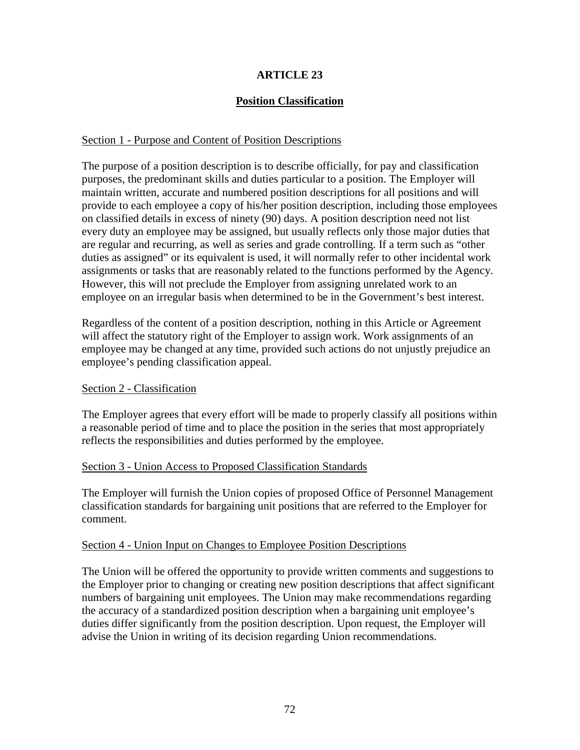# ARTICLE 23

## Position Classification

### Section 1 - Purpose and Content of Position Descriptions

The purpose of a position description is to describe officially, for pay and classification purposes, the predominant skills and duties particular to a position. The Employer will maintain written, accurate and numbered position descriptions for all positions and will provide to each employee a copy of his/her position description, including those employees on classified details in excess of ninety (90) days. A position description need not list every duty an employee may be assigned, but usually reflects only those major duties that are regular and recurring, as well as series and grade controlling. If a term such as "other duties as assigned" or its equivalent is used, it will normally refer to other incidental work assignments or tasks that are reasonably related to the functions performed by the Agency. However, this will not preclude the Employer from assigning unrelated work to an employee on an irregular basis when determined to be in the Government's best interest.

Regardless of the content of a position description, nothing in this Article or Agreement will affect the statutory right of the Employer to assign work. Work assignments of an employee may be changed at any time, provided such actions do not unjustly prejudice an employee's pending classification appeal.

### Section 2 - Classification

The Employer agrees that every effort will be made to properly classify all positions within a reasonable period of time and to place the position in the series that most appropriately reflects the responsibilities and duties performed by the employee.

### Section 3 - Union Access to Proposed Classification Standards

The Employer will furnish the Union copies of proposed Office of Personnel Management classification standards for bargaining unit positions that are referred to the Employer for comment.

### Section 4 - Union Input on Changes to Employee Position Descriptions

The Union will be offered the opportunity to provide written comments and suggestions to the Employer prior to changing or creating new position descriptions that affect significant numbers of bargaining unit employees. The Union may make recommendations regarding the accuracy of a standardized position description when a bargaining unit employee's duties differ significantly from the position description. Upon request, the Employer will advise the Union in writing of its decision regarding Union recommendations.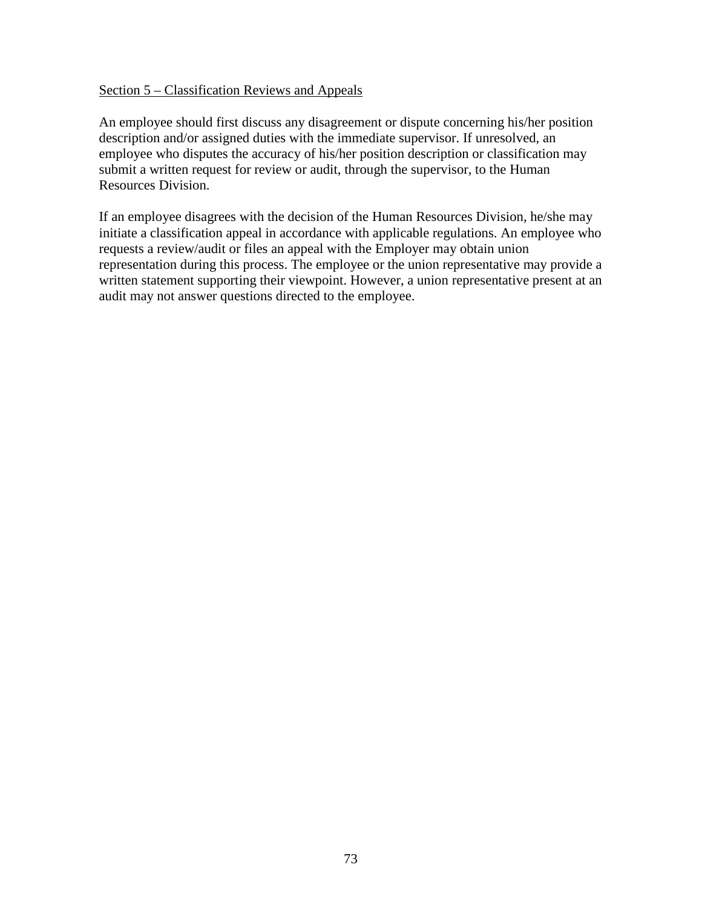Section 5 – Classification Reviews and Appeals

An employee should first discuss any disagreement or dispute concerning his/her position description and/or assigned duties with the immediate supervisor. If unresolved, an employee who disputes the accuracy of his/her position description or classification may submit a written request for review or audit, through the supervisor, to the Human Resources Division.

If an employee disagrees with the decision of the Human Resources Division, he/she may initiate a classification appeal in accordance with applicable regulations. An employee who requests a review/audit or files an appeal with the Employer may obtain union representation during this process. The employee or the union representative may provide a written statement supporting their viewpoint. However, a union representative present at an audit may not answer questions directed to the employee.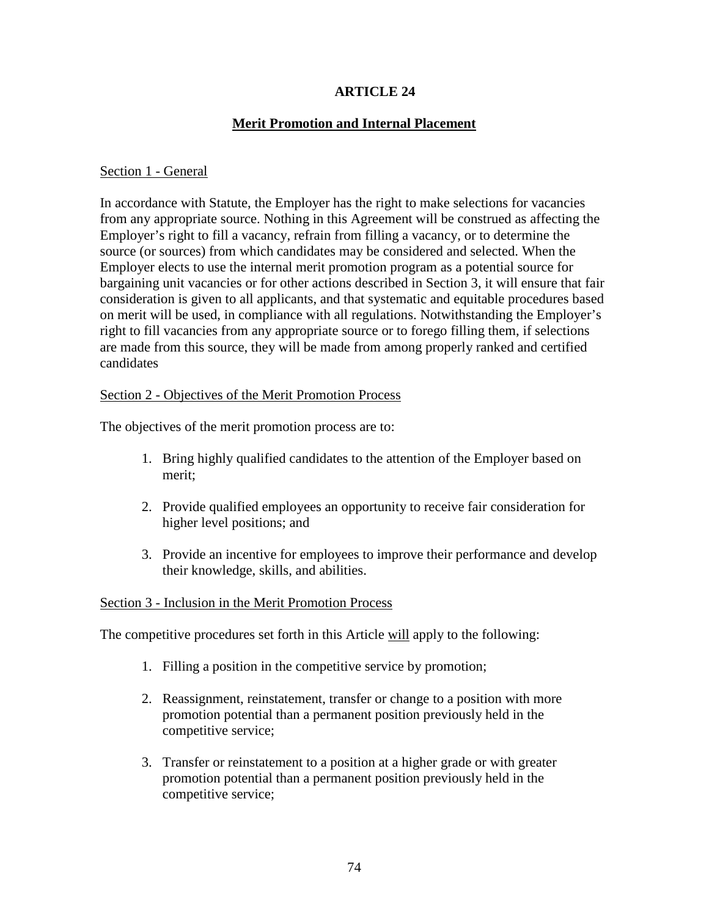# ARTICLE 24

## Merit Promotion and Internal Placement

Section 1 - General

In accordance with Statute, the Employer has the right to make selections for vacancies from any appropriate source. Nothing in this Agreement will be construed as affecting the Employer's right to fill a vacancy, refrain from filling a vacancy, or to determine the source (or sources) from which candidates may be considered and selected. When the Employer elects to use the internal merit promotion program as a potential source for bargaining unit vacancies or for other actions described in Section 3, it will ensure that fair consideration is given to all applicants, and that systematic and equitable procedures based on merit will be used, in compliance with all regulations. Notwithstanding the Employer's right to fill vacancies from any appropriate source or to forego filling them, if selections are made from this source, they will be made from among properly ranked and certified candidates

Section 2 - Objectives of the Merit Promotion Process

The objectives of the merit promotion process are to:

1. Bring highly qualified candidates to the attention of the Employer based on merit;

2. Provide qualified employees an opportunity to receive fair consideration for higher level positions; and

3. Provide an incentive for employees to improve their performance and develop their knowledge, skills, and abilities.

Section 3 - Inclusion in the Merit Promotion Process

The competitive procedures set forth in this Article will apply to the following:

1. Filling a position in the competitive service by promotion;

2. Reassignment, reinstatement, transfer or change to a position with more promotion potential than a permanent position previously held in the competitive service;

3. Transfer or reinstatement to a position at a higher grade or with greater promotion potential than a permanent position previously held in the competitive service;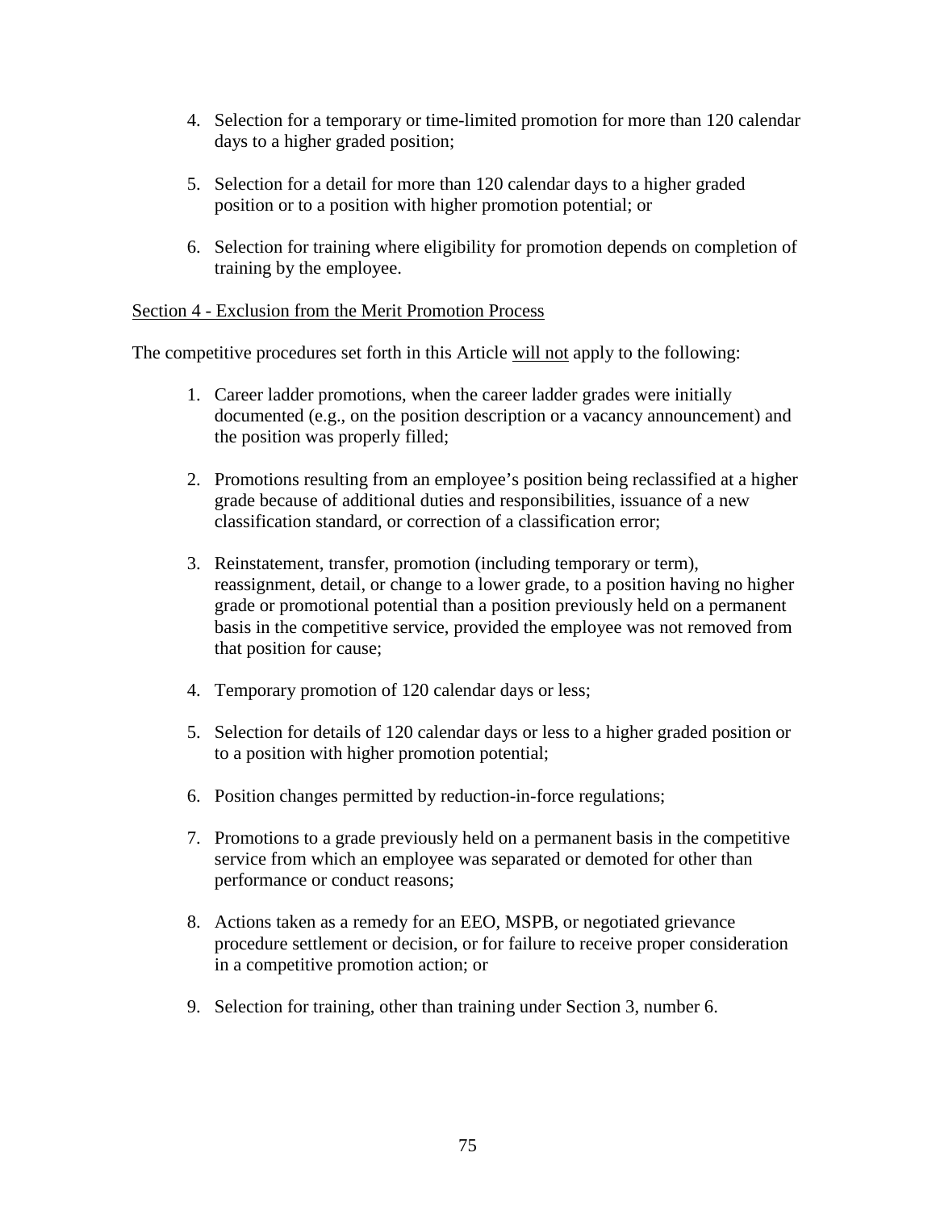4. Selection for a temporary or time-limited promotion for more than 120 calendar days to a higher graded position;

5. Selection for a detail for more than 120 calendar days to a higher graded position or to a position with higher promotion potential; or

6. Selection for training where eligibility for promotion depends on completion of training by the employee.

Section 4 - Exclusion from the Merit Promotion Process

The competitive procedures set forth in this Article will not apply to the following:

1. Career ladder promotions, when the career ladder grades were initially documented (e.g., on the position description or a vacancy announcement) and the position was properly filled;

2. Promotions resulting from an employee's position being reclassified at a higher grade because of additional duties and responsibilities, issuance of a new classification standard, or correction of a classification error;

3. Reinstatement, transfer, promotion (including temporary or term), reassignment, detail, or change to a lower grade, to a position having no higher grade or promotional potential than a position previously held on a permanent basis in the competitive service, provided the employee was not removed from that position for cause;

4. Temporary promotion of 120 calendar days or less;

5. Selection for details of 120 calendar days or less to a higher graded position or to a position with higher promotion potential;

6. Position changes permitted by reduction-in-force regulations;

7. Promotions to a grade previously held on a permanent basis in the competitive service from which an employee was separated or demoted for other than performance or conduct reasons;

8. Actions taken as a remedy for an EEO, MSPB, or negotiated grievance procedure settlement or decision, or for failure to receive proper consideration in a competitive promotion action; or

9. Selection for training, other than training under Section 3, number 6.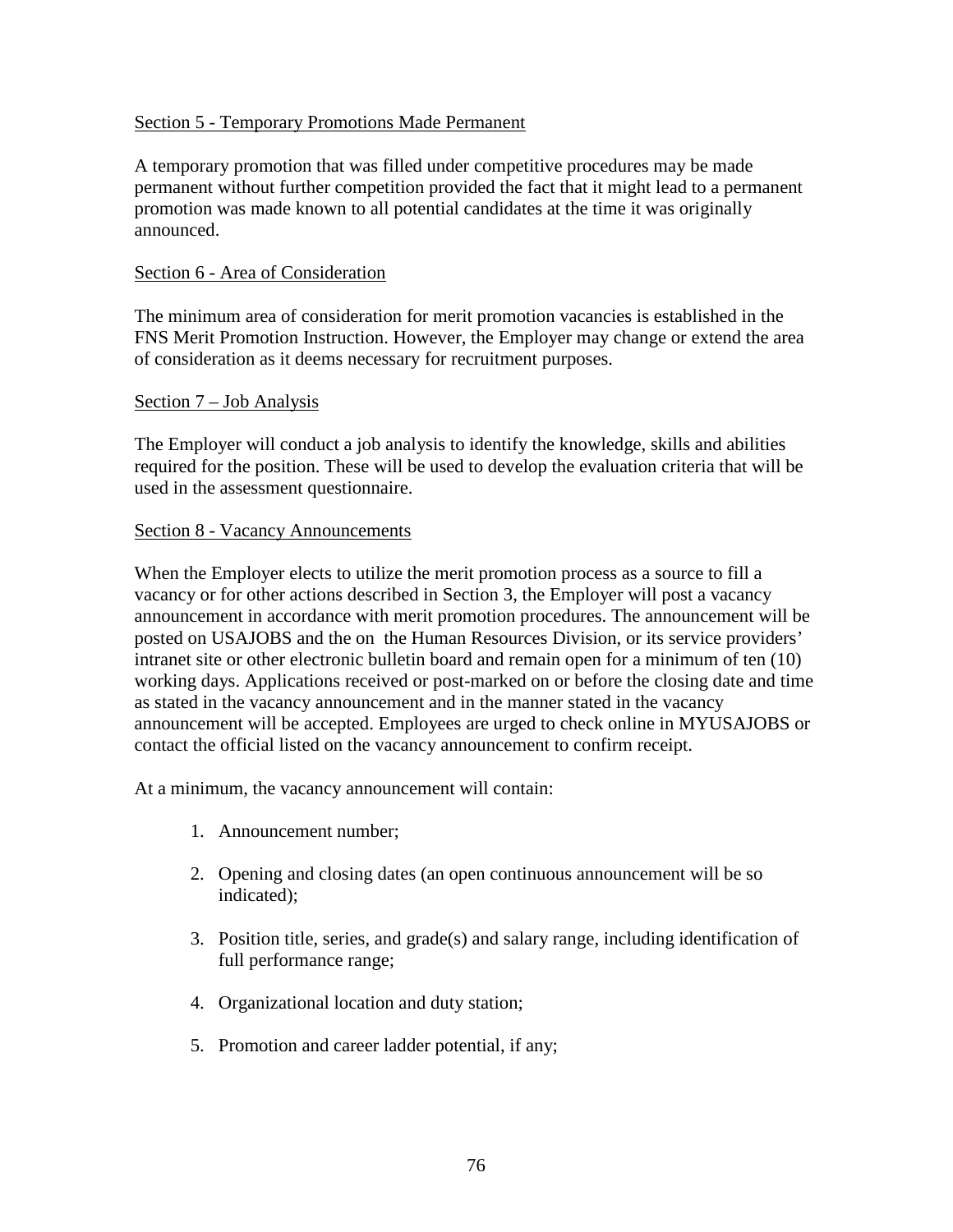Section 5 - Temporary Promotions Made Permanent

A temporary promotion that was filled under competitive procedures may be made permanent without further competition provided the fact that it might lead to a permanent promotion was made known to all potential candidates at the time it was originally announced.

Section 6 - Area of Consideration

The minimum area of consideration for merit promotion vacancies is established in the FNS Merit Promotion Instruction. However, the Employer may change or extend the area of consideration as it deems necessary for recruitment purposes.

Section 7 – Job Analysis

The Employer will conduct a job analysis to identify the knowledge, skills and abilities required for the position. These will be used to develop the evaluation criteria that will be used in the assessment questionnaire.

Section 8 - Vacancy Announcements

When the Employer elects to utilize the merit promotion process as a source to fill a vacancy or for other actions described in Section 3, the Employer will post a vacancy announcement in accordance with merit promotion procedures. The announcement will be posted on USAJOBS and the on the Human Resources Division, or its service providers' intranet site or other electronic bulletin board and remain open for a minimum of ten (10) working days. Applications received or post-marked on or before the closing date and time as stated in the vacancy announcement and in the manner stated in the vacancy announcement will be accepted. Employees are urged to check online in MYUSAJOBS or contact the official listed on the vacancy announcement to confirm receipt.

At a minimum, the vacancy announcement will contain:

1. Announcement number;

2. Opening and closing dates (an open continuous announcement will be so indicated);

3. Position title, series, and grade(s) and salary range, including identification of full performance range;

4. Organizational location and duty station;

5. Promotion and career ladder potential, if any;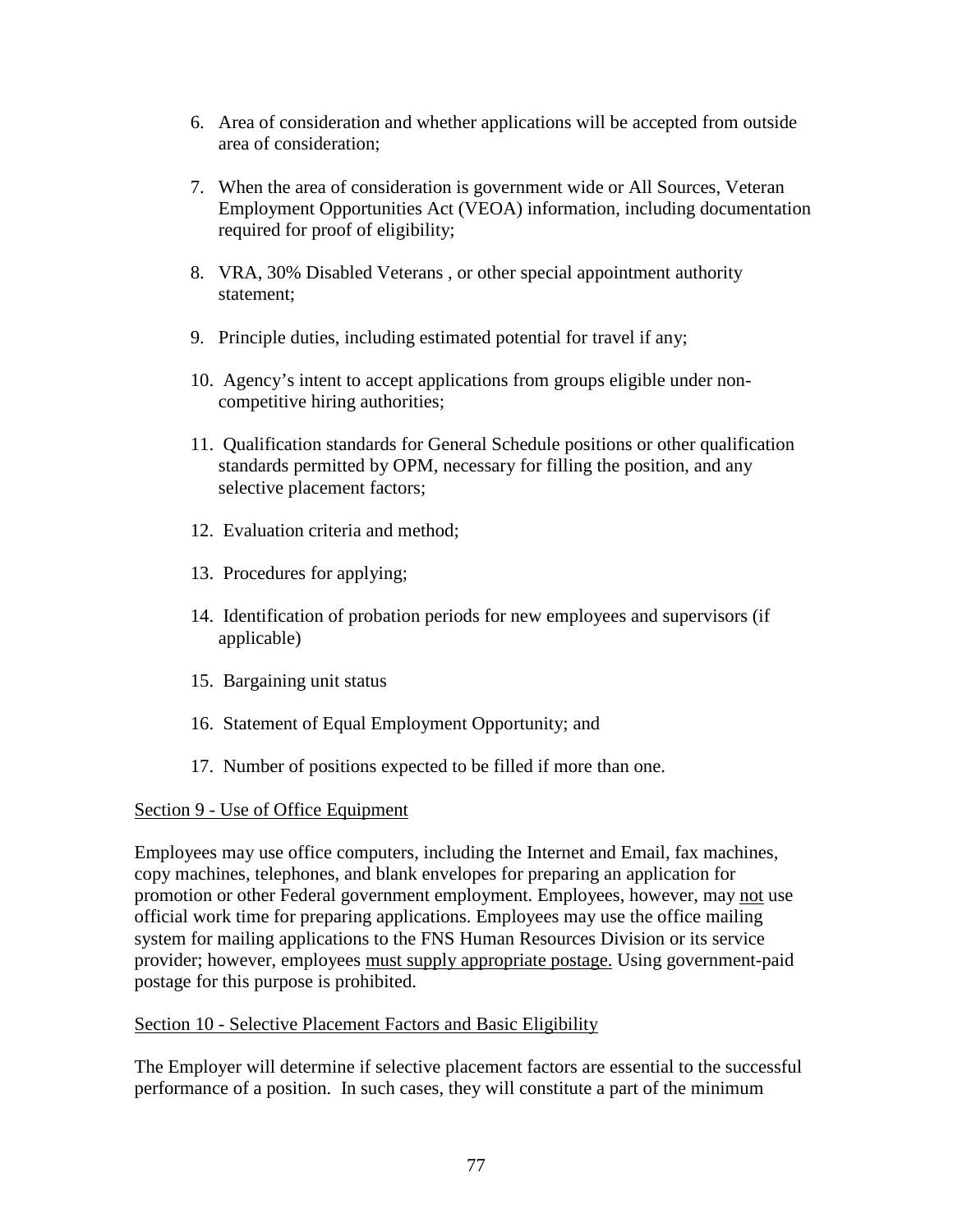6. Area of consideration and whether applications will be accepted from outside area of consideration;

7. When the area of consideration is government wide or All Sources, Veteran Employment Opportunities Act (VEOA) information, including documentation required for proof of eligibility;

8. VRA, 30% Disabled Veterans , or other special appointment authority statement;

9. Principle duties, including estimated potential for travel if any;

10. Agency's intent to accept applications from groups eligible under non-competitive hiring authorities;

11. Qualification standards for General Schedule positions or other qualification standards permitted by OPM, necessary for filling the position, and any selective placement factors;

12. Evaluation criteria and method;

13. Procedures for applying;

14. Identification of probation periods for new employees and supervisors (if applicable)

15. Bargaining unit status

16. Statement of Equal Employment Opportunity; and

17. Number of positions expected to be filled if more than one.

<u>Section 9 - Use of Office Equipment</u>

Employees may use office computers, including the Internet and Email, fax machines, copy machines, telephones, and blank envelopes for preparing an application for promotion or other Federal government employment. Employees, however, may <u>not</u> use official work time for preparing applications. Employees may use the office mailing system for mailing applications to the FNS Human Resources Division or its service provider; however, employees <u>must supply appropriate postage.</u> Using government-paid postage for this purpose is prohibited.

<u>Section 10 - Selective Placement Factors and Basic Eligibility</u>

The Employer will determine if selective placement factors are essential to the successful performance of a position. In such cases, they will constitute a part of the minimum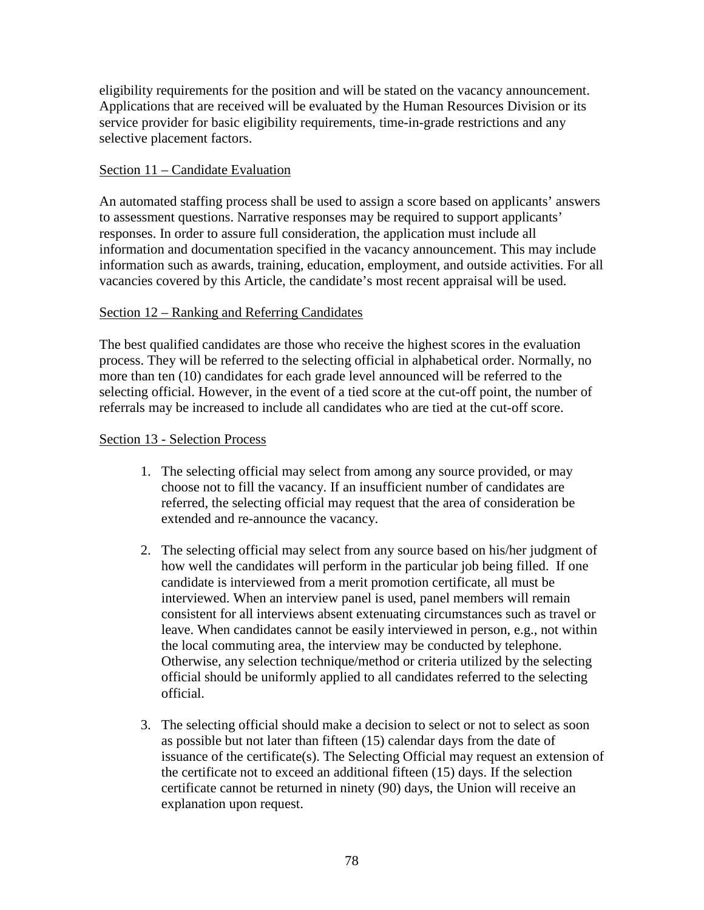eligibility requirements for the position and will be stated on the vacancy announcement. Applications that are received will be evaluated by the Human Resources Division or its service provider for basic eligibility requirements, time-in-grade restrictions and any selective placement factors.

Section 11 – Candidate Evaluation

An automated staffing process shall be used to assign a score based on applicants' answers to assessment questions. Narrative responses may be required to support applicants' responses. In order to assure full consideration, the application must include all information and documentation specified in the vacancy announcement. This may include information such as awards, training, education, employment, and outside activities. For all vacancies covered by this Article, the candidate's most recent appraisal will be used.

Section 12 – Ranking and Referring Candidates

The best qualified candidates are those who receive the highest scores in the evaluation process. They will be referred to the selecting official in alphabetical order. Normally, no more than ten (10) candidates for each grade level announced will be referred to the selecting official. However, in the event of a tied score at the cut-off point, the number of referrals may be increased to include all candidates who are tied at the cut-off score.

Section 13 - Selection Process

1. The selecting official may select from among any source provided, or may choose not to fill the vacancy. If an insufficient number of candidates are referred, the selecting official may request that the area of consideration be extended and re-announce the vacancy.

2. The selecting official may select from any source based on his/her judgment of how well the candidates will perform in the particular job being filled. If one candidate is interviewed from a merit promotion certificate, all must be interviewed. When an interview panel is used, panel members will remain consistent for all interviews absent extenuating circumstances such as travel or leave. When candidates cannot be easily interviewed in person, e.g., not within the local commuting area, the interview may be conducted by telephone. Otherwise, any selection technique/method or criteria utilized by the selecting official should be uniformly applied to all candidates referred to the selecting official.

3. The selecting official should make a decision to select or not to select as soon as possible but not later than fifteen (15) calendar days from the date of issuance of the certificate(s). The Selecting Official may request an extension of the certificate not to exceed an additional fifteen (15) days. If the selection certificate cannot be returned in ninety (90) days, the Union will receive an explanation upon request.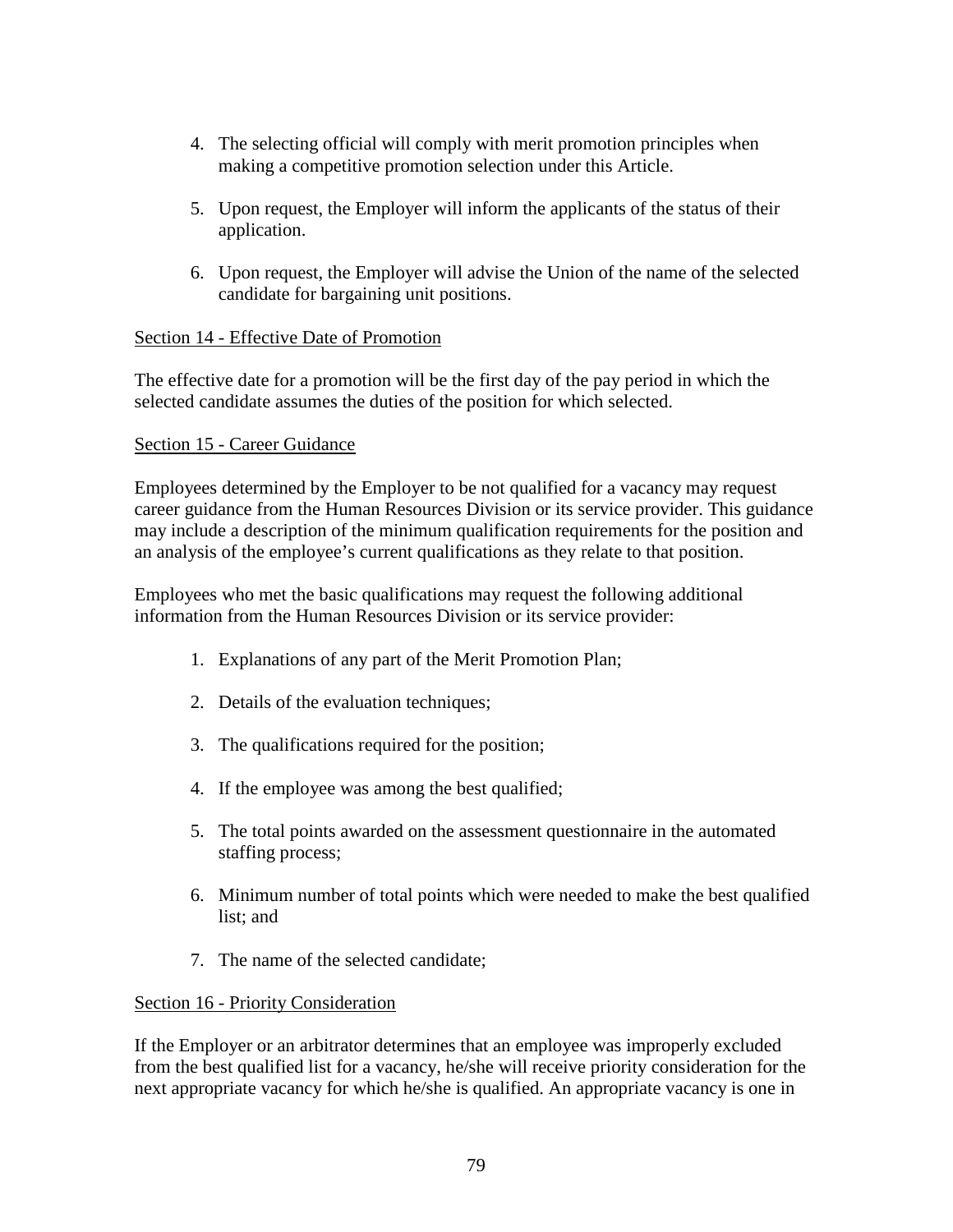4. The selecting official will comply with merit promotion principles when making a competitive promotion selection under this Article.

5. Upon request, the Employer will inform the applicants of the status of their application.

6. Upon request, the Employer will advise the Union of the name of the selected candidate for bargaining unit positions.

<u>Section 14 - Effective Date of Promotion</u>

The effective date for a promotion will be the first day of the pay period in which the selected candidate assumes the duties of the position for which selected.

<u>Section 15 - Career Guidance</u>

Employees determined by the Employer to be not qualified for a vacancy may request career guidance from the Human Resources Division or its service provider. This guidance may include a description of the minimum qualification requirements for the position and an analysis of the employee's current qualifications as they relate to that position.

Employees who met the basic qualifications may request the following additional information from the Human Resources Division or its service provider:

1. Explanations of any part of the Merit Promotion Plan;

2. Details of the evaluation techniques;

3. The qualifications required for the position;

4. If the employee was among the best qualified;

5. The total points awarded on the assessment questionnaire in the automated staffing process;

6. Minimum number of total points which were needed to make the best qualified list; and

7. The name of the selected candidate;

<u>Section 16 - Priority Consideration</u>

If the Employer or an arbitrator determines that an employee was improperly excluded from the best qualified list for a vacancy, he/she will receive priority consideration for the next appropriate vacancy for which he/she is qualified. An appropriate vacancy is one in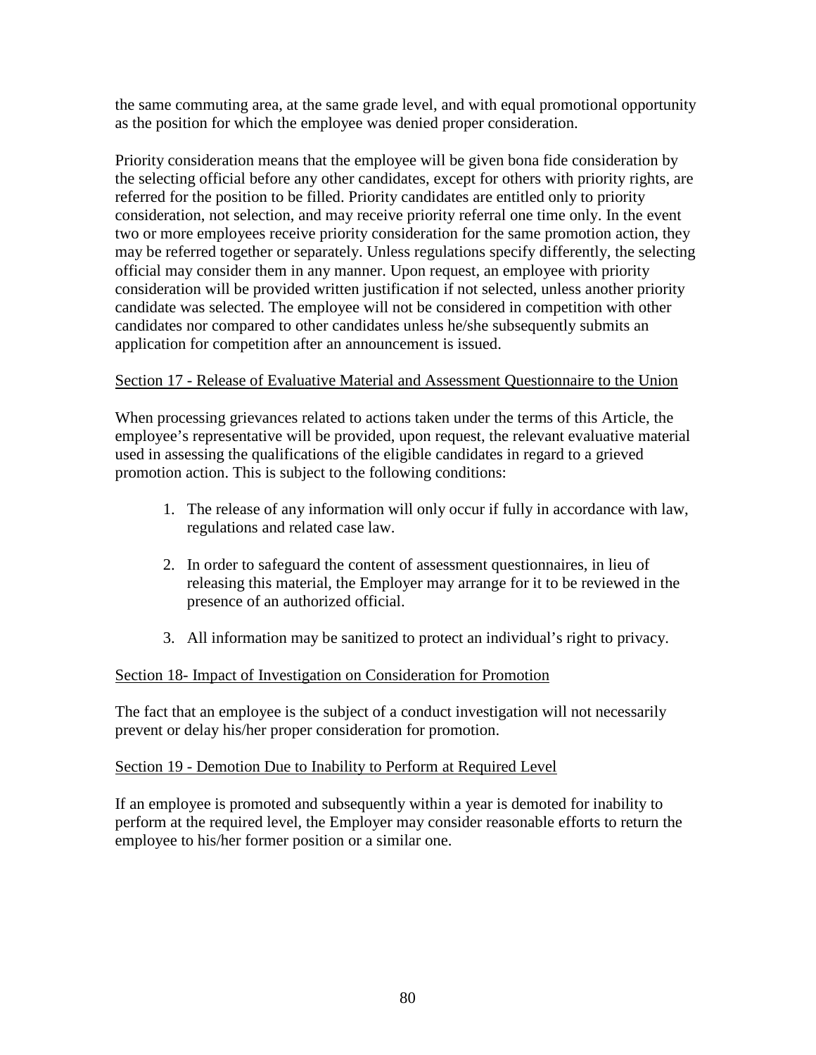the same commuting area, at the same grade level, and with equal promotional opportunity as the position for which the employee was denied proper consideration.

Priority consideration means that the employee will be given bona fide consideration by the selecting official before any other candidates, except for others with priority rights, are referred for the position to be filled. Priority candidates are entitled only to priority consideration, not selection, and may receive priority referral one time only. In the event two or more employees receive priority consideration for the same promotion action, they may be referred together or separately. Unless regulations specify differently, the selecting official may consider them in any manner. Upon request, an employee with priority consideration will be provided written justification if not selected, unless another priority candidate was selected. The employee will not be considered in competition with other candidates nor compared to other candidates unless he/she subsequently submits an application for competition after an announcement is issued.

## Section 17 - Release of Evaluative Material and Assessment Questionnaire to the Union

When processing grievances related to actions taken under the terms of this Article, the employee's representative will be provided, upon request, the relevant evaluative material used in assessing the qualifications of the eligible candidates in regard to a grieved promotion action. This is subject to the following conditions:

1. The release of any information will only occur if fully in accordance with law, regulations and related case law.

2. In order to safeguard the content of assessment questionnaires, in lieu of releasing this material, the Employer may arrange for it to be reviewed in the presence of an authorized official.

3. All information may be sanitized to protect an individual's right to privacy.

## Section 18- Impact of Investigation on Consideration for Promotion

The fact that an employee is the subject of a conduct investigation will not necessarily prevent or delay his/her proper consideration for promotion.

## Section 19 - Demotion Due to Inability to Perform at Required Level

If an employee is promoted and subsequently within a year is demoted for inability to perform at the required level, the Employer may consider reasonable efforts to return the employee to his/her former position or a similar one.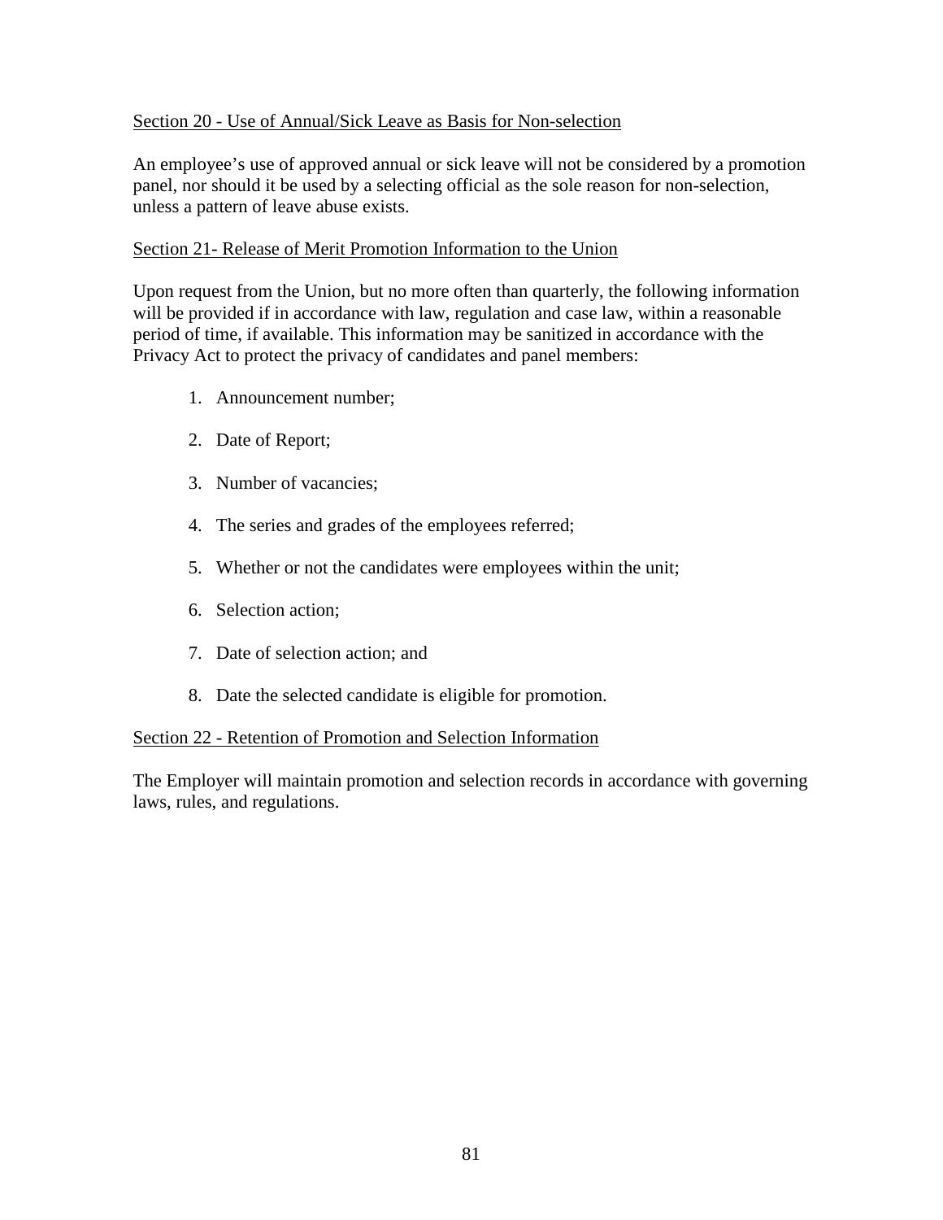Section 20 - Use of Annual/Sick Leave as Basis for Non-selection

An employee's use of approved annual or sick leave will not be considered by a promotion panel, nor should it be used by a selecting official as the sole reason for non-selection, unless a pattern of leave abuse exists.

Section 21- Release of Merit Promotion Information to the Union

Upon request from the Union, but no more often than quarterly, the following information will be provided if in accordance with law, regulation and case law, within a reasonable period of time, if available. This information may be sanitized in accordance with the Privacy Act to protect the privacy of candidates and panel members:

1. Announcement number;
2. Date of Report;
3. Number of vacancies;
4. The series and grades of the employees referred;
5. Whether or not the candidates were employees within the unit;
6. Selection action;
7. Date of selection action; and
8. Date the selected candidate is eligible for promotion.

Section 22 - Retention of Promotion and Selection Information

The Employer will maintain promotion and selection records in accordance with governing laws, rules, and regulations.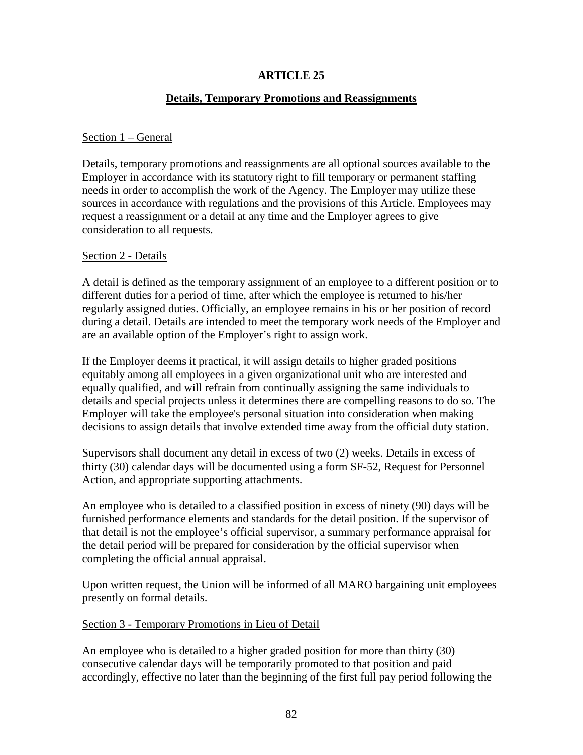# ARTICLE 25

## Details, Temporary Promotions and Reassignments

Section 1 – General

Details, temporary promotions and reassignments are all optional sources available to the Employer in accordance with its statutory right to fill temporary or permanent staffing needs in order to accomplish the work of the Agency. The Employer may utilize these sources in accordance with regulations and the provisions of this Article. Employees may request a reassignment or a detail at any time and the Employer agrees to give consideration to all requests.

Section 2 - Details

A detail is defined as the temporary assignment of an employee to a different position or to different duties for a period of time, after which the employee is returned to his/her regularly assigned duties. Officially, an employee remains in his or her position of record during a detail. Details are intended to meet the temporary work needs of the Employer and are an available option of the Employer's right to assign work.

If the Employer deems it practical, it will assign details to higher graded positions equitably among all employees in a given organizational unit who are interested and equally qualified, and will refrain from continually assigning the same individuals to details and special projects unless it determines there are compelling reasons to do so. The Employer will take the employee's personal situation into consideration when making decisions to assign details that involve extended time away from the official duty station.

Supervisors shall document any detail in excess of two (2) weeks. Details in excess of thirty (30) calendar days will be documented using a form SF-52, Request for Personnel Action, and appropriate supporting attachments.

An employee who is detailed to a classified position in excess of ninety (90) days will be furnished performance elements and standards for the detail position. If the supervisor of that detail is not the employee's official supervisor, a summary performance appraisal for the detail period will be prepared for consideration by the official supervisor when completing the official annual appraisal.

Upon written request, the Union will be informed of all MARO bargaining unit employees presently on formal details.

Section 3 - Temporary Promotions in Lieu of Detail

An employee who is detailed to a higher graded position for more than thirty (30) consecutive calendar days will be temporarily promoted to that position and paid accordingly, effective no later than the beginning of the first full pay period following the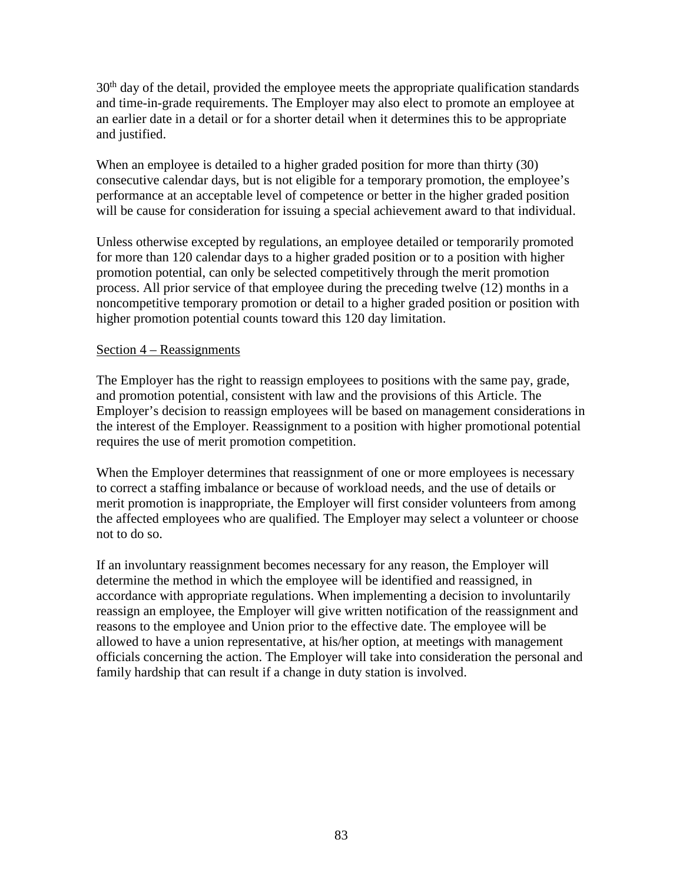30th day of the detail, provided the employee meets the appropriate qualification standards and time-in-grade requirements. The Employer may also elect to promote an employee at an earlier date in a detail or for a shorter detail when it determines this to be appropriate and justified.

When an employee is detailed to a higher graded position for more than thirty (30) consecutive calendar days, but is not eligible for a temporary promotion, the employee's performance at an acceptable level of competence or better in the higher graded position will be cause for consideration for issuing a special achievement award to that individual.

Unless otherwise excepted by regulations, an employee detailed or temporarily promoted for more than 120 calendar days to a higher graded position or to a position with higher promotion potential, can only be selected competitively through the merit promotion process. All prior service of that employee during the preceding twelve (12) months in a noncompetitive temporary promotion or detail to a higher graded position or position with higher promotion potential counts toward this 120 day limitation.

Section 4 – Reassignments

The Employer has the right to reassign employees to positions with the same pay, grade, and promotion potential, consistent with law and the provisions of this Article. The Employer's decision to reassign employees will be based on management considerations in the interest of the Employer. Reassignment to a position with higher promotional potential requires the use of merit promotion competition.

When the Employer determines that reassignment of one or more employees is necessary to correct a staffing imbalance or because of workload needs, and the use of details or merit promotion is inappropriate, the Employer will first consider volunteers from among the affected employees who are qualified. The Employer may select a volunteer or choose not to do so.

If an involuntary reassignment becomes necessary for any reason, the Employer will determine the method in which the employee will be identified and reassigned, in accordance with appropriate regulations. When implementing a decision to involuntarily reassign an employee, the Employer will give written notification of the reassignment and reasons to the employee and Union prior to the effective date. The employee will be allowed to have a union representative, at his/her option, at meetings with management officials concerning the action. The Employer will take into consideration the personal and family hardship that can result if a change in duty station is involved.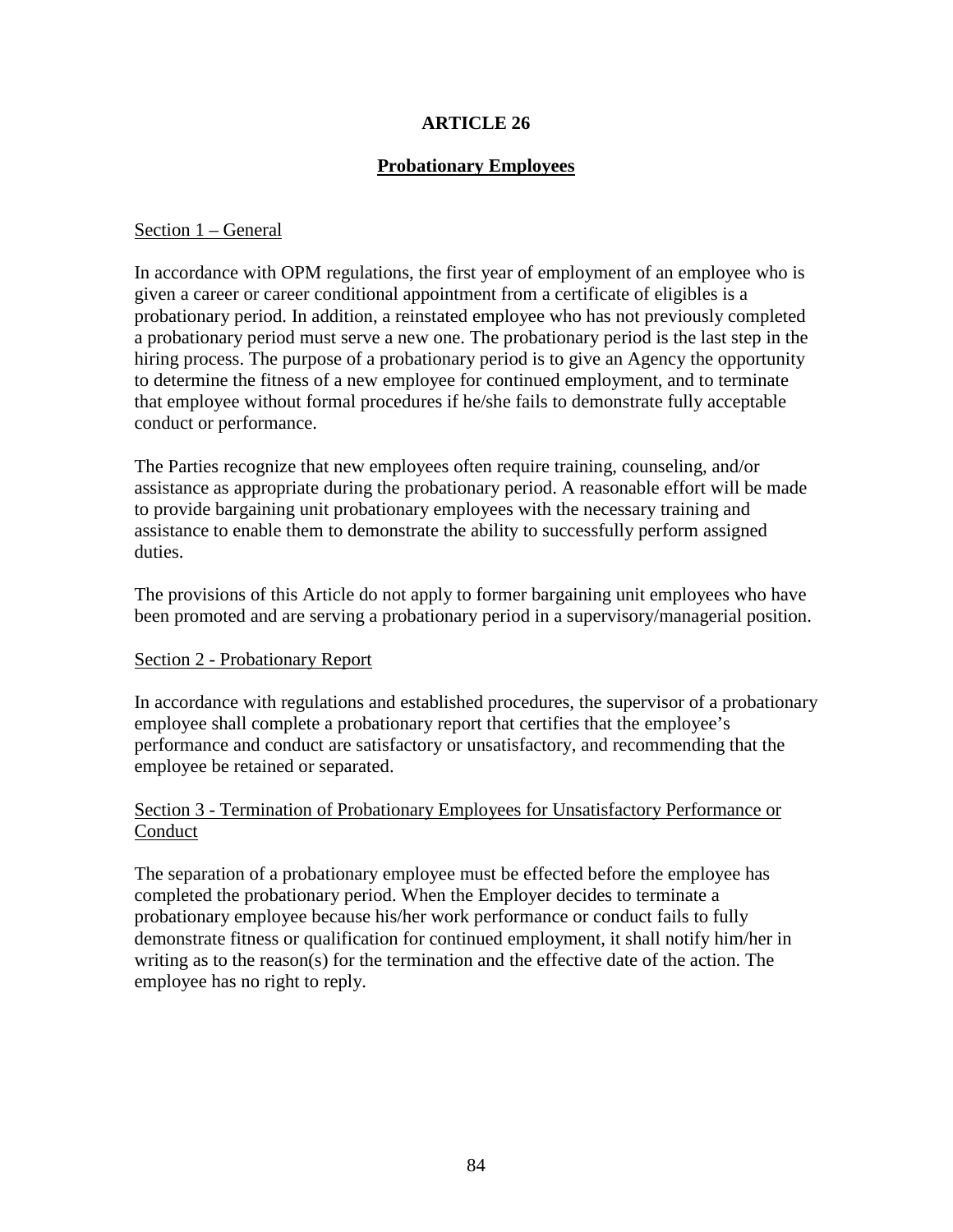# ARTICLE 26

## Probationary Employees

### Section 1 – General

In accordance with OPM regulations, the first year of employment of an employee who is given a career or career conditional appointment from a certificate of eligibles is a probationary period. In addition, a reinstated employee who has not previously completed a probationary period must serve a new one. The probationary period is the last step in the hiring process. The purpose of a probationary period is to give an Agency the opportunity to determine the fitness of a new employee for continued employment, and to terminate that employee without formal procedures if he/she fails to demonstrate fully acceptable conduct or performance.

The Parties recognize that new employees often require training, counseling, and/or assistance as appropriate during the probationary period. A reasonable effort will be made to provide bargaining unit probationary employees with the necessary training and assistance to enable them to demonstrate the ability to successfully perform assigned duties.

The provisions of this Article do not apply to former bargaining unit employees who have been promoted and are serving a probationary period in a supervisory/managerial position.

### Section 2 - Probationary Report

In accordance with regulations and established procedures, the supervisor of a probationary employee shall complete a probationary report that certifies that the employee's performance and conduct are satisfactory or unsatisfactory, and recommending that the employee be retained or separated.

### Section 3 - Termination of Probationary Employees for Unsatisfactory Performance or Conduct

The separation of a probationary employee must be effected before the employee has completed the probationary period. When the Employer decides to terminate a probationary employee because his/her work performance or conduct fails to fully demonstrate fitness or qualification for continued employment, it shall notify him/her in writing as to the reason(s) for the termination and the effective date of the action. The employee has no right to reply.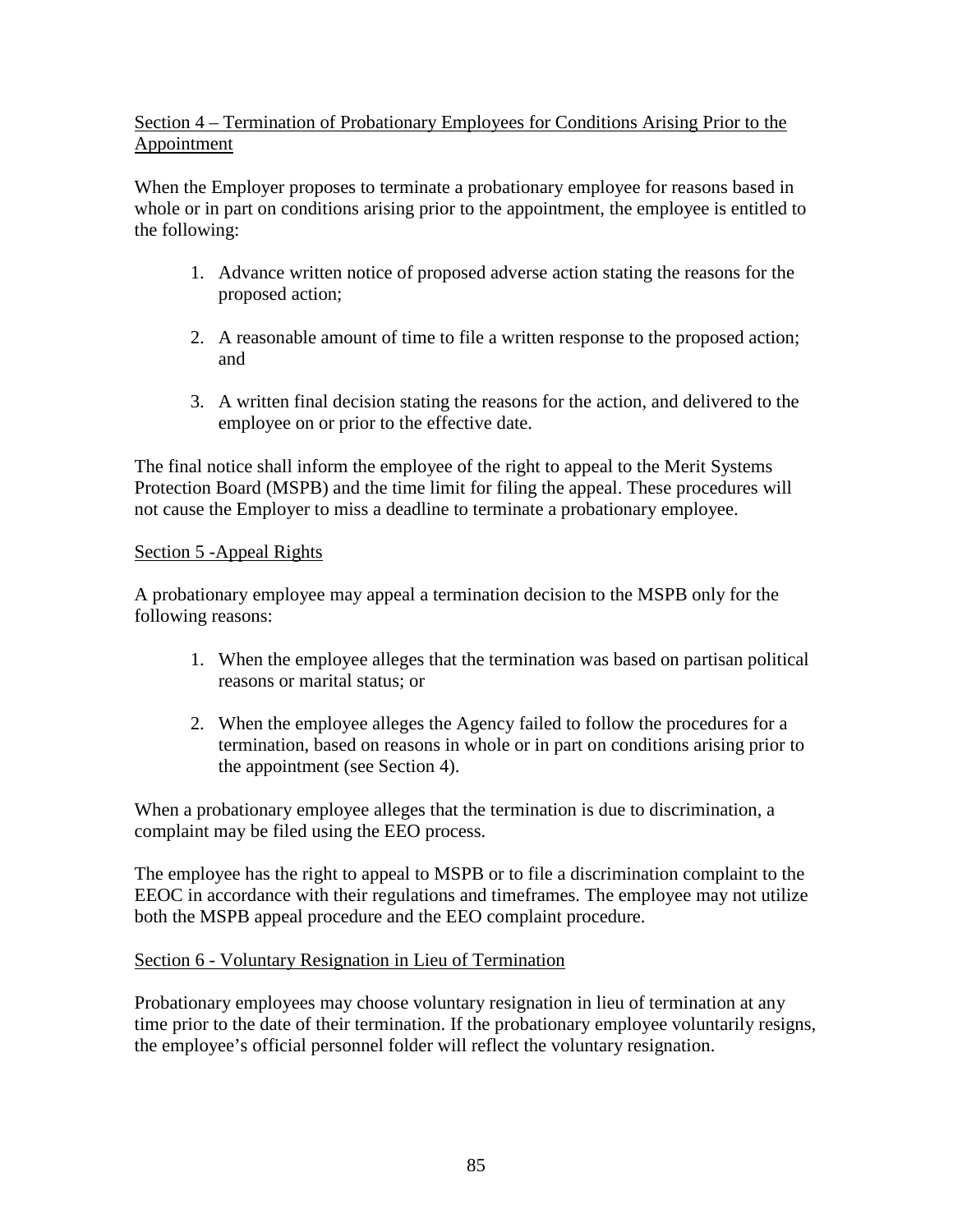## Section 4 – Termination of Probationary Employees for Conditions Arising Prior to the Appointment

When the Employer proposes to terminate a probationary employee for reasons based in whole or in part on conditions arising prior to the appointment, the employee is entitled to the following:

1. Advance written notice of proposed adverse action stating the reasons for the proposed action;
2. A reasonable amount of time to file a written response to the proposed action; and
3. A written final decision stating the reasons for the action, and delivered to the employee on or prior to the effective date.

The final notice shall inform the employee of the right to appeal to the Merit Systems Protection Board (MSPB) and the time limit for filing the appeal. These procedures will not cause the Employer to miss a deadline to terminate a probationary employee.

## Section 5 -Appeal Rights

A probationary employee may appeal a termination decision to the MSPB only for the following reasons:

1. When the employee alleges that the termination was based on partisan political reasons or marital status; or
2. When the employee alleges the Agency failed to follow the procedures for a termination, based on reasons in whole or in part on conditions arising prior to the appointment (see Section 4).

When a probationary employee alleges that the termination is due to discrimination, a complaint may be filed using the EEO process.

The employee has the right to appeal to MSPB or to file a discrimination complaint to the EEOC in accordance with their regulations and timeframes. The employee may not utilize both the MSPB appeal procedure and the EEO complaint procedure.

## Section 6 - Voluntary Resignation in Lieu of Termination

Probationary employees may choose voluntary resignation in lieu of termination at any time prior to the date of their termination. If the probationary employee voluntarily resigns, the employee's official personnel folder will reflect the voluntary resignation.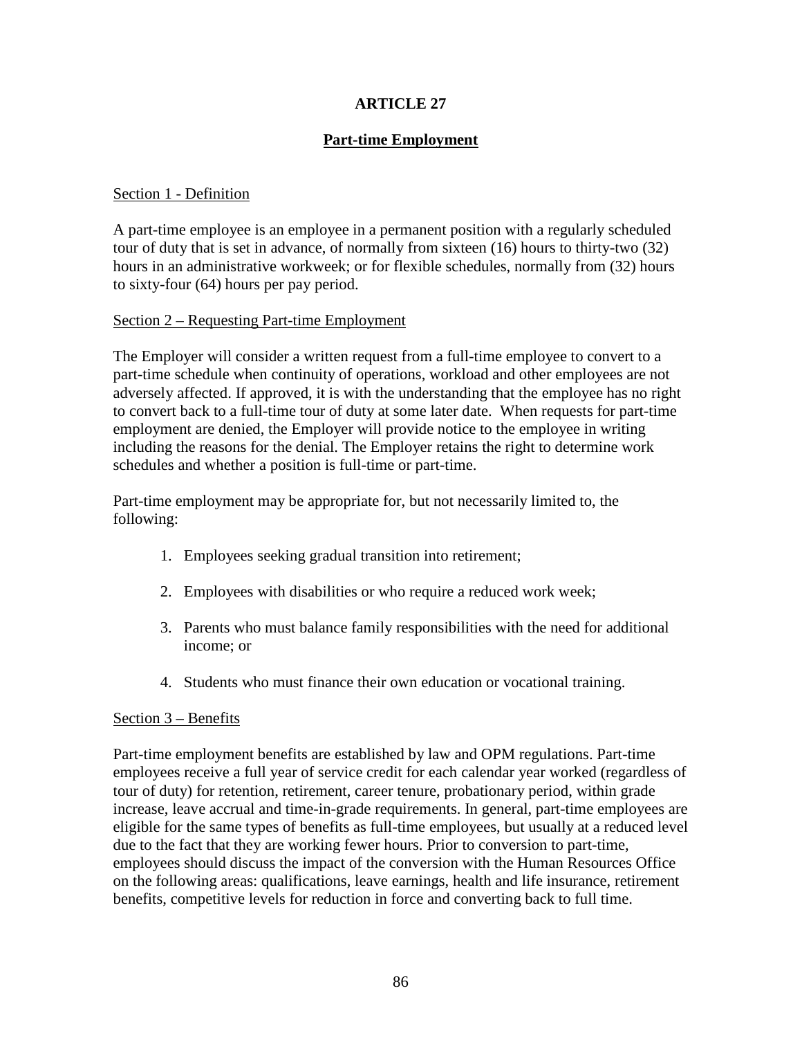# ARTICLE 27

## Part-time Employment

Section 1 - Definition

A part-time employee is an employee in a permanent position with a regularly scheduled tour of duty that is set in advance, of normally from sixteen (16) hours to thirty-two (32) hours in an administrative workweek; or for flexible schedules, normally from (32) hours to sixty-four (64) hours per pay period.

Section 2 – Requesting Part-time Employment

The Employer will consider a written request from a full-time employee to convert to a part-time schedule when continuity of operations, workload and other employees are not adversely affected. If approved, it is with the understanding that the employee has no right to convert back to a full-time tour of duty at some later date. When requests for part-time employment are denied, the Employer will provide notice to the employee in writing including the reasons for the denial. The Employer retains the right to determine work schedules and whether a position is full-time or part-time.

Part-time employment may be appropriate for, but not necessarily limited to, the following:

1. Employees seeking gradual transition into retirement;
2. Employees with disabilities or who require a reduced work week;
3. Parents who must balance family responsibilities with the need for additional income; or
4. Students who must finance their own education or vocational training.

Section 3 – Benefits

Part-time employment benefits are established by law and OPM regulations. Part-time employees receive a full year of service credit for each calendar year worked (regardless of tour of duty) for retention, retirement, career tenure, probationary period, within grade increase, leave accrual and time-in-grade requirements. In general, part-time employees are eligible for the same types of benefits as full-time employees, but usually at a reduced level due to the fact that they are working fewer hours. Prior to conversion to part-time, employees should discuss the impact of the conversion with the Human Resources Office on the following areas: qualifications, leave earnings, health and life insurance, retirement benefits, competitive levels for reduction in force and converting back to full time.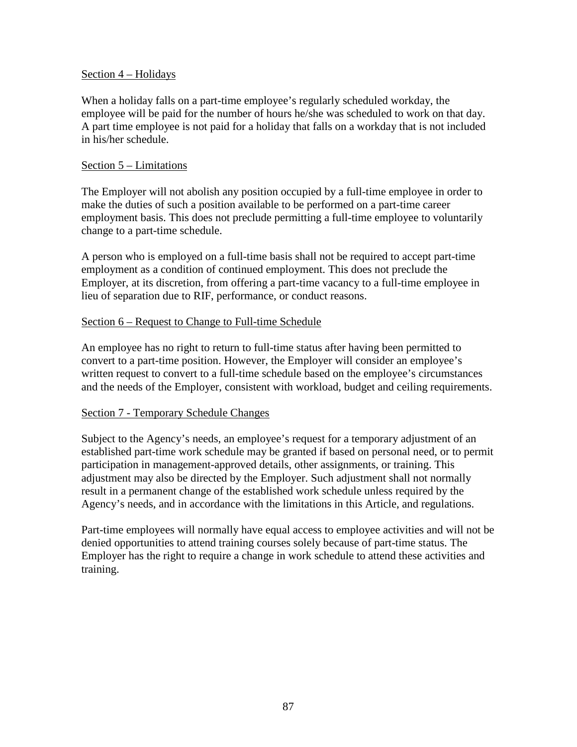## Section 4 – Holidays

When a holiday falls on a part-time employee's regularly scheduled workday, the employee will be paid for the number of hours he/she was scheduled to work on that day. A part time employee is not paid for a holiday that falls on a workday that is not included in his/her schedule.

## Section 5 – Limitations

The Employer will not abolish any position occupied by a full-time employee in order to make the duties of such a position available to be performed on a part-time career employment basis. This does not preclude permitting a full-time employee to voluntarily change to a part-time schedule.

A person who is employed on a full-time basis shall not be required to accept part-time employment as a condition of continued employment. This does not preclude the Employer, at its discretion, from offering a part-time vacancy to a full-time employee in lieu of separation due to RIF, performance, or conduct reasons.

## Section 6 – Request to Change to Full-time Schedule

An employee has no right to return to full-time status after having been permitted to convert to a part-time position. However, the Employer will consider an employee's written request to convert to a full-time schedule based on the employee's circumstances and the needs of the Employer, consistent with workload, budget and ceiling requirements.

## Section 7 - Temporary Schedule Changes

Subject to the Agency's needs, an employee's request for a temporary adjustment of an established part-time work schedule may be granted if based on personal need, or to permit participation in management-approved details, other assignments, or training. This adjustment may also be directed by the Employer. Such adjustment shall not normally result in a permanent change of the established work schedule unless required by the Agency's needs, and in accordance with the limitations in this Article, and regulations.

Part-time employees will normally have equal access to employee activities and will not be denied opportunities to attend training courses solely because of part-time status. The Employer has the right to require a change in work schedule to attend these activities and training.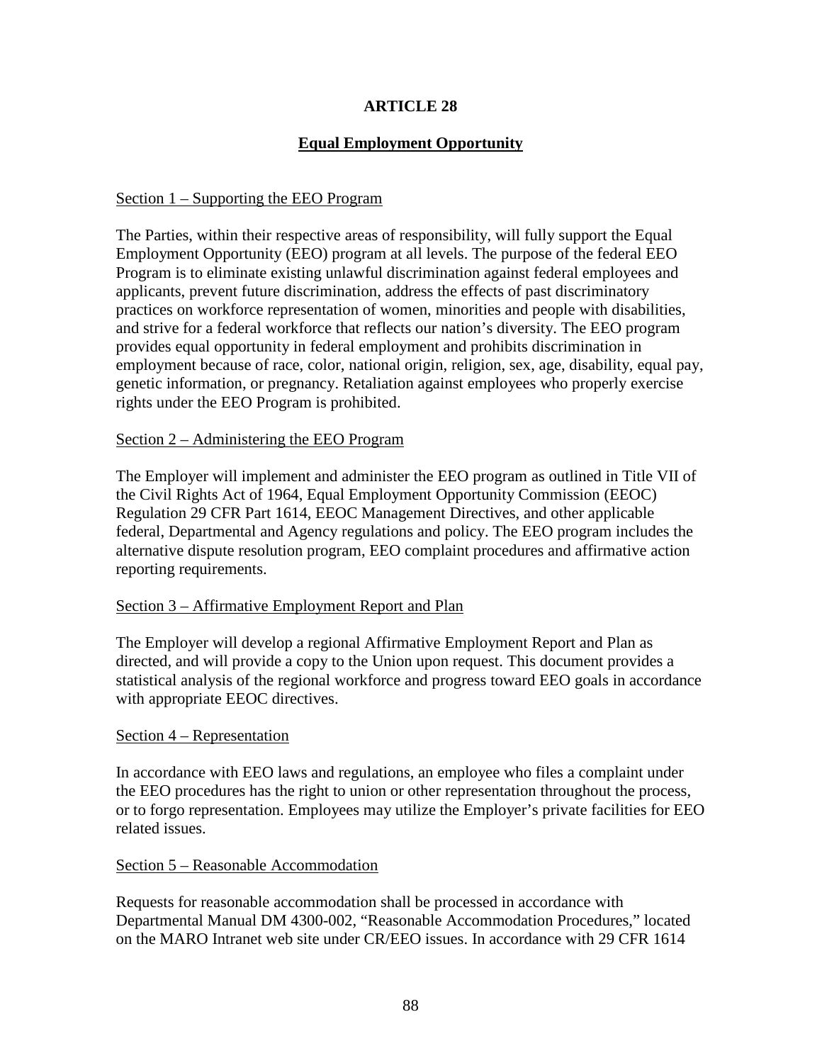# ARTICLE 28

## Equal Employment Opportunity

### Section 1 – Supporting the EEO Program

The Parties, within their respective areas of responsibility, will fully support the Equal Employment Opportunity (EEO) program at all levels. The purpose of the federal EEO Program is to eliminate existing unlawful discrimination against federal employees and applicants, prevent future discrimination, address the effects of past discriminatory practices on workforce representation of women, minorities and people with disabilities, and strive for a federal workforce that reflects our nation's diversity. The EEO program provides equal opportunity in federal employment and prohibits discrimination in employment because of race, color, national origin, religion, sex, age, disability, equal pay, genetic information, or pregnancy. Retaliation against employees who properly exercise rights under the EEO Program is prohibited.

### Section 2 – Administering the EEO Program

The Employer will implement and administer the EEO program as outlined in Title VII of the Civil Rights Act of 1964, Equal Employment Opportunity Commission (EEOC) Regulation 29 CFR Part 1614, EEOC Management Directives, and other applicable federal, Departmental and Agency regulations and policy. The EEO program includes the alternative dispute resolution program, EEO complaint procedures and affirmative action reporting requirements.

### Section 3 – Affirmative Employment Report and Plan

The Employer will develop a regional Affirmative Employment Report and Plan as directed, and will provide a copy to the Union upon request. This document provides a statistical analysis of the regional workforce and progress toward EEO goals in accordance with appropriate EEOC directives.

### Section 4 – Representation

In accordance with EEO laws and regulations, an employee who files a complaint under the EEO procedures has the right to union or other representation throughout the process, or to forgo representation. Employees may utilize the Employer's private facilities for EEO related issues.

### Section 5 – Reasonable Accommodation

Requests for reasonable accommodation shall be processed in accordance with Departmental Manual DM 4300-002, "Reasonable Accommodation Procedures," located on the MARO Intranet web site under CR/EEO issues. In accordance with 29 CFR 1614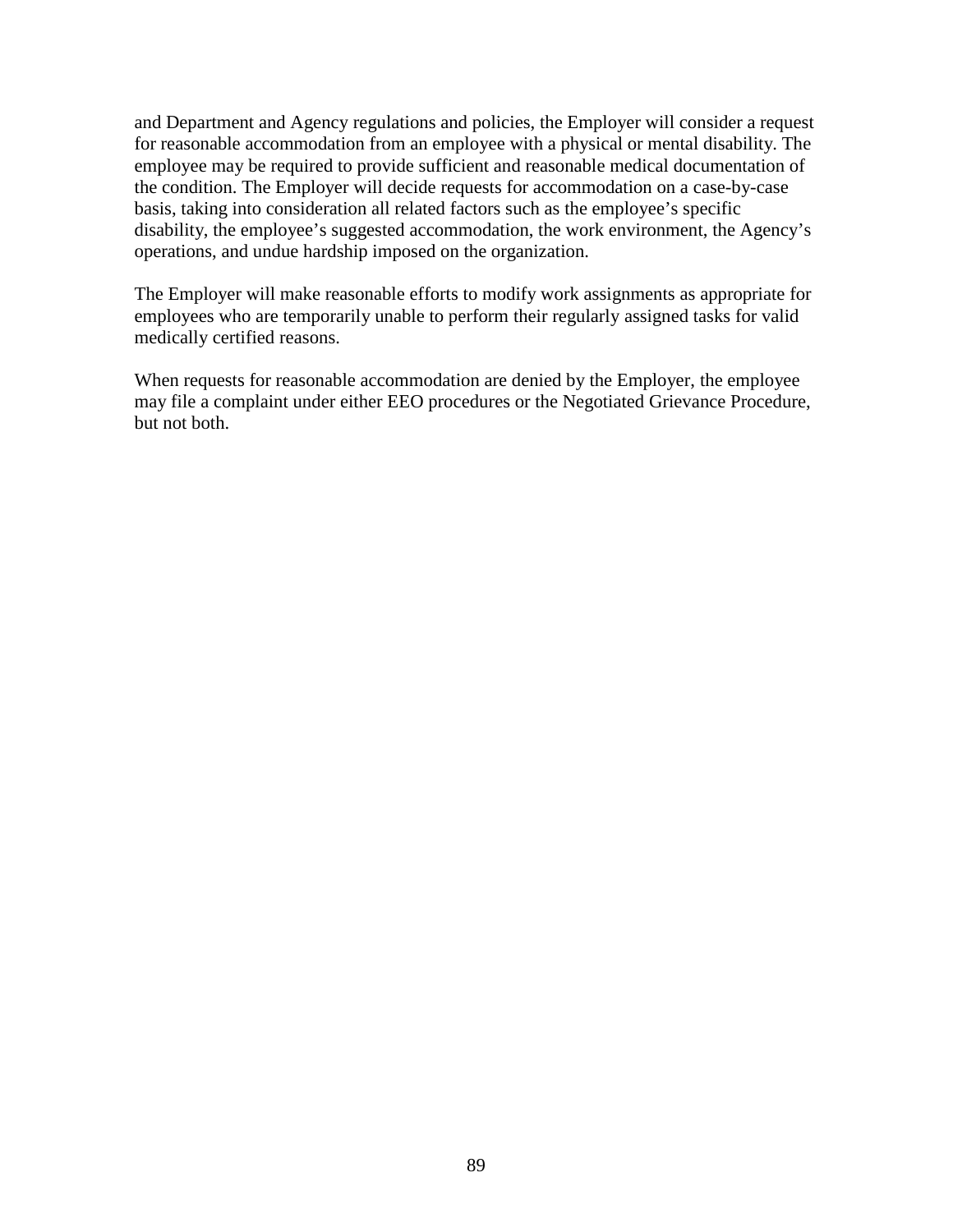and Department and Agency regulations and policies, the Employer will consider a request for reasonable accommodation from an employee with a physical or mental disability. The employee may be required to provide sufficient and reasonable medical documentation of the condition. The Employer will decide requests for accommodation on a case-by-case basis, taking into consideration all related factors such as the employee's specific disability, the employee's suggested accommodation, the work environment, the Agency's operations, and undue hardship imposed on the organization.

The Employer will make reasonable efforts to modify work assignments as appropriate for employees who are temporarily unable to perform their regularly assigned tasks for valid medically certified reasons.

When requests for reasonable accommodation are denied by the Employer, the employee may file a complaint under either EEO procedures or the Negotiated Grievance Procedure, but not both.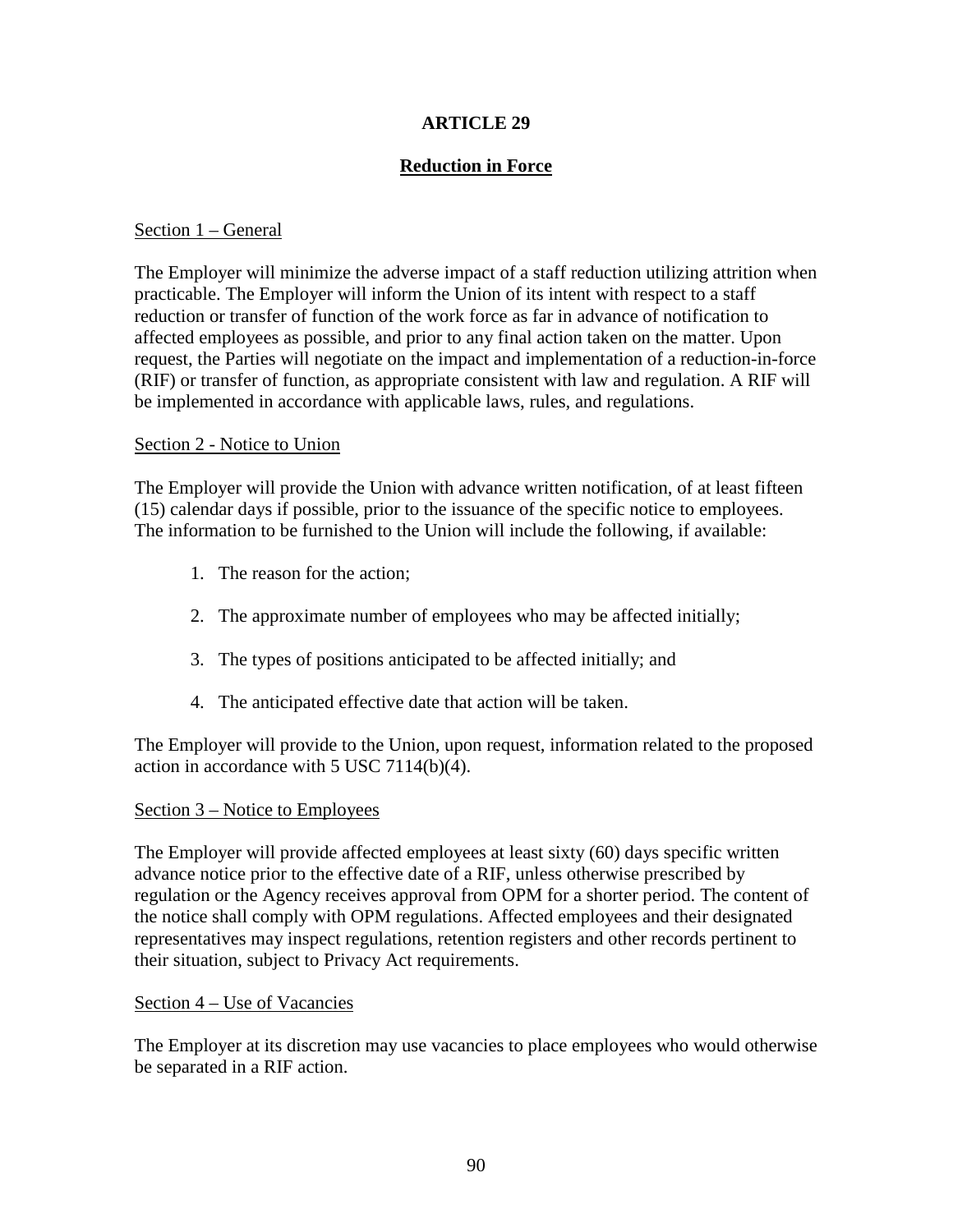# ARTICLE 29

## Reduction in Force

### Section 1 – General

The Employer will minimize the adverse impact of a staff reduction utilizing attrition when practicable. The Employer will inform the Union of its intent with respect to a staff reduction or transfer of function of the work force as far in advance of notification to affected employees as possible, and prior to any final action taken on the matter. Upon request, the Parties will negotiate on the impact and implementation of a reduction-in-force (RIF) or transfer of function, as appropriate consistent with law and regulation. A RIF will be implemented in accordance with applicable laws, rules, and regulations.

### Section 2 - Notice to Union

The Employer will provide the Union with advance written notification, of at least fifteen (15) calendar days if possible, prior to the issuance of the specific notice to employees. The information to be furnished to the Union will include the following, if available:

1. The reason for the action;
2. The approximate number of employees who may be affected initially;
3. The types of positions anticipated to be affected initially; and
4. The anticipated effective date that action will be taken.

The Employer will provide to the Union, upon request, information related to the proposed action in accordance with 5 USC 7114(b)(4).

### Section 3 – Notice to Employees

The Employer will provide affected employees at least sixty (60) days specific written advance notice prior to the effective date of a RIF, unless otherwise prescribed by regulation or the Agency receives approval from OPM for a shorter period. The content of the notice shall comply with OPM regulations. Affected employees and their designated representatives may inspect regulations, retention registers and other records pertinent to their situation, subject to Privacy Act requirements.

### Section 4 – Use of Vacancies

The Employer at its discretion may use vacancies to place employees who would otherwise be separated in a RIF action.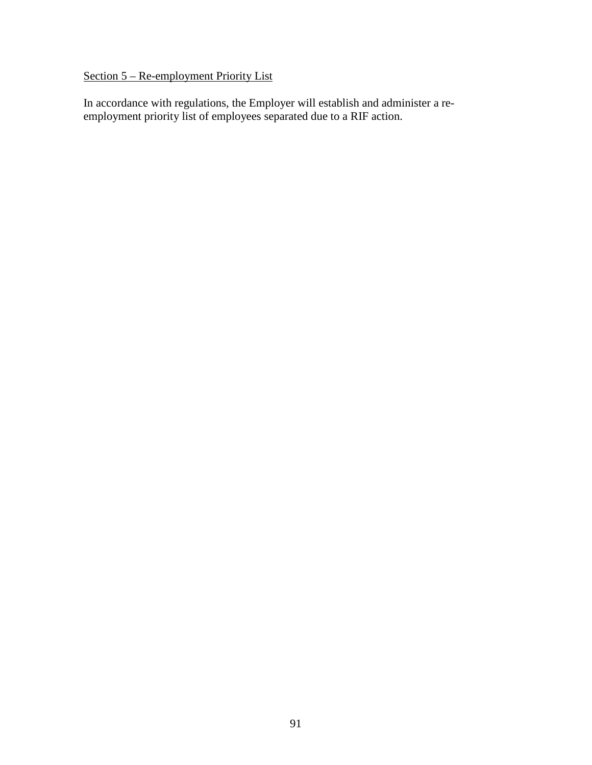Section 5 – Re-employment Priority List

In accordance with regulations, the Employer will establish and administer a re-employment priority list of employees separated due to a RIF action.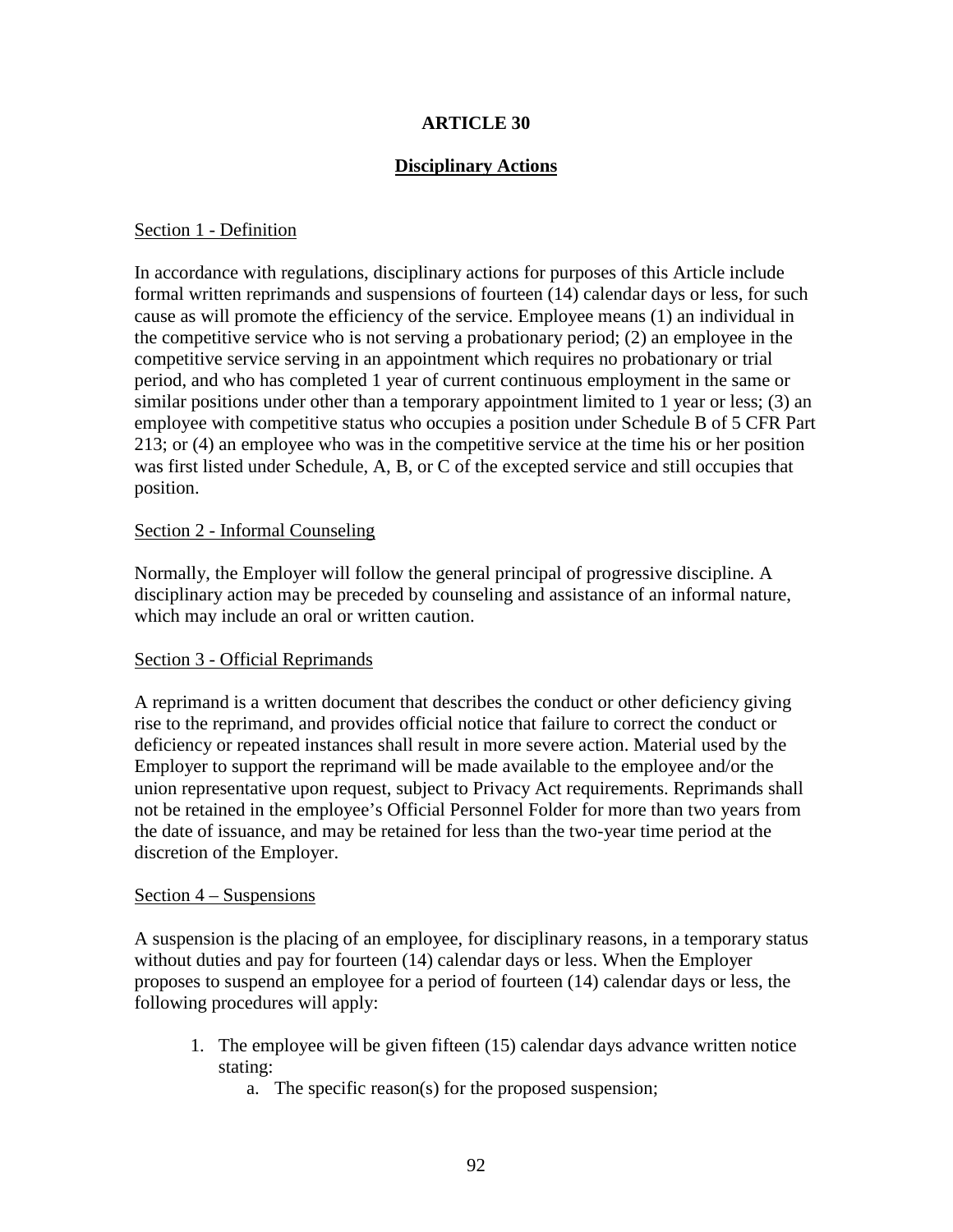# ARTICLE 30

## Disciplinary Actions

Section 1 - Definition

In accordance with regulations, disciplinary actions for purposes of this Article include formal written reprimands and suspensions of fourteen (14) calendar days or less, for such cause as will promote the efficiency of the service. Employee means (1) an individual in the competitive service who is not serving a probationary period; (2) an employee in the competitive service serving in an appointment which requires no probationary or trial period, and who has completed 1 year of current continuous employment in the same or similar positions under other than a temporary appointment limited to 1 year or less; (3) an employee with competitive status who occupies a position under Schedule B of 5 CFR Part 213; or (4) an employee who was in the competitive service at the time his or her position was first listed under Schedule, A, B, or C of the excepted service and still occupies that position.

Section 2 - Informal Counseling

Normally, the Employer will follow the general principal of progressive discipline. A disciplinary action may be preceded by counseling and assistance of an informal nature, which may include an oral or written caution.

Section 3 - Official Reprimands

A reprimand is a written document that describes the conduct or other deficiency giving rise to the reprimand, and provides official notice that failure to correct the conduct or deficiency or repeated instances shall result in more severe action. Material used by the Employer to support the reprimand will be made available to the employee and/or the union representative upon request, subject to Privacy Act requirements. Reprimands shall not be retained in the employee's Official Personnel Folder for more than two years from the date of issuance, and may be retained for less than the two-year time period at the discretion of the Employer.

Section 4 – Suspensions

A suspension is the placing of an employee, for disciplinary reasons, in a temporary status without duties and pay for fourteen (14) calendar days or less. When the Employer proposes to suspend an employee for a period of fourteen (14) calendar days or less, the following procedures will apply:

1. The employee will be given fifteen (15) calendar days advance written notice stating:
    a. The specific reason(s) for the proposed suspension;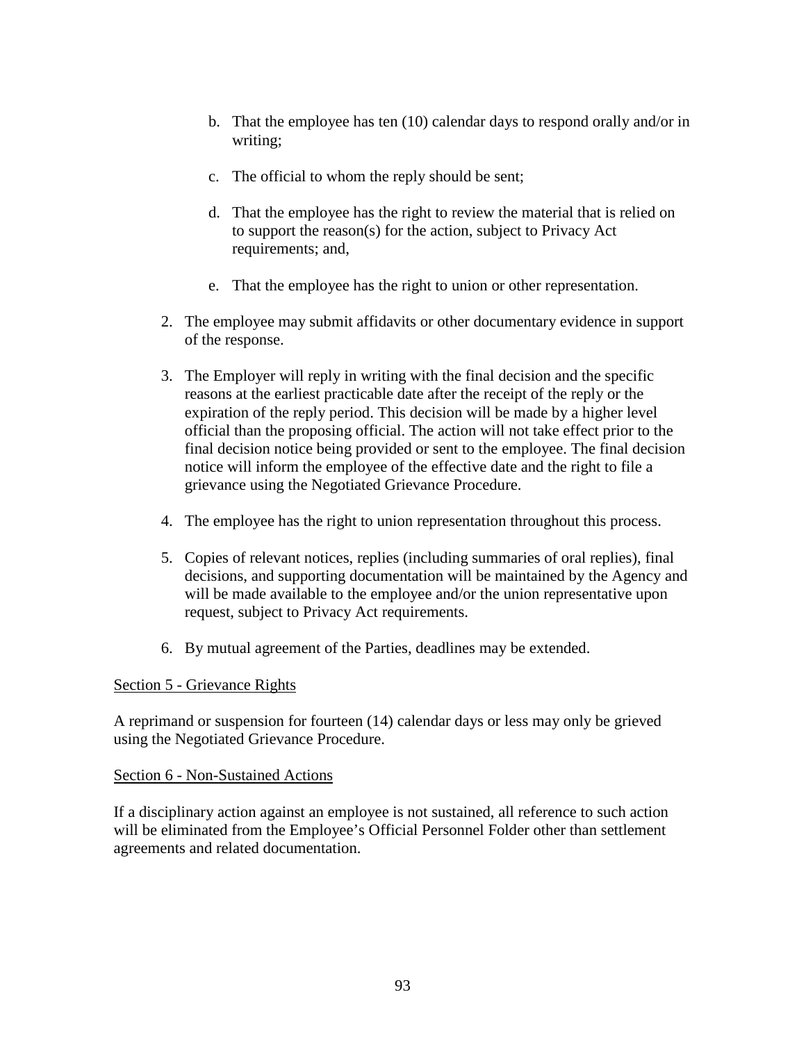b. That the employee has ten (10) calendar days to respond orally and/or in writing;

   c. The official to whom the reply should be sent;

   d. That the employee has the right to review the material that is relied on to support the reason(s) for the action, subject to Privacy Act requirements; and,

   e. That the employee has the right to union or other representation.

2. The employee may submit affidavits or other documentary evidence in support of the response.

3. The Employer will reply in writing with the final decision and the specific reasons at the earliest practicable date after the receipt of the reply or the expiration of the reply period. This decision will be made by a higher level official than the proposing official. The action will not take effect prior to the final decision notice being provided or sent to the employee. The final decision notice will inform the employee of the effective date and the right to file a grievance using the Negotiated Grievance Procedure.

4. The employee has the right to union representation throughout this process.

5. Copies of relevant notices, replies (including summaries of oral replies), final decisions, and supporting documentation will be maintained by the Agency and will be made available to the employee and/or the union representative upon request, subject to Privacy Act requirements.

6. By mutual agreement of the Parties, deadlines may be extended.

<u>Section 5 - Grievance Rights</u>

A reprimand or suspension for fourteen (14) calendar days or less may only be grieved using the Negotiated Grievance Procedure.

<u>Section 6 - Non-Sustained Actions</u>

If a disciplinary action against an employee is not sustained, all reference to such action will be eliminated from the Employee's Official Personnel Folder other than settlement agreements and related documentation.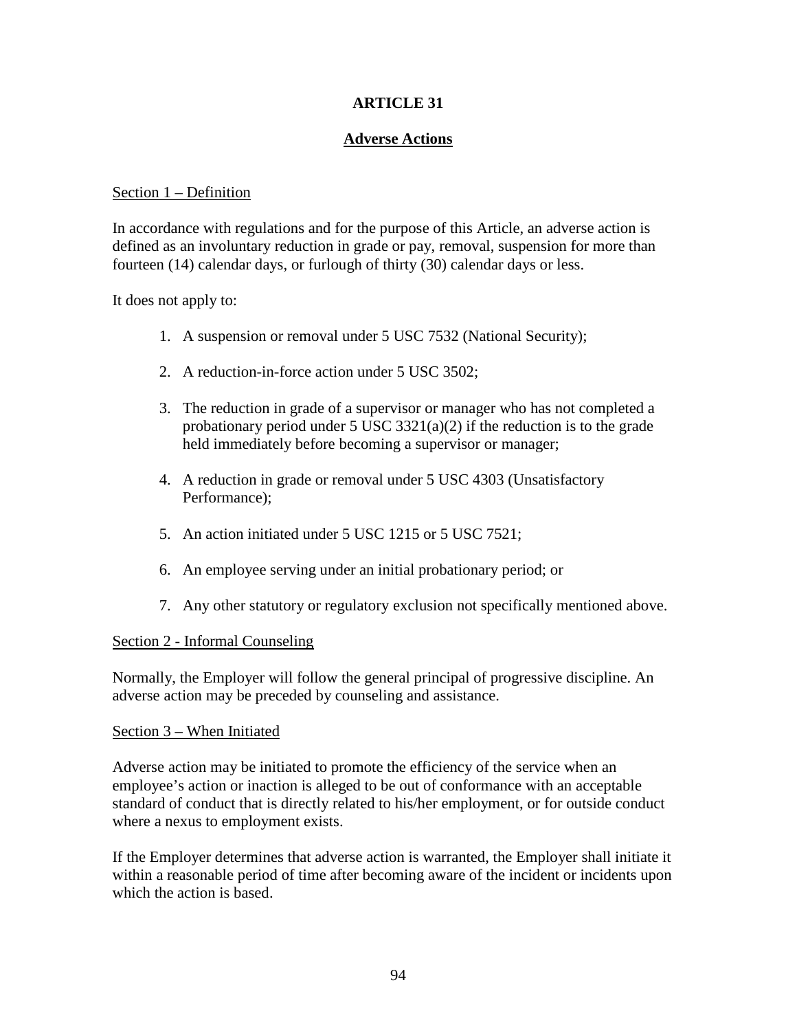# ARTICLE 31

## Adverse Actions

Section 1 – Definition

In accordance with regulations and for the purpose of this Article, an adverse action is defined as an involuntary reduction in grade or pay, removal, suspension for more than fourteen (14) calendar days, or furlough of thirty (30) calendar days or less.

It does not apply to:

1. A suspension or removal under 5 USC 7532 (National Security);
2. A reduction-in-force action under 5 USC 3502;
3. The reduction in grade of a supervisor or manager who has not completed a probationary period under 5 USC 3321(a)(2) if the reduction is to the grade held immediately before becoming a supervisor or manager;
4. A reduction in grade or removal under 5 USC 4303 (Unsatisfactory Performance);
5. An action initiated under 5 USC 1215 or 5 USC 7521;
6. An employee serving under an initial probationary period; or
7. Any other statutory or regulatory exclusion not specifically mentioned above.

Section 2 - Informal Counseling

Normally, the Employer will follow the general principal of progressive discipline. An adverse action may be preceded by counseling and assistance.

Section 3 – When Initiated

Adverse action may be initiated to promote the efficiency of the service when an employee's action or inaction is alleged to be out of conformance with an acceptable standard of conduct that is directly related to his/her employment, or for outside conduct where a nexus to employment exists.

If the Employer determines that adverse action is warranted, the Employer shall initiate it within a reasonable period of time after becoming aware of the incident or incidents upon which the action is based.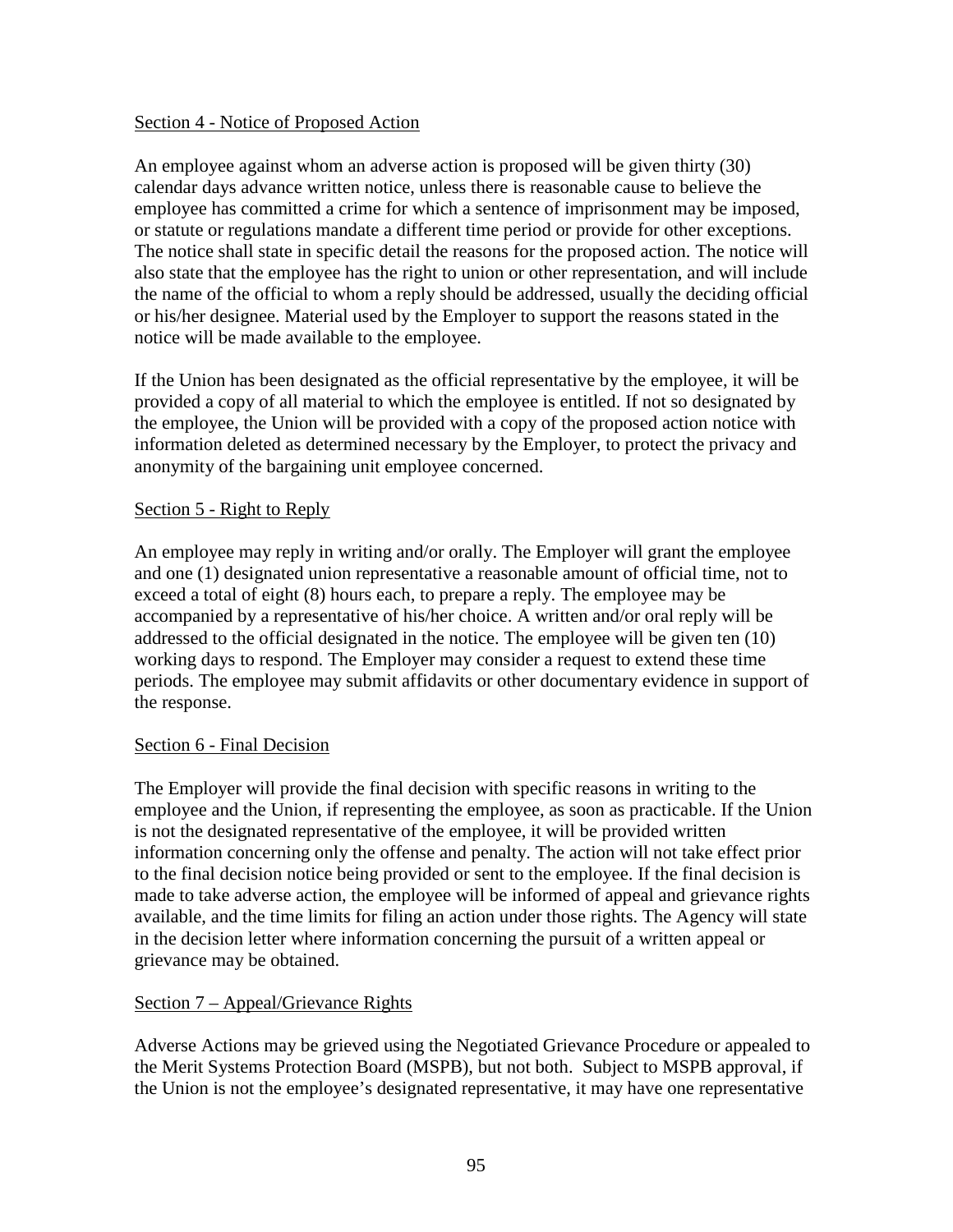Section 4 - Notice of Proposed Action

An employee against whom an adverse action is proposed will be given thirty (30) calendar days advance written notice, unless there is reasonable cause to believe the employee has committed a crime for which a sentence of imprisonment may be imposed, or statute or regulations mandate a different time period or provide for other exceptions. The notice shall state in specific detail the reasons for the proposed action. The notice will also state that the employee has the right to union or other representation, and will include the name of the official to whom a reply should be addressed, usually the deciding official or his/her designee. Material used by the Employer to support the reasons stated in the notice will be made available to the employee.

If the Union has been designated as the official representative by the employee, it will be provided a copy of all material to which the employee is entitled. If not so designated by the employee, the Union will be provided with a copy of the proposed action notice with information deleted as determined necessary by the Employer, to protect the privacy and anonymity of the bargaining unit employee concerned.

Section 5 - Right to Reply

An employee may reply in writing and/or orally. The Employer will grant the employee and one (1) designated union representative a reasonable amount of official time, not to exceed a total of eight (8) hours each, to prepare a reply. The employee may be accompanied by a representative of his/her choice. A written and/or oral reply will be addressed to the official designated in the notice. The employee will be given ten (10) working days to respond. The Employer may consider a request to extend these time periods. The employee may submit affidavits or other documentary evidence in support of the response.

Section 6 - Final Decision

The Employer will provide the final decision with specific reasons in writing to the employee and the Union, if representing the employee, as soon as practicable. If the Union is not the designated representative of the employee, it will be provided written information concerning only the offense and penalty. The action will not take effect prior to the final decision notice being provided or sent to the employee. If the final decision is made to take adverse action, the employee will be informed of appeal and grievance rights available, and the time limits for filing an action under those rights. The Agency will state in the decision letter where information concerning the pursuit of a written appeal or grievance may be obtained.

Section 7 – Appeal/Grievance Rights

Adverse Actions may be grieved using the Negotiated Grievance Procedure or appealed to the Merit Systems Protection Board (MSPB), but not both. Subject to MSPB approval, if the Union is not the employee's designated representative, it may have one representative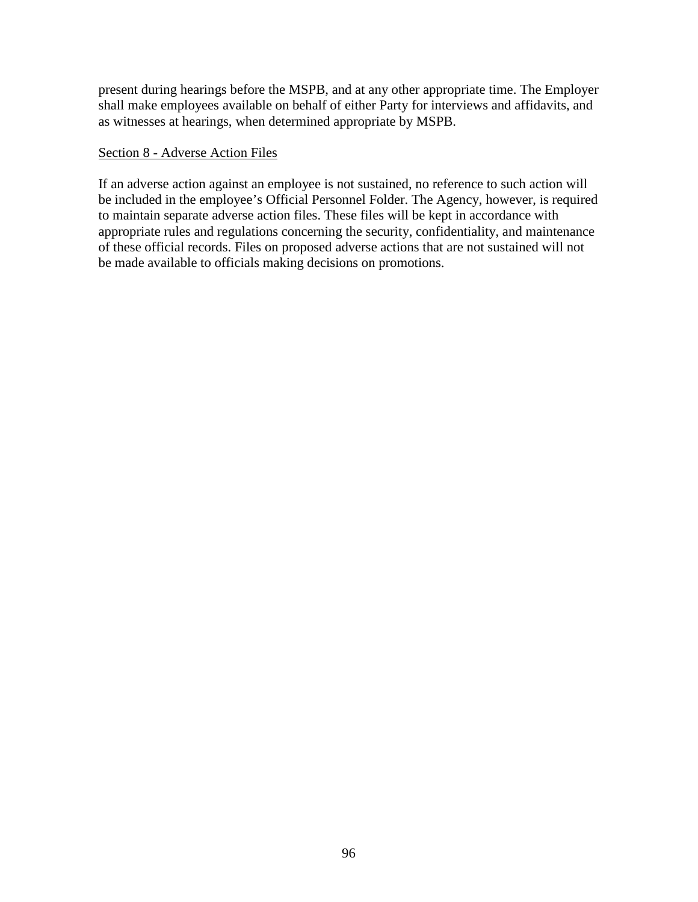present during hearings before the MSPB, and at any other appropriate time. The Employer shall make employees available on behalf of either Party for interviews and affidavits, and as witnesses at hearings, when determined appropriate by MSPB.

Section 8 - Adverse Action Files

If an adverse action against an employee is not sustained, no reference to such action will be included in the employee's Official Personnel Folder. The Agency, however, is required to maintain separate adverse action files. These files will be kept in accordance with appropriate rules and regulations concerning the security, confidentiality, and maintenance of these official records. Files on proposed adverse actions that are not sustained will not be made available to officials making decisions on promotions.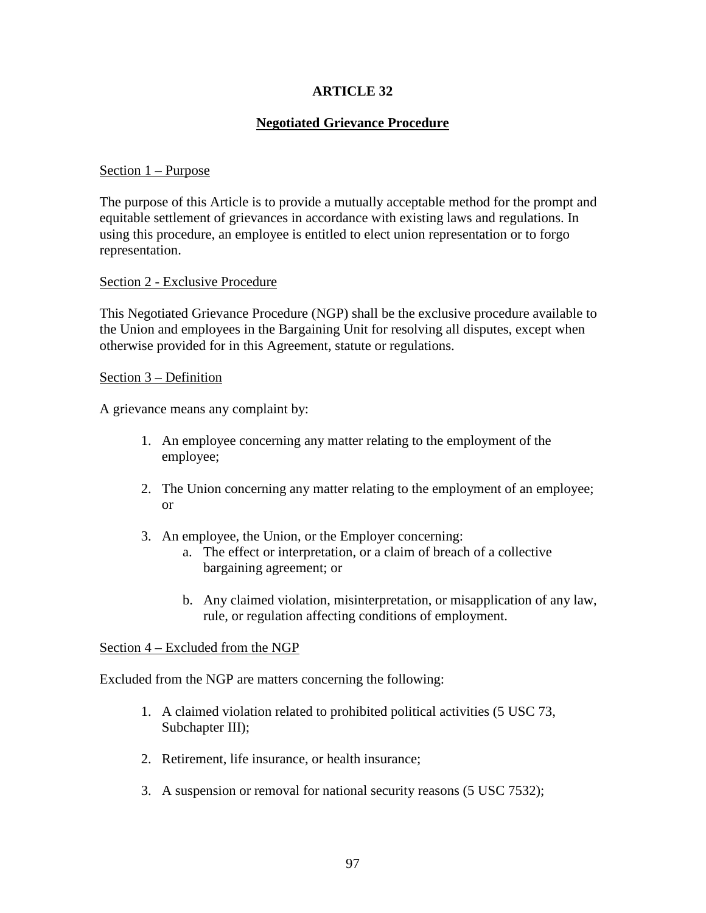# ARTICLE 32

## Negotiated Grievance Procedure

Section 1 – Purpose

The purpose of this Article is to provide a mutually acceptable method for the prompt and equitable settlement of grievances in accordance with existing laws and regulations. In using this procedure, an employee is entitled to elect union representation or to forgo representation.

Section 2 - Exclusive Procedure

This Negotiated Grievance Procedure (NGP) shall be the exclusive procedure available to the Union and employees in the Bargaining Unit for resolving all disputes, except when otherwise provided for in this Agreement, statute or regulations.

Section 3 – Definition

A grievance means any complaint by:

1. An employee concerning any matter relating to the employment of the employee;

2. The Union concerning any matter relating to the employment of an employee; or

3. An employee, the Union, or the Employer concerning:
    a. The effect or interpretation, or a claim of breach of a collective bargaining agreement; or

    b. Any claimed violation, misinterpretation, or misapplication of any law, rule, or regulation affecting conditions of employment.

Section 4 – Excluded from the NGP

Excluded from the NGP are matters concerning the following:

1. A claimed violation related to prohibited political activities (5 USC 73, Subchapter III);

2. Retirement, life insurance, or health insurance;

3. A suspension or removal for national security reasons (5 USC 7532);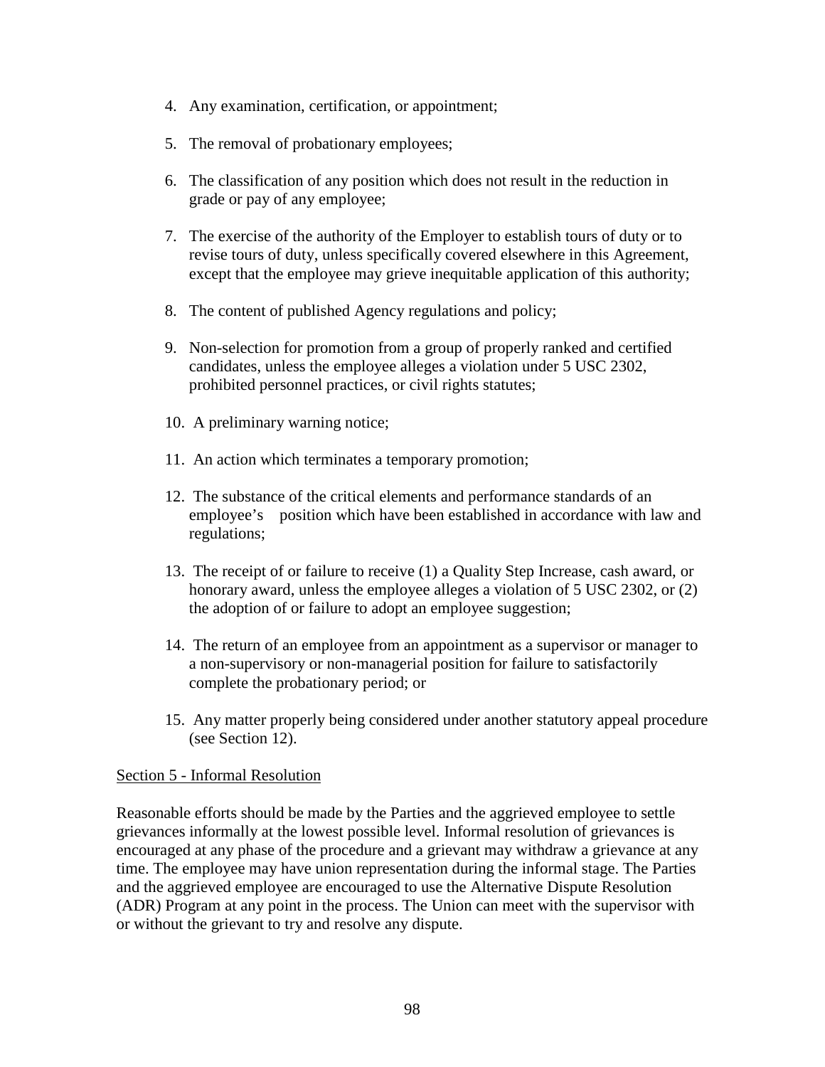4. Any examination, certification, or appointment;

5. The removal of probationary employees;

6. The classification of any position which does not result in the reduction in grade or pay of any employee;

7. The exercise of the authority of the Employer to establish tours of duty or to revise tours of duty, unless specifically covered elsewhere in this Agreement, except that the employee may grieve inequitable application of this authority;

8. The content of published Agency regulations and policy;

9. Non-selection for promotion from a group of properly ranked and certified candidates, unless the employee alleges a violation under 5 USC 2302, prohibited personnel practices, or civil rights statutes;

10. A preliminary warning notice;

11. An action which terminates a temporary promotion;

12. The substance of the critical elements and performance standards of an employee's position which have been established in accordance with law and regulations;

13. The receipt of or failure to receive (1) a Quality Step Increase, cash award, or honorary award, unless the employee alleges a violation of 5 USC 2302, or (2) the adoption of or failure to adopt an employee suggestion;

14. The return of an employee from an appointment as a supervisor or manager to a non-supervisory or non-managerial position for failure to satisfactorily complete the probationary period; or

15. Any matter properly being considered under another statutory appeal procedure (see Section 12).

Section 5 - Informal Resolution

Reasonable efforts should be made by the Parties and the aggrieved employee to settle grievances informally at the lowest possible level. Informal resolution of grievances is encouraged at any phase of the procedure and a grievant may withdraw a grievance at any time. The employee may have union representation during the informal stage. The Parties and the aggrieved employee are encouraged to use the Alternative Dispute Resolution (ADR) Program at any point in the process. The Union can meet with the supervisor with or without the grievant to try and resolve any dispute.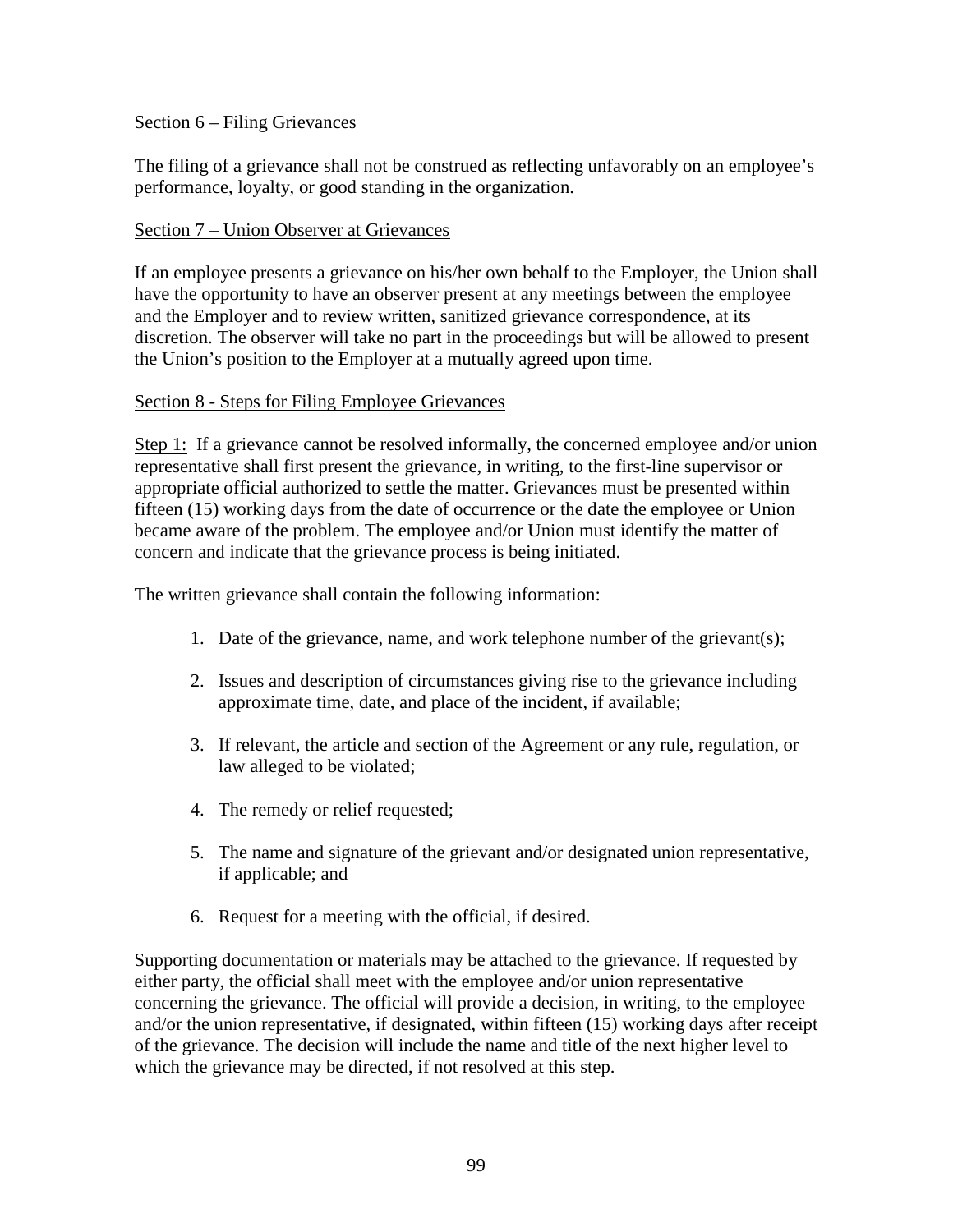Section 6 – Filing Grievances

The filing of a grievance shall not be construed as reflecting unfavorably on an employee's performance, loyalty, or good standing in the organization.

Section 7 – Union Observer at Grievances

If an employee presents a grievance on his/her own behalf to the Employer, the Union shall have the opportunity to have an observer present at any meetings between the employee and the Employer and to review written, sanitized grievance correspondence, at its discretion. The observer will take no part in the proceedings but will be allowed to present the Union's position to the Employer at a mutually agreed upon time.

Section 8 - Steps for Filing Employee Grievances

Step 1: If a grievance cannot be resolved informally, the concerned employee and/or union representative shall first present the grievance, in writing, to the first-line supervisor or appropriate official authorized to settle the matter. Grievances must be presented within fifteen (15) working days from the date of occurrence or the date the employee or Union became aware of the problem. The employee and/or Union must identify the matter of concern and indicate that the grievance process is being initiated.

The written grievance shall contain the following information:

1. Date of the grievance, name, and work telephone number of the grievant(s);
2. Issues and description of circumstances giving rise to the grievance including approximate time, date, and place of the incident, if available;
3. If relevant, the article and section of the Agreement or any rule, regulation, or law alleged to be violated;
4. The remedy or relief requested;
5. The name and signature of the grievant and/or designated union representative, if applicable; and
6. Request for a meeting with the official, if desired.

Supporting documentation or materials may be attached to the grievance. If requested by either party, the official shall meet with the employee and/or union representative concerning the grievance. The official will provide a decision, in writing, to the employee and/or the union representative, if designated, within fifteen (15) working days after receipt of the grievance. The decision will include the name and title of the next higher level to which the grievance may be directed, if not resolved at this step.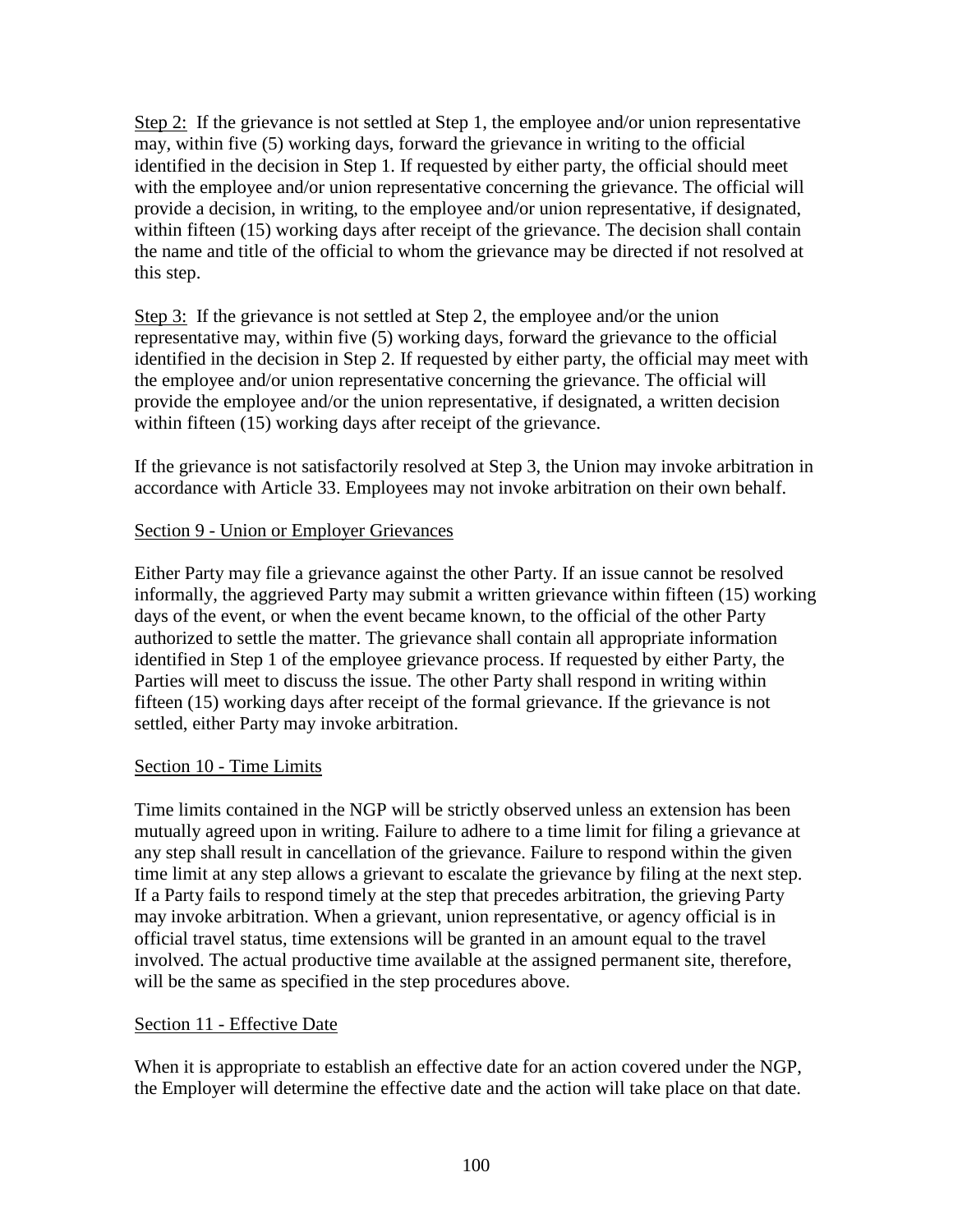Step 2: If the grievance is not settled at Step 1, the employee and/or union representative may, within five (5) working days, forward the grievance in writing to the official identified in the decision in Step 1. If requested by either party, the official should meet with the employee and/or union representative concerning the grievance. The official will provide a decision, in writing, to the employee and/or union representative, if designated, within fifteen (15) working days after receipt of the grievance. The decision shall contain the name and title of the official to whom the grievance may be directed if not resolved at this step.

Step 3: If the grievance is not settled at Step 2, the employee and/or the union representative may, within five (5) working days, forward the grievance to the official identified in the decision in Step 2. If requested by either party, the official may meet with the employee and/or union representative concerning the grievance. The official will provide the employee and/or the union representative, if designated, a written decision within fifteen (15) working days after receipt of the grievance.

If the grievance is not satisfactorily resolved at Step 3, the Union may invoke arbitration in accordance with Article 33. Employees may not invoke arbitration on their own behalf.

## Section 9 - Union or Employer Grievances

Either Party may file a grievance against the other Party. If an issue cannot be resolved informally, the aggrieved Party may submit a written grievance within fifteen (15) working days of the event, or when the event became known, to the official of the other Party authorized to settle the matter. The grievance shall contain all appropriate information identified in Step 1 of the employee grievance process. If requested by either Party, the Parties will meet to discuss the issue. The other Party shall respond in writing within fifteen (15) working days after receipt of the formal grievance. If the grievance is not settled, either Party may invoke arbitration.

## Section 10 - Time Limits

Time limits contained in the NGP will be strictly observed unless an extension has been mutually agreed upon in writing. Failure to adhere to a time limit for filing a grievance at any step shall result in cancellation of the grievance. Failure to respond within the given time limit at any step allows a grievant to escalate the grievance by filing at the next step. If a Party fails to respond timely at the step that precedes arbitration, the grieving Party may invoke arbitration. When a grievant, union representative, or agency official is in official travel status, time extensions will be granted in an amount equal to the travel involved. The actual productive time available at the assigned permanent site, therefore, will be the same as specified in the step procedures above.

## Section 11 - Effective Date

When it is appropriate to establish an effective date for an action covered under the NGP, the Employer will determine the effective date and the action will take place on that date.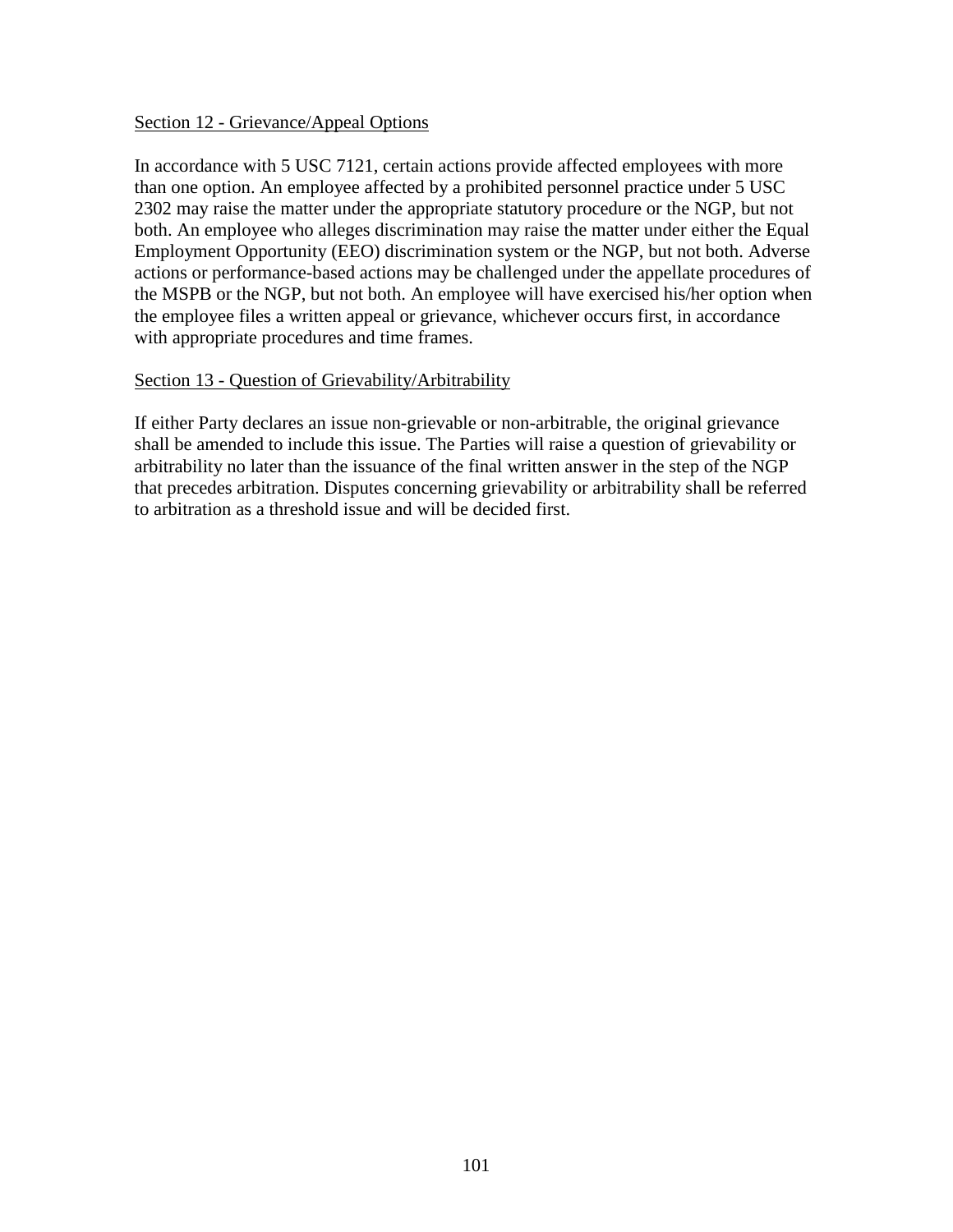Section 12 - Grievance/Appeal Options

In accordance with 5 USC 7121, certain actions provide affected employees with more than one option. An employee affected by a prohibited personnel practice under 5 USC 2302 may raise the matter under the appropriate statutory procedure or the NGP, but not both. An employee who alleges discrimination may raise the matter under either the Equal Employment Opportunity (EEO) discrimination system or the NGP, but not both. Adverse actions or performance-based actions may be challenged under the appellate procedures of the MSPB or the NGP, but not both. An employee will have exercised his/her option when the employee files a written appeal or grievance, whichever occurs first, in accordance with appropriate procedures and time frames.

Section 13 - Question of Grievability/Arbitrability

If either Party declares an issue non-grievable or non-arbitrable, the original grievance shall be amended to include this issue. The Parties will raise a question of grievability or arbitrability no later than the issuance of the final written answer in the step of the NGP that precedes arbitration. Disputes concerning grievability or arbitrability shall be referred to arbitration as a threshold issue and will be decided first.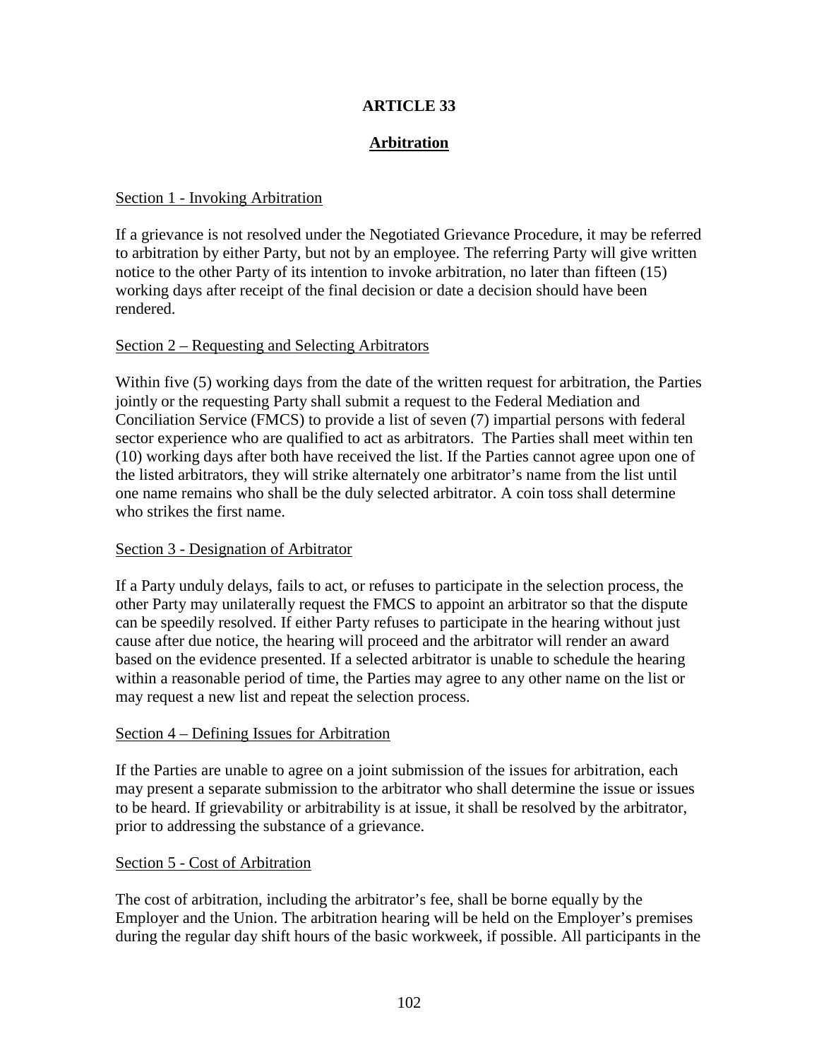# ARTICLE 33

## Arbitration

Section 1 - Invoking Arbitration

If a grievance is not resolved under the Negotiated Grievance Procedure, it may be referred to arbitration by either Party, but not by an employee. The referring Party will give written notice to the other Party of its intention to invoke arbitration, no later than fifteen (15) working days after receipt of the final decision or date a decision should have been rendered.

Section 2 – Requesting and Selecting Arbitrators

Within five (5) working days from the date of the written request for arbitration, the Parties jointly or the requesting Party shall submit a request to the Federal Mediation and Conciliation Service (FMCS) to provide a list of seven (7) impartial persons with federal sector experience who are qualified to act as arbitrators. The Parties shall meet within ten (10) working days after both have received the list. If the Parties cannot agree upon one of the listed arbitrators, they will strike alternately one arbitrator's name from the list until one name remains who shall be the duly selected arbitrator. A coin toss shall determine who strikes the first name.

Section 3 - Designation of Arbitrator

If a Party unduly delays, fails to act, or refuses to participate in the selection process, the other Party may unilaterally request the FMCS to appoint an arbitrator so that the dispute can be speedily resolved. If either Party refuses to participate in the hearing without just cause after due notice, the hearing will proceed and the arbitrator will render an award based on the evidence presented. If a selected arbitrator is unable to schedule the hearing within a reasonable period of time, the Parties may agree to any other name on the list or may request a new list and repeat the selection process.

Section 4 – Defining Issues for Arbitration

If the Parties are unable to agree on a joint submission of the issues for arbitration, each may present a separate submission to the arbitrator who shall determine the issue or issues to be heard. If grievability or arbitrability is at issue, it shall be resolved by the arbitrator, prior to addressing the substance of a grievance.

Section 5 - Cost of Arbitration

The cost of arbitration, including the arbitrator's fee, shall be borne equally by the Employer and the Union. The arbitration hearing will be held on the Employer's premises during the regular day shift hours of the basic workweek, if possible. All participants in the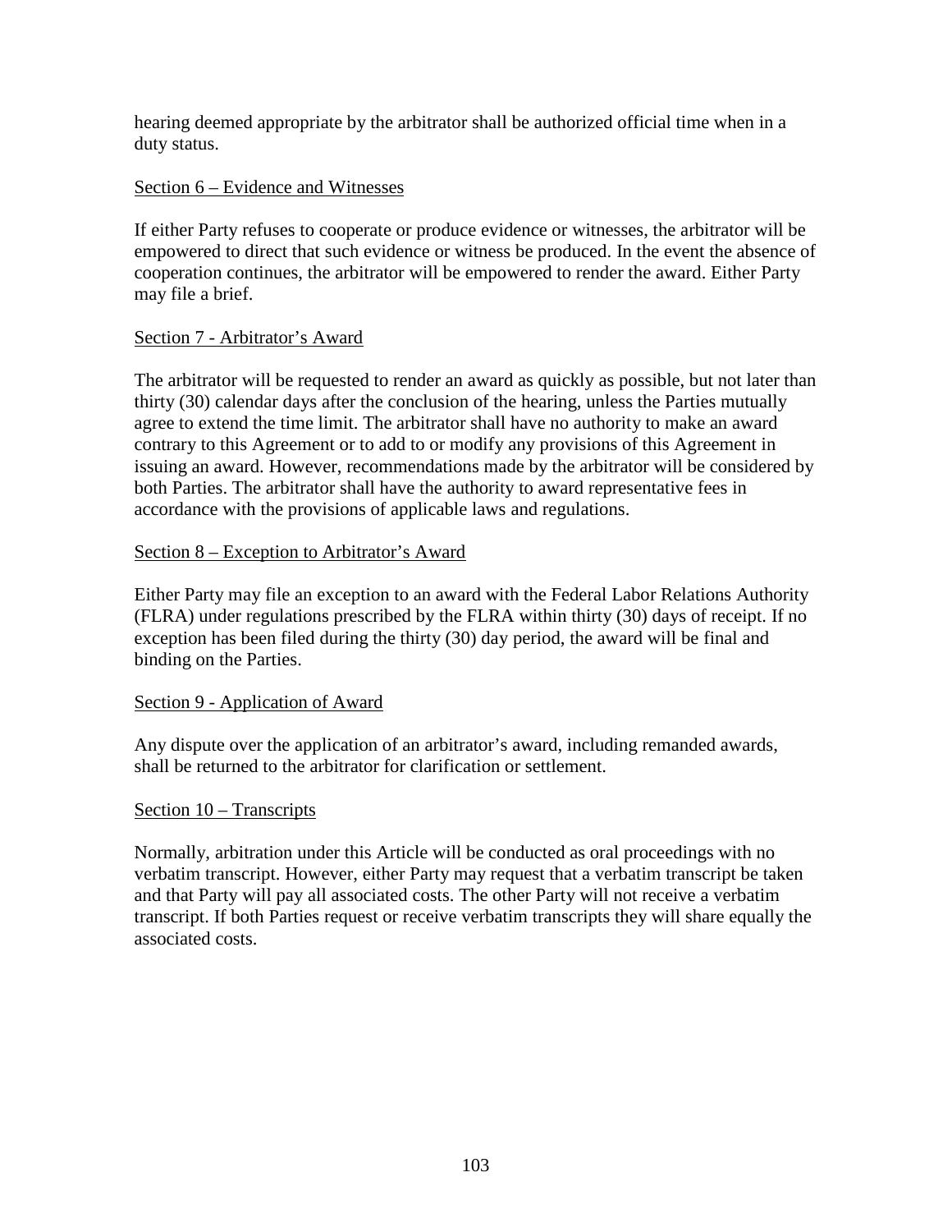hearing deemed appropriate by the arbitrator shall be authorized official time when in a duty status.

Section 6 – Evidence and Witnesses

If either Party refuses to cooperate or produce evidence or witnesses, the arbitrator will be empowered to direct that such evidence or witness be produced. In the event the absence of cooperation continues, the arbitrator will be empowered to render the award. Either Party may file a brief.

Section 7 - Arbitrator's Award

The arbitrator will be requested to render an award as quickly as possible, but not later than thirty (30) calendar days after the conclusion of the hearing, unless the Parties mutually agree to extend the time limit. The arbitrator shall have no authority to make an award contrary to this Agreement or to add to or modify any provisions of this Agreement in issuing an award. However, recommendations made by the arbitrator will be considered by both Parties. The arbitrator shall have the authority to award representative fees in accordance with the provisions of applicable laws and regulations.

Section 8 – Exception to Arbitrator's Award

Either Party may file an exception to an award with the Federal Labor Relations Authority (FLRA) under regulations prescribed by the FLRA within thirty (30) days of receipt. If no exception has been filed during the thirty (30) day period, the award will be final and binding on the Parties.

Section 9 - Application of Award

Any dispute over the application of an arbitrator's award, including remanded awards, shall be returned to the arbitrator for clarification or settlement.

Section 10 – Transcripts

Normally, arbitration under this Article will be conducted as oral proceedings with no verbatim transcript. However, either Party may request that a verbatim transcript be taken and that Party will pay all associated costs. The other Party will not receive a verbatim transcript. If both Parties request or receive verbatim transcripts they will share equally the associated costs.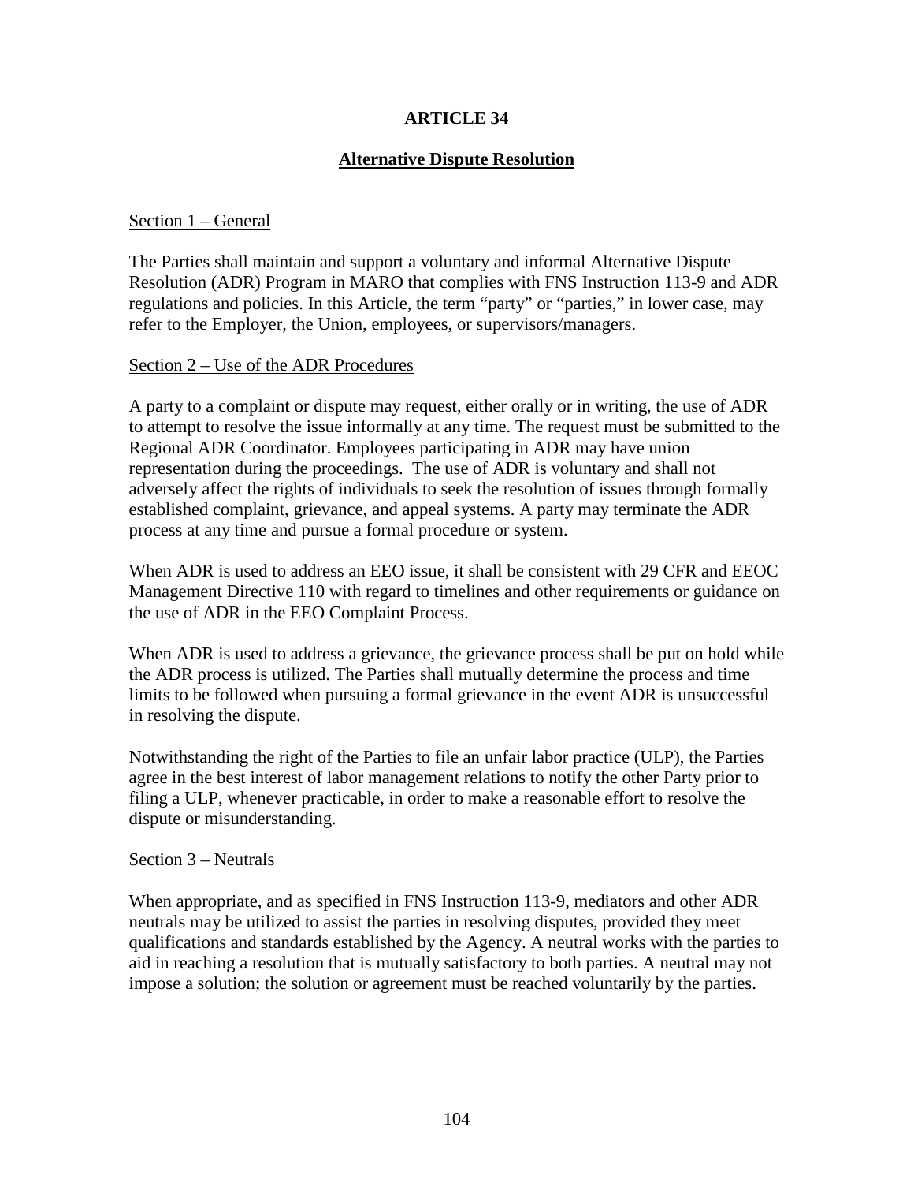# ARTICLE 34

## Alternative Dispute Resolution

### Section 1 – General

The Parties shall maintain and support a voluntary and informal Alternative Dispute Resolution (ADR) Program in MARO that complies with FNS Instruction 113-9 and ADR regulations and policies. In this Article, the term "party" or "parties," in lower case, may refer to the Employer, the Union, employees, or supervisors/managers.

### Section 2 – Use of the ADR Procedures

A party to a complaint or dispute may request, either orally or in writing, the use of ADR to attempt to resolve the issue informally at any time. The request must be submitted to the Regional ADR Coordinator. Employees participating in ADR may have union representation during the proceedings. The use of ADR is voluntary and shall not adversely affect the rights of individuals to seek the resolution of issues through formally established complaint, grievance, and appeal systems. A party may terminate the ADR process at any time and pursue a formal procedure or system.

When ADR is used to address an EEO issue, it shall be consistent with 29 CFR and EEOC Management Directive 110 with regard to timelines and other requirements or guidance on the use of ADR in the EEO Complaint Process.

When ADR is used to address a grievance, the grievance process shall be put on hold while the ADR process is utilized. The Parties shall mutually determine the process and time limits to be followed when pursuing a formal grievance in the event ADR is unsuccessful in resolving the dispute.

Notwithstanding the right of the Parties to file an unfair labor practice (ULP), the Parties agree in the best interest of labor management relations to notify the other Party prior to filing a ULP, whenever practicable, in order to make a reasonable effort to resolve the dispute or misunderstanding.

### Section 3 – Neutrals

When appropriate, and as specified in FNS Instruction 113-9, mediators and other ADR neutrals may be utilized to assist the parties in resolving disputes, provided they meet qualifications and standards established by the Agency. A neutral works with the parties to aid in reaching a resolution that is mutually satisfactory to both parties. A neutral may not impose a solution; the solution or agreement must be reached voluntarily by the parties.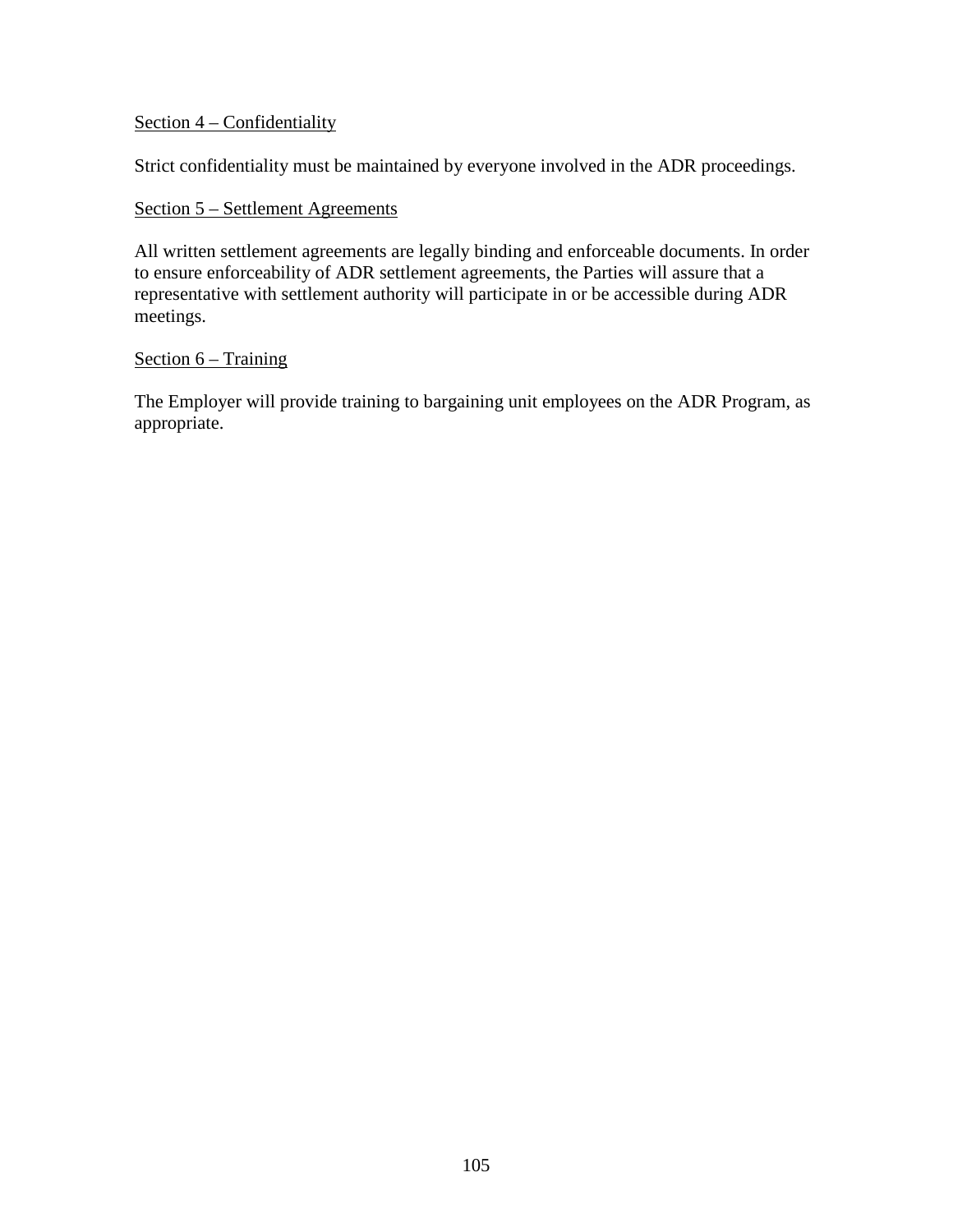<u>Section 4 – Confidentiality</u>

Strict confidentiality must be maintained by everyone involved in the ADR proceedings.

<u>Section 5 – Settlement Agreements</u>

All written settlement agreements are legally binding and enforceable documents. In order to ensure enforceability of ADR settlement agreements, the Parties will assure that a representative with settlement authority will participate in or be accessible during ADR meetings.

<u>Section 6 – Training</u>

The Employer will provide training to bargaining unit employees on the ADR Program, as appropriate.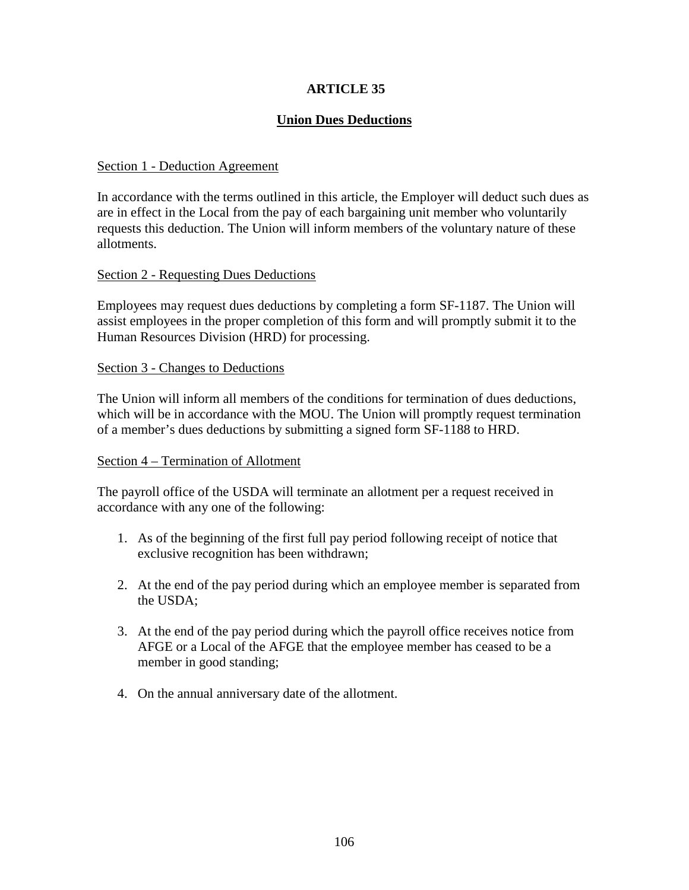# ARTICLE 35

## Union Dues Deductions

Section 1 - Deduction Agreement

In accordance with the terms outlined in this article, the Employer will deduct such dues as are in effect in the Local from the pay of each bargaining unit member who voluntarily requests this deduction. The Union will inform members of the voluntary nature of these allotments.

Section 2 - Requesting Dues Deductions

Employees may request dues deductions by completing a form SF-1187. The Union will assist employees in the proper completion of this form and will promptly submit it to the Human Resources Division (HRD) for processing.

Section 3 - Changes to Deductions

The Union will inform all members of the conditions for termination of dues deductions, which will be in accordance with the MOU. The Union will promptly request termination of a member's dues deductions by submitting a signed form SF-1188 to HRD.

Section 4 – Termination of Allotment

The payroll office of the USDA will terminate an allotment per a request received in accordance with any one of the following:

1. As of the beginning of the first full pay period following receipt of notice that exclusive recognition has been withdrawn;

2. At the end of the pay period during which an employee member is separated from the USDA;

3. At the end of the pay period during which the payroll office receives notice from AFGE or a Local of the AFGE that the employee member has ceased to be a member in good standing;

4. On the annual anniversary date of the allotment.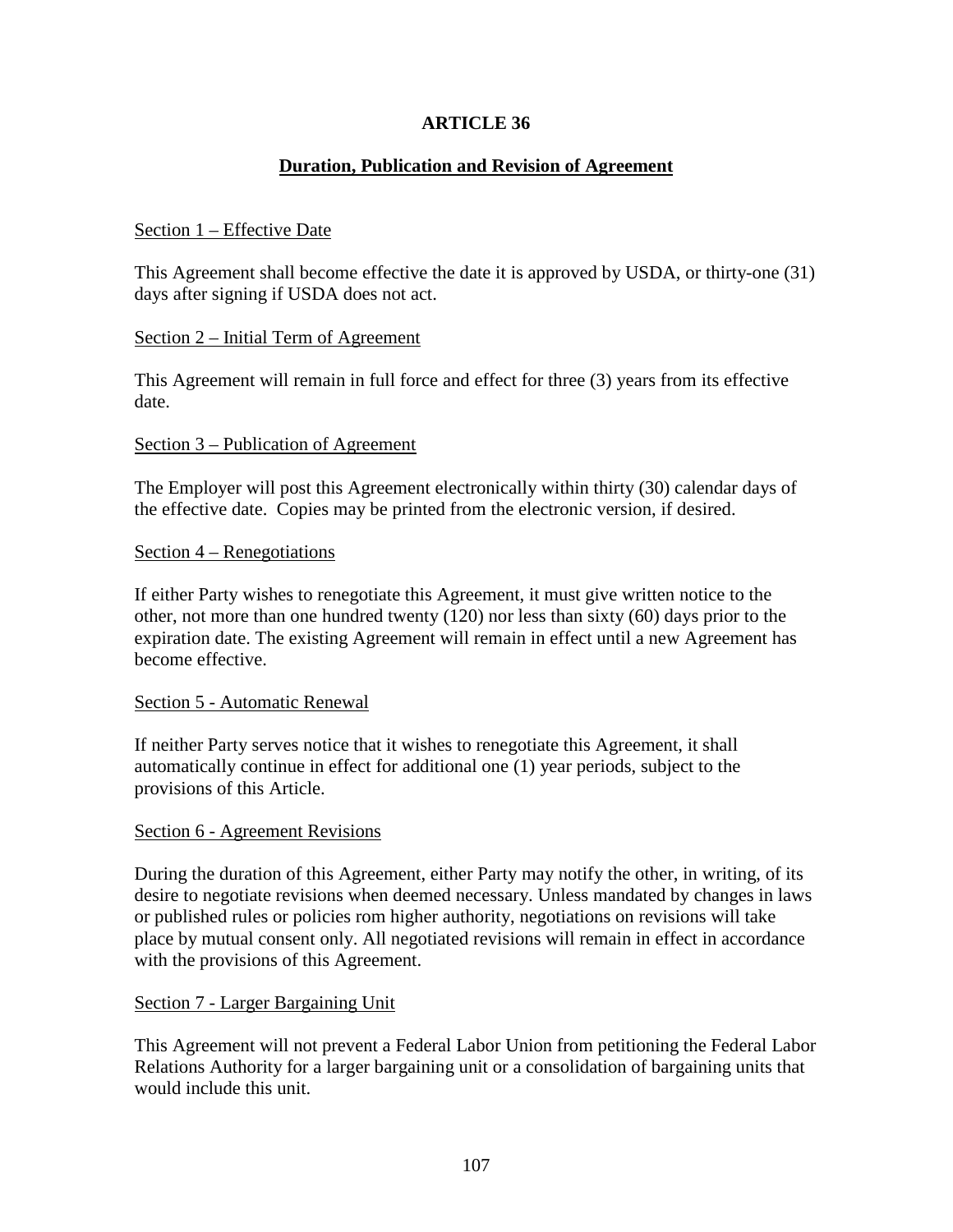# ARTICLE 36

## Duration, Publication and Revision of Agreement

Section 1 – Effective Date

This Agreement shall become effective the date it is approved by USDA, or thirty-one (31) days after signing if USDA does not act.

Section 2 – Initial Term of Agreement

This Agreement will remain in full force and effect for three (3) years from its effective date.

Section 3 – Publication of Agreement

The Employer will post this Agreement electronically within thirty (30) calendar days of the effective date. Copies may be printed from the electronic version, if desired.

Section 4 – Renegotiations

If either Party wishes to renegotiate this Agreement, it must give written notice to the other, not more than one hundred twenty (120) nor less than sixty (60) days prior to the expiration date. The existing Agreement will remain in effect until a new Agreement has become effective.

Section 5 - Automatic Renewal

If neither Party serves notice that it wishes to renegotiate this Agreement, it shall automatically continue in effect for additional one (1) year periods, subject to the provisions of this Article.

Section 6 - Agreement Revisions

During the duration of this Agreement, either Party may notify the other, in writing, of its desire to negotiate revisions when deemed necessary. Unless mandated by changes in laws or published rules or policies rom higher authority, negotiations on revisions will take place by mutual consent only. All negotiated revisions will remain in effect in accordance with the provisions of this Agreement.

Section 7 - Larger Bargaining Unit

This Agreement will not prevent a Federal Labor Union from petitioning the Federal Labor Relations Authority for a larger bargaining unit or a consolidation of bargaining units that would include this unit.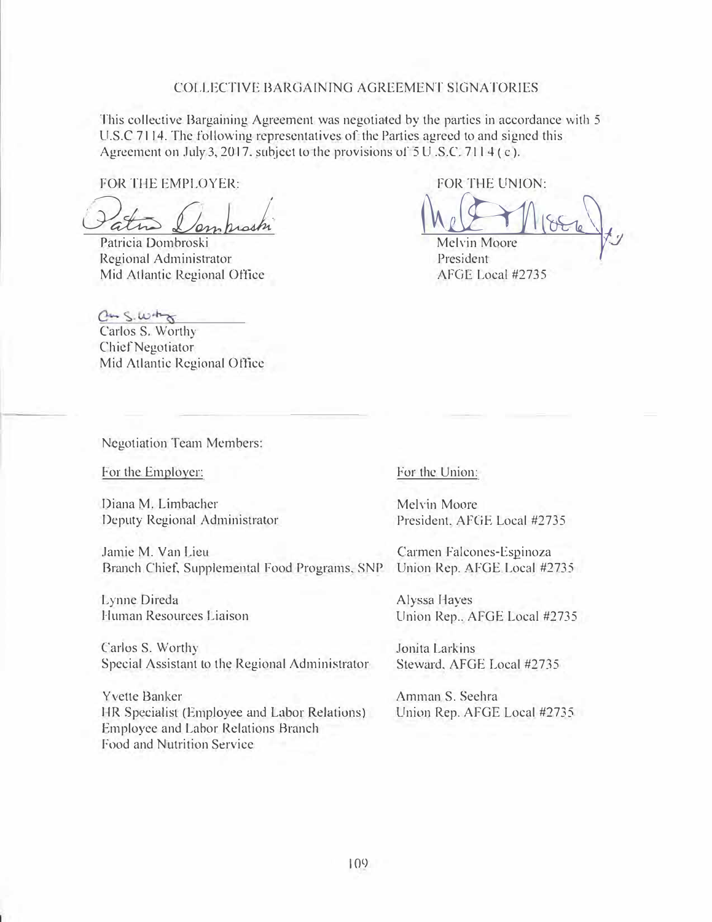# COLLECTIVE BARGAINING AGREEMENT SIGNATORIES

This collective Bargaining Agreement was negotiated by the parties in accordance with 5 U.S.C 7114. The following representatives of the Parties agreed to and signed this Agreement on July 3, 2017, subject to the provisions of 5 U.S.C. 7114 (c).

FOR THE EMPLOYER:

Patricia Dombroski
Regional Administrator
Mid Atlantic Regional Office

Carlos S. Worthy
Chief Negotiator
Mid Atlantic Regional Office

FOR THE UNION:

Melvin Moore
President
AFGE Local #2735

Negotiation Team Members:

For the Employer:

Diana M. Limbacher
Deputy Regional Administrator

Jamie M. Van Lieu
Branch Chief, Supplemental Food Programs, SNP

Lynne Direda
Human Resources Liaison

Carlos S. Worthy
Special Assistant to the Regional Administrator

Yvette Banker
HR Specialist (Employee and Labor Relations)
Employee and Labor Relations Branch
Food and Nutrition Service

For the Union:

Melvin Moore
President, AFGE Local #2735

Carmen Falcones-Espinoza
Union Rep. AFGE Local #2735

Alyssa Hayes
Union Rep., AFGE Local #2735

Jonita Larkins
Steward, AFGE Local #2735

Amman S. Seehra
Union Rep. AFGE Local #2735